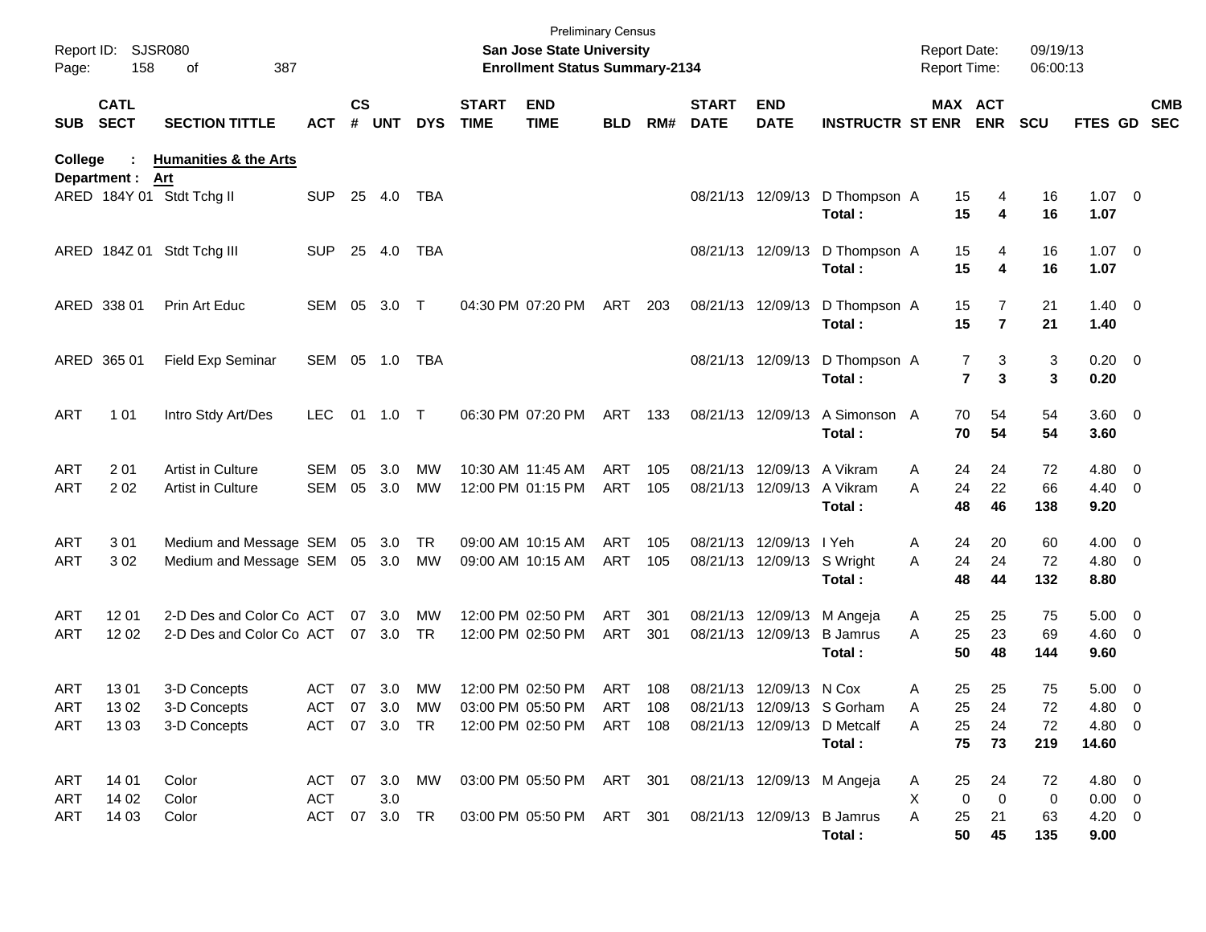Preliminary Census

**San Jose State University**
**Enrollment Status Summary-2134**

Report ID: SJSR080
Report Date: 09/19/13
Report Time: 06:00:13

**College : Humanities & the Arts**
**Department : Art**

| SUB | CATL SECT | SECTION TITTLE | ACT | CS # | UNT | DYS | START TIME | END TIME | BLD | RM# | START DATE | END DATE | INSTRUCTR | ST | MAX ENR | ACT ENR | SCU | FTES | GD | CMB SEC |
|---|---|---|---|---|---|---|---|---|---|---|---|---|---|---|---|---|---|---|---|---|
| ARED | 184Y 01 | Stdt Tchg II | SUP | 25 | 4.0 | TBA | | | | | 08/21/13 | 12/09/13 | D Thompson | A | 15 | 4 | 16 | 1.07 | 0 | |
| | | | | | | | | | | | | | **Total :** | | **15** | **4** | **16** | **1.07** | | |
| ARED | 184Z 01 | Stdt Tchg III | SUP | 25 | 4.0 | TBA | | | | | 08/21/13 | 12/09/13 | D Thompson | A | 15 | 4 | 16 | 1.07 | 0 | |
| | | | | | | | | | | | | | **Total :** | | **15** | **4** | **16** | **1.07** | | |
| ARED | 338 01 | Prin Art Educ | SEM | 05 | 3.0 | T | 04:30 PM | 07:20 PM | ART | 203 | 08/21/13 | 12/09/13 | D Thompson | A | 15 | 7 | 21 | 1.40 | 0 | |
| | | | | | | | | | | | | | **Total :** | | **15** | **7** | **21** | **1.40** | | |
| ARED | 365 01 | Field Exp Seminar | SEM | 05 | 1.0 | TBA | | | | | 08/21/13 | 12/09/13 | D Thompson | A | 7 | 3 | 3 | 0.20 | 0 | |
| | | | | | | | | | | | | | **Total :** | | **7** | **3** | **3** | **0.20** | | |
| ART | 1 01 | Intro Stdy Art/Des | LEC | 01 | 1.0 | T | 06:30 PM | 07:20 PM | ART | 133 | 08/21/13 | 12/09/13 | A Simonson | A | 70 | 54 | 54 | 3.60 | 0 | |
| | | | | | | | | | | | | | **Total :** | | **70** | **54** | **54** | **3.60** | | |
| ART | 2 01 | Artist in Culture | SEM | 05 | 3.0 | MW | 10:30 AM | 11:45 AM | ART | 105 | 08/21/13 | 12/09/13 | A Vikram | A | 24 | 24 | 72 | 4.80 | 0 | |
| ART | 2 02 | Artist in Culture | SEM | 05 | 3.0 | MW | 12:00 PM | 01:15 PM | ART | 105 | 08/21/13 | 12/09/13 | A Vikram | A | 24 | 22 | 66 | 4.40 | 0 | |
| | | | | | | | | | | | | | **Total :** | | **48** | **46** | **138** | **9.20** | | |
| ART | 3 01 | Medium and Message | SEM | 05 | 3.0 | TR | 09:00 AM | 10:15 AM | ART | 105 | 08/21/13 | 12/09/13 | I Yeh | A | 24 | 20 | 60 | 4.00 | 0 | |
| ART | 3 02 | Medium and Message | SEM | 05 | 3.0 | MW | 09:00 AM | 10:15 AM | ART | 105 | 08/21/13 | 12/09/13 | S Wright | A | 24 | 24 | 72 | 4.80 | 0 | |
| | | | | | | | | | | | | | **Total :** | | **48** | **44** | **132** | **8.80** | | |
| ART | 12 01 | 2-D Des and Color Co | ACT | 07 | 3.0 | MW | 12:00 PM | 02:50 PM | ART | 301 | 08/21/13 | 12/09/13 | M Angeja | A | 25 | 25 | 75 | 5.00 | 0 | |
| ART | 12 02 | 2-D Des and Color Co | ACT | 07 | 3.0 | TR | 12:00 PM | 02:50 PM | ART | 301 | 08/21/13 | 12/09/13 | B Jamrus | A | 25 | 23 | 69 | 4.60 | 0 | |
| | | | | | | | | | | | | | **Total :** | | **50** | **48** | **144** | **9.60** | | |
| ART | 13 01 | 3-D Concepts | ACT | 07 | 3.0 | MW | 12:00 PM | 02:50 PM | ART | 108 | 08/21/13 | 12/09/13 | N Cox | A | 25 | 25 | 75 | 5.00 | 0 | |
| ART | 13 02 | 3-D Concepts | ACT | 07 | 3.0 | MW | 03:00 PM | 05:50 PM | ART | 108 | 08/21/13 | 12/09/13 | S Gorham | A | 25 | 24 | 72 | 4.80 | 0 | |
| ART | 13 03 | 3-D Concepts | ACT | 07 | 3.0 | TR | 12:00 PM | 02:50 PM | ART | 108 | 08/21/13 | 12/09/13 | D Metcalf | A | 25 | 24 | 72 | 4.80 | 0 | |
| | | | | | | | | | | | | | **Total :** | | **75** | **73** | **219** | **14.60** | | |
| ART | 14 01 | Color | ACT | 07 | 3.0 | MW | 03:00 PM | 05:50 PM | ART | 301 | 08/21/13 | 12/09/13 | M Angeja | A | 25 | 24 | 72 | 4.80 | 0 | |
| ART | 14 02 | Color | ACT | | 3.0 | | | | | | | | | X | 0 | 0 | 0 | 0.00 | 0 | |
| ART | 14 03 | Color | ACT | 07 | 3.0 | TR | 03:00 PM | 05:50 PM | ART | 301 | 08/21/13 | 12/09/13 | B Jamrus | A | 25 | 21 | 63 | 4.20 | 0 | |
| | | | | | | | | | | | | | **Total :** | | **50** | **45** | **135** | **9.00** | | |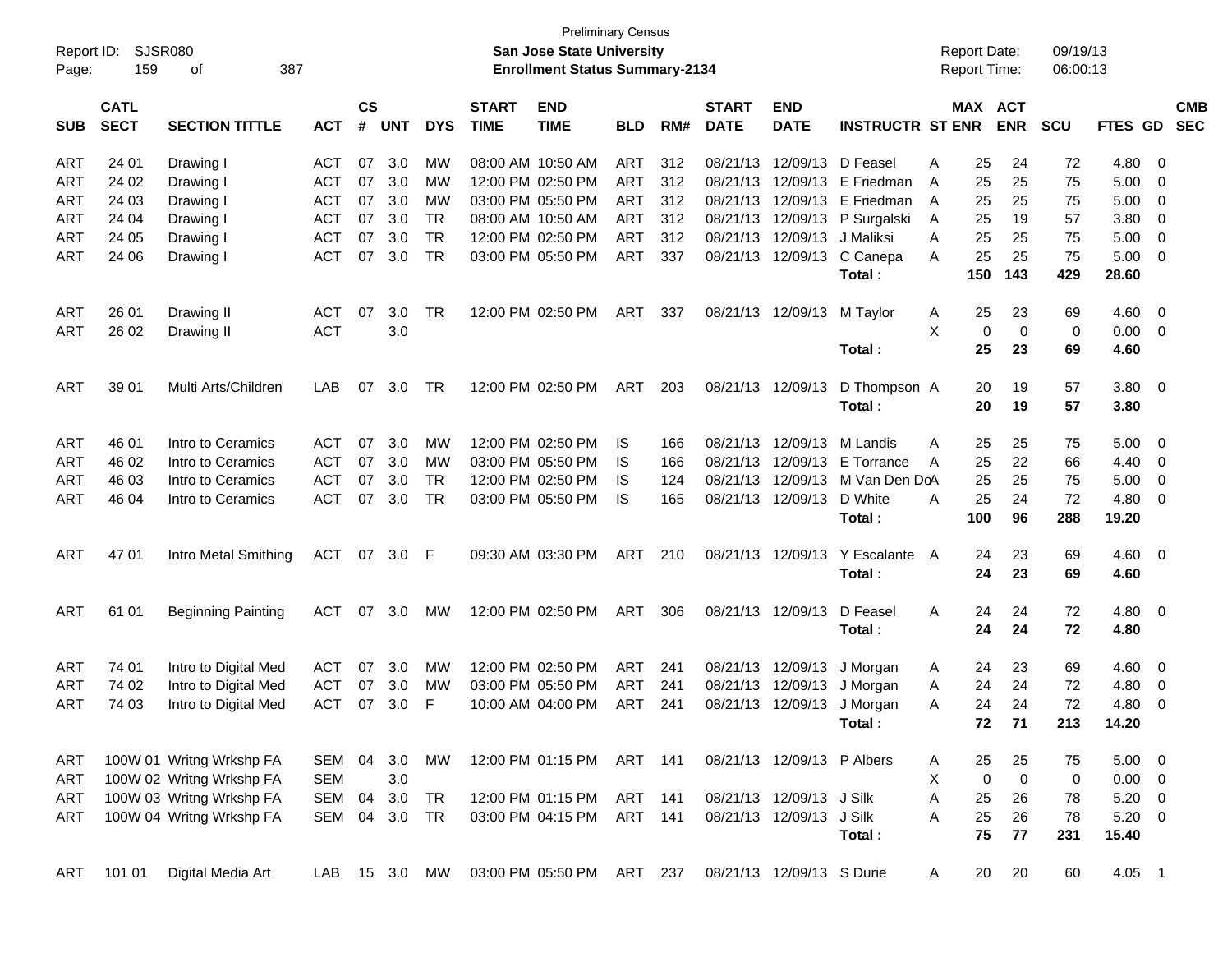Preliminary Census

Report ID: SJSR080

**San Jose State University**

**Enrollment Status Summary-2134**

Report Date: 09/19/13
Report Time: 06:00:13

| SUB | CATL SECT | SECTION TITTLE | ACT | CS # | UNT | DYS | START TIME | END TIME | BLD | RM# | START DATE | END DATE | INSTRUCTR | ST | MAX ENR | ACT ENR | SCU | FTES | GD | CMB SEC |
|---|---|---|---|---|---|---|---|---|---|---|---|---|---|---|---|---|---|---|---|---|
| ART | 24 01 | Drawing I | ACT | 07 | 3.0 | MW | 08:00 AM | 10:50 AM | ART | 312 | 08/21/13 | 12/09/13 | D Feasel | A | 25 | 24 | 72 | 4.80 | 0 | |
| ART | 24 02 | Drawing I | ACT | 07 | 3.0 | MW | 12:00 PM | 02:50 PM | ART | 312 | 08/21/13 | 12/09/13 | E Friedman | A | 25 | 25 | 75 | 5.00 | 0 | |
| ART | 24 03 | Drawing I | ACT | 07 | 3.0 | MW | 03:00 PM | 05:50 PM | ART | 312 | 08/21/13 | 12/09/13 | E Friedman | A | 25 | 25 | 75 | 5.00 | 0 | |
| ART | 24 04 | Drawing I | ACT | 07 | 3.0 | TR | 08:00 AM | 10:50 AM | ART | 312 | 08/21/13 | 12/09/13 | P Surgalski | A | 25 | 19 | 57 | 3.80 | 0 | |
| ART | 24 05 | Drawing I | ACT | 07 | 3.0 | TR | 12:00 PM | 02:50 PM | ART | 312 | 08/21/13 | 12/09/13 | J Maliksi | A | 25 | 25 | 75 | 5.00 | 0 | |
| ART | 24 06 | Drawing I | ACT | 07 | 3.0 | TR | 03:00 PM | 05:50 PM | ART | 337 | 08/21/13 | 12/09/13 | C Canepa | A | 25 | 25 | 75 | 5.00 | 0 | |
| | | | | | | | | | | | | | **Total :** | | **150** | **143** | **429** | **28.60** | | |
| ART | 26 01 | Drawing II | ACT | 07 | 3.0 | TR | 12:00 PM | 02:50 PM | ART | 337 | 08/21/13 | 12/09/13 | M Taylor | A | 25 | 23 | 69 | 4.60 | 0 | |
| ART | 26 02 | Drawing II | ACT | | 3.0 | | | | | | | | | X | 0 | 0 | 0 | 0.00 | 0 | |
| | | | | | | | | | | | | | **Total :** | | **25** | **23** | **69** | **4.60** | | |
| ART | 39 01 | Multi Arts/Children | LAB | 07 | 3.0 | TR | 12:00 PM | 02:50 PM | ART | 203 | 08/21/13 | 12/09/13 | D Thompson | A | 20 | 19 | 57 | 3.80 | 0 | |
| | | | | | | | | | | | | | **Total :** | | **20** | **19** | **57** | **3.80** | | |
| ART | 46 01 | Intro to Ceramics | ACT | 07 | 3.0 | MW | 12:00 PM | 02:50 PM | IS | 166 | 08/21/13 | 12/09/13 | M Landis | A | 25 | 25 | 75 | 5.00 | 0 | |
| ART | 46 02 | Intro to Ceramics | ACT | 07 | 3.0 | MW | 03:00 PM | 05:50 PM | IS | 166 | 08/21/13 | 12/09/13 | E Torrance | A | 25 | 22 | 66 | 4.40 | 0 | |
| ART | 46 03 | Intro to Ceramics | ACT | 07 | 3.0 | TR | 12:00 PM | 02:50 PM | IS | 124 | 08/21/13 | 12/09/13 | M Van Den Do | A | 25 | 25 | 75 | 5.00 | 0 | |
| ART | 46 04 | Intro to Ceramics | ACT | 07 | 3.0 | TR | 03:00 PM | 05:50 PM | IS | 165 | 08/21/13 | 12/09/13 | D White | A | 25 | 24 | 72 | 4.80 | 0 | |
| | | | | | | | | | | | | | **Total :** | | **100** | **96** | **288** | **19.20** | | |
| ART | 47 01 | Intro Metal Smithing | ACT | 07 | 3.0 | F | 09:30 AM | 03:30 PM | ART | 210 | 08/21/13 | 12/09/13 | Y Escalante | A | 24 | 23 | 69 | 4.60 | 0 | |
| | | | | | | | | | | | | | **Total :** | | **24** | **23** | **69** | **4.60** | | |
| ART | 61 01 | Beginning Painting | ACT | 07 | 3.0 | MW | 12:00 PM | 02:50 PM | ART | 306 | 08/21/13 | 12/09/13 | D Feasel | A | 24 | 24 | 72 | 4.80 | 0 | |
| | | | | | | | | | | | | | **Total :** | | **24** | **24** | **72** | **4.80** | | |
| ART | 74 01 | Intro to Digital Med | ACT | 07 | 3.0 | MW | 12:00 PM | 02:50 PM | ART | 241 | 08/21/13 | 12/09/13 | J Morgan | A | 24 | 23 | 69 | 4.60 | 0 | |
| ART | 74 02 | Intro to Digital Med | ACT | 07 | 3.0 | MW | 03:00 PM | 05:50 PM | ART | 241 | 08/21/13 | 12/09/13 | J Morgan | A | 24 | 24 | 72 | 4.80 | 0 | |
| ART | 74 03 | Intro to Digital Med | ACT | 07 | 3.0 | F | 10:00 AM | 04:00 PM | ART | 241 | 08/21/13 | 12/09/13 | J Morgan | A | 24 | 24 | 72 | 4.80 | 0 | |
| | | | | | | | | | | | | | **Total :** | | **72** | **71** | **213** | **14.20** | | |
| ART | 100W 01 | Writng Wrkshp FA | SEM | 04 | 3.0 | MW | 12:00 PM | 01:15 PM | ART | 141 | 08/21/13 | 12/09/13 | P Albers | A | 25 | 25 | 75 | 5.00 | 0 | |
| ART | 100W 02 | Writng Wrkshp FA | SEM | | 3.0 | | | | | | | | | X | 0 | 0 | 0 | 0.00 | 0 | |
| ART | 100W 03 | Writng Wrkshp FA | SEM | 04 | 3.0 | TR | 12:00 PM | 01:15 PM | ART | 141 | 08/21/13 | 12/09/13 | J Silk | A | 25 | 26 | 78 | 5.20 | 0 | |
| ART | 100W 04 | Writng Wrkshp FA | SEM | 04 | 3.0 | TR | 03:00 PM | 04:15 PM | ART | 141 | 08/21/13 | 12/09/13 | J Silk | A | 25 | 26 | 78 | 5.20 | 0 | |
| | | | | | | | | | | | | | **Total :** | | **75** | **77** | **231** | **15.40** | | |
| ART | 101 01 | Digital Media Art | LAB | 15 | 3.0 | MW | 03:00 PM | 05:50 PM | ART | 237 | 08/21/13 | 12/09/13 | S Durie | A | 20 | 20 | 60 | 4.05 | 1 | |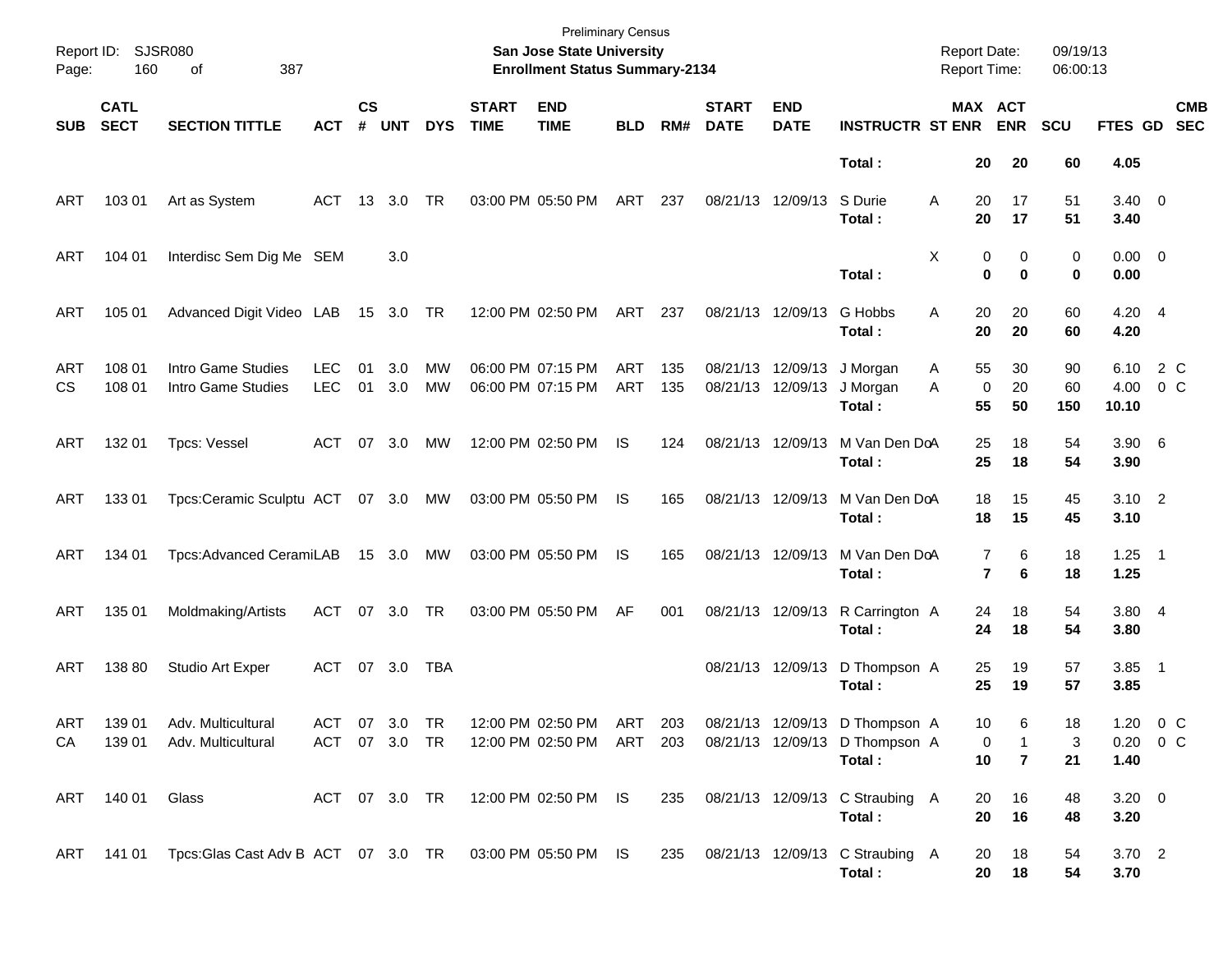Preliminary Census
**San Jose State University**
**Enrollment Status Summary-2134**

Report ID: SJSR080
Report Date: 09/19/13
Report Time: 06:00:13

| SUB | CATL SECT | SECTION TITTLE | ACT | CS # | UNT | DYS | START TIME | END TIME | BLD | RM# | START DATE | END DATE | INSTRUCTR | ST | MAX ENR | ACT ENR | SCU | FTES | GD | CMB SEC |
|---|---|---|---|---|---|---|---|---|---|---|---|---|---|---|---|---|---|---|---|---|
| | | | | | | | | | | | | | **Total :** | | **20** | **20** | **60** | **4.05** | | |
| ART | 103 01 | Art as System | ACT | 13 | 3.0 | TR | 03:00 PM | 05:50 PM | ART | 237 | 08/21/13 | 12/09/13 | S Durie | A | 20 | 17 | 51 | 3.40 | 0 | |
| | | | | | | | | | | | | | **Total :** | | **20** | **17** | **51** | **3.40** | | |
| ART | 104 01 | Interdisc Sem Dig Me | SEM | | 3.0 | | | | | | | | | X | 0 | 0 | 0 | 0.00 | 0 | |
| | | | | | | | | | | | | | **Total :** | | **0** | **0** | **0** | **0.00** | | |
| ART | 105 01 | Advanced Digit Video | LAB | 15 | 3.0 | TR | 12:00 PM | 02:50 PM | ART | 237 | 08/21/13 | 12/09/13 | G Hobbs | A | 20 | 20 | 60 | 4.20 | 4 | |
| | | | | | | | | | | | | | **Total :** | | **20** | **20** | **60** | **4.20** | | |
| ART | 108 01 | Intro Game Studies | LEC | 01 | 3.0 | MW | 06:00 PM | 07:15 PM | ART | 135 | 08/21/13 | 12/09/13 | J Morgan | A | 55 | 30 | 90 | 6.10 | 2 | C |
| CS | 108 01 | Intro Game Studies | LEC | 01 | 3.0 | MW | 06:00 PM | 07:15 PM | ART | 135 | 08/21/13 | 12/09/13 | J Morgan | A | 0 | 20 | 60 | 4.00 | 0 | C |
| | | | | | | | | | | | | | **Total :** | | **55** | **50** | **150** | **10.10** | | |
| ART | 132 01 | Tpcs: Vessel | ACT | 07 | 3.0 | MW | 12:00 PM | 02:50 PM | IS | 124 | 08/21/13 | 12/09/13 | M Van Den Do | A | 25 | 18 | 54 | 3.90 | 6 | |
| | | | | | | | | | | | | | **Total :** | | **25** | **18** | **54** | **3.90** | | |
| ART | 133 01 | Tpcs:Ceramic Sculptu | ACT | 07 | 3.0 | MW | 03:00 PM | 05:50 PM | IS | 165 | 08/21/13 | 12/09/13 | M Van Den Do | A | 18 | 15 | 45 | 3.10 | 2 | |
| | | | | | | | | | | | | | **Total :** | | **18** | **15** | **45** | **3.10** | | |
| ART | 134 01 | Tpcs:Advanced Cerami | LAB | 15 | 3.0 | MW | 03:00 PM | 05:50 PM | IS | 165 | 08/21/13 | 12/09/13 | M Van Den Do | A | 7 | 6 | 18 | 1.25 | 1 | |
| | | | | | | | | | | | | | **Total :** | | **7** | **6** | **18** | **1.25** | | |
| ART | 135 01 | Moldmaking/Artists | ACT | 07 | 3.0 | TR | 03:00 PM | 05:50 PM | AF | 001 | 08/21/13 | 12/09/13 | R Carrington | A | 24 | 18 | 54 | 3.80 | 4 | |
| | | | | | | | | | | | | | **Total :** | | **24** | **18** | **54** | **3.80** | | |
| ART | 138 80 | Studio Art Exper | ACT | 07 | 3.0 | TBA | | | | | 08/21/13 | 12/09/13 | D Thompson | A | 25 | 19 | 57 | 3.85 | 1 | |
| | | | | | | | | | | | | | **Total :** | | **25** | **19** | **57** | **3.85** | | |
| ART | 139 01 | Adv. Multicultural | ACT | 07 | 3.0 | TR | 12:00 PM | 02:50 PM | ART | 203 | 08/21/13 | 12/09/13 | D Thompson | A | 10 | 6 | 18 | 1.20 | 0 | C |
| CA | 139 01 | Adv. Multicultural | ACT | 07 | 3.0 | TR | 12:00 PM | 02:50 PM | ART | 203 | 08/21/13 | 12/09/13 | D Thompson | A | 0 | 1 | 3 | 0.20 | 0 | C |
| | | | | | | | | | | | | | **Total :** | | **10** | **7** | **21** | **1.40** | | |
| ART | 140 01 | Glass | ACT | 07 | 3.0 | TR | 12:00 PM | 02:50 PM | IS | 235 | 08/21/13 | 12/09/13 | C Straubing | A | 20 | 16 | 48 | 3.20 | 0 | |
| | | | | | | | | | | | | | **Total :** | | **20** | **16** | **48** | **3.20** | | |
| ART | 141 01 | Tpcs:Glas Cast Adv B | ACT | 07 | 3.0 | TR | 03:00 PM | 05:50 PM | IS | 235 | 08/21/13 | 12/09/13 | C Straubing | A | 20 | 18 | 54 | 3.70 | 2 | |
| | | | | | | | | | | | | | **Total :** | | **20** | **18** | **54** | **3.70** | | |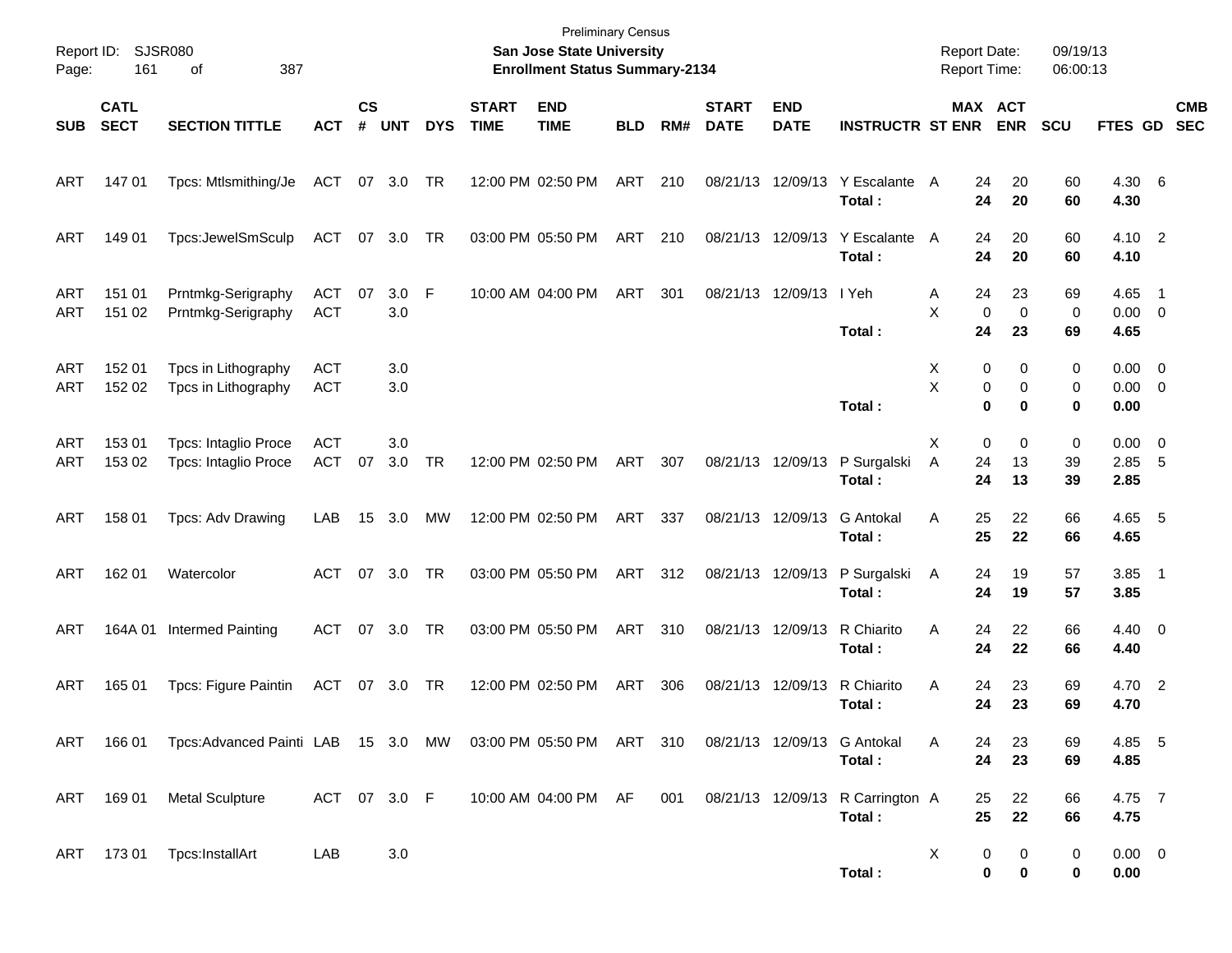Preliminary Census
**San Jose State University**
**Enrollment Status Summary-2134**

Report ID: SJSR080
Report Date: 09/19/13
Report Time: 06:00:13

| SUB | CATL SECT | SECTION TITTLE | ACT | CS # | UNT | DYS | START TIME | END TIME | BLD | RM# | START DATE | END DATE | INSTRUCTR | ST | MAX ENR | ACT ENR | SCU | FTES | GD | CMB SEC |
|---|---|---|---|---|---|---|---|---|---|---|---|---|---|---|---|---|---|---|---|---|
| ART | 147 01 | Tpcs: Mtlsmithing/Je | ACT | 07 | 3.0 | TR | 12:00 PM | 02:50 PM | ART | 210 | 08/21/13 | 12/09/13 | Y Escalante | A | 24 | 20 | 60 | 4.30 | 6 | |
| | | | | | | | | | | | | | **Total :** | | **24** | **20** | **60** | **4.30** | | |
| ART | 149 01 | Tpcs:JewelSmSculp | ACT | 07 | 3.0 | TR | 03:00 PM | 05:50 PM | ART | 210 | 08/21/13 | 12/09/13 | Y Escalante | A | 24 | 20 | 60 | 4.10 | 2 | |
| | | | | | | | | | | | | | **Total :** | | **24** | **20** | **60** | **4.10** | | |
| ART | 151 01 | Prntmkg-Serigraphy | ACT | 07 | 3.0 | F | 10:00 AM | 04:00 PM | ART | 301 | 08/21/13 | 12/09/13 | I Yeh | A | 24 | 23 | 69 | 4.65 | 1 | |
| ART | 151 02 | Prntmkg-Serigraphy | ACT | | 3.0 | | | | | | | | | X | 0 | 0 | 0 | 0.00 | 0 | |
| | | | | | | | | | | | | | **Total :** | | **24** | **23** | **69** | **4.65** | | |
| ART | 152 01 | Tpcs in Lithography | ACT | | 3.0 | | | | | | | | | X | 0 | 0 | 0 | 0.00 | 0 | |
| ART | 152 02 | Tpcs in Lithography | ACT | | 3.0 | | | | | | | | | X | 0 | 0 | 0 | 0.00 | 0 | |
| | | | | | | | | | | | | | **Total :** | | **0** | **0** | **0** | **0.00** | | |
| ART | 153 01 | Tpcs: Intaglio Proce | ACT | | 3.0 | | | | | | | | | X | 0 | 0 | 0 | 0.00 | 0 | |
| ART | 153 02 | Tpcs: Intaglio Proce | ACT | 07 | 3.0 | TR | 12:00 PM | 02:50 PM | ART | 307 | 08/21/13 | 12/09/13 | P Surgalski | A | 24 | 13 | 39 | 2.85 | 5 | |
| | | | | | | | | | | | | | **Total :** | | **24** | **13** | **39** | **2.85** | | |
| ART | 158 01 | Tpcs: Adv Drawing | LAB | 15 | 3.0 | MW | 12:00 PM | 02:50 PM | ART | 337 | 08/21/13 | 12/09/13 | G Antokal | A | 25 | 22 | 66 | 4.65 | 5 | |
| | | | | | | | | | | | | | **Total :** | | **25** | **22** | **66** | **4.65** | | |
| ART | 162 01 | Watercolor | ACT | 07 | 3.0 | TR | 03:00 PM | 05:50 PM | ART | 312 | 08/21/13 | 12/09/13 | P Surgalski | A | 24 | 19 | 57 | 3.85 | 1 | |
| | | | | | | | | | | | | | **Total :** | | **24** | **19** | **57** | **3.85** | | |
| ART | 164A 01 | Intermed Painting | ACT | 07 | 3.0 | TR | 03:00 PM | 05:50 PM | ART | 310 | 08/21/13 | 12/09/13 | R Chiarito | A | 24 | 22 | 66 | 4.40 | 0 | |
| | | | | | | | | | | | | | **Total :** | | **24** | **22** | **66** | **4.40** | | |
| ART | 165 01 | Tpcs: Figure Paintin | ACT | 07 | 3.0 | TR | 12:00 PM | 02:50 PM | ART | 306 | 08/21/13 | 12/09/13 | R Chiarito | A | 24 | 23 | 69 | 4.70 | 2 | |
| | | | | | | | | | | | | | **Total :** | | **24** | **23** | **69** | **4.70** | | |
| ART | 166 01 | Tpcs:Advanced Painti | LAB | 15 | 3.0 | MW | 03:00 PM | 05:50 PM | ART | 310 | 08/21/13 | 12/09/13 | G Antokal | A | 24 | 23 | 69 | 4.85 | 5 | |
| | | | | | | | | | | | | | **Total :** | | **24** | **23** | **69** | **4.85** | | |
| ART | 169 01 | Metal Sculpture | ACT | 07 | 3.0 | F | 10:00 AM | 04:00 PM | AF | 001 | 08/21/13 | 12/09/13 | R Carrington | A | 25 | 22 | 66 | 4.75 | 7 | |
| | | | | | | | | | | | | | **Total :** | | **25** | **22** | **66** | **4.75** | | |
| ART | 173 01 | Tpcs:InstallArt | LAB | | 3.0 | | | | | | | | | X | 0 | 0 | 0 | 0.00 | 0 | |
| | | | | | | | | | | | | | **Total :** | | **0** | **0** | **0** | **0.00** | | |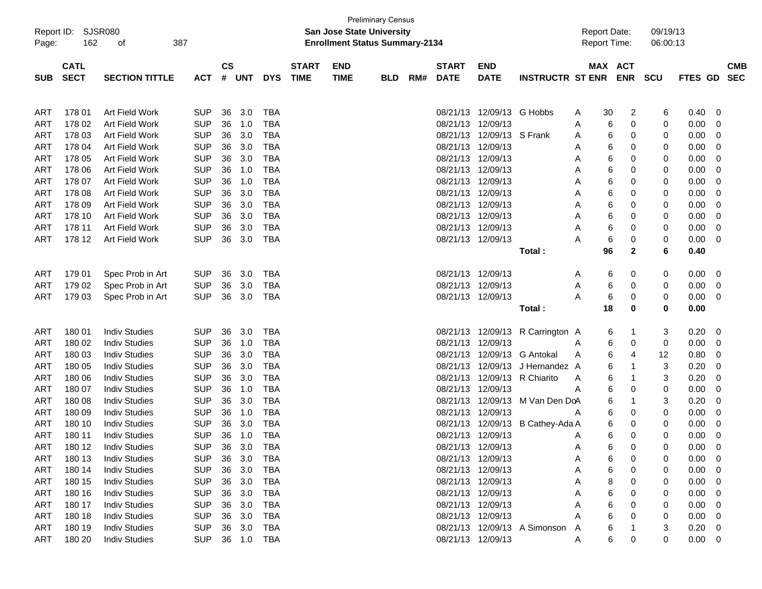Preliminary Census

Report ID: SJSR080

**San Jose State University**

**Enrollment Status Summary-2134**

Report Date: 09/19/13
Report Time: 06:00:13

| SUB | CATL SECT | SECTION TITTLE | ACT | CS # | UNT | DYS | START TIME | END TIME | BLD | RM# | START DATE | END DATE | INSTRUCTR | ST | MAX ENR | ACT ENR | SCU | FTES | GD | CMB SEC |
|---|---|---|---|---|---|---|---|---|---|---|---|---|---|---|---|---|---|---|---|---|
| ART | 178 01 | Art Field Work | SUP | 36 | 3.0 | TBA | | | | | 08/21/13 | 12/09/13 | G Hobbs | A | 30 | 2 | 6 | 0.40 | 0 | |
| ART | 178 02 | Art Field Work | SUP | 36 | 1.0 | TBA | | | | | 08/21/13 | 12/09/13 | | A | 6 | 0 | 0 | 0.00 | 0 | |
| ART | 178 03 | Art Field Work | SUP | 36 | 3.0 | TBA | | | | | 08/21/13 | 12/09/13 | S Frank | A | 6 | 0 | 0 | 0.00 | 0 | |
| ART | 178 04 | Art Field Work | SUP | 36 | 3.0 | TBA | | | | | 08/21/13 | 12/09/13 | | A | 6 | 0 | 0 | 0.00 | 0 | |
| ART | 178 05 | Art Field Work | SUP | 36 | 3.0 | TBA | | | | | 08/21/13 | 12/09/13 | | A | 6 | 0 | 0 | 0.00 | 0 | |
| ART | 178 06 | Art Field Work | SUP | 36 | 1.0 | TBA | | | | | 08/21/13 | 12/09/13 | | A | 6 | 0 | 0 | 0.00 | 0 | |
| ART | 178 07 | Art Field Work | SUP | 36 | 1.0 | TBA | | | | | 08/21/13 | 12/09/13 | | A | 6 | 0 | 0 | 0.00 | 0 | |
| ART | 178 08 | Art Field Work | SUP | 36 | 3.0 | TBA | | | | | 08/21/13 | 12/09/13 | | A | 6 | 0 | 0 | 0.00 | 0 | |
| ART | 178 09 | Art Field Work | SUP | 36 | 3.0 | TBA | | | | | 08/21/13 | 12/09/13 | | A | 6 | 0 | 0 | 0.00 | 0 | |
| ART | 178 10 | Art Field Work | SUP | 36 | 3.0 | TBA | | | | | 08/21/13 | 12/09/13 | | A | 6 | 0 | 0 | 0.00 | 0 | |
| ART | 178 11 | Art Field Work | SUP | 36 | 3.0 | TBA | | | | | 08/21/13 | 12/09/13 | | A | 6 | 0 | 0 | 0.00 | 0 | |
| ART | 178 12 | Art Field Work | SUP | 36 | 3.0 | TBA | | | | | 08/21/13 | 12/09/13 | | A | 6 | 0 | 0 | 0.00 | 0 | |
| | | | | | | | | | | | | | **Total :** | | **96** | **2** | **6** | **0.40** | | |
| ART | 179 01 | Spec Prob in Art | SUP | 36 | 3.0 | TBA | | | | | 08/21/13 | 12/09/13 | | A | 6 | 0 | 0 | 0.00 | 0 | |
| ART | 179 02 | Spec Prob in Art | SUP | 36 | 3.0 | TBA | | | | | 08/21/13 | 12/09/13 | | A | 6 | 0 | 0 | 0.00 | 0 | |
| ART | 179 03 | Spec Prob in Art | SUP | 36 | 3.0 | TBA | | | | | 08/21/13 | 12/09/13 | | A | 6 | 0 | 0 | 0.00 | 0 | |
| | | | | | | | | | | | | | **Total :** | | **18** | **0** | **0** | **0.00** | | |
| ART | 180 01 | Indiv Studies | SUP | 36 | 3.0 | TBA | | | | | 08/21/13 | 12/09/13 | R Carrington | A | 6 | 1 | 3 | 0.20 | 0 | |
| ART | 180 02 | Indiv Studies | SUP | 36 | 1.0 | TBA | | | | | 08/21/13 | 12/09/13 | | A | 6 | 0 | 0 | 0.00 | 0 | |
| ART | 180 03 | Indiv Studies | SUP | 36 | 3.0 | TBA | | | | | 08/21/13 | 12/09/13 | G Antokal | A | 6 | 4 | 12 | 0.80 | 0 | |
| ART | 180 05 | Indiv Studies | SUP | 36 | 3.0 | TBA | | | | | 08/21/13 | 12/09/13 | J Hernandez | A | 6 | 1 | 3 | 0.20 | 0 | |
| ART | 180 06 | Indiv Studies | SUP | 36 | 3.0 | TBA | | | | | 08/21/13 | 12/09/13 | R Chiarito | A | 6 | 1 | 3 | 0.20 | 0 | |
| ART | 180 07 | Indiv Studies | SUP | 36 | 1.0 | TBA | | | | | 08/21/13 | 12/09/13 | | A | 6 | 0 | 0 | 0.00 | 0 | |
| ART | 180 08 | Indiv Studies | SUP | 36 | 3.0 | TBA | | | | | 08/21/13 | 12/09/13 | M Van Den Do | A | 6 | 1 | 3 | 0.20 | 0 | |
| ART | 180 09 | Indiv Studies | SUP | 36 | 1.0 | TBA | | | | | 08/21/13 | 12/09/13 | | A | 6 | 0 | 0 | 0.00 | 0 | |
| ART | 180 10 | Indiv Studies | SUP | 36 | 3.0 | TBA | | | | | 08/21/13 | 12/09/13 | B Cathey-Ada | A | 6 | 0 | 0 | 0.00 | 0 | |
| ART | 180 11 | Indiv Studies | SUP | 36 | 1.0 | TBA | | | | | 08/21/13 | 12/09/13 | | A | 6 | 0 | 0 | 0.00 | 0 | |
| ART | 180 12 | Indiv Studies | SUP | 36 | 3.0 | TBA | | | | | 08/21/13 | 12/09/13 | | A | 6 | 0 | 0 | 0.00 | 0 | |
| ART | 180 13 | Indiv Studies | SUP | 36 | 3.0 | TBA | | | | | 08/21/13 | 12/09/13 | | A | 6 | 0 | 0 | 0.00 | 0 | |
| ART | 180 14 | Indiv Studies | SUP | 36 | 3.0 | TBA | | | | | 08/21/13 | 12/09/13 | | A | 6 | 0 | 0 | 0.00 | 0 | |
| ART | 180 15 | Indiv Studies | SUP | 36 | 3.0 | TBA | | | | | 08/21/13 | 12/09/13 | | A | 8 | 0 | 0 | 0.00 | 0 | |
| ART | 180 16 | Indiv Studies | SUP | 36 | 3.0 | TBA | | | | | 08/21/13 | 12/09/13 | | A | 6 | 0 | 0 | 0.00 | 0 | |
| ART | 180 17 | Indiv Studies | SUP | 36 | 3.0 | TBA | | | | | 08/21/13 | 12/09/13 | | A | 6 | 0 | 0 | 0.00 | 0 | |
| ART | 180 18 | Indiv Studies | SUP | 36 | 3.0 | TBA | | | | | 08/21/13 | 12/09/13 | | A | 6 | 0 | 0 | 0.00 | 0 | |
| ART | 180 19 | Indiv Studies | SUP | 36 | 3.0 | TBA | | | | | 08/21/13 | 12/09/13 | A Simonson | A | 6 | 1 | 3 | 0.20 | 0 | |
| ART | 180 20 | Indiv Studies | SUP | 36 | 1.0 | TBA | | | | | 08/21/13 | 12/09/13 | | A | 6 | 0 | 0 | 0.00 | 0 | |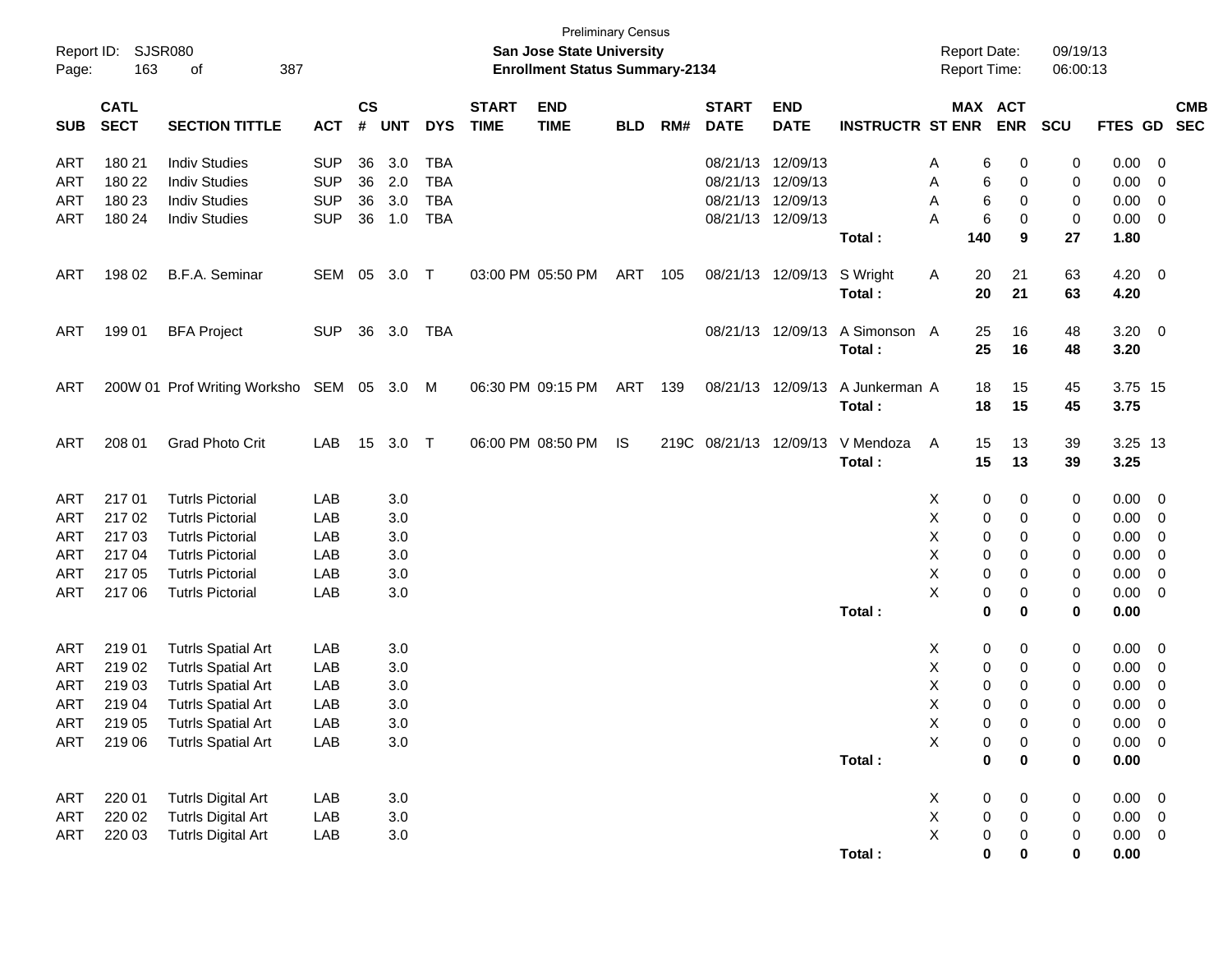Preliminary Census

**San Jose State University**

**Enrollment Status Summary-2134**

Report ID: SJSR080

Report Date: 09/19/13

Report Time: 06:00:13

| SUB | CATL SECT | SECTION TITTLE | ACT | CS # | UNT | DYS | START TIME | END TIME | BLD | RM# | START DATE | END DATE | INSTRUCTR | ST | MAX ENR | ACT ENR | SCU | FTES | GD | CMB SEC |
|---|---|---|---|---|---|---|---|---|---|---|---|---|---|---|---|---|---|---|---|---|
| ART | 180 21 | Indiv Studies | SUP | 36 | 3.0 | TBA | | | | | 08/21/13 | 12/09/13 | | A | 6 | 0 | 0 | 0.00 | 0 | |
| ART | 180 22 | Indiv Studies | SUP | 36 | 2.0 | TBA | | | | | 08/21/13 | 12/09/13 | | A | 6 | 0 | 0 | 0.00 | 0 | |
| ART | 180 23 | Indiv Studies | SUP | 36 | 3.0 | TBA | | | | | 08/21/13 | 12/09/13 | | A | 6 | 0 | 0 | 0.00 | 0 | |
| ART | 180 24 | Indiv Studies | SUP | 36 | 1.0 | TBA | | | | | 08/21/13 | 12/09/13 | | A | 6 | 0 | 0 | 0.00 | 0 | |
| | | | | | | | | | | | | | **Total :** | | **140** | **9** | **27** | **1.80** | | |
| ART | 198 02 | B.F.A. Seminar | SEM | 05 | 3.0 | T | 03:00 PM | 05:50 PM | ART | 105 | 08/21/13 | 12/09/13 | S Wright | A | 20 | 21 | 63 | 4.20 | 0 | |
| | | | | | | | | | | | | | **Total :** | | **20** | **21** | **63** | **4.20** | | |
| ART | 199 01 | BFA Project | SUP | 36 | 3.0 | TBA | | | | | 08/21/13 | 12/09/13 | A Simonson | A | 25 | 16 | 48 | 3.20 | 0 | |
| | | | | | | | | | | | | | **Total :** | | **25** | **16** | **48** | **3.20** | | |
| ART | 200W 01 | Prof Writing Worksho | SEM | 05 | 3.0 | M | 06:30 PM | 09:15 PM | ART | 139 | 08/21/13 | 12/09/13 | A Junkerman | A | 18 | 15 | 45 | 3.75 | 15 | |
| | | | | | | | | | | | | | **Total :** | | **18** | **15** | **45** | **3.75** | | |
| ART | 208 01 | Grad Photo Crit | LAB | 15 | 3.0 | T | 06:00 PM | 08:50 PM | IS | 219C | 08/21/13 | 12/09/13 | V Mendoza | A | 15 | 13 | 39 | 3.25 | 13 | |
| | | | | | | | | | | | | | **Total :** | | **15** | **13** | **39** | **3.25** | | |
| ART | 217 01 | Tutrls Pictorial | LAB | | 3.0 | | | | | | | | | X | 0 | 0 | 0 | 0.00 | 0 | |
| ART | 217 02 | Tutrls Pictorial | LAB | | 3.0 | | | | | | | | | X | 0 | 0 | 0 | 0.00 | 0 | |
| ART | 217 03 | Tutrls Pictorial | LAB | | 3.0 | | | | | | | | | X | 0 | 0 | 0 | 0.00 | 0 | |
| ART | 217 04 | Tutrls Pictorial | LAB | | 3.0 | | | | | | | | | X | 0 | 0 | 0 | 0.00 | 0 | |
| ART | 217 05 | Tutrls Pictorial | LAB | | 3.0 | | | | | | | | | X | 0 | 0 | 0 | 0.00 | 0 | |
| ART | 217 06 | Tutrls Pictorial | LAB | | 3.0 | | | | | | | | | X | 0 | 0 | 0 | 0.00 | 0 | |
| | | | | | | | | | | | | | **Total :** | | **0** | **0** | **0** | **0.00** | | |
| ART | 219 01 | Tutrls Spatial Art | LAB | | 3.0 | | | | | | | | | X | 0 | 0 | 0 | 0.00 | 0 | |
| ART | 219 02 | Tutrls Spatial Art | LAB | | 3.0 | | | | | | | | | X | 0 | 0 | 0 | 0.00 | 0 | |
| ART | 219 03 | Tutrls Spatial Art | LAB | | 3.0 | | | | | | | | | X | 0 | 0 | 0 | 0.00 | 0 | |
| ART | 219 04 | Tutrls Spatial Art | LAB | | 3.0 | | | | | | | | | X | 0 | 0 | 0 | 0.00 | 0 | |
| ART | 219 05 | Tutrls Spatial Art | LAB | | 3.0 | | | | | | | | | X | 0 | 0 | 0 | 0.00 | 0 | |
| ART | 219 06 | Tutrls Spatial Art | LAB | | 3.0 | | | | | | | | | X | 0 | 0 | 0 | 0.00 | 0 | |
| | | | | | | | | | | | | | **Total :** | | **0** | **0** | **0** | **0.00** | | |
| ART | 220 01 | Tutrls Digital Art | LAB | | 3.0 | | | | | | | | | X | 0 | 0 | 0 | 0.00 | 0 | |
| ART | 220 02 | Tutrls Digital Art | LAB | | 3.0 | | | | | | | | | X | 0 | 0 | 0 | 0.00 | 0 | |
| ART | 220 03 | Tutrls Digital Art | LAB | | 3.0 | | | | | | | | | X | 0 | 0 | 0 | 0.00 | 0 | |
| | | | | | | | | | | | | | **Total :** | | **0** | **0** | **0** | **0.00** | | |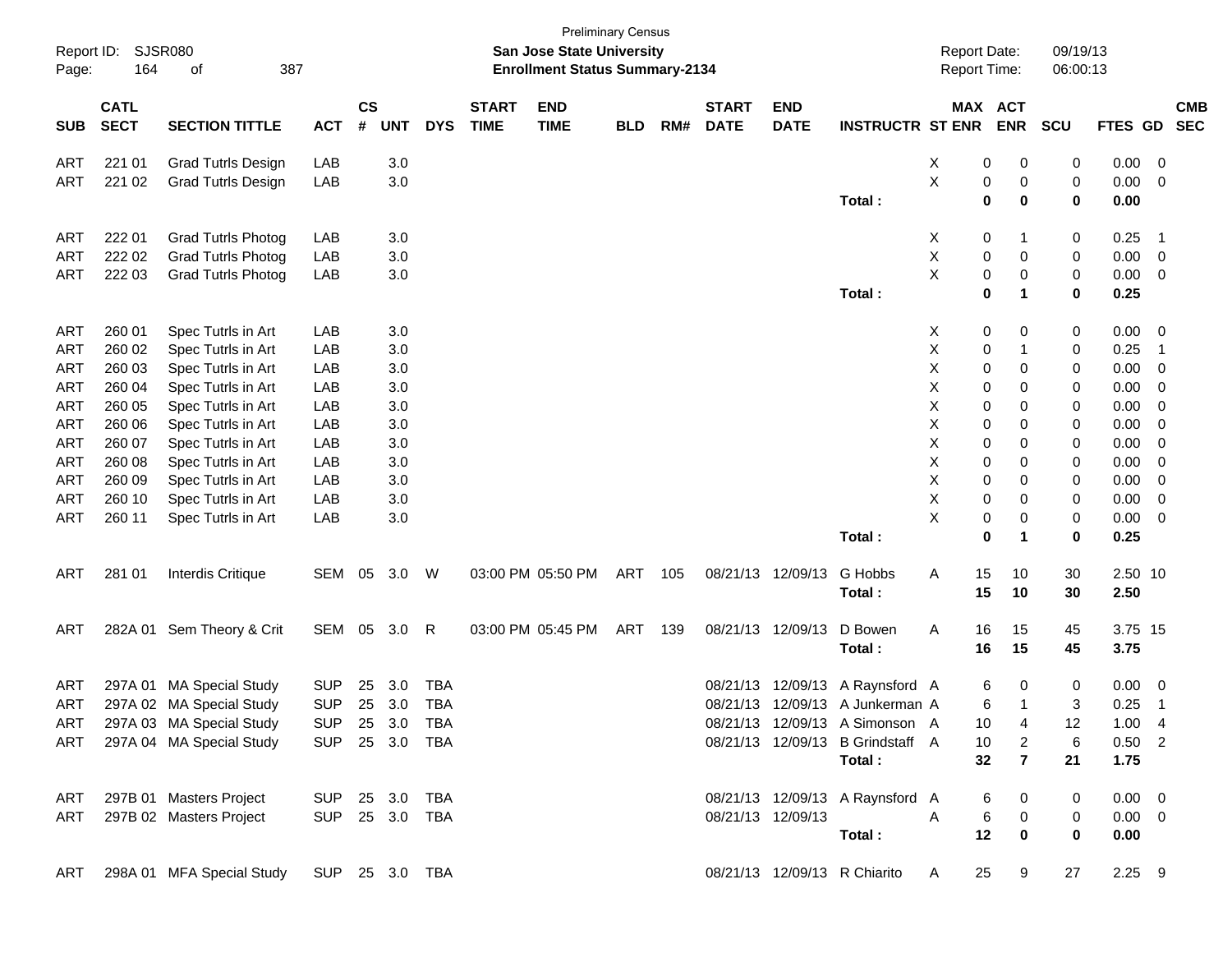Preliminary Census

**San Jose State University**

**Enrollment Status Summary-2134**

Report ID: SJSR080

Report Date: 09/19/13

Report Time: 06:00:13

| SUB | CATL SECT | SECTION TITTLE | ACT | CS # | UNT | DYS | START TIME | END TIME | BLD | RM# | START DATE | END DATE | INSTRUCTR | ST | MAX ENR | ACT ENR | SCU | FTES | GD | CMB SEC |
|---|---|---|---|---|---|---|---|---|---|---|---|---|---|---|---|---|---|---|---|---|
| ART | 221 01 | Grad Tutrls Design | LAB | | 3.0 | | | | | | | | | X | 0 | 0 | 0 | 0.00 | 0 | |
| ART | 221 02 | Grad Tutrls Design | LAB | | 3.0 | | | | | | | | | X | 0 | 0 | 0 | 0.00 | 0 | |
| | | | | | | | | | | | | | **Total :** | | **0** | **0** | **0** | **0.00** | | |
| ART | 222 01 | Grad Tutrls Photog | LAB | | 3.0 | | | | | | | | | X | 0 | 1 | 0 | 0.25 | 1 | |
| ART | 222 02 | Grad Tutrls Photog | LAB | | 3.0 | | | | | | | | | X | 0 | 0 | 0 | 0.00 | 0 | |
| ART | 222 03 | Grad Tutrls Photog | LAB | | 3.0 | | | | | | | | | X | 0 | 0 | 0 | 0.00 | 0 | |
| | | | | | | | | | | | | | **Total :** | | **0** | **1** | **0** | **0.25** | | |
| ART | 260 01 | Spec Tutrls in Art | LAB | | 3.0 | | | | | | | | | X | 0 | 0 | 0 | 0.00 | 0 | |
| ART | 260 02 | Spec Tutrls in Art | LAB | | 3.0 | | | | | | | | | X | 0 | 1 | 0 | 0.25 | 1 | |
| ART | 260 03 | Spec Tutrls in Art | LAB | | 3.0 | | | | | | | | | X | 0 | 0 | 0 | 0.00 | 0 | |
| ART | 260 04 | Spec Tutrls in Art | LAB | | 3.0 | | | | | | | | | X | 0 | 0 | 0 | 0.00 | 0 | |
| ART | 260 05 | Spec Tutrls in Art | LAB | | 3.0 | | | | | | | | | X | 0 | 0 | 0 | 0.00 | 0 | |
| ART | 260 06 | Spec Tutrls in Art | LAB | | 3.0 | | | | | | | | | X | 0 | 0 | 0 | 0.00 | 0 | |
| ART | 260 07 | Spec Tutrls in Art | LAB | | 3.0 | | | | | | | | | X | 0 | 0 | 0 | 0.00 | 0 | |
| ART | 260 08 | Spec Tutrls in Art | LAB | | 3.0 | | | | | | | | | X | 0 | 0 | 0 | 0.00 | 0 | |
| ART | 260 09 | Spec Tutrls in Art | LAB | | 3.0 | | | | | | | | | X | 0 | 0 | 0 | 0.00 | 0 | |
| ART | 260 10 | Spec Tutrls in Art | LAB | | 3.0 | | | | | | | | | X | 0 | 0 | 0 | 0.00 | 0 | |
| ART | 260 11 | Spec Tutrls in Art | LAB | | 3.0 | | | | | | | | | X | 0 | 0 | 0 | 0.00 | 0 | |
| | | | | | | | | | | | | | **Total :** | | **0** | **1** | **0** | **0.25** | | |
| ART | 281 01 | Interdis Critique | SEM | 05 | 3.0 | W | 03:00 PM | 05:50 PM | ART | 105 | 08/21/13 | 12/09/13 | G Hobbs | A | 15 | 10 | 30 | 2.50 | 10 | |
| | | | | | | | | | | | | | **Total :** | | **15** | **10** | **30** | **2.50** | | |
| ART | 282A 01 | Sem Theory & Crit | SEM | 05 | 3.0 | R | 03:00 PM | 05:45 PM | ART | 139 | 08/21/13 | 12/09/13 | D Bowen | A | 16 | 15 | 45 | 3.75 | 15 | |
| | | | | | | | | | | | | | **Total :** | | **16** | **15** | **45** | **3.75** | | |
| ART | 297A 01 | MA Special Study | SUP | 25 | 3.0 | TBA | | | | | 08/21/13 | 12/09/13 | A Raynsford | A | 6 | 0 | 0 | 0.00 | 0 | |
| ART | 297A 02 | MA Special Study | SUP | 25 | 3.0 | TBA | | | | | 08/21/13 | 12/09/13 | A Junkerman | A | 6 | 1 | 3 | 0.25 | 1 | |
| ART | 297A 03 | MA Special Study | SUP | 25 | 3.0 | TBA | | | | | 08/21/13 | 12/09/13 | A Simonson | A | 10 | 4 | 12 | 1.00 | 4 | |
| ART | 297A 04 | MA Special Study | SUP | 25 | 3.0 | TBA | | | | | 08/21/13 | 12/09/13 | B Grindstaff | A | 10 | 2 | 6 | 0.50 | 2 | |
| | | | | | | | | | | | | | **Total :** | | **32** | **7** | **21** | **1.75** | | |
| ART | 297B 01 | Masters Project | SUP | 25 | 3.0 | TBA | | | | | 08/21/13 | 12/09/13 | A Raynsford | A | 6 | 0 | 0 | 0.00 | 0 | |
| ART | 297B 02 | Masters Project | SUP | 25 | 3.0 | TBA | | | | | 08/21/13 | 12/09/13 | | A | 6 | 0 | 0 | 0.00 | 0 | |
| | | | | | | | | | | | | | **Total :** | | **12** | **0** | **0** | **0.00** | | |
| ART | 298A 01 | MFA Special Study | SUP | 25 | 3.0 | TBA | | | | | 08/21/13 | 12/09/13 | R Chiarito | A | 25 | 9 | 27 | 2.25 | 9 | |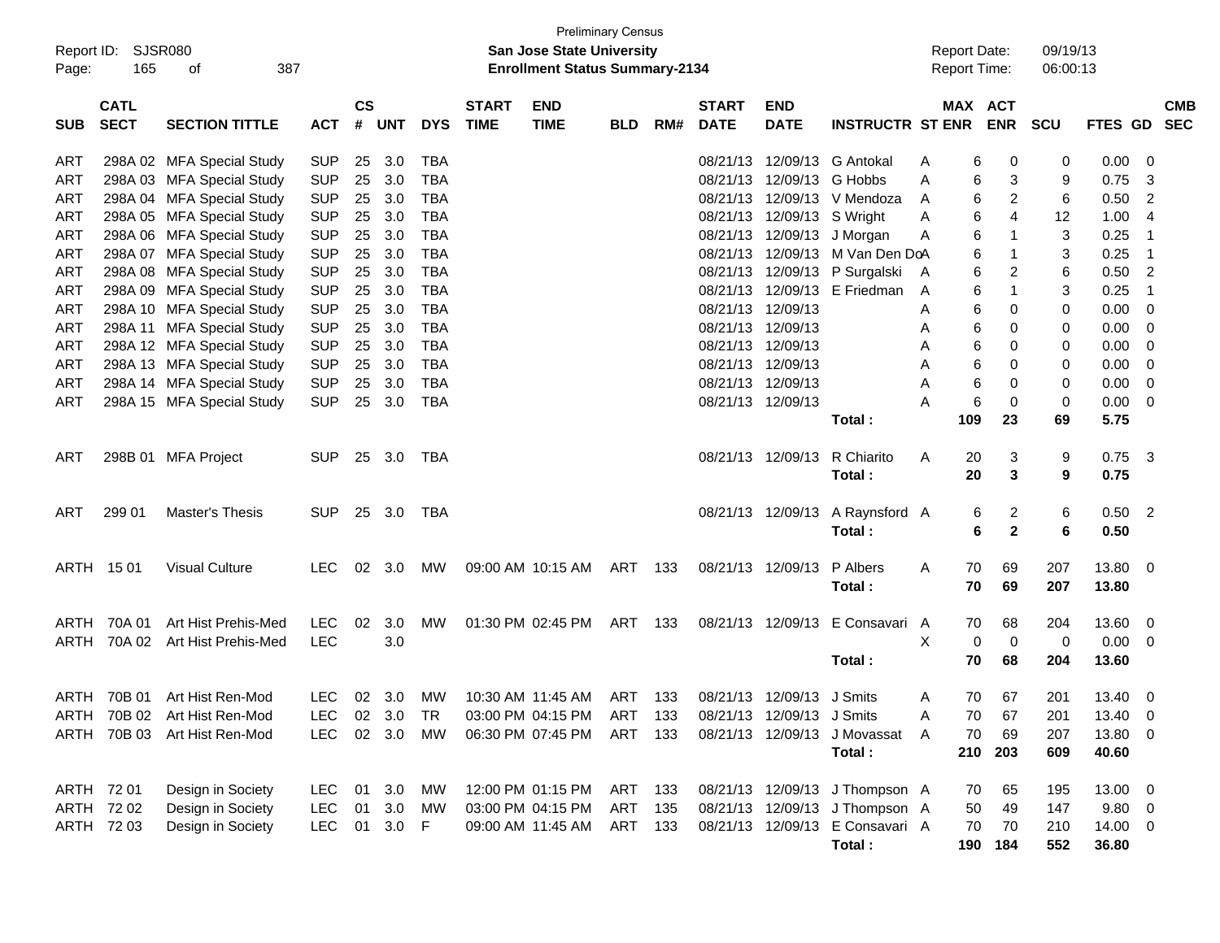Preliminary Census

Report ID: SJSR080 **San Jose State University** Report Date: 09/19/13

**Enrollment Status Summary-2134** Report Time: 06:00:13

| SUB | CATL SECT | SECTION TITTLE | ACT | CS # | UNT | DYS | START TIME | END TIME | BLD | RM# | START DATE | END DATE | INSTRUCTR | ST | MAX ENR | ACT ENR | SCU | FTES | GD | CMB SEC |
|---|---|---|---|---|---|---|---|---|---|---|---|---|---|---|---|---|---|---|---|---|
| ART | 298A 02 | MFA Special Study | SUP | 25 | 3.0 | TBA | | | | | 08/21/13 | 12/09/13 | G Antokal | A | 6 | 0 | 0 | 0.00 | 0 | |
| ART | 298A 03 | MFA Special Study | SUP | 25 | 3.0 | TBA | | | | | 08/21/13 | 12/09/13 | G Hobbs | A | 6 | 3 | 9 | 0.75 | 3 | |
| ART | 298A 04 | MFA Special Study | SUP | 25 | 3.0 | TBA | | | | | 08/21/13 | 12/09/13 | V Mendoza | A | 6 | 2 | 6 | 0.50 | 2 | |
| ART | 298A 05 | MFA Special Study | SUP | 25 | 3.0 | TBA | | | | | 08/21/13 | 12/09/13 | S Wright | A | 6 | 4 | 12 | 1.00 | 4 | |
| ART | 298A 06 | MFA Special Study | SUP | 25 | 3.0 | TBA | | | | | 08/21/13 | 12/09/13 | J Morgan | A | 6 | 1 | 3 | 0.25 | 1 | |
| ART | 298A 07 | MFA Special Study | SUP | 25 | 3.0 | TBA | | | | | 08/21/13 | 12/09/13 | M Van Den Do | A | 6 | 1 | 3 | 0.25 | 1 | |
| ART | 298A 08 | MFA Special Study | SUP | 25 | 3.0 | TBA | | | | | 08/21/13 | 12/09/13 | P Surgalski | A | 6 | 2 | 6 | 0.50 | 2 | |
| ART | 298A 09 | MFA Special Study | SUP | 25 | 3.0 | TBA | | | | | 08/21/13 | 12/09/13 | E Friedman | A | 6 | 1 | 3 | 0.25 | 1 | |
| ART | 298A 10 | MFA Special Study | SUP | 25 | 3.0 | TBA | | | | | 08/21/13 | 12/09/13 | | A | 6 | 0 | 0 | 0.00 | 0 | |
| ART | 298A 11 | MFA Special Study | SUP | 25 | 3.0 | TBA | | | | | 08/21/13 | 12/09/13 | | A | 6 | 0 | 0 | 0.00 | 0 | |
| ART | 298A 12 | MFA Special Study | SUP | 25 | 3.0 | TBA | | | | | 08/21/13 | 12/09/13 | | A | 6 | 0 | 0 | 0.00 | 0 | |
| ART | 298A 13 | MFA Special Study | SUP | 25 | 3.0 | TBA | | | | | 08/21/13 | 12/09/13 | | A | 6 | 0 | 0 | 0.00 | 0 | |
| ART | 298A 14 | MFA Special Study | SUP | 25 | 3.0 | TBA | | | | | 08/21/13 | 12/09/13 | | A | 6 | 0 | 0 | 0.00 | 0 | |
| ART | 298A 15 | MFA Special Study | SUP | 25 | 3.0 | TBA | | | | | 08/21/13 | 12/09/13 | | A | 6 | 0 | 0 | 0.00 | 0 | |
| | | | | | | | | | | | | | **Total :** | | **109** | **23** | **69** | **5.75** | | |
| ART | 298B 01 | MFA Project | SUP | 25 | 3.0 | TBA | | | | | 08/21/13 | 12/09/13 | R Chiarito | A | 20 | 3 | 9 | 0.75 | 3 | |
| | | | | | | | | | | | | | **Total :** | | **20** | **3** | **9** | **0.75** | | |
| ART | 299 01 | Master's Thesis | SUP | 25 | 3.0 | TBA | | | | | 08/21/13 | 12/09/13 | A Raynsford | A | 6 | 2 | 6 | 0.50 | 2 | |
| | | | | | | | | | | | | | **Total :** | | **6** | **2** | **6** | **0.50** | | |
| ARTH | 15 01 | Visual Culture | LEC | 02 | 3.0 | MW | 09:00 AM | 10:15 AM | ART | 133 | 08/21/13 | 12/09/13 | P Albers | A | 70 | 69 | 207 | 13.80 | 0 | |
| | | | | | | | | | | | | | **Total :** | | **70** | **69** | **207** | **13.80** | | |
| ARTH | 70A 01 | Art Hist Prehis-Med | LEC | 02 | 3.0 | MW | 01:30 PM | 02:45 PM | ART | 133 | 08/21/13 | 12/09/13 | E Consavari | A | 70 | 68 | 204 | 13.60 | 0 | |
| ARTH | 70A 02 | Art Hist Prehis-Med | LEC | | 3.0 | | | | | | | | | X | 0 | 0 | 0 | 0.00 | 0 | |
| | | | | | | | | | | | | | **Total :** | | **70** | **68** | **204** | **13.60** | | |
| ARTH | 70B 01 | Art Hist Ren-Mod | LEC | 02 | 3.0 | MW | 10:30 AM | 11:45 AM | ART | 133 | 08/21/13 | 12/09/13 | J Smits | A | 70 | 67 | 201 | 13.40 | 0 | |
| ARTH | 70B 02 | Art Hist Ren-Mod | LEC | 02 | 3.0 | TR | 03:00 PM | 04:15 PM | ART | 133 | 08/21/13 | 12/09/13 | J Smits | A | 70 | 67 | 201 | 13.40 | 0 | |
| ARTH | 70B 03 | Art Hist Ren-Mod | LEC | 02 | 3.0 | MW | 06:30 PM | 07:45 PM | ART | 133 | 08/21/13 | 12/09/13 | J Movassat | A | 70 | 69 | 207 | 13.80 | 0 | |
| | | | | | | | | | | | | | **Total :** | | **210** | **203** | **609** | **40.60** | | |
| ARTH | 72 01 | Design in Society | LEC | 01 | 3.0 | MW | 12:00 PM | 01:15 PM | ART | 133 | 08/21/13 | 12/09/13 | J Thompson | A | 70 | 65 | 195 | 13.00 | 0 | |
| ARTH | 72 02 | Design in Society | LEC | 01 | 3.0 | MW | 03:00 PM | 04:15 PM | ART | 135 | 08/21/13 | 12/09/13 | J Thompson | A | 50 | 49 | 147 | 9.80 | 0 | |
| ARTH | 72 03 | Design in Society | LEC | 01 | 3.0 | F | 09:00 AM | 11:45 AM | ART | 133 | 08/21/13 | 12/09/13 | E Consavari | A | 70 | 70 | 210 | 14.00 | 0 | |
| | | | | | | | | | | | | | **Total :** | | **190** | **184** | **552** | **36.80** | | |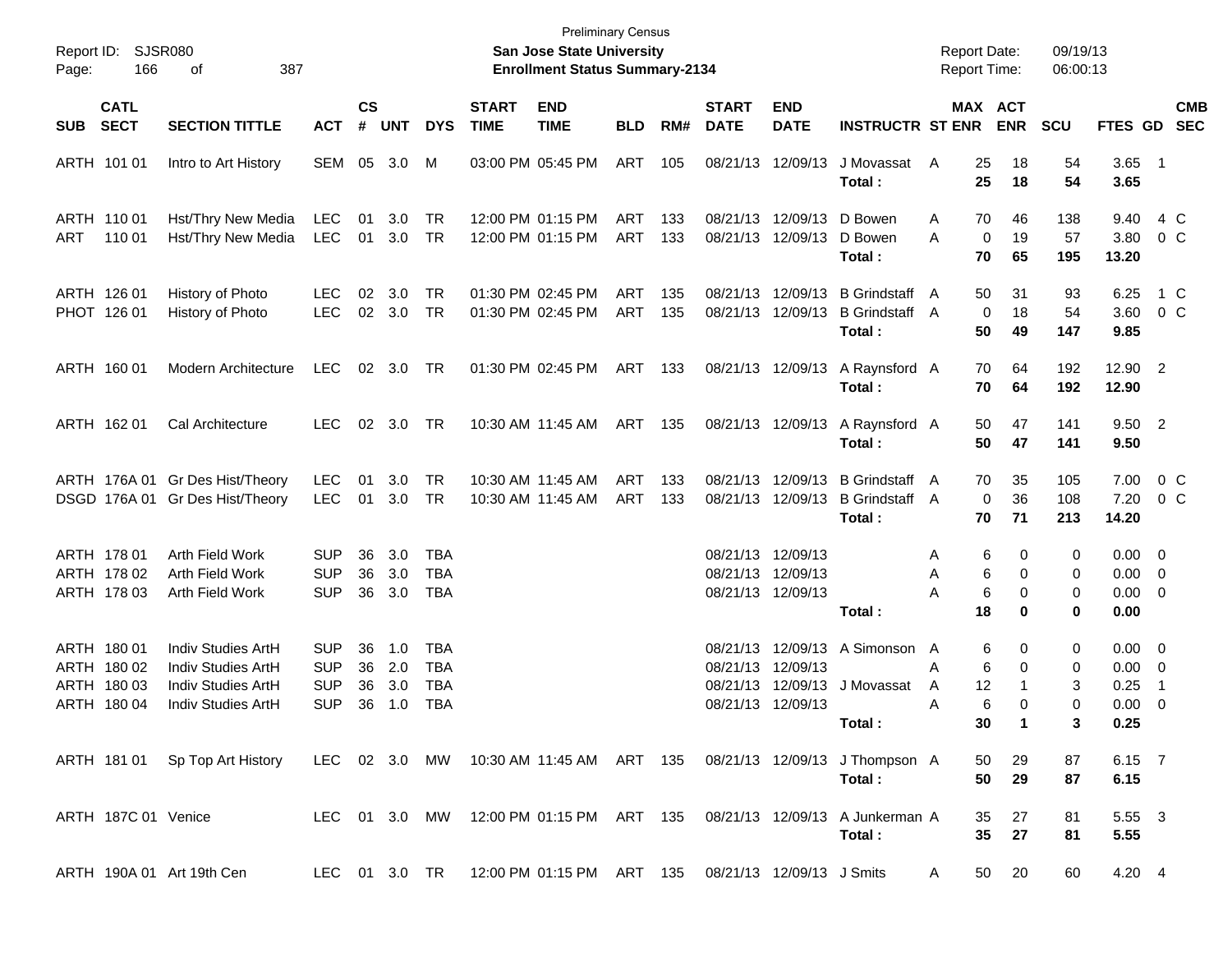Preliminary Census

**San Jose State University**

**Enrollment Status Summary-2134**

Report ID: SJSR080

Report Date: 09/19/13
Report Time: 06:00:13

| SUB | CATL SECT | SECTION TITTLE | ACT | CS # | UNT | DYS | START TIME | END TIME | BLD | RM# | START DATE | END DATE | INSTRUCTR | ST | MAX ENR | ACT ENR | SCU | FTES | GD | CMB SEC |
|---|---|---|---|---|---|---|---|---|---|---|---|---|---|---|---|---|---|---|---|---|
| ARTH | 101 01 | Intro to Art History | SEM | 05 | 3.0 | M | 03:00 PM | 05:45 PM | ART | 105 | 08/21/13 | 12/09/13 | J Movassat | A | 25 | 18 | 54 | 3.65 | 1 | |
| | | | | | | | | | | | | | **Total :** | | **25** | **18** | **54** | **3.65** | | |
| ARTH | 110 01 | Hst/Thry New Media | LEC | 01 | 3.0 | TR | 12:00 PM | 01:15 PM | ART | 133 | 08/21/13 | 12/09/13 | D Bowen | A | 70 | 46 | 138 | 9.40 | 4 | C |
| ART | 110 01 | Hst/Thry New Media | LEC | 01 | 3.0 | TR | 12:00 PM | 01:15 PM | ART | 133 | 08/21/13 | 12/09/13 | D Bowen | A | 0 | 19 | 57 | 3.80 | 0 | C |
| | | | | | | | | | | | | | **Total :** | | **70** | **65** | **195** | **13.20** | | |
| ARTH | 126 01 | History of Photo | LEC | 02 | 3.0 | TR | 01:30 PM | 02:45 PM | ART | 135 | 08/21/13 | 12/09/13 | B Grindstaff | A | 50 | 31 | 93 | 6.25 | 1 | C |
| PHOT | 126 01 | History of Photo | LEC | 02 | 3.0 | TR | 01:30 PM | 02:45 PM | ART | 135 | 08/21/13 | 12/09/13 | B Grindstaff | A | 0 | 18 | 54 | 3.60 | 0 | C |
| | | | | | | | | | | | | | **Total :** | | **50** | **49** | **147** | **9.85** | | |
| ARTH | 160 01 | Modern Architecture | LEC | 02 | 3.0 | TR | 01:30 PM | 02:45 PM | ART | 133 | 08/21/13 | 12/09/13 | A Raynsford | A | 70 | 64 | 192 | 12.90 | 2 | |
| | | | | | | | | | | | | | **Total :** | | **70** | **64** | **192** | **12.90** | | |
| ARTH | 162 01 | Cal Architecture | LEC | 02 | 3.0 | TR | 10:30 AM | 11:45 AM | ART | 135 | 08/21/13 | 12/09/13 | A Raynsford | A | 50 | 47 | 141 | 9.50 | 2 | |
| | | | | | | | | | | | | | **Total :** | | **50** | **47** | **141** | **9.50** | | |
| ARTH | 176A 01 | Gr Des Hist/Theory | LEC | 01 | 3.0 | TR | 10:30 AM | 11:45 AM | ART | 133 | 08/21/13 | 12/09/13 | B Grindstaff | A | 70 | 35 | 105 | 7.00 | 0 | C |
| DSGD | 176A 01 | Gr Des Hist/Theory | LEC | 01 | 3.0 | TR | 10:30 AM | 11:45 AM | ART | 133 | 08/21/13 | 12/09/13 | B Grindstaff | A | 0 | 36 | 108 | 7.20 | 0 | C |
| | | | | | | | | | | | | | **Total :** | | **70** | **71** | **213** | **14.20** | | |
| ARTH | 178 01 | Arth Field Work | SUP | 36 | 3.0 | TBA | | | | | 08/21/13 | 12/09/13 | | A | 6 | 0 | 0 | 0.00 | 0 | |
| ARTH | 178 02 | Arth Field Work | SUP | 36 | 3.0 | TBA | | | | | 08/21/13 | 12/09/13 | | A | 6 | 0 | 0 | 0.00 | 0 | |
| ARTH | 178 03 | Arth Field Work | SUP | 36 | 3.0 | TBA | | | | | 08/21/13 | 12/09/13 | | A | 6 | 0 | 0 | 0.00 | 0 | |
| | | | | | | | | | | | | | **Total :** | | **18** | **0** | **0** | **0.00** | | |
| ARTH | 180 01 | Indiv Studies ArtH | SUP | 36 | 1.0 | TBA | | | | | 08/21/13 | 12/09/13 | A Simonson | A | 6 | 0 | 0 | 0.00 | 0 | |
| ARTH | 180 02 | Indiv Studies ArtH | SUP | 36 | 2.0 | TBA | | | | | 08/21/13 | 12/09/13 | | A | 6 | 0 | 0 | 0.00 | 0 | |
| ARTH | 180 03 | Indiv Studies ArtH | SUP | 36 | 3.0 | TBA | | | | | 08/21/13 | 12/09/13 | J Movassat | A | 12 | 1 | 3 | 0.25 | 1 | |
| ARTH | 180 04 | Indiv Studies ArtH | SUP | 36 | 1.0 | TBA | | | | | 08/21/13 | 12/09/13 | | A | 6 | 0 | 0 | 0.00 | 0 | |
| | | | | | | | | | | | | | **Total :** | | **30** | **1** | **3** | **0.25** | | |
| ARTH | 181 01 | Sp Top Art History | LEC | 02 | 3.0 | MW | 10:30 AM | 11:45 AM | ART | 135 | 08/21/13 | 12/09/13 | J Thompson | A | 50 | 29 | 87 | 6.15 | 7 | |
| | | | | | | | | | | | | | **Total :** | | **50** | **29** | **87** | **6.15** | | |
| ARTH | 187C 01 | Venice | LEC | 01 | 3.0 | MW | 12:00 PM | 01:15 PM | ART | 135 | 08/21/13 | 12/09/13 | A Junkerman | A | 35 | 27 | 81 | 5.55 | 3 | |
| | | | | | | | | | | | | | **Total :** | | **35** | **27** | **81** | **5.55** | | |
| ARTH | 190A 01 | Art 19th Cen | LEC | 01 | 3.0 | TR | 12:00 PM | 01:15 PM | ART | 135 | 08/21/13 | 12/09/13 | J Smits | A | 50 | 20 | 60 | 4.20 | 4 | |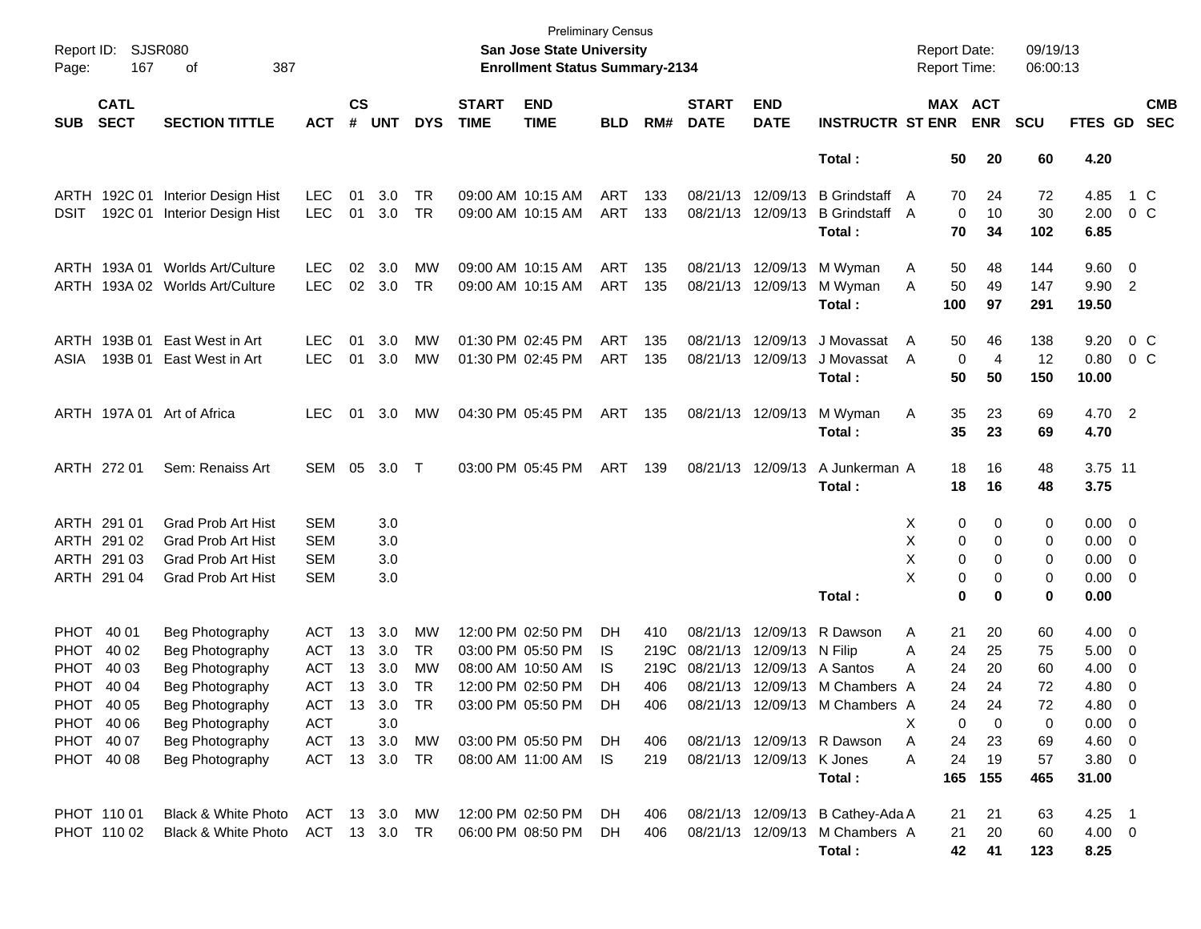Preliminary Census

Report ID: SJSR080 — **San Jose State University** — Report Date: 09/19/13

Page: 167 of 387 — **Enrollment Status Summary-2134** — Report Time: 06:00:13

| SUB | CATL SECT | SECTION TITTLE | ACT | CS # | UNT | DYS | START TIME | END TIME | BLD | RM# | START DATE | END DATE | INSTRUCTR | ST | MAX ENR | ACT ENR | SCU | FTES | GD | CMB SEC |
|---|---|---|---|---|---|---|---|---|---|---|---|---|---|---|---|---|---|---|---|---|
| | | | | | | | | | | | | | **Total :** | | **50** | **20** | **60** | **4.20** | | |
| ARTH | 192C 01 | Interior Design Hist | LEC | 01 | 3.0 | TR | 09:00 AM | 10:15 AM | ART | 133 | 08/21/13 | 12/09/13 | B Grindstaff | A | 70 | 24 | 72 | 4.85 | 1 | C |
| DSIT | 192C 01 | Interior Design Hist | LEC | 01 | 3.0 | TR | 09:00 AM | 10:15 AM | ART | 133 | 08/21/13 | 12/09/13 | B Grindstaff | A | 0 | 10 | 30 | 2.00 | 0 | C |
| | | | | | | | | | | | | | **Total :** | | **70** | **34** | **102** | **6.85** | | |
| ARTH | 193A 01 | Worlds Art/Culture | LEC | 02 | 3.0 | MW | 09:00 AM | 10:15 AM | ART | 135 | 08/21/13 | 12/09/13 | M Wyman | A | 50 | 48 | 144 | 9.60 | 0 | |
| ARTH | 193A 02 | Worlds Art/Culture | LEC | 02 | 3.0 | TR | 09:00 AM | 10:15 AM | ART | 135 | 08/21/13 | 12/09/13 | M Wyman | A | 50 | 49 | 147 | 9.90 | 2 | |
| | | | | | | | | | | | | | **Total :** | | **100** | **97** | **291** | **19.50** | | |
| ARTH | 193B 01 | East West in Art | LEC | 01 | 3.0 | MW | 01:30 PM | 02:45 PM | ART | 135 | 08/21/13 | 12/09/13 | J Movassat | A | 50 | 46 | 138 | 9.20 | 0 | C |
| ASIA | 193B 01 | East West in Art | LEC | 01 | 3.0 | MW | 01:30 PM | 02:45 PM | ART | 135 | 08/21/13 | 12/09/13 | J Movassat | A | 0 | 4 | 12 | 0.80 | 0 | C |
| | | | | | | | | | | | | | **Total :** | | **50** | **50** | **150** | **10.00** | | |
| ARTH | 197A 01 | Art of Africa | LEC | 01 | 3.0 | MW | 04:30 PM | 05:45 PM | ART | 135 | 08/21/13 | 12/09/13 | M Wyman | A | 35 | 23 | 69 | 4.70 | 2 | |
| | | | | | | | | | | | | | **Total :** | | **35** | **23** | **69** | **4.70** | | |
| ARTH | 272 01 | Sem: Renaiss Art | SEM | 05 | 3.0 | T | 03:00 PM | 05:45 PM | ART | 139 | 08/21/13 | 12/09/13 | A Junkerman | A | 18 | 16 | 48 | 3.75 | 11 | |
| | | | | | | | | | | | | | **Total :** | | **18** | **16** | **48** | **3.75** | | |
| ARTH | 291 01 | Grad Prob Art Hist | SEM | | 3.0 | | | | | | | | | X | 0 | 0 | 0 | 0.00 | 0 | |
| ARTH | 291 02 | Grad Prob Art Hist | SEM | | 3.0 | | | | | | | | | X | 0 | 0 | 0 | 0.00 | 0 | |
| ARTH | 291 03 | Grad Prob Art Hist | SEM | | 3.0 | | | | | | | | | X | 0 | 0 | 0 | 0.00 | 0 | |
| ARTH | 291 04 | Grad Prob Art Hist | SEM | | 3.0 | | | | | | | | | X | 0 | 0 | 0 | 0.00 | 0 | |
| | | | | | | | | | | | | | **Total :** | | **0** | **0** | **0** | **0.00** | | |
| PHOT | 40 01 | Beg Photography | ACT | 13 | 3.0 | MW | 12:00 PM | 02:50 PM | DH | 410 | 08/21/13 | 12/09/13 | R Dawson | A | 21 | 20 | 60 | 4.00 | 0 | |
| PHOT | 40 02 | Beg Photography | ACT | 13 | 3.0 | TR | 03:00 PM | 05:50 PM | IS | 219C | 08/21/13 | 12/09/13 | N Filip | A | 24 | 25 | 75 | 5.00 | 0 | |
| PHOT | 40 03 | Beg Photography | ACT | 13 | 3.0 | MW | 08:00 AM | 10:50 AM | IS | 219C | 08/21/13 | 12/09/13 | A Santos | A | 24 | 20 | 60 | 4.00 | 0 | |
| PHOT | 40 04 | Beg Photography | ACT | 13 | 3.0 | TR | 12:00 PM | 02:50 PM | DH | 406 | 08/21/13 | 12/09/13 | M Chambers | A | 24 | 24 | 72 | 4.80 | 0 | |
| PHOT | 40 05 | Beg Photography | ACT | 13 | 3.0 | TR | 03:00 PM | 05:50 PM | DH | 406 | 08/21/13 | 12/09/13 | M Chambers | A | 24 | 24 | 72 | 4.80 | 0 | |
| PHOT | 40 06 | Beg Photography | ACT | | 3.0 | | | | | | | | | X | 0 | 0 | 0 | 0.00 | 0 | |
| PHOT | 40 07 | Beg Photography | ACT | 13 | 3.0 | MW | 03:00 PM | 05:50 PM | DH | 406 | 08/21/13 | 12/09/13 | R Dawson | A | 24 | 23 | 69 | 4.60 | 0 | |
| PHOT | 40 08 | Beg Photography | ACT | 13 | 3.0 | TR | 08:00 AM | 11:00 AM | IS | 219 | 08/21/13 | 12/09/13 | K Jones | A | 24 | 19 | 57 | 3.80 | 0 | |
| | | | | | | | | | | | | | **Total :** | | **165** | **155** | **465** | **31.00** | | |
| PHOT | 110 01 | Black & White Photo | ACT | 13 | 3.0 | MW | 12:00 PM | 02:50 PM | DH | 406 | 08/21/13 | 12/09/13 | B Cathey-Ada | A | 21 | 21 | 63 | 4.25 | 1 | |
| PHOT | 110 02 | Black & White Photo | ACT | 13 | 3.0 | TR | 06:00 PM | 08:50 PM | DH | 406 | 08/21/13 | 12/09/13 | M Chambers | A | 21 | 20 | 60 | 4.00 | 0 | |
| | | | | | | | | | | | | | **Total :** | | **42** | **41** | **123** | **8.25** | | |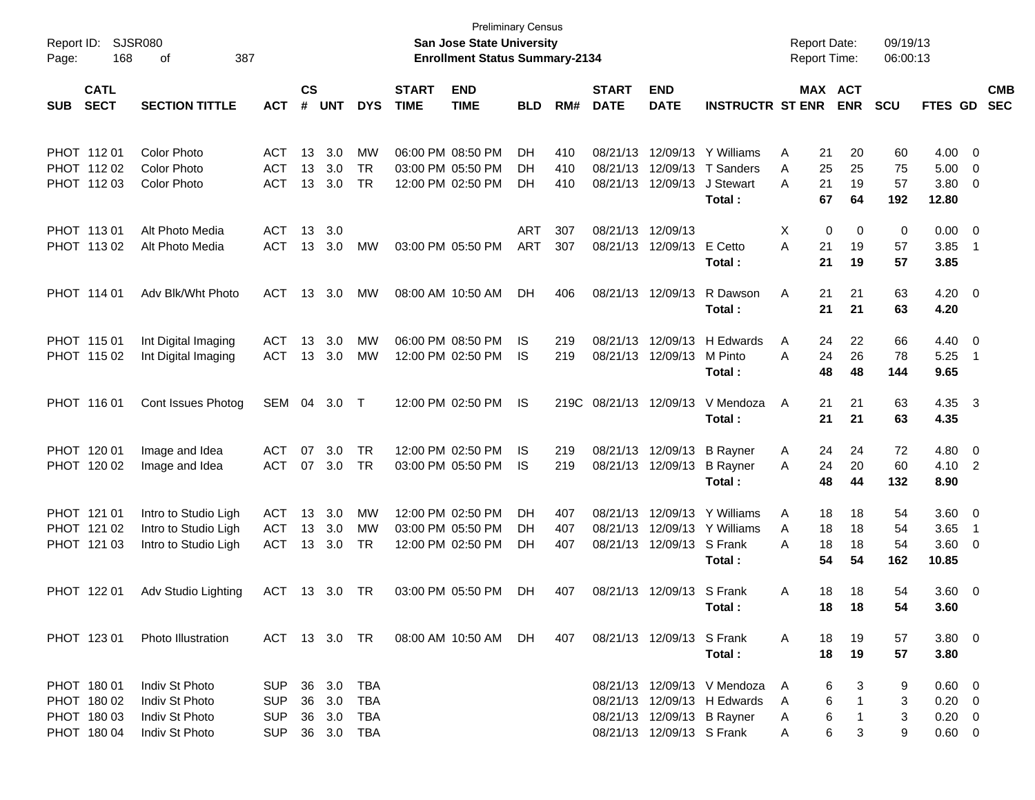Preliminary Census
**San Jose State University**
**Enrollment Status Summary-2134**

Report ID: SJSR080 | Report Date: 09/19/13 | Report Time: 06:00:13

| SUB | CATL SECT | SECTION TITTLE | ACT | CS # | UNT | DYS | START TIME | END TIME | BLD | RM# | START DATE | END DATE | INSTRUCTR | ST | MAX ENR | ACT ENR | SCU | FTES | GD | CMB SEC |
|---|---|---|---|---|---|---|---|---|---|---|---|---|---|---|---|---|---|---|---|---|
| PHOT | 112 01 | Color Photo | ACT | 13 | 3.0 | MW | 06:00 PM | 08:50 PM | DH | 410 | 08/21/13 | 12/09/13 | Y Williams | A | 21 | 20 | 60 | 4.00 | 0 | |
| PHOT | 112 02 | Color Photo | ACT | 13 | 3.0 | TR | 03:00 PM | 05:50 PM | DH | 410 | 08/21/13 | 12/09/13 | T Sanders | A | 25 | 25 | 75 | 5.00 | 0 | |
| PHOT | 112 03 | Color Photo | ACT | 13 | 3.0 | TR | 12:00 PM | 02:50 PM | DH | 410 | 08/21/13 | 12/09/13 | J Stewart | A | 21 | 19 | 57 | 3.80 | 0 | |
| | | | | | | | | | | | | | **Total :** | | **67** | **64** | **192** | **12.80** | | |
| PHOT | 113 01 | Alt Photo Media | ACT | 13 | 3.0 | | | | ART | 307 | 08/21/13 | 12/09/13 | | X | 0 | 0 | 0 | 0.00 | 0 | |
| PHOT | 113 02 | Alt Photo Media | ACT | 13 | 3.0 | MW | 03:00 PM | 05:50 PM | ART | 307 | 08/21/13 | 12/09/13 | E Cetto | A | 21 | 19 | 57 | 3.85 | 1 | |
| | | | | | | | | | | | | | **Total :** | | **21** | **19** | **57** | **3.85** | | |
| PHOT | 114 01 | Adv Blk/Wht Photo | ACT | 13 | 3.0 | MW | 08:00 AM | 10:50 AM | DH | 406 | 08/21/13 | 12/09/13 | R Dawson | A | 21 | 21 | 63 | 4.20 | 0 | |
| | | | | | | | | | | | | | **Total :** | | **21** | **21** | **63** | **4.20** | | |
| PHOT | 115 01 | Int Digital Imaging | ACT | 13 | 3.0 | MW | 06:00 PM | 08:50 PM | IS | 219 | 08/21/13 | 12/09/13 | H Edwards | A | 24 | 22 | 66 | 4.40 | 0 | |
| PHOT | 115 02 | Int Digital Imaging | ACT | 13 | 3.0 | MW | 12:00 PM | 02:50 PM | IS | 219 | 08/21/13 | 12/09/13 | M Pinto | A | 24 | 26 | 78 | 5.25 | 1 | |
| | | | | | | | | | | | | | **Total :** | | **48** | **48** | **144** | **9.65** | | |
| PHOT | 116 01 | Cont Issues Photog | SEM | 04 | 3.0 | T | 12:00 PM | 02:50 PM | IS | 219C | 08/21/13 | 12/09/13 | V Mendoza | A | 21 | 21 | 63 | 4.35 | 3 | |
| | | | | | | | | | | | | | **Total :** | | **21** | **21** | **63** | **4.35** | | |
| PHOT | 120 01 | Image and Idea | ACT | 07 | 3.0 | TR | 12:00 PM | 02:50 PM | IS | 219 | 08/21/13 | 12/09/13 | B Rayner | A | 24 | 24 | 72 | 4.80 | 0 | |
| PHOT | 120 02 | Image and Idea | ACT | 07 | 3.0 | TR | 03:00 PM | 05:50 PM | IS | 219 | 08/21/13 | 12/09/13 | B Rayner | A | 24 | 20 | 60 | 4.10 | 2 | |
| | | | | | | | | | | | | | **Total :** | | **48** | **44** | **132** | **8.90** | | |
| PHOT | 121 01 | Intro to Studio Ligh | ACT | 13 | 3.0 | MW | 12:00 PM | 02:50 PM | DH | 407 | 08/21/13 | 12/09/13 | Y Williams | A | 18 | 18 | 54 | 3.60 | 0 | |
| PHOT | 121 02 | Intro to Studio Ligh | ACT | 13 | 3.0 | MW | 03:00 PM | 05:50 PM | DH | 407 | 08/21/13 | 12/09/13 | Y Williams | A | 18 | 18 | 54 | 3.65 | 1 | |
| PHOT | 121 03 | Intro to Studio Ligh | ACT | 13 | 3.0 | TR | 12:00 PM | 02:50 PM | DH | 407 | 08/21/13 | 12/09/13 | S Frank | A | 18 | 18 | 54 | 3.60 | 0 | |
| | | | | | | | | | | | | | **Total :** | | **54** | **54** | **162** | **10.85** | | |
| PHOT | 122 01 | Adv Studio Lighting | ACT | 13 | 3.0 | TR | 03:00 PM | 05:50 PM | DH | 407 | 08/21/13 | 12/09/13 | S Frank | A | 18 | 18 | 54 | 3.60 | 0 | |
| | | | | | | | | | | | | | **Total :** | | **18** | **18** | **54** | **3.60** | | |
| PHOT | 123 01 | Photo Illustration | ACT | 13 | 3.0 | TR | 08:00 AM | 10:50 AM | DH | 407 | 08/21/13 | 12/09/13 | S Frank | A | 18 | 19 | 57 | 3.80 | 0 | |
| | | | | | | | | | | | | | **Total :** | | **18** | **19** | **57** | **3.80** | | |
| PHOT | 180 01 | Indiv St Photo | SUP | 36 | 3.0 | TBA | | | | | 08/21/13 | 12/09/13 | V Mendoza | A | 6 | 3 | 9 | 0.60 | 0 | |
| PHOT | 180 02 | Indiv St Photo | SUP | 36 | 3.0 | TBA | | | | | 08/21/13 | 12/09/13 | H Edwards | A | 6 | 1 | 3 | 0.20 | 0 | |
| PHOT | 180 03 | Indiv St Photo | SUP | 36 | 3.0 | TBA | | | | | 08/21/13 | 12/09/13 | B Rayner | A | 6 | 1 | 3 | 0.20 | 0 | |
| PHOT | 180 04 | Indiv St Photo | SUP | 36 | 3.0 | TBA | | | | | 08/21/13 | 12/09/13 | S Frank | A | 6 | 3 | 9 | 0.60 | 0 | |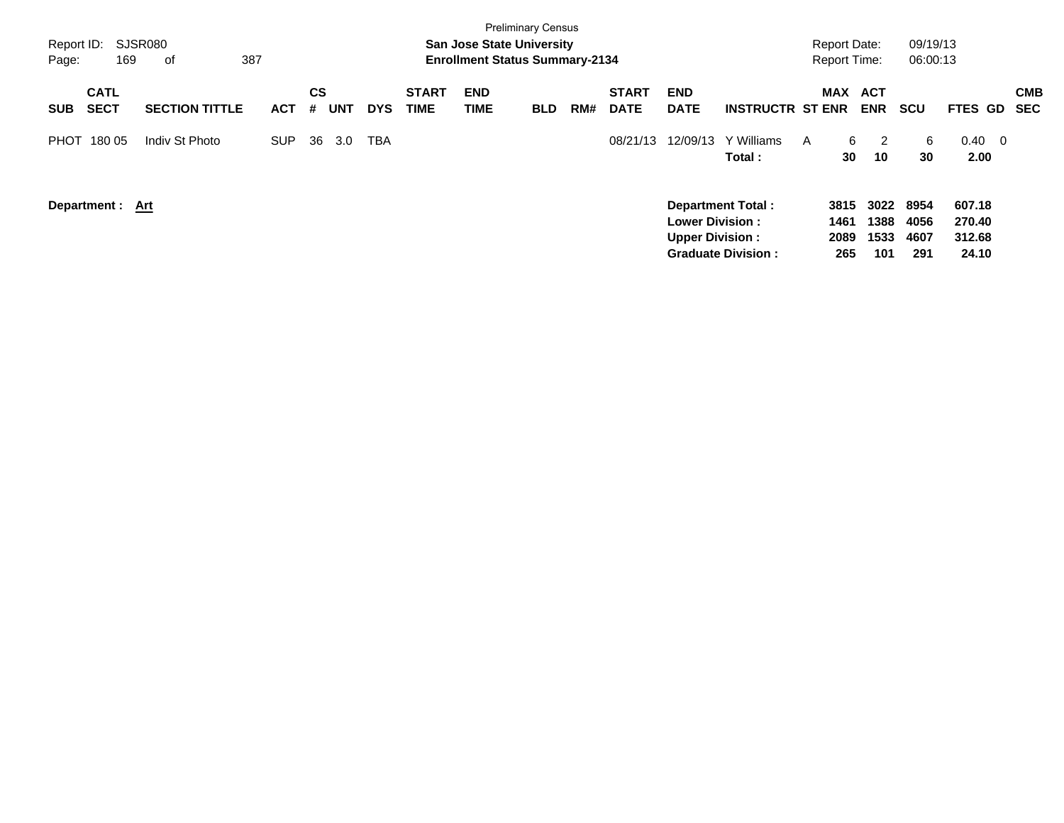Preliminary Census

**San Jose State University**

**Enrollment Status Summary-2134**

Report ID: SJSR080 | Report Date: 09/19/13 | Report Time: 06:00:13

| SUB | CATL SECT | SECTION TITTLE | ACT | CS # | UNT | DYS | START TIME | END TIME | BLD | RM# | START DATE | END DATE | INSTRUCTR | ST | MAX ENR | ACT ENR | SCU | FTES | GD | CMB SEC |
|---|---|---|---|---|---|---|---|---|---|---|---|---|---|---|---|---|---|---|---|---|
| PHOT | 180 05 | Indiv St Photo | SUP | 36 | 3.0 | TBA | | | | | 08/21/13 | 12/09/13 | Y Williams | A | 6 | 2 | 6 | 0.40 | 0 | |
| | | | | | | | | | | | | | **Total :** | | **30** | **10** | **30** | **2.00** | | |

**Department : Art**

| | MAX ENR | ACT ENR | SCU | FTES |
|---|---|---|---|---|
| **Department Total :** | **3815** | **3022** | **8954** | **607.18** |
| **Lower Division :** | **1461** | **1388** | **4056** | **270.40** |
| **Upper Division :** | **2089** | **1533** | **4607** | **312.68** |
| **Graduate Division :** | **265** | **101** | **291** | **24.10** |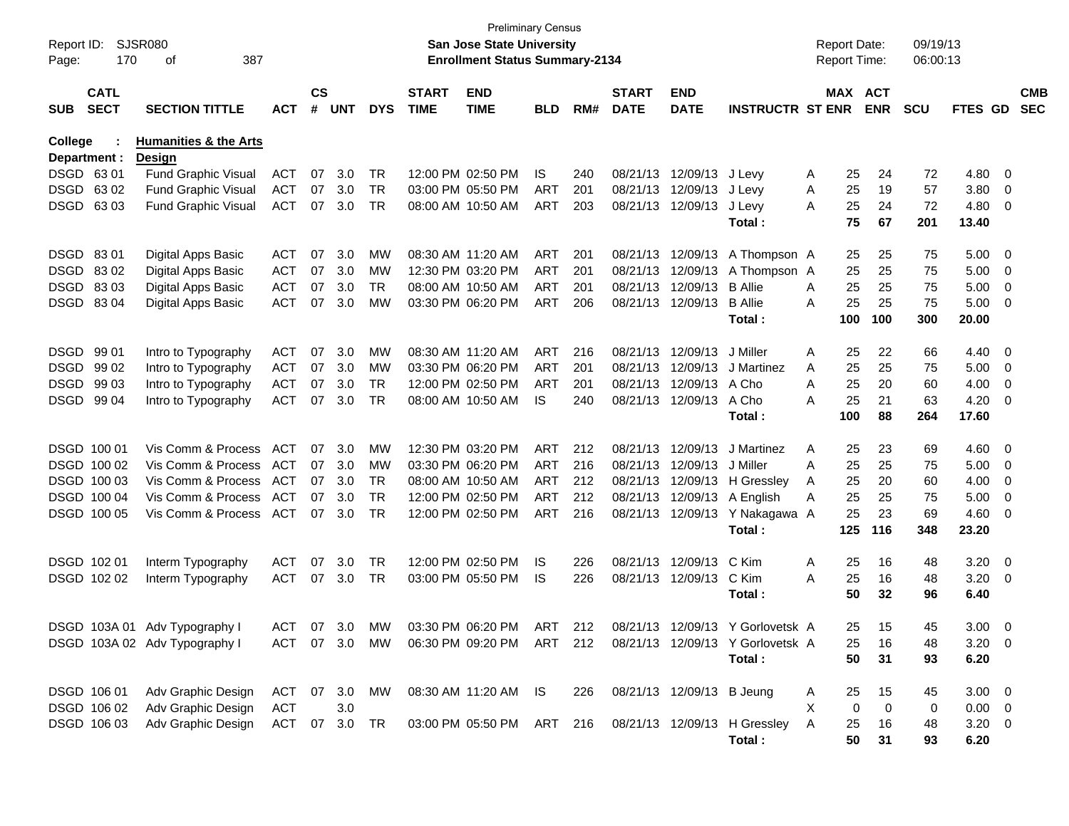Preliminary Census
San Jose State University
Enrollment Status Summary-2134

Report ID: SJSR080
Report Date: 09/19/13
Report Time: 06:00:13

**College : Humanities & the Arts**
**Department : Design**

| SUB | CATL SECT | SECTION TITTLE | ACT | CS # | UNT | DYS | START TIME | END TIME | BLD | RM# | START DATE | END DATE | INSTRUCTR | ST | MAX ENR | ACT ENR | SCU | FTES | GD | CMB SEC |
|---|---|---|---|---|---|---|---|---|---|---|---|---|---|---|---|---|---|---|---|---|
| DSGD | 63 01 | Fund Graphic Visual | ACT | 07 | 3.0 | TR | 12:00 PM | 02:50 PM | IS | 240 | 08/21/13 | 12/09/13 | J Levy | A | 25 | 24 | 72 | 4.80 | 0 | |
| DSGD | 63 02 | Fund Graphic Visual | ACT | 07 | 3.0 | TR | 03:00 PM | 05:50 PM | ART | 201 | 08/21/13 | 12/09/13 | J Levy | A | 25 | 19 | 57 | 3.80 | 0 | |
| DSGD | 63 03 | Fund Graphic Visual | ACT | 07 | 3.0 | TR | 08:00 AM | 10:50 AM | ART | 203 | 08/21/13 | 12/09/13 | J Levy | A | 25 | 24 | 72 | 4.80 | 0 | |
| | | | | | | | | | | | | | Total : | | 75 | 67 | 201 | 13.40 | | |
| DSGD | 83 01 | Digital Apps Basic | ACT | 07 | 3.0 | MW | 08:30 AM | 11:20 AM | ART | 201 | 08/21/13 | 12/09/13 | A Thompson | A | 25 | 25 | 75 | 5.00 | 0 | |
| DSGD | 83 02 | Digital Apps Basic | ACT | 07 | 3.0 | MW | 12:30 PM | 03:20 PM | ART | 201 | 08/21/13 | 12/09/13 | A Thompson | A | 25 | 25 | 75 | 5.00 | 0 | |
| DSGD | 83 03 | Digital Apps Basic | ACT | 07 | 3.0 | TR | 08:00 AM | 10:50 AM | ART | 201 | 08/21/13 | 12/09/13 | B Allie | A | 25 | 25 | 75 | 5.00 | 0 | |
| DSGD | 83 04 | Digital Apps Basic | ACT | 07 | 3.0 | MW | 03:30 PM | 06:20 PM | ART | 206 | 08/21/13 | 12/09/13 | B Allie | A | 25 | 25 | 75 | 5.00 | 0 | |
| | | | | | | | | | | | | | Total : | | 100 | 100 | 300 | 20.00 | | |
| DSGD | 99 01 | Intro to Typography | ACT | 07 | 3.0 | MW | 08:30 AM | 11:20 AM | ART | 216 | 08/21/13 | 12/09/13 | J Miller | A | 25 | 22 | 66 | 4.40 | 0 | |
| DSGD | 99 02 | Intro to Typography | ACT | 07 | 3.0 | MW | 03:30 PM | 06:20 PM | ART | 201 | 08/21/13 | 12/09/13 | J Martinez | A | 25 | 25 | 75 | 5.00 | 0 | |
| DSGD | 99 03 | Intro to Typography | ACT | 07 | 3.0 | TR | 12:00 PM | 02:50 PM | ART | 201 | 08/21/13 | 12/09/13 | A Cho | A | 25 | 20 | 60 | 4.00 | 0 | |
| DSGD | 99 04 | Intro to Typography | ACT | 07 | 3.0 | TR | 08:00 AM | 10:50 AM | IS | 240 | 08/21/13 | 12/09/13 | A Cho | A | 25 | 21 | 63 | 4.20 | 0 | |
| | | | | | | | | | | | | | Total : | | 100 | 88 | 264 | 17.60 | | |
| DSGD | 100 01 | Vis Comm & Process | ACT | 07 | 3.0 | MW | 12:30 PM | 03:20 PM | ART | 212 | 08/21/13 | 12/09/13 | J Martinez | A | 25 | 23 | 69 | 4.60 | 0 | |
| DSGD | 100 02 | Vis Comm & Process | ACT | 07 | 3.0 | MW | 03:30 PM | 06:20 PM | ART | 216 | 08/21/13 | 12/09/13 | J Miller | A | 25 | 25 | 75 | 5.00 | 0 | |
| DSGD | 100 03 | Vis Comm & Process | ACT | 07 | 3.0 | TR | 08:00 AM | 10:50 AM | ART | 212 | 08/21/13 | 12/09/13 | H Gressley | A | 25 | 20 | 60 | 4.00 | 0 | |
| DSGD | 100 04 | Vis Comm & Process | ACT | 07 | 3.0 | TR | 12:00 PM | 02:50 PM | ART | 212 | 08/21/13 | 12/09/13 | A English | A | 25 | 25 | 75 | 5.00 | 0 | |
| DSGD | 100 05 | Vis Comm & Process | ACT | 07 | 3.0 | TR | 12:00 PM | 02:50 PM | ART | 216 | 08/21/13 | 12/09/13 | Y Nakagawa | A | 25 | 23 | 69 | 4.60 | 0 | |
| | | | | | | | | | | | | | Total : | | 125 | 116 | 348 | 23.20 | | |
| DSGD | 102 01 | Interm Typography | ACT | 07 | 3.0 | TR | 12:00 PM | 02:50 PM | IS | 226 | 08/21/13 | 12/09/13 | C Kim | A | 25 | 16 | 48 | 3.20 | 0 | |
| DSGD | 102 02 | Interm Typography | ACT | 07 | 3.0 | TR | 03:00 PM | 05:50 PM | IS | 226 | 08/21/13 | 12/09/13 | C Kim | A | 25 | 16 | 48 | 3.20 | 0 | |
| | | | | | | | | | | | | | Total : | | 50 | 32 | 96 | 6.40 | | |
| DSGD | 103A 01 | Adv Typography I | ACT | 07 | 3.0 | MW | 03:30 PM | 06:20 PM | ART | 212 | 08/21/13 | 12/09/13 | Y Gorlovetsk | A | 25 | 15 | 45 | 3.00 | 0 | |
| DSGD | 103A 02 | Adv Typography I | ACT | 07 | 3.0 | MW | 06:30 PM | 09:20 PM | ART | 212 | 08/21/13 | 12/09/13 | Y Gorlovetsk | A | 25 | 16 | 48 | 3.20 | 0 | |
| | | | | | | | | | | | | | Total : | | 50 | 31 | 93 | 6.20 | | |
| DSGD | 106 01 | Adv Graphic Design | ACT | 07 | 3.0 | MW | 08:30 AM | 11:20 AM | IS | 226 | 08/21/13 | 12/09/13 | B Jeung | A | 25 | 15 | 45 | 3.00 | 0 | |
| DSGD | 106 02 | Adv Graphic Design | ACT | | 3.0 | | | | | | | | | X | 0 | 0 | 0 | 0.00 | 0 | |
| DSGD | 106 03 | Adv Graphic Design | ACT | 07 | 3.0 | TR | 03:00 PM | 05:50 PM | ART | 216 | 08/21/13 | 12/09/13 | H Gressley | A | 25 | 16 | 48 | 3.20 | 0 | |
| | | | | | | | | | | | | | Total : | | 50 | 31 | 93 | 6.20 | | |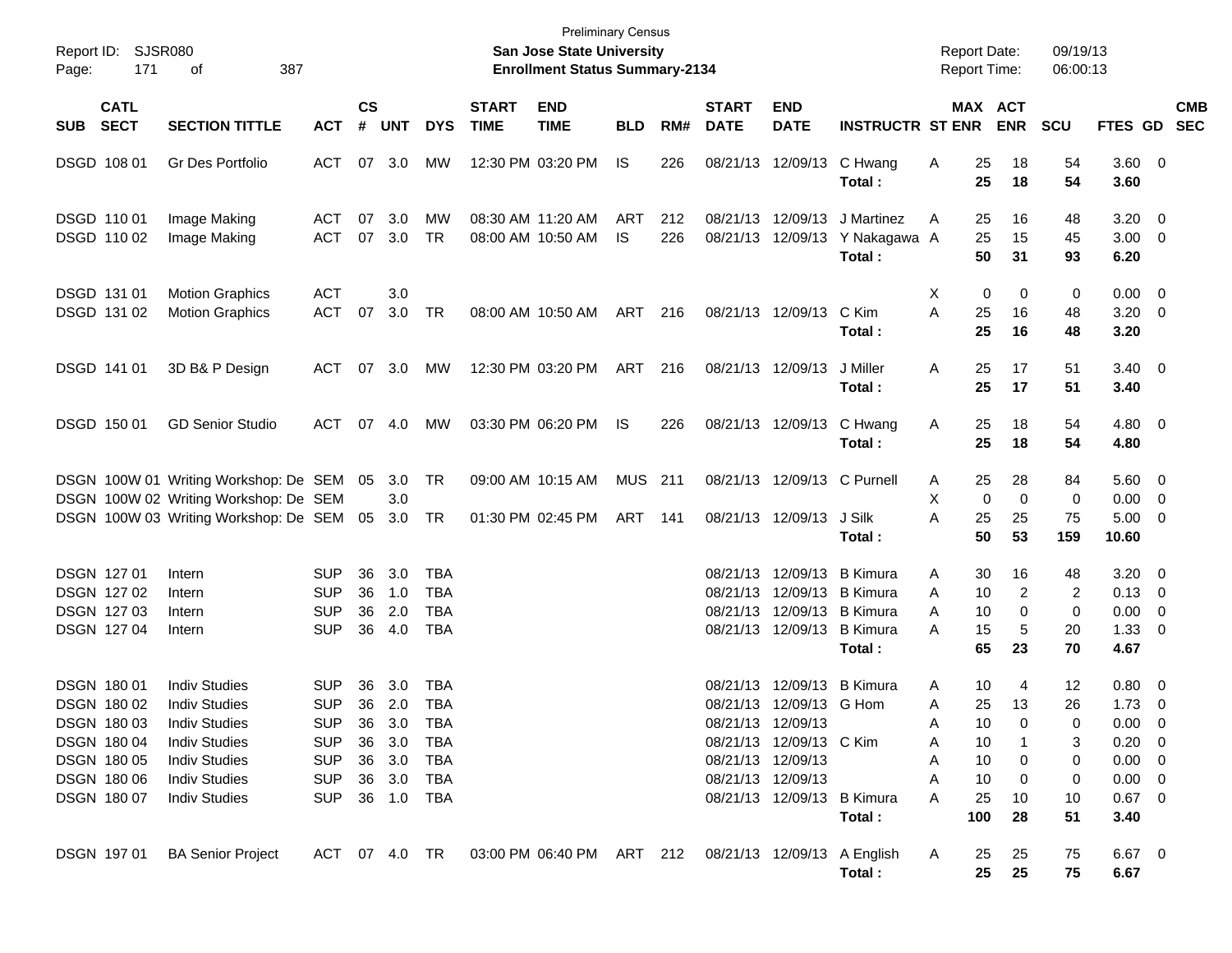Preliminary Census

**San Jose State University**

**Enrollment Status Summary-2134**

Report ID: SJSR080

Report Date: 09/19/13

Report Time: 06:00:13

| SUB | CATL SECT | SECTION TITTLE | ACT | CS # | UNT | DYS | START TIME | END TIME | BLD | RM# | START DATE | END DATE | INSTRUCTR | ST | MAX ENR | ACT ENR | SCU | FTES | GD | CMB SEC |
|---|---|---|---|---|---|---|---|---|---|---|---|---|---|---|---|---|---|---|---|---|
| DSGD | 108 01 | Gr Des Portfolio | ACT | 07 | 3.0 | MW | 12:30 PM | 03:20 PM | IS | 226 | 08/21/13 | 12/09/13 | C Hwang | A | 25 | 18 | 54 | 3.60 | 0 | |
| | | | | | | | | | | | | | **Total :** | | **25** | **18** | **54** | **3.60** | | |
| DSGD | 110 01 | Image Making | ACT | 07 | 3.0 | MW | 08:30 AM | 11:20 AM | ART | 212 | 08/21/13 | 12/09/13 | J Martinez | A | 25 | 16 | 48 | 3.20 | 0 | |
| DSGD | 110 02 | Image Making | ACT | 07 | 3.0 | TR | 08:00 AM | 10:50 AM | IS | 226 | 08/21/13 | 12/09/13 | Y Nakagawa | A | 25 | 15 | 45 | 3.00 | 0 | |
| | | | | | | | | | | | | | **Total :** | | **50** | **31** | **93** | **6.20** | | |
| DSGD | 131 01 | Motion Graphics | ACT | | 3.0 | | | | | | | | | X | 0 | 0 | 0 | 0.00 | 0 | |
| DSGD | 131 02 | Motion Graphics | ACT | 07 | 3.0 | TR | 08:00 AM | 10:50 AM | ART | 216 | 08/21/13 | 12/09/13 | C Kim | A | 25 | 16 | 48 | 3.20 | 0 | |
| | | | | | | | | | | | | | **Total :** | | **25** | **16** | **48** | **3.20** | | |
| DSGD | 141 01 | 3D B& P Design | ACT | 07 | 3.0 | MW | 12:30 PM | 03:20 PM | ART | 216 | 08/21/13 | 12/09/13 | J Miller | A | 25 | 17 | 51 | 3.40 | 0 | |
| | | | | | | | | | | | | | **Total :** | | **25** | **17** | **51** | **3.40** | | |
| DSGD | 150 01 | GD Senior Studio | ACT | 07 | 4.0 | MW | 03:30 PM | 06:20 PM | IS | 226 | 08/21/13 | 12/09/13 | C Hwang | A | 25 | 18 | 54 | 4.80 | 0 | |
| | | | | | | | | | | | | | **Total :** | | **25** | **18** | **54** | **4.80** | | |
| DSGN | 100W 01 | Writing Workshop: De | SEM | 05 | 3.0 | TR | 09:00 AM | 10:15 AM | MUS | 211 | 08/21/13 | 12/09/13 | C Purnell | A | 25 | 28 | 84 | 5.60 | 0 | |
| DSGN | 100W 02 | Writing Workshop: De | SEM | | 3.0 | | | | | | | | | X | 0 | 0 | 0 | 0.00 | 0 | |
| DSGN | 100W 03 | Writing Workshop: De | SEM | 05 | 3.0 | TR | 01:30 PM | 02:45 PM | ART | 141 | 08/21/13 | 12/09/13 | J Silk | A | 25 | 25 | 75 | 5.00 | 0 | |
| | | | | | | | | | | | | | **Total :** | | **50** | **53** | **159** | **10.60** | | |
| DSGN | 127 01 | Intern | SUP | 36 | 3.0 | TBA | | | | | 08/21/13 | 12/09/13 | B Kimura | A | 30 | 16 | 48 | 3.20 | 0 | |
| DSGN | 127 02 | Intern | SUP | 36 | 1.0 | TBA | | | | | 08/21/13 | 12/09/13 | B Kimura | A | 10 | 2 | 2 | 0.13 | 0 | |
| DSGN | 127 03 | Intern | SUP | 36 | 2.0 | TBA | | | | | 08/21/13 | 12/09/13 | B Kimura | A | 10 | 0 | 0 | 0.00 | 0 | |
| DSGN | 127 04 | Intern | SUP | 36 | 4.0 | TBA | | | | | 08/21/13 | 12/09/13 | B Kimura | A | 15 | 5 | 20 | 1.33 | 0 | |
| | | | | | | | | | | | | | **Total :** | | **65** | **23** | **70** | **4.67** | | |
| DSGN | 180 01 | Indiv Studies | SUP | 36 | 3.0 | TBA | | | | | 08/21/13 | 12/09/13 | B Kimura | A | 10 | 4 | 12 | 0.80 | 0 | |
| DSGN | 180 02 | Indiv Studies | SUP | 36 | 2.0 | TBA | | | | | 08/21/13 | 12/09/13 | G Hom | A | 25 | 13 | 26 | 1.73 | 0 | |
| DSGN | 180 03 | Indiv Studies | SUP | 36 | 3.0 | TBA | | | | | 08/21/13 | 12/09/13 | | A | 10 | 0 | 0 | 0.00 | 0 | |
| DSGN | 180 04 | Indiv Studies | SUP | 36 | 3.0 | TBA | | | | | 08/21/13 | 12/09/13 | C Kim | A | 10 | 1 | 3 | 0.20 | 0 | |
| DSGN | 180 05 | Indiv Studies | SUP | 36 | 3.0 | TBA | | | | | 08/21/13 | 12/09/13 | | A | 10 | 0 | 0 | 0.00 | 0 | |
| DSGN | 180 06 | Indiv Studies | SUP | 36 | 3.0 | TBA | | | | | 08/21/13 | 12/09/13 | | A | 10 | 0 | 0 | 0.00 | 0 | |
| DSGN | 180 07 | Indiv Studies | SUP | 36 | 1.0 | TBA | | | | | 08/21/13 | 12/09/13 | B Kimura | A | 25 | 10 | 10 | 0.67 | 0 | |
| | | | | | | | | | | | | | **Total :** | | **100** | **28** | **51** | **3.40** | | |
| DSGN | 197 01 | BA Senior Project | ACT | 07 | 4.0 | TR | 03:00 PM | 06:40 PM | ART | 212 | 08/21/13 | 12/09/13 | A English | A | 25 | 25 | 75 | 6.67 | 0 | |
| | | | | | | | | | | | | | **Total :** | | **25** | **25** | **75** | **6.67** | | |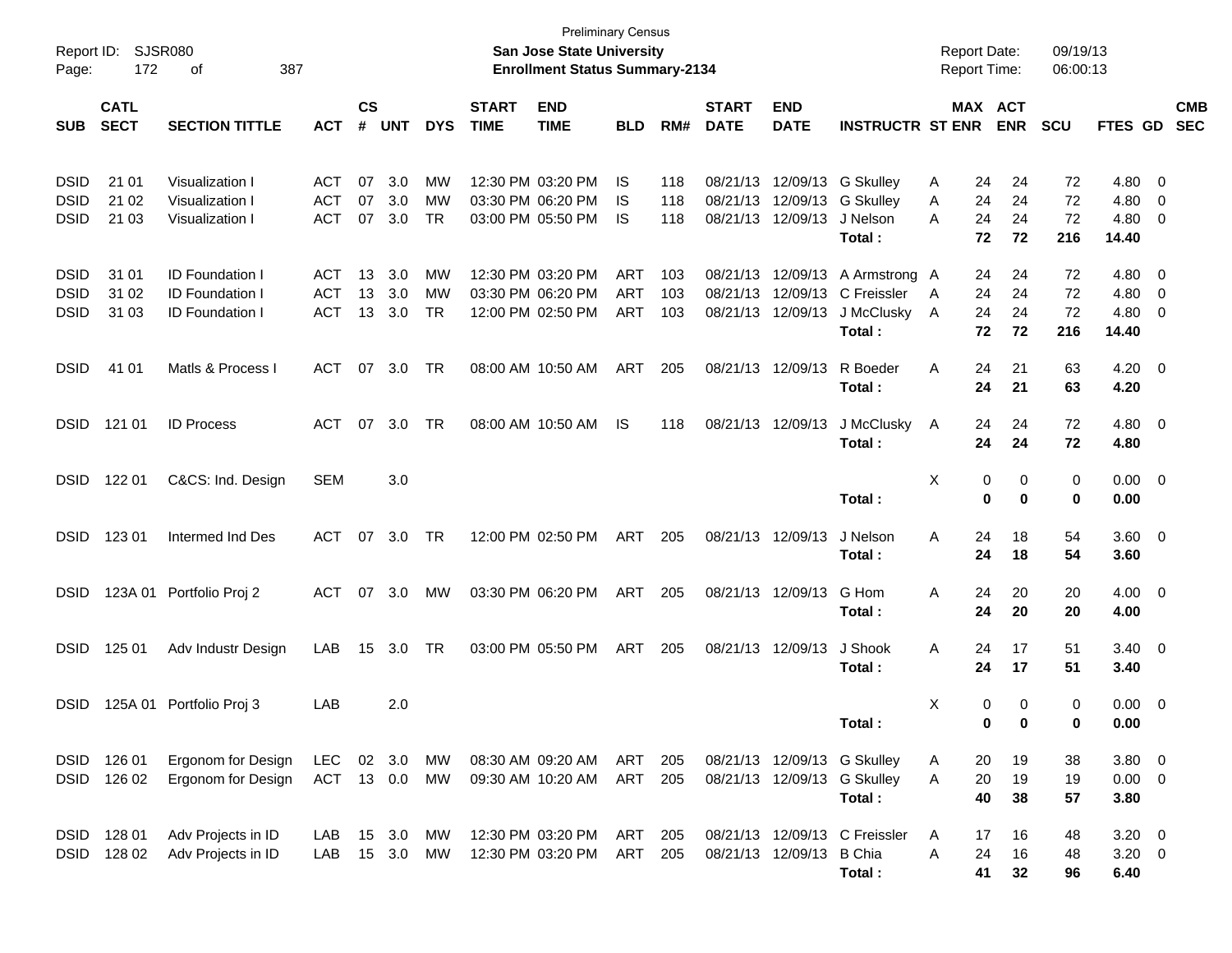Preliminary Census

**San Jose State University**

**Enrollment Status Summary-2134**

Report ID: SJSR080

Report Date: 09/19/13

Report Time: 06:00:13

| SUB | CATL SECT | SECTION TITTLE | ACT | CS # | UNT | DYS | START TIME | END TIME | BLD | RM# | START DATE | END DATE | INSTRUCTR | ST | MAX ENR | ACT ENR | SCU | FTES | GD | CMB SEC |
|---|---|---|---|---|---|---|---|---|---|---|---|---|---|---|---|---|---|---|---|---|
| DSID | 21 01 | Visualization I | ACT | 07 | 3.0 | MW | 12:30 PM | 03:20 PM | IS | 118 | 08/21/13 | 12/09/13 | G Skulley | A | 24 | 24 | 72 | 4.80 | 0 | |
| DSID | 21 02 | Visualization I | ACT | 07 | 3.0 | MW | 03:30 PM | 06:20 PM | IS | 118 | 08/21/13 | 12/09/13 | G Skulley | A | 24 | 24 | 72 | 4.80 | 0 | |
| DSID | 21 03 | Visualization I | ACT | 07 | 3.0 | TR | 03:00 PM | 05:50 PM | IS | 118 | 08/21/13 | 12/09/13 | J Nelson | A | 24 | 24 | 72 | 4.80 | 0 | |
| | | | | | | | | | | | | | **Total :** | | **72** | **72** | **216** | **14.40** | | |
| DSID | 31 01 | ID Foundation I | ACT | 13 | 3.0 | MW | 12:30 PM | 03:20 PM | ART | 103 | 08/21/13 | 12/09/13 | A Armstrong | A | 24 | 24 | 72 | 4.80 | 0 | |
| DSID | 31 02 | ID Foundation I | ACT | 13 | 3.0 | MW | 03:30 PM | 06:20 PM | ART | 103 | 08/21/13 | 12/09/13 | C Freissler | A | 24 | 24 | 72 | 4.80 | 0 | |
| DSID | 31 03 | ID Foundation I | ACT | 13 | 3.0 | TR | 12:00 PM | 02:50 PM | ART | 103 | 08/21/13 | 12/09/13 | J McClusky | A | 24 | 24 | 72 | 4.80 | 0 | |
| | | | | | | | | | | | | | **Total :** | | **72** | **72** | **216** | **14.40** | | |
| DSID | 41 01 | Matls & Process I | ACT | 07 | 3.0 | TR | 08:00 AM | 10:50 AM | ART | 205 | 08/21/13 | 12/09/13 | R Boeder | A | 24 | 21 | 63 | 4.20 | 0 | |
| | | | | | | | | | | | | | **Total :** | | **24** | **21** | **63** | **4.20** | | |
| DSID | 121 01 | ID Process | ACT | 07 | 3.0 | TR | 08:00 AM | 10:50 AM | IS | 118 | 08/21/13 | 12/09/13 | J McClusky | A | 24 | 24 | 72 | 4.80 | 0 | |
| | | | | | | | | | | | | | **Total :** | | **24** | **24** | **72** | **4.80** | | |
| DSID | 122 01 | C&CS: Ind. Design | SEM | | 3.0 | | | | | | | | | X | 0 | 0 | 0 | 0.00 | 0 | |
| | | | | | | | | | | | | | **Total :** | | **0** | **0** | **0** | **0.00** | | |
| DSID | 123 01 | Intermed Ind Des | ACT | 07 | 3.0 | TR | 12:00 PM | 02:50 PM | ART | 205 | 08/21/13 | 12/09/13 | J Nelson | A | 24 | 18 | 54 | 3.60 | 0 | |
| | | | | | | | | | | | | | **Total :** | | **24** | **18** | **54** | **3.60** | | |
| DSID | 123A 01 | Portfolio Proj 2 | ACT | 07 | 3.0 | MW | 03:30 PM | 06:20 PM | ART | 205 | 08/21/13 | 12/09/13 | G Hom | A | 24 | 20 | 20 | 4.00 | 0 | |
| | | | | | | | | | | | | | **Total :** | | **24** | **20** | **20** | **4.00** | | |
| DSID | 125 01 | Adv Industr Design | LAB | 15 | 3.0 | TR | 03:00 PM | 05:50 PM | ART | 205 | 08/21/13 | 12/09/13 | J Shook | A | 24 | 17 | 51 | 3.40 | 0 | |
| | | | | | | | | | | | | | **Total :** | | **24** | **17** | **51** | **3.40** | | |
| DSID | 125A 01 | Portfolio Proj 3 | LAB | | 2.0 | | | | | | | | | X | 0 | 0 | 0 | 0.00 | 0 | |
| | | | | | | | | | | | | | **Total :** | | **0** | **0** | **0** | **0.00** | | |
| DSID | 126 01 | Ergonom for Design | LEC | 02 | 3.0 | MW | 08:30 AM | 09:20 AM | ART | 205 | 08/21/13 | 12/09/13 | G Skulley | A | 20 | 19 | 38 | 3.80 | 0 | |
| DSID | 126 02 | Ergonom for Design | ACT | 13 | 0.0 | MW | 09:30 AM | 10:20 AM | ART | 205 | 08/21/13 | 12/09/13 | G Skulley | A | 20 | 19 | 19 | 0.00 | 0 | |
| | | | | | | | | | | | | | **Total :** | | **40** | **38** | **57** | **3.80** | | |
| DSID | 128 01 | Adv Projects in ID | LAB | 15 | 3.0 | MW | 12:30 PM | 03:20 PM | ART | 205 | 08/21/13 | 12/09/13 | C Freissler | A | 17 | 16 | 48 | 3.20 | 0 | |
| DSID | 128 02 | Adv Projects in ID | LAB | 15 | 3.0 | MW | 12:30 PM | 03:20 PM | ART | 205 | 08/21/13 | 12/09/13 | B Chia | A | 24 | 16 | 48 | 3.20 | 0 | |
| | | | | | | | | | | | | | **Total :** | | **41** | **32** | **96** | **6.40** | | |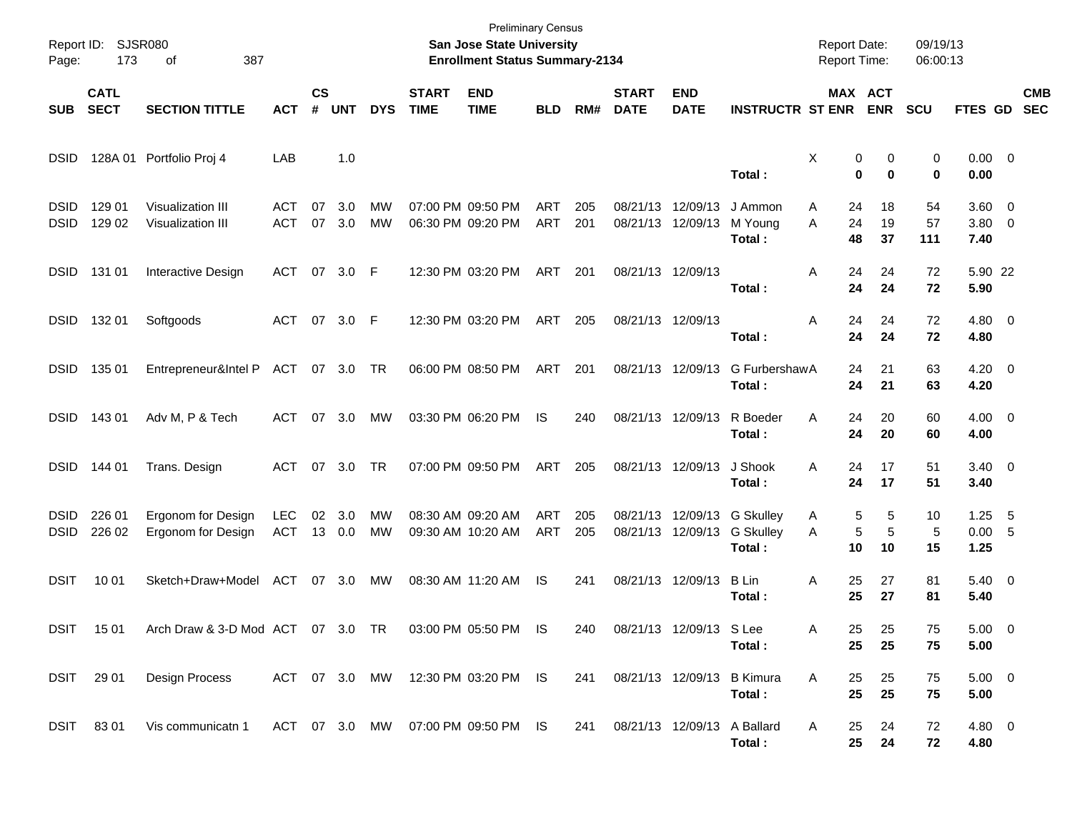Preliminary Census

**San Jose State University**

**Enrollment Status Summary-2134**

| SUB | CATL SECT | SECTION TITTLE | ACT | CS # | UNT | DYS | START TIME | END TIME | BLD | RM# | START DATE | END DATE | INSTRUCTR | ST | MAX ENR | ACT ENR | SCU | FTES | GD | CMB SEC |
|---|---|---|---|---|---|---|---|---|---|---|---|---|---|---|---|---|---|---|---|---|
| DSID | 128A 01 | Portfolio Proj 4 | LAB | | 1.0 | | | | | | | | | X | 0 | 0 | 0 | 0.00 | 0 | |
| | | | | | | | | | | | | | **Total :** | | **0** | **0** | **0** | **0.00** | | |
| DSID | 129 01 | Visualization III | ACT | 07 | 3.0 | MW | 07:00 PM | 09:50 PM | ART | 205 | 08/21/13 | 12/09/13 | J Ammon | A | 24 | 18 | 54 | 3.60 | 0 | |
| DSID | 129 02 | Visualization III | ACT | 07 | 3.0 | MW | 06:30 PM | 09:20 PM | ART | 201 | 08/21/13 | 12/09/13 | M Young | A | 24 | 19 | 57 | 3.80 | 0 | |
| | | | | | | | | | | | | | **Total :** | | **48** | **37** | **111** | **7.40** | | |
| DSID | 131 01 | Interactive Design | ACT | 07 | 3.0 | F | 12:30 PM | 03:20 PM | ART | 201 | 08/21/13 | 12/09/13 | | A | 24 | 24 | 72 | 5.90 | 22 | |
| | | | | | | | | | | | | | **Total :** | | **24** | **24** | **72** | **5.90** | | |
| DSID | 132 01 | Softgoods | ACT | 07 | 3.0 | F | 12:30 PM | 03:20 PM | ART | 205 | 08/21/13 | 12/09/13 | | A | 24 | 24 | 72 | 4.80 | 0 | |
| | | | | | | | | | | | | | **Total :** | | **24** | **24** | **72** | **4.80** | | |
| DSID | 135 01 | Entrepreneur&Intel P | ACT | 07 | 3.0 | TR | 06:00 PM | 08:50 PM | ART | 201 | 08/21/13 | 12/09/13 | G Furbershaw | A | 24 | 21 | 63 | 4.20 | 0 | |
| | | | | | | | | | | | | | **Total :** | | **24** | **21** | **63** | **4.20** | | |
| DSID | 143 01 | Adv M, P & Tech | ACT | 07 | 3.0 | MW | 03:30 PM | 06:20 PM | IS | 240 | 08/21/13 | 12/09/13 | R Boeder | A | 24 | 20 | 60 | 4.00 | 0 | |
| | | | | | | | | | | | | | **Total :** | | **24** | **20** | **60** | **4.00** | | |
| DSID | 144 01 | Trans. Design | ACT | 07 | 3.0 | TR | 07:00 PM | 09:50 PM | ART | 205 | 08/21/13 | 12/09/13 | J Shook | A | 24 | 17 | 51 | 3.40 | 0 | |
| | | | | | | | | | | | | | **Total :** | | **24** | **17** | **51** | **3.40** | | |
| DSID | 226 01 | Ergonom for Design | LEC | 02 | 3.0 | MW | 08:30 AM | 09:20 AM | ART | 205 | 08/21/13 | 12/09/13 | G Skulley | A | 5 | 5 | 10 | 1.25 | 5 | |
| DSID | 226 02 | Ergonom for Design | ACT | 13 | 0.0 | MW | 09:30 AM | 10:20 AM | ART | 205 | 08/21/13 | 12/09/13 | G Skulley | A | 5 | 5 | 5 | 0.00 | 5 | |
| | | | | | | | | | | | | | **Total :** | | **10** | **10** | **15** | **1.25** | | |
| DSIT | 10 01 | Sketch+Draw+Model | ACT | 07 | 3.0 | MW | 08:30 AM | 11:20 AM | IS | 241 | 08/21/13 | 12/09/13 | B Lin | A | 25 | 27 | 81 | 5.40 | 0 | |
| | | | | | | | | | | | | | **Total :** | | **25** | **27** | **81** | **5.40** | | |
| DSIT | 15 01 | Arch Draw & 3-D Mod | ACT | 07 | 3.0 | TR | 03:00 PM | 05:50 PM | IS | 240 | 08/21/13 | 12/09/13 | S Lee | A | 25 | 25 | 75 | 5.00 | 0 | |
| | | | | | | | | | | | | | **Total :** | | **25** | **25** | **75** | **5.00** | | |
| DSIT | 29 01 | Design Process | ACT | 07 | 3.0 | MW | 12:30 PM | 03:20 PM | IS | 241 | 08/21/13 | 12/09/13 | B Kimura | A | 25 | 25 | 75 | 5.00 | 0 | |
| | | | | | | | | | | | | | **Total :** | | **25** | **25** | **75** | **5.00** | | |
| DSIT | 83 01 | Vis communicatn 1 | ACT | 07 | 3.0 | MW | 07:00 PM | 09:50 PM | IS | 241 | 08/21/13 | 12/09/13 | A Ballard | A | 25 | 24 | 72 | 4.80 | 0 | |
| | | | | | | | | | | | | | **Total :** | | **25** | **24** | **72** | **4.80** | | |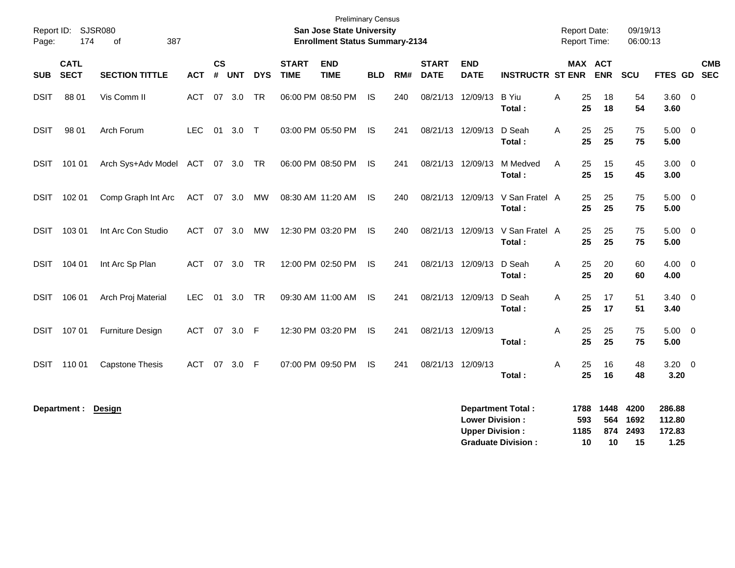Preliminary Census

**San Jose State University**

**Enrollment Status Summary-2134**

Report ID: SJSR080
Page: 174 of 387

Report Date: 09/19/13
Report Time: 06:00:13

| SUB | CATL SECT | SECTION TITTLE | ACT | CS # | UNT | DYS | START TIME | END TIME | BLD | RM# | START DATE | END DATE | INSTRUCTR | ST | MAX ENR | ACT ENR | SCU | FTES | GD | CMB SEC |
|---|---|---|---|---|---|---|---|---|---|---|---|---|---|---|---|---|---|---|---|---|
| DSIT | 88 01 | Vis Comm II | ACT | 07 | 3.0 | TR | 06:00 PM | 08:50 PM | IS | 240 | 08/21/13 | 12/09/13 | B Yiu | A | 25 | 18 | 54 | 3.60 | 0 | |
| | | | | | | | | | | | | | **Total :** | | **25** | **18** | **54** | **3.60** | | |
| DSIT | 98 01 | Arch Forum | LEC | 01 | 3.0 | T | 03:00 PM | 05:50 PM | IS | 241 | 08/21/13 | 12/09/13 | D Seah | A | 25 | 25 | 75 | 5.00 | 0 | |
| | | | | | | | | | | | | | **Total :** | | **25** | **25** | **75** | **5.00** | | |
| DSIT | 101 01 | Arch Sys+Adv Model | ACT | 07 | 3.0 | TR | 06:00 PM | 08:50 PM | IS | 241 | 08/21/13 | 12/09/13 | M Medved | A | 25 | 15 | 45 | 3.00 | 0 | |
| | | | | | | | | | | | | | **Total :** | | **25** | **15** | **45** | **3.00** | | |
| DSIT | 102 01 | Comp Graph Int Arc | ACT | 07 | 3.0 | MW | 08:30 AM | 11:20 AM | IS | 240 | 08/21/13 | 12/09/13 | V San Fratel | A | 25 | 25 | 75 | 5.00 | 0 | |
| | | | | | | | | | | | | | **Total :** | | **25** | **25** | **75** | **5.00** | | |
| DSIT | 103 01 | Int Arc Con Studio | ACT | 07 | 3.0 | MW | 12:30 PM | 03:20 PM | IS | 240 | 08/21/13 | 12/09/13 | V San Fratel | A | 25 | 25 | 75 | 5.00 | 0 | |
| | | | | | | | | | | | | | **Total :** | | **25** | **25** | **75** | **5.00** | | |
| DSIT | 104 01 | Int Arc Sp Plan | ACT | 07 | 3.0 | TR | 12:00 PM | 02:50 PM | IS | 241 | 08/21/13 | 12/09/13 | D Seah | A | 25 | 20 | 60 | 4.00 | 0 | |
| | | | | | | | | | | | | | **Total :** | | **25** | **20** | **60** | **4.00** | | |
| DSIT | 106 01 | Arch Proj Material | LEC | 01 | 3.0 | TR | 09:30 AM | 11:00 AM | IS | 241 | 08/21/13 | 12/09/13 | D Seah | A | 25 | 17 | 51 | 3.40 | 0 | |
| | | | | | | | | | | | | | **Total :** | | **25** | **17** | **51** | **3.40** | | |
| DSIT | 107 01 | Furniture Design | ACT | 07 | 3.0 | F | 12:30 PM | 03:20 PM | IS | 241 | 08/21/13 | 12/09/13 | | A | 25 | 25 | 75 | 5.00 | 0 | |
| | | | | | | | | | | | | | **Total :** | | **25** | **25** | **75** | **5.00** | | |
| DSIT | 110 01 | Capstone Thesis | ACT | 07 | 3.0 | F | 07:00 PM | 09:50 PM | IS | 241 | 08/21/13 | 12/09/13 | | A | 25 | 16 | 48 | 3.20 | 0 | |
| | | | | | | | | | | | | | **Total :** | | **25** | **16** | **48** | **3.20** | | |

**Department : Design**

| | MAX ENR | ACT ENR | SCU | FTES |
|---|---|---|---|---|
| **Department Total :** | **1788** | **1448** | **4200** | **286.88** |
| **Lower Division :** | **593** | **564** | **1692** | **112.80** |
| **Upper Division :** | **1185** | **874** | **2493** | **172.83** |
| **Graduate Division :** | **10** | **10** | **15** | **1.25** |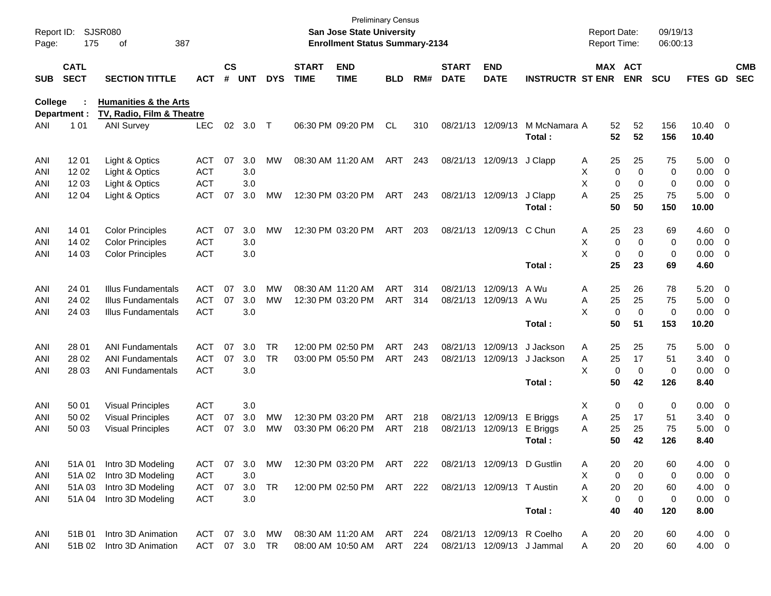Preliminary Census
**San Jose State University**
**Enrollment Status Summary-2134**

Report ID: SJSR080
Report Date: 09/19/13
Report Time: 06:00:13

**College : Humanities & the Arts**
**Department : TV, Radio, Film & Theatre**

| SUB | CATL SECT | SECTION TITTLE | ACT | CS # | UNT | DYS | START TIME | END TIME | BLD | RM# | START DATE | END DATE | INSTRUCTR | ST | MAX ENR | ACT ENR | SCU | FTES | GD | CMB SEC |
|---|---|---|---|---|---|---|---|---|---|---|---|---|---|---|---|---|---|---|---|---|
| ANI | 1 01 | ANI Survey | LEC | 02 | 3.0 | T | 06:30 PM | 09:20 PM | CL | 310 | 08/21/13 | 12/09/13 | M McNamara | A | 52 | 52 | 156 | 10.40 | 0 | |
| | | | | | | | | | | | | | **Total :** | | **52** | **52** | **156** | **10.40** | | |
| ANI | 12 01 | Light & Optics | ACT | 07 | 3.0 | MW | 08:30 AM | 11:20 AM | ART | 243 | 08/21/13 | 12/09/13 | J Clapp | A | 25 | 25 | 75 | 5.00 | 0 | |
| ANI | 12 02 | Light & Optics | ACT | | 3.0 | | | | | | | | | X | 0 | 0 | 0 | 0.00 | 0 | |
| ANI | 12 03 | Light & Optics | ACT | | 3.0 | | | | | | | | | X | 0 | 0 | 0 | 0.00 | 0 | |
| ANI | 12 04 | Light & Optics | ACT | 07 | 3.0 | MW | 12:30 PM | 03:20 PM | ART | 243 | 08/21/13 | 12/09/13 | J Clapp | A | 25 | 25 | 75 | 5.00 | 0 | |
| | | | | | | | | | | | | | **Total :** | | **50** | **50** | **150** | **10.00** | | |
| ANI | 14 01 | Color Principles | ACT | 07 | 3.0 | MW | 12:30 PM | 03:20 PM | ART | 203 | 08/21/13 | 12/09/13 | C Chun | A | 25 | 23 | 69 | 4.60 | 0 | |
| ANI | 14 02 | Color Principles | ACT | | 3.0 | | | | | | | | | X | 0 | 0 | 0 | 0.00 | 0 | |
| ANI | 14 03 | Color Principles | ACT | | 3.0 | | | | | | | | | X | 0 | 0 | 0 | 0.00 | 0 | |
| | | | | | | | | | | | | | **Total :** | | **25** | **23** | **69** | **4.60** | | |
| ANI | 24 01 | Illus Fundamentals | ACT | 07 | 3.0 | MW | 08:30 AM | 11:20 AM | ART | 314 | 08/21/13 | 12/09/13 | A Wu | A | 25 | 26 | 78 | 5.20 | 0 | |
| ANI | 24 02 | Illus Fundamentals | ACT | 07 | 3.0 | MW | 12:30 PM | 03:20 PM | ART | 314 | 08/21/13 | 12/09/13 | A Wu | A | 25 | 25 | 75 | 5.00 | 0 | |
| ANI | 24 03 | Illus Fundamentals | ACT | | 3.0 | | | | | | | | | X | 0 | 0 | 0 | 0.00 | 0 | |
| | | | | | | | | | | | | | **Total :** | | **50** | **51** | **153** | **10.20** | | |
| ANI | 28 01 | ANI Fundamentals | ACT | 07 | 3.0 | TR | 12:00 PM | 02:50 PM | ART | 243 | 08/21/13 | 12/09/13 | J Jackson | A | 25 | 25 | 75 | 5.00 | 0 | |
| ANI | 28 02 | ANI Fundamentals | ACT | 07 | 3.0 | TR | 03:00 PM | 05:50 PM | ART | 243 | 08/21/13 | 12/09/13 | J Jackson | A | 25 | 17 | 51 | 3.40 | 0 | |
| ANI | 28 03 | ANI Fundamentals | ACT | | 3.0 | | | | | | | | | X | 0 | 0 | 0 | 0.00 | 0 | |
| | | | | | | | | | | | | | **Total :** | | **50** | **42** | **126** | **8.40** | | |
| ANI | 50 01 | Visual Principles | ACT | | 3.0 | | | | | | | | | X | 0 | 0 | 0 | 0.00 | 0 | |
| ANI | 50 02 | Visual Principles | ACT | 07 | 3.0 | MW | 12:30 PM | 03:20 PM | ART | 218 | 08/21/13 | 12/09/13 | E Briggs | A | 25 | 17 | 51 | 3.40 | 0 | |
| ANI | 50 03 | Visual Principles | ACT | 07 | 3.0 | MW | 03:30 PM | 06:20 PM | ART | 218 | 08/21/13 | 12/09/13 | E Briggs | A | 25 | 25 | 75 | 5.00 | 0 | |
| | | | | | | | | | | | | | **Total :** | | **50** | **42** | **126** | **8.40** | | |
| ANI | 51A 01 | Intro 3D Modeling | ACT | 07 | 3.0 | MW | 12:30 PM | 03:20 PM | ART | 222 | 08/21/13 | 12/09/13 | D Gustlin | A | 20 | 20 | 60 | 4.00 | 0 | |
| ANI | 51A 02 | Intro 3D Modeling | ACT | | 3.0 | | | | | | | | | X | 0 | 0 | 0 | 0.00 | 0 | |
| ANI | 51A 03 | Intro 3D Modeling | ACT | 07 | 3.0 | TR | 12:00 PM | 02:50 PM | ART | 222 | 08/21/13 | 12/09/13 | T Austin | A | 20 | 20 | 60 | 4.00 | 0 | |
| ANI | 51A 04 | Intro 3D Modeling | ACT | | 3.0 | | | | | | | | | X | 0 | 0 | 0 | 0.00 | 0 | |
| | | | | | | | | | | | | | **Total :** | | **40** | **40** | **120** | **8.00** | | |
| ANI | 51B 01 | Intro 3D Animation | ACT | 07 | 3.0 | MW | 08:30 AM | 11:20 AM | ART | 224 | 08/21/13 | 12/09/13 | R Coelho | A | 20 | 20 | 60 | 4.00 | 0 | |
| ANI | 51B 02 | Intro 3D Animation | ACT | 07 | 3.0 | TR | 08:00 AM | 10:50 AM | ART | 224 | 08/21/13 | 12/09/13 | J Jammal | A | 20 | 20 | 60 | 4.00 | 0 | |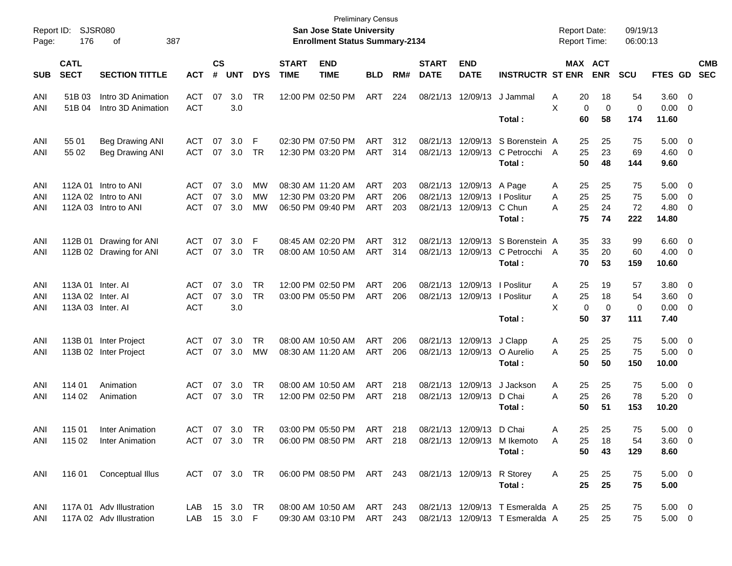Preliminary Census

Report ID: SJSR080 **San Jose State University** Report Date: 09/19/13
Page: 176 of 387 **Enrollment Status Summary-2134** Report Time: 06:00:13

| SUB | CATL SECT | SECTION TITTLE | ACT | CS # | UNT | DYS | START TIME | END TIME | BLD | RM# | START DATE | END DATE | INSTRUCTR | ST | MAX ENR | ACT ENR | SCU | FTES | GD | CMB SEC |
|---|---|---|---|---|---|---|---|---|---|---|---|---|---|---|---|---|---|---|---|---|
| ANI | 51B 03 | Intro 3D Animation | ACT | 07 | 3.0 | TR | 12:00 PM | 02:50 PM | ART | 224 | 08/21/13 | 12/09/13 | J Jammal | A | 20 | 18 | 54 | 3.60 | 0 | |
| ANI | 51B 04 | Intro 3D Animation | ACT | | 3.0 | | | | | | | | | X | 0 | 0 | 0 | 0.00 | 0 | |
| | | | | | | | | | | | | | **Total :** | | **60** | **58** | **174** | **11.60** | | |
| ANI | 55 01 | Beg Drawing ANI | ACT | 07 | 3.0 | F | 02:30 PM | 07:50 PM | ART | 312 | 08/21/13 | 12/09/13 | S Borenstein | A | 25 | 25 | 75 | 5.00 | 0 | |
| ANI | 55 02 | Beg Drawing ANI | ACT | 07 | 3.0 | TR | 12:30 PM | 03:20 PM | ART | 314 | 08/21/13 | 12/09/13 | C Petrocchi | A | 25 | 23 | 69 | 4.60 | 0 | |
| | | | | | | | | | | | | | **Total :** | | **50** | **48** | **144** | **9.60** | | |
| ANI | 112A 01 | Intro to ANI | ACT | 07 | 3.0 | MW | 08:30 AM | 11:20 AM | ART | 203 | 08/21/13 | 12/09/13 | A Page | A | 25 | 25 | 75 | 5.00 | 0 | |
| ANI | 112A 02 | Intro to ANI | ACT | 07 | 3.0 | MW | 12:30 PM | 03:20 PM | ART | 206 | 08/21/13 | 12/09/13 | I Poslitur | A | 25 | 25 | 75 | 5.00 | 0 | |
| ANI | 112A 03 | Intro to ANI | ACT | 07 | 3.0 | MW | 06:50 PM | 09:40 PM | ART | 203 | 08/21/13 | 12/09/13 | C Chun | A | 25 | 24 | 72 | 4.80 | 0 | |
| | | | | | | | | | | | | | **Total :** | | **75** | **74** | **222** | **14.80** | | |
| ANI | 112B 01 | Drawing for ANI | ACT | 07 | 3.0 | F | 08:45 AM | 02:20 PM | ART | 312 | 08/21/13 | 12/09/13 | S Borenstein | A | 35 | 33 | 99 | 6.60 | 0 | |
| ANI | 112B 02 | Drawing for ANI | ACT | 07 | 3.0 | TR | 08:00 AM | 10:50 AM | ART | 314 | 08/21/13 | 12/09/13 | C Petrocchi | A | 35 | 20 | 60 | 4.00 | 0 | |
| | | | | | | | | | | | | | **Total :** | | **70** | **53** | **159** | **10.60** | | |
| ANI | 113A 01 | Inter. AI | ACT | 07 | 3.0 | TR | 12:00 PM | 02:50 PM | ART | 206 | 08/21/13 | 12/09/13 | I Poslitur | A | 25 | 19 | 57 | 3.80 | 0 | |
| ANI | 113A 02 | Inter. AI | ACT | 07 | 3.0 | TR | 03:00 PM | 05:50 PM | ART | 206 | 08/21/13 | 12/09/13 | I Poslitur | A | 25 | 18 | 54 | 3.60 | 0 | |
| ANI | 113A 03 | Inter. AI | ACT | | 3.0 | | | | | | | | | X | 0 | 0 | 0 | 0.00 | 0 | |
| | | | | | | | | | | | | | **Total :** | | **50** | **37** | **111** | **7.40** | | |
| ANI | 113B 01 | Inter Project | ACT | 07 | 3.0 | TR | 08:00 AM | 10:50 AM | ART | 206 | 08/21/13 | 12/09/13 | J Clapp | A | 25 | 25 | 75 | 5.00 | 0 | |
| ANI | 113B 02 | Inter Project | ACT | 07 | 3.0 | MW | 08:30 AM | 11:20 AM | ART | 206 | 08/21/13 | 12/09/13 | O Aurelio | A | 25 | 25 | 75 | 5.00 | 0 | |
| | | | | | | | | | | | | | **Total :** | | **50** | **50** | **150** | **10.00** | | |
| ANI | 114 01 | Animation | ACT | 07 | 3.0 | TR | 08:00 AM | 10:50 AM | ART | 218 | 08/21/13 | 12/09/13 | J Jackson | A | 25 | 25 | 75 | 5.00 | 0 | |
| ANI | 114 02 | Animation | ACT | 07 | 3.0 | TR | 12:00 PM | 02:50 PM | ART | 218 | 08/21/13 | 12/09/13 | D Chai | A | 25 | 26 | 78 | 5.20 | 0 | |
| | | | | | | | | | | | | | **Total :** | | **50** | **51** | **153** | **10.20** | | |
| ANI | 115 01 | Inter Animation | ACT | 07 | 3.0 | TR | 03:00 PM | 05:50 PM | ART | 218 | 08/21/13 | 12/09/13 | D Chai | A | 25 | 25 | 75 | 5.00 | 0 | |
| ANI | 115 02 | Inter Animation | ACT | 07 | 3.0 | TR | 06:00 PM | 08:50 PM | ART | 218 | 08/21/13 | 12/09/13 | M Ikemoto | A | 25 | 18 | 54 | 3.60 | 0 | |
| | | | | | | | | | | | | | **Total :** | | **50** | **43** | **129** | **8.60** | | |
| ANI | 116 01 | Conceptual Illus | ACT | 07 | 3.0 | TR | 06:00 PM | 08:50 PM | ART | 243 | 08/21/13 | 12/09/13 | R Storey | A | 25 | 25 | 75 | 5.00 | 0 | |
| | | | | | | | | | | | | | **Total :** | | **25** | **25** | **75** | **5.00** | | |
| ANI | 117A 01 | Adv Illustration | LAB | 15 | 3.0 | TR | 08:00 AM | 10:50 AM | ART | 243 | 08/21/13 | 12/09/13 | T Esmeralda | A | 25 | 25 | 75 | 5.00 | 0 | |
| ANI | 117A 02 | Adv Illustration | LAB | 15 | 3.0 | F | 09:30 AM | 03:10 PM | ART | 243 | 08/21/13 | 12/09/13 | T Esmeralda | A | 25 | 25 | 75 | 5.00 | 0 | |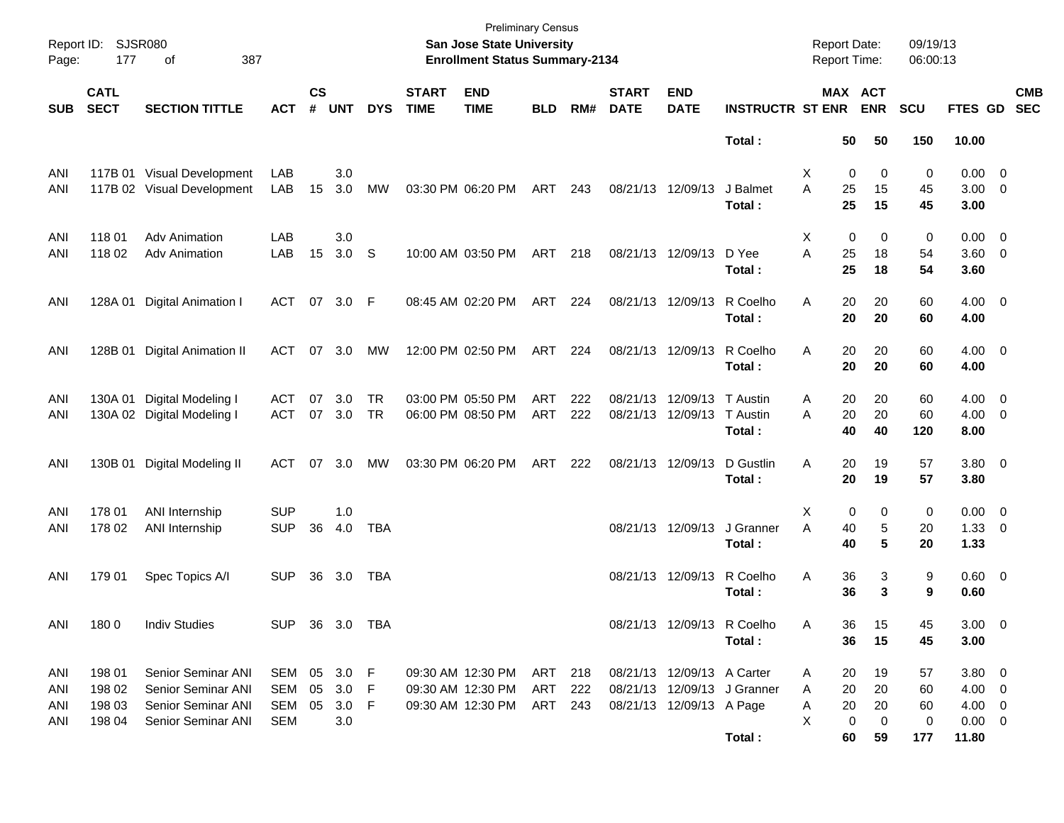Preliminary Census
**San Jose State University**
**Enrollment Status Summary-2134**

Report ID: SJSR080
Report Date: 09/19/13
Report Time: 06:00:13

| SUB | CATL SECT | SECTION TITTLE | ACT | CS # | UNT | DYS | START TIME | END TIME | BLD | RM# | START DATE | END DATE | INSTRUCTR | ST | MAX ENR | ACT ENR | SCU | FTES | GD | CMB SEC |
|---|---|---|---|---|---|---|---|---|---|---|---|---|---|---|---|---|---|---|---|---|
| | | | | | | | | | | | | | **Total :** | | **50** | **50** | **150** | **10.00** | | |
| ANI | 117B 01 | Visual Development | LAB | | 3.0 | | | | | | | | | X | 0 | 0 | 0 | 0.00 | 0 | |
| ANI | 117B 02 | Visual Development | LAB | 15 | 3.0 | MW | 03:30 PM | 06:20 PM | ART | 243 | 08/21/13 | 12/09/13 | J Balmet | A | 25 | 15 | 45 | 3.00 | 0 | |
| | | | | | | | | | | | | | **Total :** | | **25** | **15** | **45** | **3.00** | | |
| ANI | 118 01 | Adv Animation | LAB | | 3.0 | | | | | | | | | X | 0 | 0 | 0 | 0.00 | 0 | |
| ANI | 118 02 | Adv Animation | LAB | 15 | 3.0 | S | 10:00 AM | 03:50 PM | ART | 218 | 08/21/13 | 12/09/13 | D Yee | A | 25 | 18 | 54 | 3.60 | 0 | |
| | | | | | | | | | | | | | **Total :** | | **25** | **18** | **54** | **3.60** | | |
| ANI | 128A 01 | Digital Animation I | ACT | 07 | 3.0 | F | 08:45 AM | 02:20 PM | ART | 224 | 08/21/13 | 12/09/13 | R Coelho | A | 20 | 20 | 60 | 4.00 | 0 | |
| | | | | | | | | | | | | | **Total :** | | **20** | **20** | **60** | **4.00** | | |
| ANI | 128B 01 | Digital Animation II | ACT | 07 | 3.0 | MW | 12:00 PM | 02:50 PM | ART | 224 | 08/21/13 | 12/09/13 | R Coelho | A | 20 | 20 | 60 | 4.00 | 0 | |
| | | | | | | | | | | | | | **Total :** | | **20** | **20** | **60** | **4.00** | | |
| ANI | 130A 01 | Digital Modeling I | ACT | 07 | 3.0 | TR | 03:00 PM | 05:50 PM | ART | 222 | 08/21/13 | 12/09/13 | T Austin | A | 20 | 20 | 60 | 4.00 | 0 | |
| ANI | 130A 02 | Digital Modeling I | ACT | 07 | 3.0 | TR | 06:00 PM | 08:50 PM | ART | 222 | 08/21/13 | 12/09/13 | T Austin | A | 20 | 20 | 60 | 4.00 | 0 | |
| | | | | | | | | | | | | | **Total :** | | **40** | **40** | **120** | **8.00** | | |
| ANI | 130B 01 | Digital Modeling II | ACT | 07 | 3.0 | MW | 03:30 PM | 06:20 PM | ART | 222 | 08/21/13 | 12/09/13 | D Gustlin | A | 20 | 19 | 57 | 3.80 | 0 | |
| | | | | | | | | | | | | | **Total :** | | **20** | **19** | **57** | **3.80** | | |
| ANI | 178 01 | ANI Internship | SUP | | 1.0 | | | | | | | | | X | 0 | 0 | 0 | 0.00 | 0 | |
| ANI | 178 02 | ANI Internship | SUP | 36 | 4.0 | TBA | | | | | 08/21/13 | 12/09/13 | J Granner | A | 40 | 5 | 20 | 1.33 | 0 | |
| | | | | | | | | | | | | | **Total :** | | **40** | **5** | **20** | **1.33** | | |
| ANI | 179 01 | Spec Topics A/I | SUP | 36 | 3.0 | TBA | | | | | 08/21/13 | 12/09/13 | R Coelho | A | 36 | 3 | 9 | 0.60 | 0 | |
| | | | | | | | | | | | | | **Total :** | | **36** | **3** | **9** | **0.60** | | |
| ANI | 180 0 | Indiv Studies | SUP | 36 | 3.0 | TBA | | | | | 08/21/13 | 12/09/13 | R Coelho | A | 36 | 15 | 45 | 3.00 | 0 | |
| | | | | | | | | | | | | | **Total :** | | **36** | **15** | **45** | **3.00** | | |
| ANI | 198 01 | Senior Seminar ANI | SEM | 05 | 3.0 | F | 09:30 AM | 12:30 PM | ART | 218 | 08/21/13 | 12/09/13 | A Carter | A | 20 | 19 | 57 | 3.80 | 0 | |
| ANI | 198 02 | Senior Seminar ANI | SEM | 05 | 3.0 | F | 09:30 AM | 12:30 PM | ART | 222 | 08/21/13 | 12/09/13 | J Granner | A | 20 | 20 | 60 | 4.00 | 0 | |
| ANI | 198 03 | Senior Seminar ANI | SEM | 05 | 3.0 | F | 09:30 AM | 12:30 PM | ART | 243 | 08/21/13 | 12/09/13 | A Page | A | 20 | 20 | 60 | 4.00 | 0 | |
| ANI | 198 04 | Senior Seminar ANI | SEM | | 3.0 | | | | | | | | | X | 0 | 0 | 0 | 0.00 | 0 | |
| | | | | | | | | | | | | | **Total :** | | **60** | **59** | **177** | **11.80** | | |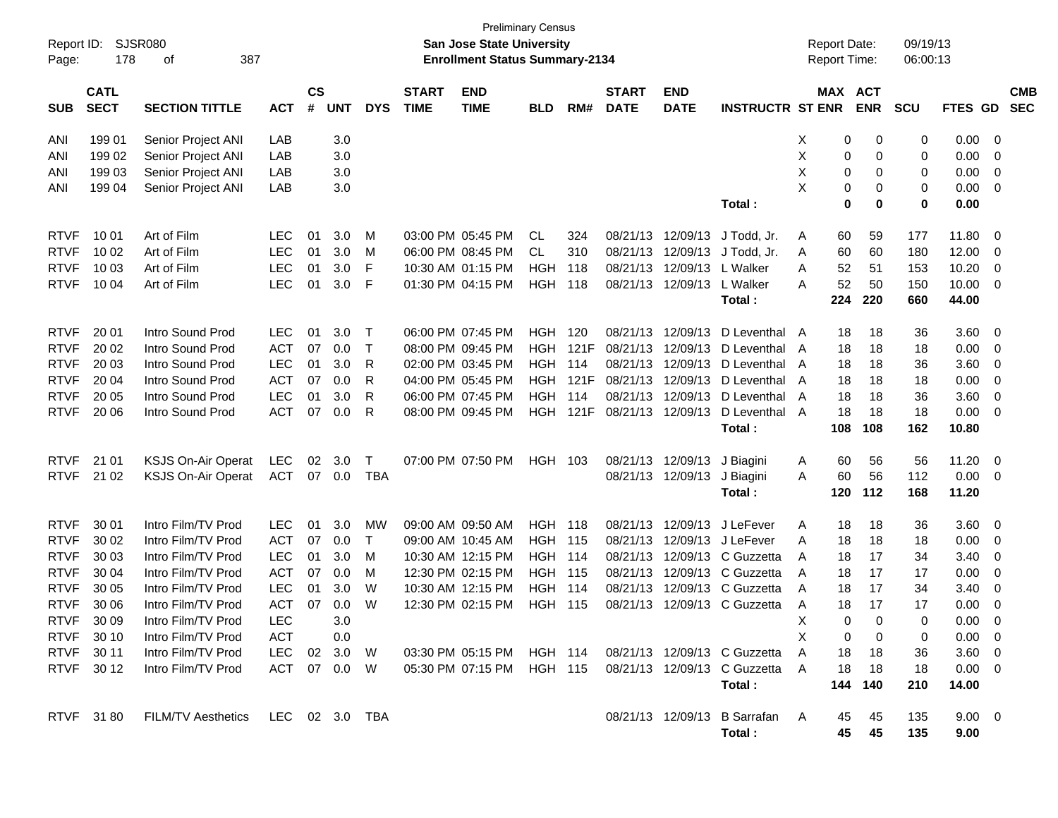Preliminary Census

Report ID: SJSR080
**San Jose State University**
**Enrollment Status Summary-2134**

Report Date: 09/19/13
Report Time: 06:00:13

| SUB | CATL SECT | SECTION TITTLE | ACT | CS # | UNT | DYS | START TIME | END TIME | BLD | RM# | START DATE | END DATE | INSTRUCTR | ST | MAX ENR | ACT ENR | SCU | FTES | GD | CMB SEC |
|---|---|---|---|---|---|---|---|---|---|---|---|---|---|---|---|---|---|---|---|---|
| ANI | 199 01 | Senior Project ANI | LAB | | 3.0 | | | | | | | | | X | 0 | 0 | 0 | 0.00 | 0 | |
| ANI | 199 02 | Senior Project ANI | LAB | | 3.0 | | | | | | | | | X | 0 | 0 | 0 | 0.00 | 0 | |
| ANI | 199 03 | Senior Project ANI | LAB | | 3.0 | | | | | | | | | X | 0 | 0 | 0 | 0.00 | 0 | |
| ANI | 199 04 | Senior Project ANI | LAB | | 3.0 | | | | | | | | | X | 0 | 0 | 0 | 0.00 | 0 | |
| | | | | | | | | | | | | | **Total :** | | **0** | **0** | **0** | **0.00** | | |
| RTVF | 10 01 | Art of Film | LEC | 01 | 3.0 | M | 03:00 PM | 05:45 PM | CL | 324 | 08/21/13 | 12/09/13 | J Todd, Jr. | A | 60 | 59 | 177 | 11.80 | 0 | |
| RTVF | 10 02 | Art of Film | LEC | 01 | 3.0 | M | 06:00 PM | 08:45 PM | CL | 310 | 08/21/13 | 12/09/13 | J Todd, Jr. | A | 60 | 60 | 180 | 12.00 | 0 | |
| RTVF | 10 03 | Art of Film | LEC | 01 | 3.0 | F | 10:30 AM | 01:15 PM | HGH | 118 | 08/21/13 | 12/09/13 | L Walker | A | 52 | 51 | 153 | 10.20 | 0 | |
| RTVF | 10 04 | Art of Film | LEC | 01 | 3.0 | F | 01:30 PM | 04:15 PM | HGH | 118 | 08/21/13 | 12/09/13 | L Walker | A | 52 | 50 | 150 | 10.00 | 0 | |
| | | | | | | | | | | | | | **Total :** | | **224** | **220** | **660** | **44.00** | | |
| RTVF | 20 01 | Intro Sound Prod | LEC | 01 | 3.0 | T | 06:00 PM | 07:45 PM | HGH | 120 | 08/21/13 | 12/09/13 | D Leventhal | A | 18 | 18 | 36 | 3.60 | 0 | |
| RTVF | 20 02 | Intro Sound Prod | ACT | 07 | 0.0 | T | 08:00 PM | 09:45 PM | HGH | 121F | 08/21/13 | 12/09/13 | D Leventhal | A | 18 | 18 | 18 | 0.00 | 0 | |
| RTVF | 20 03 | Intro Sound Prod | LEC | 01 | 3.0 | R | 02:00 PM | 03:45 PM | HGH | 114 | 08/21/13 | 12/09/13 | D Leventhal | A | 18 | 18 | 36 | 3.60 | 0 | |
| RTVF | 20 04 | Intro Sound Prod | ACT | 07 | 0.0 | R | 04:00 PM | 05:45 PM | HGH | 121F | 08/21/13 | 12/09/13 | D Leventhal | A | 18 | 18 | 18 | 0.00 | 0 | |
| RTVF | 20 05 | Intro Sound Prod | LEC | 01 | 3.0 | R | 06:00 PM | 07:45 PM | HGH | 114 | 08/21/13 | 12/09/13 | D Leventhal | A | 18 | 18 | 36 | 3.60 | 0 | |
| RTVF | 20 06 | Intro Sound Prod | ACT | 07 | 0.0 | R | 08:00 PM | 09:45 PM | HGH | 121F | 08/21/13 | 12/09/13 | D Leventhal | A | 18 | 18 | 18 | 0.00 | 0 | |
| | | | | | | | | | | | | | **Total :** | | **108** | **108** | **162** | **10.80** | | |
| RTVF | 21 01 | KSJS On-Air Operat | LEC | 02 | 3.0 | T | 07:00 PM | 07:50 PM | HGH | 103 | 08/21/13 | 12/09/13 | J Biagini | A | 60 | 56 | 56 | 11.20 | 0 | |
| RTVF | 21 02 | KSJS On-Air Operat | ACT | 07 | 0.0 | TBA | | | | | 08/21/13 | 12/09/13 | J Biagini | A | 60 | 56 | 112 | 0.00 | 0 | |
| | | | | | | | | | | | | | **Total :** | | **120** | **112** | **168** | **11.20** | | |
| RTVF | 30 01 | Intro Film/TV Prod | LEC | 01 | 3.0 | MW | 09:00 AM | 09:50 AM | HGH | 118 | 08/21/13 | 12/09/13 | J LeFever | A | 18 | 18 | 36 | 3.60 | 0 | |
| RTVF | 30 02 | Intro Film/TV Prod | ACT | 07 | 0.0 | T | 09:00 AM | 10:45 AM | HGH | 115 | 08/21/13 | 12/09/13 | J LeFever | A | 18 | 18 | 18 | 0.00 | 0 | |
| RTVF | 30 03 | Intro Film/TV Prod | LEC | 01 | 3.0 | M | 10:30 AM | 12:15 PM | HGH | 114 | 08/21/13 | 12/09/13 | C Guzzetta | A | 18 | 17 | 34 | 3.40 | 0 | |
| RTVF | 30 04 | Intro Film/TV Prod | ACT | 07 | 0.0 | M | 12:30 PM | 02:15 PM | HGH | 115 | 08/21/13 | 12/09/13 | C Guzzetta | A | 18 | 17 | 17 | 0.00 | 0 | |
| RTVF | 30 05 | Intro Film/TV Prod | LEC | 01 | 3.0 | W | 10:30 AM | 12:15 PM | HGH | 114 | 08/21/13 | 12/09/13 | C Guzzetta | A | 18 | 17 | 34 | 3.40 | 0 | |
| RTVF | 30 06 | Intro Film/TV Prod | ACT | 07 | 0.0 | W | 12:30 PM | 02:15 PM | HGH | 115 | 08/21/13 | 12/09/13 | C Guzzetta | A | 18 | 17 | 17 | 0.00 | 0 | |
| RTVF | 30 09 | Intro Film/TV Prod | LEC | | 3.0 | | | | | | | | | X | 0 | 0 | 0 | 0.00 | 0 | |
| RTVF | 30 10 | Intro Film/TV Prod | ACT | | 0.0 | | | | | | | | | X | 0 | 0 | 0 | 0.00 | 0 | |
| RTVF | 30 11 | Intro Film/TV Prod | LEC | 02 | 3.0 | W | 03:30 PM | 05:15 PM | HGH | 114 | 08/21/13 | 12/09/13 | C Guzzetta | A | 18 | 18 | 36 | 3.60 | 0 | |
| RTVF | 30 12 | Intro Film/TV Prod | ACT | 07 | 0.0 | W | 05:30 PM | 07:15 PM | HGH | 115 | 08/21/13 | 12/09/13 | C Guzzetta | A | 18 | 18 | 18 | 0.00 | 0 | |
| | | | | | | | | | | | | | **Total :** | | **144** | **140** | **210** | **14.00** | | |
| RTVF | 31 80 | FILM/TV Aesthetics | LEC | 02 | 3.0 | TBA | | | | | 08/21/13 | 12/09/13 | B Sarrafan | A | 45 | 45 | 135 | 9.00 | 0 | |
| | | | | | | | | | | | | | **Total :** | | **45** | **45** | **135** | **9.00** | | |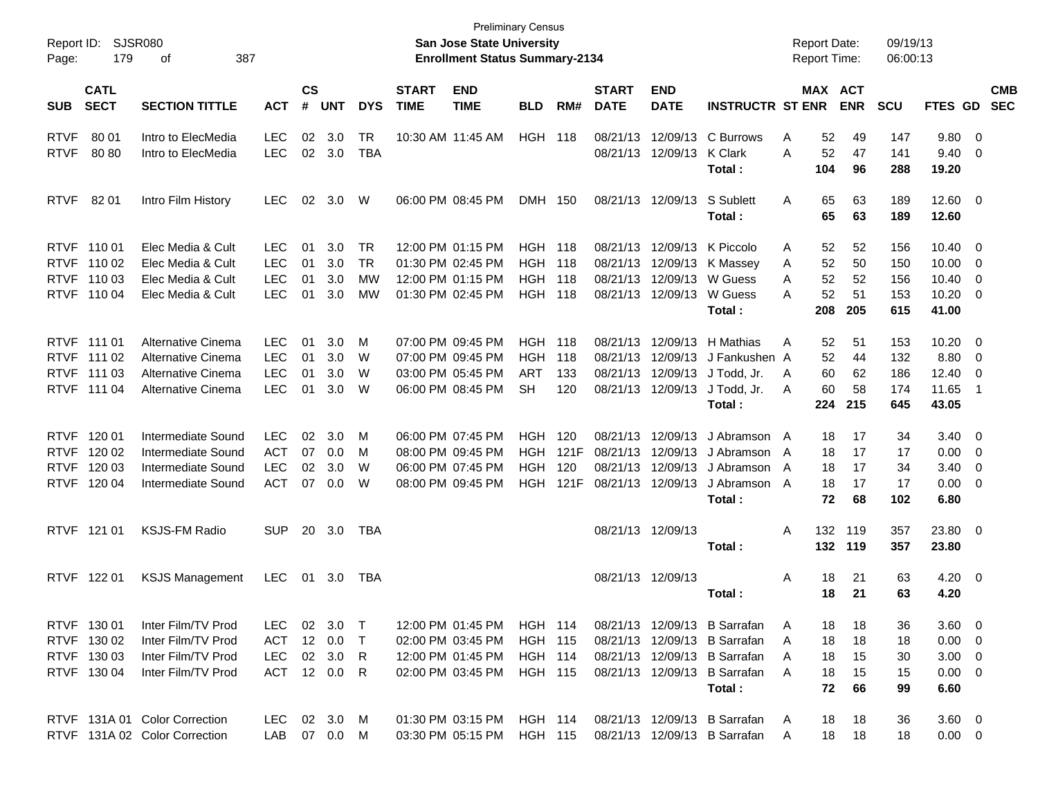Preliminary Census
**San Jose State University**
**Enrollment Status Summary-2134**

Report ID: SJSR080
Report Date: 09/19/13
Report Time: 06:00:13

| SUB | CATL SECT | SECTION TITTLE | ACT | CS # | UNT | DYS | START TIME | END TIME | BLD | RM# | START DATE | END DATE | INSTRUCTR | ST | MAX ENR | ACT ENR | SCU | FTES | GD | CMB SEC |
|---|---|---|---|---|---|---|---|---|---|---|---|---|---|---|---|---|---|---|---|---|
| RTVF | 80 01 | Intro to ElecMedia | LEC | 02 | 3.0 | TR | 10:30 AM | 11:45 AM | HGH | 118 | 08/21/13 | 12/09/13 | C Burrows | A | 52 | 49 | 147 | 9.80 | 0 | |
| RTVF | 80 80 | Intro to ElecMedia | LEC | 02 | 3.0 | TBA | | | | | 08/21/13 | 12/09/13 | K Clark | A | 52 | 47 | 141 | 9.40 | 0 | |
| | | | | | | | | | | | | | **Total :** | | **104** | **96** | **288** | **19.20** | | |
| RTVF | 82 01 | Intro Film History | LEC | 02 | 3.0 | W | 06:00 PM | 08:45 PM | DMH | 150 | 08/21/13 | 12/09/13 | S Sublett | A | 65 | 63 | 189 | 12.60 | 0 | |
| | | | | | | | | | | | | | **Total :** | | **65** | **63** | **189** | **12.60** | | |
| RTVF | 110 01 | Elec Media & Cult | LEC | 01 | 3.0 | TR | 12:00 PM | 01:15 PM | HGH | 118 | 08/21/13 | 12/09/13 | K Piccolo | A | 52 | 52 | 156 | 10.40 | 0 | |
| RTVF | 110 02 | Elec Media & Cult | LEC | 01 | 3.0 | TR | 01:30 PM | 02:45 PM | HGH | 118 | 08/21/13 | 12/09/13 | K Massey | A | 52 | 50 | 150 | 10.00 | 0 | |
| RTVF | 110 03 | Elec Media & Cult | LEC | 01 | 3.0 | MW | 12:00 PM | 01:15 PM | HGH | 118 | 08/21/13 | 12/09/13 | W Guess | A | 52 | 52 | 156 | 10.40 | 0 | |
| RTVF | 110 04 | Elec Media & Cult | LEC | 01 | 3.0 | MW | 01:30 PM | 02:45 PM | HGH | 118 | 08/21/13 | 12/09/13 | W Guess | A | 52 | 51 | 153 | 10.20 | 0 | |
| | | | | | | | | | | | | | **Total :** | | **208** | **205** | **615** | **41.00** | | |
| RTVF | 111 01 | Alternative Cinema | LEC | 01 | 3.0 | M | 07:00 PM | 09:45 PM | HGH | 118 | 08/21/13 | 12/09/13 | H Mathias | A | 52 | 51 | 153 | 10.20 | 0 | |
| RTVF | 111 02 | Alternative Cinema | LEC | 01 | 3.0 | W | 07:00 PM | 09:45 PM | HGH | 118 | 08/21/13 | 12/09/13 | J Fankushen | A | 52 | 44 | 132 | 8.80 | 0 | |
| RTVF | 111 03 | Alternative Cinema | LEC | 01 | 3.0 | W | 03:00 PM | 05:45 PM | ART | 133 | 08/21/13 | 12/09/13 | J Todd, Jr. | A | 60 | 62 | 186 | 12.40 | 0 | |
| RTVF | 111 04 | Alternative Cinema | LEC | 01 | 3.0 | W | 06:00 PM | 08:45 PM | SH | 120 | 08/21/13 | 12/09/13 | J Todd, Jr. | A | 60 | 58 | 174 | 11.65 | 1 | |
| | | | | | | | | | | | | | **Total :** | | **224** | **215** | **645** | **43.05** | | |
| RTVF | 120 01 | Intermediate Sound | LEC | 02 | 3.0 | M | 06:00 PM | 07:45 PM | HGH | 120 | 08/21/13 | 12/09/13 | J Abramson | A | 18 | 17 | 34 | 3.40 | 0 | |
| RTVF | 120 02 | Intermediate Sound | ACT | 07 | 0.0 | M | 08:00 PM | 09:45 PM | HGH | 121F | 08/21/13 | 12/09/13 | J Abramson | A | 18 | 17 | 17 | 0.00 | 0 | |
| RTVF | 120 03 | Intermediate Sound | LEC | 02 | 3.0 | W | 06:00 PM | 07:45 PM | HGH | 120 | 08/21/13 | 12/09/13 | J Abramson | A | 18 | 17 | 34 | 3.40 | 0 | |
| RTVF | 120 04 | Intermediate Sound | ACT | 07 | 0.0 | W | 08:00 PM | 09:45 PM | HGH | 121F | 08/21/13 | 12/09/13 | J Abramson | A | 18 | 17 | 17 | 0.00 | 0 | |
| | | | | | | | | | | | | | **Total :** | | **72** | **68** | **102** | **6.80** | | |
| RTVF | 121 01 | KSJS-FM Radio | SUP | 20 | 3.0 | TBA | | | | | 08/21/13 | 12/09/13 | | A | 132 | 119 | 357 | 23.80 | 0 | |
| | | | | | | | | | | | | | **Total :** | | **132** | **119** | **357** | **23.80** | | |
| RTVF | 122 01 | KSJS Management | LEC | 01 | 3.0 | TBA | | | | | 08/21/13 | 12/09/13 | | A | 18 | 21 | 63 | 4.20 | 0 | |
| | | | | | | | | | | | | | **Total :** | | **18** | **21** | **63** | **4.20** | | |
| RTVF | 130 01 | Inter Film/TV Prod | LEC | 02 | 3.0 | T | 12:00 PM | 01:45 PM | HGH | 114 | 08/21/13 | 12/09/13 | B Sarrafan | A | 18 | 18 | 36 | 3.60 | 0 | |
| RTVF | 130 02 | Inter Film/TV Prod | ACT | 12 | 0.0 | T | 02:00 PM | 03:45 PM | HGH | 115 | 08/21/13 | 12/09/13 | B Sarrafan | A | 18 | 18 | 18 | 0.00 | 0 | |
| RTVF | 130 03 | Inter Film/TV Prod | LEC | 02 | 3.0 | R | 12:00 PM | 01:45 PM | HGH | 114 | 08/21/13 | 12/09/13 | B Sarrafan | A | 18 | 15 | 30 | 3.00 | 0 | |
| RTVF | 130 04 | Inter Film/TV Prod | ACT | 12 | 0.0 | R | 02:00 PM | 03:45 PM | HGH | 115 | 08/21/13 | 12/09/13 | B Sarrafan | A | 18 | 15 | 15 | 0.00 | 0 | |
| | | | | | | | | | | | | | **Total :** | | **72** | **66** | **99** | **6.60** | | |
| RTVF | 131A 01 | Color Correction | LEC | 02 | 3.0 | M | 01:30 PM | 03:15 PM | HGH | 114 | 08/21/13 | 12/09/13 | B Sarrafan | A | 18 | 18 | 36 | 3.60 | 0 | |
| RTVF | 131A 02 | Color Correction | LAB | 07 | 0.0 | M | 03:30 PM | 05:15 PM | HGH | 115 | 08/21/13 | 12/09/13 | B Sarrafan | A | 18 | 18 | 18 | 0.00 | 0 | |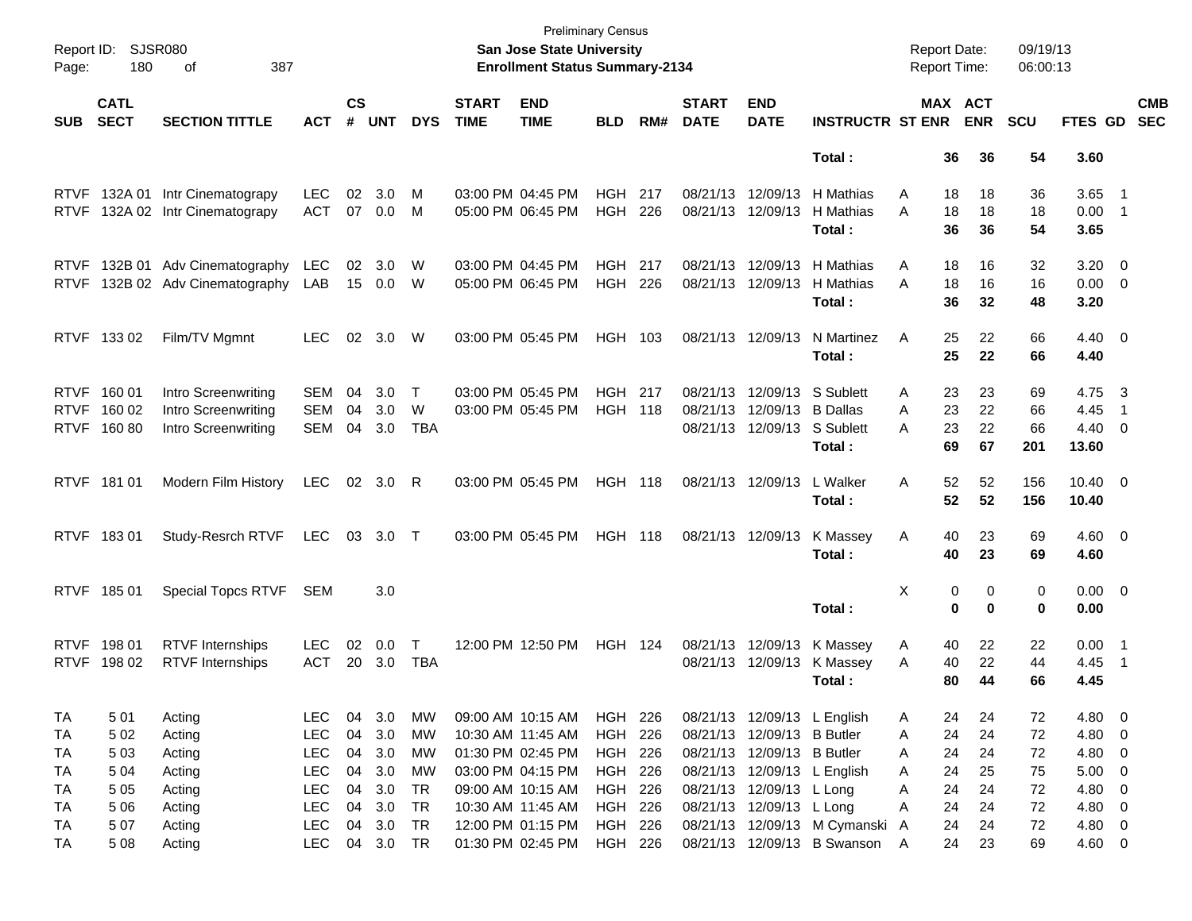Preliminary Census

Report ID: SJSR080 — **San Jose State University** — Report Date: 09/19/13

Page: 180 of 387 — **Enrollment Status Summary-2134** — Report Time: 06:00:13

| SUB | CATL SECT | SECTION TITTLE | ACT | CS # | UNT | DYS | START TIME | END TIME | BLD | RM# | START DATE | END DATE | INSTRUCTR | ST | MAX ENR | ACT ENR | SCU | FTES | GD | CMB SEC |
|---|---|---|---|---|---|---|---|---|---|---|---|---|---|---|---|---|---|---|---|---|
| | | | | | | | | | | | | | **Total :** | | **36** | **36** | **54** | **3.60** | | |
| RTVF | 132A 01 | Intr Cinematograpy | LEC | 02 | 3.0 | M | 03:00 PM | 04:45 PM | HGH | 217 | 08/21/13 | 12/09/13 | H Mathias | A | 18 | 18 | 36 | 3.65 | 1 | |
| RTVF | 132A 02 | Intr Cinematograpy | ACT | 07 | 0.0 | M | 05:00 PM | 06:45 PM | HGH | 226 | 08/21/13 | 12/09/13 | H Mathias | A | 18 | 18 | 18 | 0.00 | 1 | |
| | | | | | | | | | | | | | **Total :** | | **36** | **36** | **54** | **3.65** | | |
| RTVF | 132B 01 | Adv Cinematography | LEC | 02 | 3.0 | W | 03:00 PM | 04:45 PM | HGH | 217 | 08/21/13 | 12/09/13 | H Mathias | A | 18 | 16 | 32 | 3.20 | 0 | |
| RTVF | 132B 02 | Adv Cinematography | LAB | 15 | 0.0 | W | 05:00 PM | 06:45 PM | HGH | 226 | 08/21/13 | 12/09/13 | H Mathias | A | 18 | 16 | 16 | 0.00 | 0 | |
| | | | | | | | | | | | | | **Total :** | | **36** | **32** | **48** | **3.20** | | |
| RTVF | 133 02 | Film/TV Mgmnt | LEC | 02 | 3.0 | W | 03:00 PM | 05:45 PM | HGH | 103 | 08/21/13 | 12/09/13 | N Martinez | A | 25 | 22 | 66 | 4.40 | 0 | |
| | | | | | | | | | | | | | **Total :** | | **25** | **22** | **66** | **4.40** | | |
| RTVF | 160 01 | Intro Screenwriting | SEM | 04 | 3.0 | T | 03:00 PM | 05:45 PM | HGH | 217 | 08/21/13 | 12/09/13 | S Sublett | A | 23 | 23 | 69 | 4.75 | 3 | |
| RTVF | 160 02 | Intro Screenwriting | SEM | 04 | 3.0 | W | 03:00 PM | 05:45 PM | HGH | 118 | 08/21/13 | 12/09/13 | B Dallas | A | 23 | 22 | 66 | 4.45 | 1 | |
| RTVF | 160 80 | Intro Screenwriting | SEM | 04 | 3.0 | TBA | | | | | 08/21/13 | 12/09/13 | S Sublett | A | 23 | 22 | 66 | 4.40 | 0 | |
| | | | | | | | | | | | | | **Total :** | | **69** | **67** | **201** | **13.60** | | |
| RTVF | 181 01 | Modern Film History | LEC | 02 | 3.0 | R | 03:00 PM | 05:45 PM | HGH | 118 | 08/21/13 | 12/09/13 | L Walker | A | 52 | 52 | 156 | 10.40 | 0 | |
| | | | | | | | | | | | | | **Total :** | | **52** | **52** | **156** | **10.40** | | |
| RTVF | 183 01 | Study-Resrch RTVF | LEC | 03 | 3.0 | T | 03:00 PM | 05:45 PM | HGH | 118 | 08/21/13 | 12/09/13 | K Massey | A | 40 | 23 | 69 | 4.60 | 0 | |
| | | | | | | | | | | | | | **Total :** | | **40** | **23** | **69** | **4.60** | | |
| RTVF | 185 01 | Special Topcs RTVF | SEM | | 3.0 | | | | | | | | | X | 0 | 0 | 0 | 0.00 | 0 | |
| | | | | | | | | | | | | | **Total :** | | **0** | **0** | **0** | **0.00** | | |
| RTVF | 198 01 | RTVF Internships | LEC | 02 | 0.0 | T | 12:00 PM | 12:50 PM | HGH | 124 | 08/21/13 | 12/09/13 | K Massey | A | 40 | 22 | 22 | 0.00 | 1 | |
| RTVF | 198 02 | RTVF Internships | ACT | 20 | 3.0 | TBA | | | | | 08/21/13 | 12/09/13 | K Massey | A | 40 | 22 | 44 | 4.45 | 1 | |
| | | | | | | | | | | | | | **Total :** | | **80** | **44** | **66** | **4.45** | | |
| TA | 5 01 | Acting | LEC | 04 | 3.0 | MW | 09:00 AM | 10:15 AM | HGH | 226 | 08/21/13 | 12/09/13 | L English | A | 24 | 24 | 72 | 4.80 | 0 | |
| TA | 5 02 | Acting | LEC | 04 | 3.0 | MW | 10:30 AM | 11:45 AM | HGH | 226 | 08/21/13 | 12/09/13 | B Butler | A | 24 | 24 | 72 | 4.80 | 0 | |
| TA | 5 03 | Acting | LEC | 04 | 3.0 | MW | 01:30 PM | 02:45 PM | HGH | 226 | 08/21/13 | 12/09/13 | B Butler | A | 24 | 24 | 72 | 4.80 | 0 | |
| TA | 5 04 | Acting | LEC | 04 | 3.0 | MW | 03:00 PM | 04:15 PM | HGH | 226 | 08/21/13 | 12/09/13 | L English | A | 24 | 25 | 75 | 5.00 | 0 | |
| TA | 5 05 | Acting | LEC | 04 | 3.0 | TR | 09:00 AM | 10:15 AM | HGH | 226 | 08/21/13 | 12/09/13 | L Long | A | 24 | 24 | 72 | 4.80 | 0 | |
| TA | 5 06 | Acting | LEC | 04 | 3.0 | TR | 10:30 AM | 11:45 AM | HGH | 226 | 08/21/13 | 12/09/13 | L Long | A | 24 | 24 | 72 | 4.80 | 0 | |
| TA | 5 07 | Acting | LEC | 04 | 3.0 | TR | 12:00 PM | 01:15 PM | HGH | 226 | 08/21/13 | 12/09/13 | M Cymanski | A | 24 | 24 | 72 | 4.80 | 0 | |
| TA | 5 08 | Acting | LEC | 04 | 3.0 | TR | 01:30 PM | 02:45 PM | HGH | 226 | 08/21/13 | 12/09/13 | B Swanson | A | 24 | 23 | 69 | 4.60 | 0 | |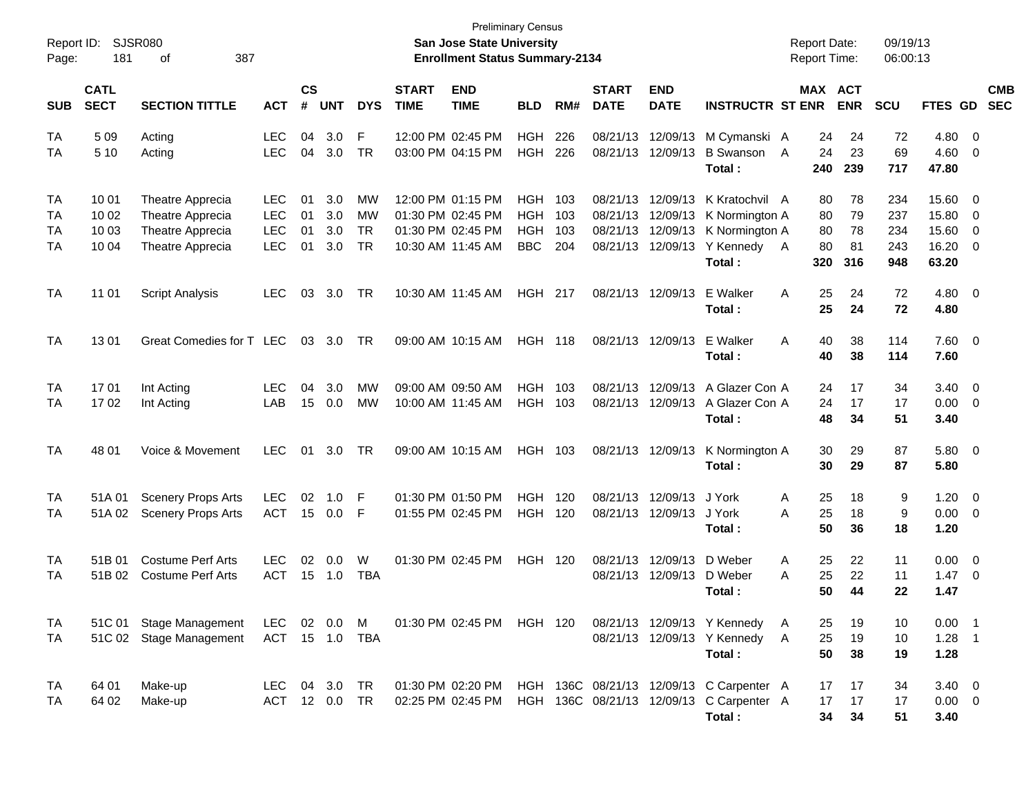Preliminary Census

**San Jose State University**

**Enrollment Status Summary-2134**

Report ID: SJSR080

Report Date: 09/19/13

Report Time: 06:00:13

| SUB | CATL SECT | SECTION TITTLE | ACT | CS # | UNT | DYS | START TIME | END TIME | BLD | RM# | START DATE | END DATE | INSTRUCTR | ST | MAX ENR | ACT ENR | SCU | FTES | GD | CMB SEC |
|---|---|---|---|---|---|---|---|---|---|---|---|---|---|---|---|---|---|---|---|---|
| TA | 5 09 | Acting | LEC | 04 | 3.0 | F | 12:00 PM | 02:45 PM | HGH | 226 | 08/21/13 | 12/09/13 | M Cymanski | A | 24 | 24 | 72 | 4.80 | 0 | |
| TA | 5 10 | Acting | LEC | 04 | 3.0 | TR | 03:00 PM | 04:15 PM | HGH | 226 | 08/21/13 | 12/09/13 | B Swanson | A | 24 | 23 | 69 | 4.60 | 0 | |
| | | | | | | | | | | | | | **Total :** | | **240** | **239** | **717** | **47.80** | | |
| TA | 10 01 | Theatre Apprecia | LEC | 01 | 3.0 | MW | 12:00 PM | 01:15 PM | HGH | 103 | 08/21/13 | 12/09/13 | K Kratochvil | A | 80 | 78 | 234 | 15.60 | 0 | |
| TA | 10 02 | Theatre Apprecia | LEC | 01 | 3.0 | MW | 01:30 PM | 02:45 PM | HGH | 103 | 08/21/13 | 12/09/13 | K Normington | A | 80 | 79 | 237 | 15.80 | 0 | |
| TA | 10 03 | Theatre Apprecia | LEC | 01 | 3.0 | TR | 01:30 PM | 02:45 PM | HGH | 103 | 08/21/13 | 12/09/13 | K Normington | A | 80 | 78 | 234 | 15.60 | 0 | |
| TA | 10 04 | Theatre Apprecia | LEC | 01 | 3.0 | TR | 10:30 AM | 11:45 AM | BBC | 204 | 08/21/13 | 12/09/13 | Y Kennedy | A | 80 | 81 | 243 | 16.20 | 0 | |
| | | | | | | | | | | | | | **Total :** | | **320** | **316** | **948** | **63.20** | | |
| TA | 11 01 | Script Analysis | LEC | 03 | 3.0 | TR | 10:30 AM | 11:45 AM | HGH | 217 | 08/21/13 | 12/09/13 | E Walker | A | 25 | 24 | 72 | 4.80 | 0 | |
| | | | | | | | | | | | | | **Total :** | | **25** | **24** | **72** | **4.80** | | |
| TA | 13 01 | Great Comedies for T | LEC | 03 | 3.0 | TR | 09:00 AM | 10:15 AM | HGH | 118 | 08/21/13 | 12/09/13 | E Walker | A | 40 | 38 | 114 | 7.60 | 0 | |
| | | | | | | | | | | | | | **Total :** | | **40** | **38** | **114** | **7.60** | | |
| TA | 17 01 | Int Acting | LEC | 04 | 3.0 | MW | 09:00 AM | 09:50 AM | HGH | 103 | 08/21/13 | 12/09/13 | A Glazer Con | A | 24 | 17 | 34 | 3.40 | 0 | |
| TA | 17 02 | Int Acting | LAB | 15 | 0.0 | MW | 10:00 AM | 11:45 AM | HGH | 103 | 08/21/13 | 12/09/13 | A Glazer Con | A | 24 | 17 | 17 | 0.00 | 0 | |
| | | | | | | | | | | | | | **Total :** | | **48** | **34** | **51** | **3.40** | | |
| TA | 48 01 | Voice & Movement | LEC | 01 | 3.0 | TR | 09:00 AM | 10:15 AM | HGH | 103 | 08/21/13 | 12/09/13 | K Normington | A | 30 | 29 | 87 | 5.80 | 0 | |
| | | | | | | | | | | | | | **Total :** | | **30** | **29** | **87** | **5.80** | | |
| TA | 51A 01 | Scenery Props Arts | LEC | 02 | 1.0 | F | 01:30 PM | 01:50 PM | HGH | 120 | 08/21/13 | 12/09/13 | J York | A | 25 | 18 | 9 | 1.20 | 0 | |
| TA | 51A 02 | Scenery Props Arts | ACT | 15 | 0.0 | F | 01:55 PM | 02:45 PM | HGH | 120 | 08/21/13 | 12/09/13 | J York | A | 25 | 18 | 9 | 0.00 | 0 | |
| | | | | | | | | | | | | | **Total :** | | **50** | **36** | **18** | **1.20** | | |
| TA | 51B 01 | Costume Perf Arts | LEC | 02 | 0.0 | W | 01:30 PM | 02:45 PM | HGH | 120 | 08/21/13 | 12/09/13 | D Weber | A | 25 | 22 | 11 | 0.00 | 0 | |
| TA | 51B 02 | Costume Perf Arts | ACT | 15 | 1.0 | TBA | | | | | 08/21/13 | 12/09/13 | D Weber | A | 25 | 22 | 11 | 1.47 | 0 | |
| | | | | | | | | | | | | | **Total :** | | **50** | **44** | **22** | **1.47** | | |
| TA | 51C 01 | Stage Management | LEC | 02 | 0.0 | M | 01:30 PM | 02:45 PM | HGH | 120 | 08/21/13 | 12/09/13 | Y Kennedy | A | 25 | 19 | 10 | 0.00 | 1 | |
| TA | 51C 02 | Stage Management | ACT | 15 | 1.0 | TBA | | | | | 08/21/13 | 12/09/13 | Y Kennedy | A | 25 | 19 | 10 | 1.28 | 1 | |
| | | | | | | | | | | | | | **Total :** | | **50** | **38** | **19** | **1.28** | | |
| TA | 64 01 | Make-up | LEC | 04 | 3.0 | TR | 01:30 PM | 02:20 PM | HGH | 136C | 08/21/13 | 12/09/13 | C Carpenter | A | 17 | 17 | 34 | 3.40 | 0 | |
| TA | 64 02 | Make-up | ACT | 12 | 0.0 | TR | 02:25 PM | 02:45 PM | HGH | 136C | 08/21/13 | 12/09/13 | C Carpenter | A | 17 | 17 | 17 | 0.00 | 0 | |
| | | | | | | | | | | | | | **Total :** | | **34** | **34** | **51** | **3.40** | | |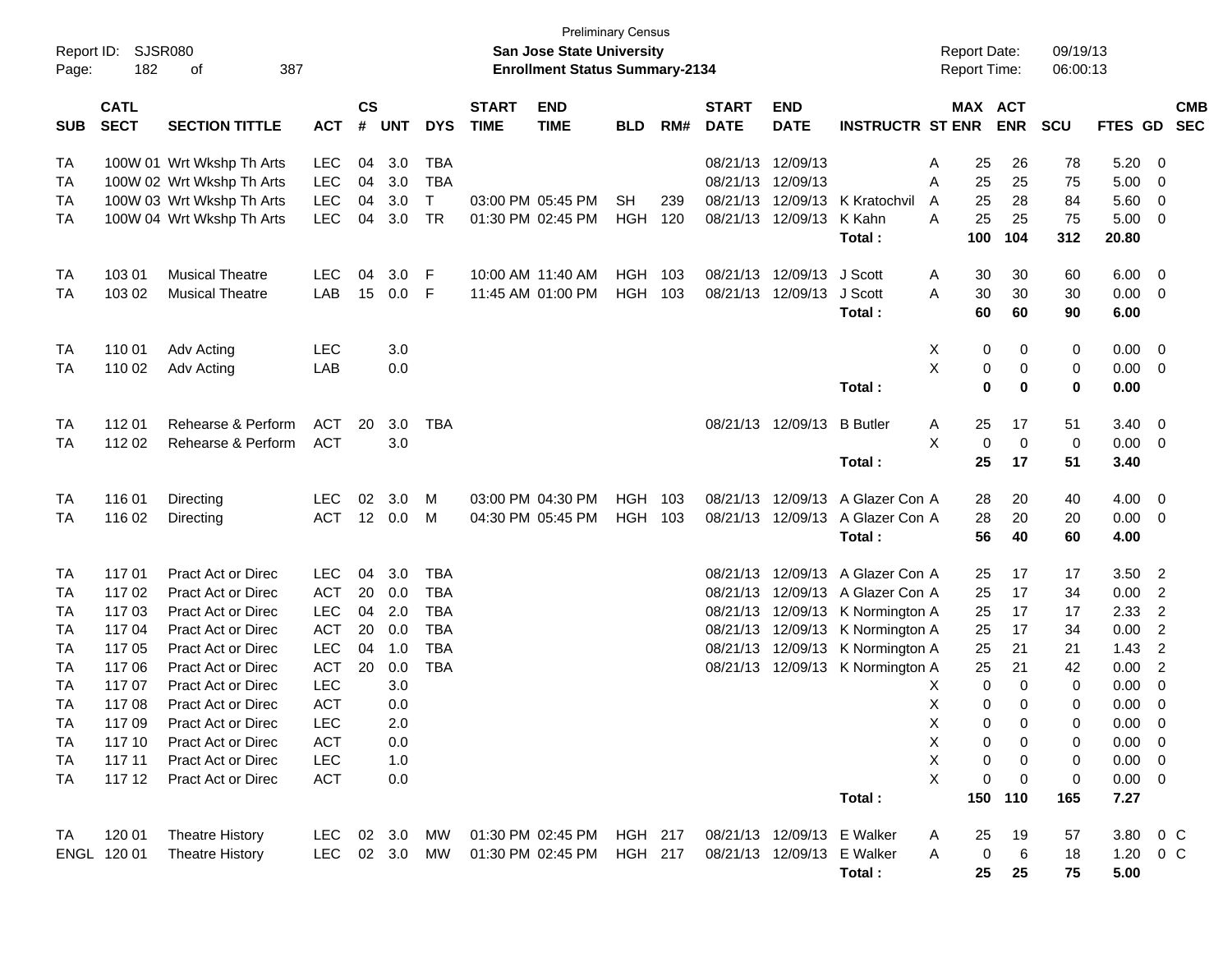Preliminary Census

Report ID: SJSR080

**San Jose State University**

**Enrollment Status Summary-2134**

Report Date: 09/19/13

Report Time: 06:00:13

| SUB | CATL SECT | SECTION TITTLE | ACT | CS # | UNT | DYS | START TIME | END TIME | BLD | RM# | START DATE | END DATE | INSTRUCTR | ST | MAX ENR | ACT ENR | SCU | FTES | GD | CMB SEC |
|---|---|---|---|---|---|---|---|---|---|---|---|---|---|---|---|---|---|---|---|---|
| TA | 100W 01 | Wrt Wkshp Th Arts | LEC | 04 | 3.0 | TBA | | | | | 08/21/13 | 12/09/13 | | A | 25 | 26 | 78 | 5.20 | 0 | |
| TA | 100W 02 | Wrt Wkshp Th Arts | LEC | 04 | 3.0 | TBA | | | | | 08/21/13 | 12/09/13 | | A | 25 | 25 | 75 | 5.00 | 0 | |
| TA | 100W 03 | Wrt Wkshp Th Arts | LEC | 04 | 3.0 | T | 03:00 PM | 05:45 PM | SH | 239 | 08/21/13 | 12/09/13 | K Kratochvil | A | 25 | 28 | 84 | 5.60 | 0 | |
| TA | 100W 04 | Wrt Wkshp Th Arts | LEC | 04 | 3.0 | TR | 01:30 PM | 02:45 PM | HGH | 120 | 08/21/13 | 12/09/13 | K Kahn | A | 25 | 25 | 75 | 5.00 | 0 | |
| | | | | | | | | | | | | | **Total :** | | **100** | **104** | **312** | **20.80** | | |
| TA | 103 01 | Musical Theatre | LEC | 04 | 3.0 | F | 10:00 AM | 11:40 AM | HGH | 103 | 08/21/13 | 12/09/13 | J Scott | A | 30 | 30 | 60 | 6.00 | 0 | |
| TA | 103 02 | Musical Theatre | LAB | 15 | 0.0 | F | 11:45 AM | 01:00 PM | HGH | 103 | 08/21/13 | 12/09/13 | J Scott | A | 30 | 30 | 30 | 0.00 | 0 | |
| | | | | | | | | | | | | | **Total :** | | **60** | **60** | **90** | **6.00** | | |
| TA | 110 01 | Adv Acting | LEC | | 3.0 | | | | | | | | | X | 0 | 0 | 0 | 0.00 | 0 | |
| TA | 110 02 | Adv Acting | LAB | | 0.0 | | | | | | | | | X | 0 | 0 | 0 | 0.00 | 0 | |
| | | | | | | | | | | | | | **Total :** | | **0** | **0** | **0** | **0.00** | | |
| TA | 112 01 | Rehearse & Perform | ACT | 20 | 3.0 | TBA | | | | | 08/21/13 | 12/09/13 | B Butler | A | 25 | 17 | 51 | 3.40 | 0 | |
| TA | 112 02 | Rehearse & Perform | ACT | | 3.0 | | | | | | | | | X | 0 | 0 | 0 | 0.00 | 0 | |
| | | | | | | | | | | | | | **Total :** | | **25** | **17** | **51** | **3.40** | | |
| TA | 116 01 | Directing | LEC | 02 | 3.0 | M | 03:00 PM | 04:30 PM | HGH | 103 | 08/21/13 | 12/09/13 | A Glazer Con | A | 28 | 20 | 40 | 4.00 | 0 | |
| TA | 116 02 | Directing | ACT | 12 | 0.0 | M | 04:30 PM | 05:45 PM | HGH | 103 | 08/21/13 | 12/09/13 | A Glazer Con | A | 28 | 20 | 20 | 0.00 | 0 | |
| | | | | | | | | | | | | | **Total :** | | **56** | **40** | **60** | **4.00** | | |
| TA | 117 01 | Pract Act or Direc | LEC | 04 | 3.0 | TBA | | | | | 08/21/13 | 12/09/13 | A Glazer Con | A | 25 | 17 | 17 | 3.50 | 2 | |
| TA | 117 02 | Pract Act or Direc | ACT | 20 | 0.0 | TBA | | | | | 08/21/13 | 12/09/13 | A Glazer Con | A | 25 | 17 | 34 | 0.00 | 2 | |
| TA | 117 03 | Pract Act or Direc | LEC | 04 | 2.0 | TBA | | | | | 08/21/13 | 12/09/13 | K Normington | A | 25 | 17 | 17 | 2.33 | 2 | |
| TA | 117 04 | Pract Act or Direc | ACT | 20 | 0.0 | TBA | | | | | 08/21/13 | 12/09/13 | K Normington | A | 25 | 17 | 34 | 0.00 | 2 | |
| TA | 117 05 | Pract Act or Direc | LEC | 04 | 1.0 | TBA | | | | | 08/21/13 | 12/09/13 | K Normington | A | 25 | 21 | 21 | 1.43 | 2 | |
| TA | 117 06 | Pract Act or Direc | ACT | 20 | 0.0 | TBA | | | | | 08/21/13 | 12/09/13 | K Normington | A | 25 | 21 | 42 | 0.00 | 2 | |
| TA | 117 07 | Pract Act or Direc | LEC | | 3.0 | | | | | | | | | X | 0 | 0 | 0 | 0.00 | 0 | |
| TA | 117 08 | Pract Act or Direc | ACT | | 0.0 | | | | | | | | | X | 0 | 0 | 0 | 0.00 | 0 | |
| TA | 117 09 | Pract Act or Direc | LEC | | 2.0 | | | | | | | | | X | 0 | 0 | 0 | 0.00 | 0 | |
| TA | 117 10 | Pract Act or Direc | ACT | | 0.0 | | | | | | | | | X | 0 | 0 | 0 | 0.00 | 0 | |
| TA | 117 11 | Pract Act or Direc | LEC | | 1.0 | | | | | | | | | X | 0 | 0 | 0 | 0.00 | 0 | |
| TA | 117 12 | Pract Act or Direc | ACT | | 0.0 | | | | | | | | | X | 0 | 0 | 0 | 0.00 | 0 | |
| | | | | | | | | | | | | | **Total :** | | **150** | **110** | **165** | **7.27** | | |
| TA | 120 01 | Theatre History | LEC | 02 | 3.0 | MW | 01:30 PM | 02:45 PM | HGH | 217 | 08/21/13 | 12/09/13 | E Walker | A | 25 | 19 | 57 | 3.80 | 0 | C |
| ENGL | 120 01 | Theatre History | LEC | 02 | 3.0 | MW | 01:30 PM | 02:45 PM | HGH | 217 | 08/21/13 | 12/09/13 | E Walker | A | 0 | 6 | 18 | 1.20 | 0 | C |
| | | | | | | | | | | | | | **Total :** | | **25** | **25** | **75** | **5.00** | | |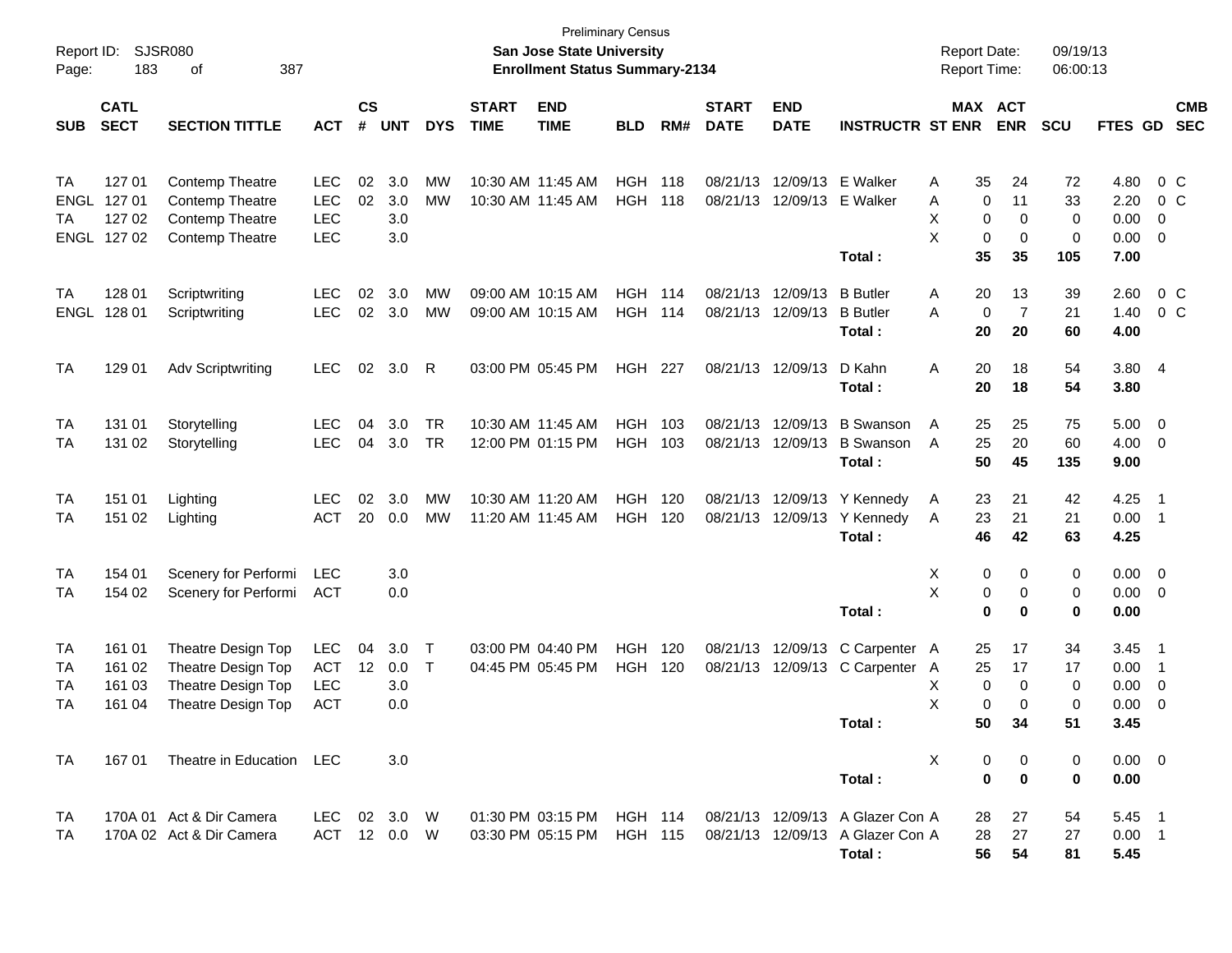Preliminary Census

**San Jose State University**

**Enrollment Status Summary-2134**

Report ID: SJSR080

Report Date: 09/19/13

Report Time: 06:00:13

| SUB | CATL SECT | SECTION TITTLE | ACT | CS # | UNT | DYS | START TIME | END TIME | BLD | RM# | START DATE | END DATE | INSTRUCTR | ST | MAX ENR | ACT ENR | SCU | FTES | GD | CMB SEC |
|---|---|---|---|---|---|---|---|---|---|---|---|---|---|---|---|---|---|---|---|---|
| TA | 127 01 | Contemp Theatre | LEC | 02 | 3.0 | MW | 10:30 AM | 11:45 AM | HGH | 118 | 08/21/13 | 12/09/13 | E Walker | A | 35 | 24 | 72 | 4.80 | 0 | C |
| ENGL | 127 01 | Contemp Theatre | LEC | 02 | 3.0 | MW | 10:30 AM | 11:45 AM | HGH | 118 | 08/21/13 | 12/09/13 | E Walker | A | 0 | 11 | 33 | 2.20 | 0 | C |
| TA | 127 02 | Contemp Theatre | LEC | | 3.0 | | | | | | | | | X | 0 | 0 | 0 | 0.00 | 0 | |
| ENGL | 127 02 | Contemp Theatre | LEC | | 3.0 | | | | | | | | | X | 0 | 0 | 0 | 0.00 | 0 | |
| | | | | | | | | | | | | | **Total :** | | **35** | **35** | **105** | **7.00** | | |
| TA | 128 01 | Scriptwriting | LEC | 02 | 3.0 | MW | 09:00 AM | 10:15 AM | HGH | 114 | 08/21/13 | 12/09/13 | B Butler | A | 20 | 13 | 39 | 2.60 | 0 | C |
| ENGL | 128 01 | Scriptwriting | LEC | 02 | 3.0 | MW | 09:00 AM | 10:15 AM | HGH | 114 | 08/21/13 | 12/09/13 | B Butler | A | 0 | 7 | 21 | 1.40 | 0 | C |
| | | | | | | | | | | | | | **Total :** | | **20** | **20** | **60** | **4.00** | | |
| TA | 129 01 | Adv Scriptwriting | LEC | 02 | 3.0 | R | 03:00 PM | 05:45 PM | HGH | 227 | 08/21/13 | 12/09/13 | D Kahn | A | 20 | 18 | 54 | 3.80 | 4 | |
| | | | | | | | | | | | | | **Total :** | | **20** | **18** | **54** | **3.80** | | |
| TA | 131 01 | Storytelling | LEC | 04 | 3.0 | TR | 10:30 AM | 11:45 AM | HGH | 103 | 08/21/13 | 12/09/13 | B Swanson | A | 25 | 25 | 75 | 5.00 | 0 | |
| TA | 131 02 | Storytelling | LEC | 04 | 3.0 | TR | 12:00 PM | 01:15 PM | HGH | 103 | 08/21/13 | 12/09/13 | B Swanson | A | 25 | 20 | 60 | 4.00 | 0 | |
| | | | | | | | | | | | | | **Total :** | | **50** | **45** | **135** | **9.00** | | |
| TA | 151 01 | Lighting | LEC | 02 | 3.0 | MW | 10:30 AM | 11:20 AM | HGH | 120 | 08/21/13 | 12/09/13 | Y Kennedy | A | 23 | 21 | 42 | 4.25 | 1 | |
| TA | 151 02 | Lighting | ACT | 20 | 0.0 | MW | 11:20 AM | 11:45 AM | HGH | 120 | 08/21/13 | 12/09/13 | Y Kennedy | A | 23 | 21 | 21 | 0.00 | 1 | |
| | | | | | | | | | | | | | **Total :** | | **46** | **42** | **63** | **4.25** | | |
| TA | 154 01 | Scenery for Performi | LEC | | 3.0 | | | | | | | | | X | 0 | 0 | 0 | 0.00 | 0 | |
| TA | 154 02 | Scenery for Performi | ACT | | 0.0 | | | | | | | | | X | 0 | 0 | 0 | 0.00 | 0 | |
| | | | | | | | | | | | | | **Total :** | | **0** | **0** | **0** | **0.00** | | |
| TA | 161 01 | Theatre Design Top | LEC | 04 | 3.0 | T | 03:00 PM | 04:40 PM | HGH | 120 | 08/21/13 | 12/09/13 | C Carpenter | A | 25 | 17 | 34 | 3.45 | 1 | |
| TA | 161 02 | Theatre Design Top | ACT | 12 | 0.0 | T | 04:45 PM | 05:45 PM | HGH | 120 | 08/21/13 | 12/09/13 | C Carpenter | A | 25 | 17 | 17 | 0.00 | 1 | |
| TA | 161 03 | Theatre Design Top | LEC | | 3.0 | | | | | | | | | X | 0 | 0 | 0 | 0.00 | 0 | |
| TA | 161 04 | Theatre Design Top | ACT | | 0.0 | | | | | | | | | X | 0 | 0 | 0 | 0.00 | 0 | |
| | | | | | | | | | | | | | **Total :** | | **50** | **34** | **51** | **3.45** | | |
| TA | 167 01 | Theatre in Education | LEC | | 3.0 | | | | | | | | | X | 0 | 0 | 0 | 0.00 | 0 | |
| | | | | | | | | | | | | | **Total :** | | **0** | **0** | **0** | **0.00** | | |
| TA | 170A 01 | Act & Dir Camera | LEC | 02 | 3.0 | W | 01:30 PM | 03:15 PM | HGH | 114 | 08/21/13 | 12/09/13 | A Glazer Con | A | 28 | 27 | 54 | 5.45 | 1 | |
| TA | 170A 02 | Act & Dir Camera | ACT | 12 | 0.0 | W | 03:30 PM | 05:15 PM | HGH | 115 | 08/21/13 | 12/09/13 | A Glazer Con | A | 28 | 27 | 27 | 0.00 | 1 | |
| | | | | | | | | | | | | | **Total :** | | **56** | **54** | **81** | **5.45** | | |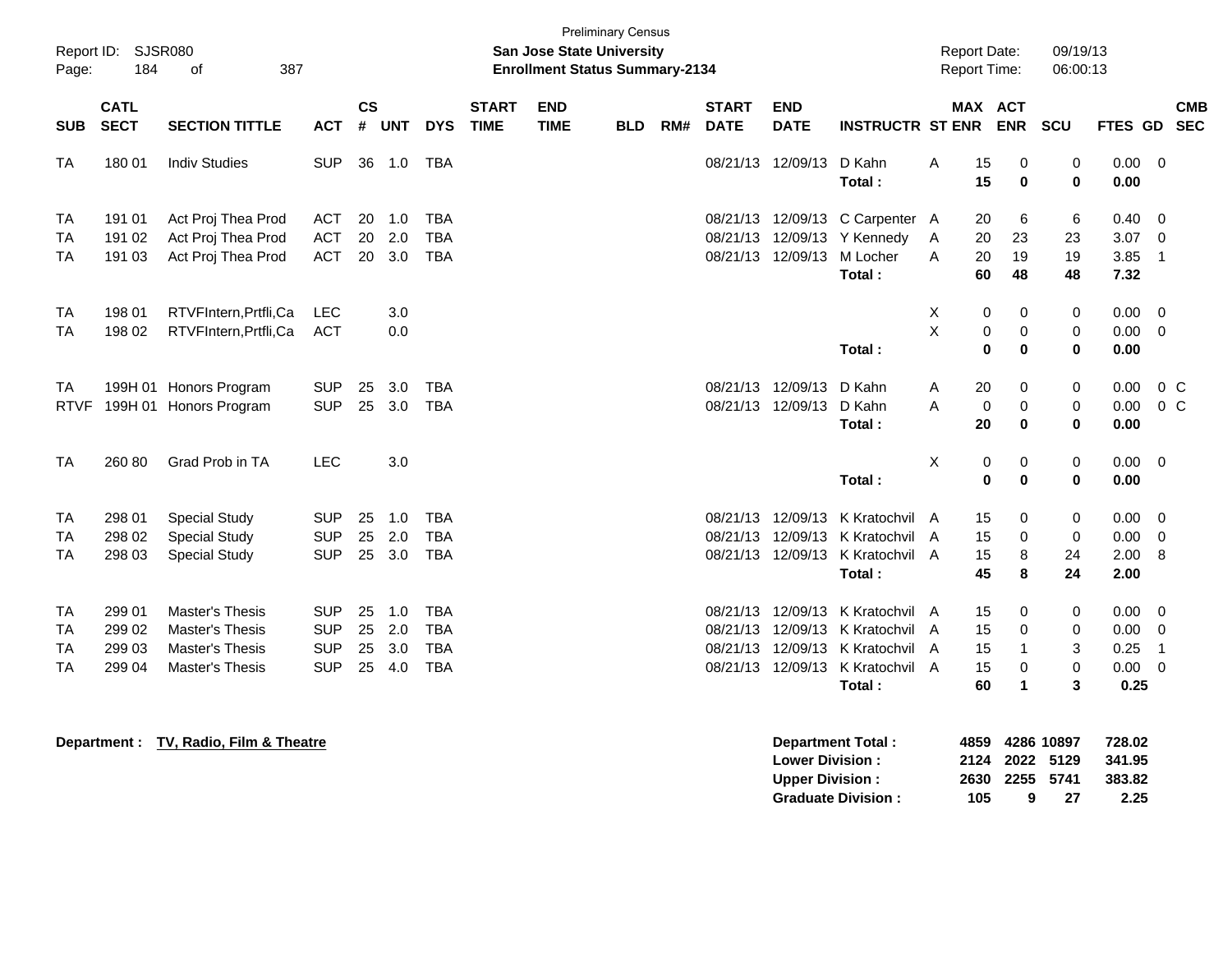Preliminary Census

**San Jose State University**
**Enrollment Status Summary-2134**

Report ID: SJSR080
Report Date: 09/19/13
Report Time: 06:00:13

| SUB | CATL SECT | SECTION TITTLE | ACT | CS # | UNT | DYS | START TIME | END TIME | BLD | RM# | START DATE | END DATE | INSTRUCTR | ST | MAX ENR | ACT ENR | SCU | FTES | GD | CMB SEC |
|---|---|---|---|---|---|---|---|---|---|---|---|---|---|---|---|---|---|---|---|---|
| TA | 180 01 | Indiv Studies | SUP | 36 | 1.0 | TBA | | | | | 08/21/13 | 12/09/13 | D Kahn | A | 15 | 0 | 0 | 0.00 | 0 | |
| | | | | | | | | | | | | | **Total :** | | **15** | **0** | **0** | **0.00** | | |
| TA | 191 01 | Act Proj Thea Prod | ACT | 20 | 1.0 | TBA | | | | | 08/21/13 | 12/09/13 | C Carpenter | A | 20 | 6 | 6 | 0.40 | 0 | |
| TA | 191 02 | Act Proj Thea Prod | ACT | 20 | 2.0 | TBA | | | | | 08/21/13 | 12/09/13 | Y Kennedy | A | 20 | 23 | 23 | 3.07 | 0 | |
| TA | 191 03 | Act Proj Thea Prod | ACT | 20 | 3.0 | TBA | | | | | 08/21/13 | 12/09/13 | M Locher | A | 20 | 19 | 19 | 3.85 | 1 | |
| | | | | | | | | | | | | | **Total :** | | **60** | **48** | **48** | **7.32** | | |
| TA | 198 01 | RTVFIntern,Prtfli,Ca | LEC | | 3.0 | | | | | | | | | X | 0 | 0 | 0 | 0.00 | 0 | |
| TA | 198 02 | RTVFIntern,Prtfli,Ca | ACT | | 0.0 | | | | | | | | | X | 0 | 0 | 0 | 0.00 | 0 | |
| | | | | | | | | | | | | | **Total :** | | **0** | **0** | **0** | **0.00** | | |
| TA | 199H 01 | Honors Program | SUP | 25 | 3.0 | TBA | | | | | 08/21/13 | 12/09/13 | D Kahn | A | 20 | 0 | 0 | 0.00 | 0 | C |
| RTVF | 199H 01 | Honors Program | SUP | 25 | 3.0 | TBA | | | | | 08/21/13 | 12/09/13 | D Kahn | A | 0 | 0 | 0 | 0.00 | 0 | C |
| | | | | | | | | | | | | | **Total :** | | **20** | **0** | **0** | **0.00** | | |
| TA | 260 80 | Grad Prob in TA | LEC | | 3.0 | | | | | | | | | X | 0 | 0 | 0 | 0.00 | 0 | |
| | | | | | | | | | | | | | **Total :** | | **0** | **0** | **0** | **0.00** | | |
| TA | 298 01 | Special Study | SUP | 25 | 1.0 | TBA | | | | | 08/21/13 | 12/09/13 | K Kratochvil | A | 15 | 0 | 0 | 0.00 | 0 | |
| TA | 298 02 | Special Study | SUP | 25 | 2.0 | TBA | | | | | 08/21/13 | 12/09/13 | K Kratochvil | A | 15 | 0 | 0 | 0.00 | 0 | |
| TA | 298 03 | Special Study | SUP | 25 | 3.0 | TBA | | | | | 08/21/13 | 12/09/13 | K Kratochvil | A | 15 | 8 | 24 | 2.00 | 8 | |
| | | | | | | | | | | | | | **Total :** | | **45** | **8** | **24** | **2.00** | | |
| TA | 299 01 | Master's Thesis | SUP | 25 | 1.0 | TBA | | | | | 08/21/13 | 12/09/13 | K Kratochvil | A | 15 | 0 | 0 | 0.00 | 0 | |
| TA | 299 02 | Master's Thesis | SUP | 25 | 2.0 | TBA | | | | | 08/21/13 | 12/09/13 | K Kratochvil | A | 15 | 0 | 0 | 0.00 | 0 | |
| TA | 299 03 | Master's Thesis | SUP | 25 | 3.0 | TBA | | | | | 08/21/13 | 12/09/13 | K Kratochvil | A | 15 | 1 | 3 | 0.25 | 1 | |
| TA | 299 04 | Master's Thesis | SUP | 25 | 4.0 | TBA | | | | | 08/21/13 | 12/09/13 | K Kratochvil | A | 15 | 0 | 0 | 0.00 | 0 | |
| | | | | | | | | | | | | | **Total :** | | **60** | **1** | **3** | **0.25** | | |

**Department : TV, Radio, Film & Theatre**

| | MAX ENR | ACT ENR | SCU | FTES |
|---|---|---|---|---|
| **Department Total :** | **4859** | **4286** | **10897** | **728.02** |
| **Lower Division :** | **2124** | **2022** | **5129** | **341.95** |
| **Upper Division :** | **2630** | **2255** | **5741** | **383.82** |
| **Graduate Division :** | **105** | **9** | **27** | **2.25** |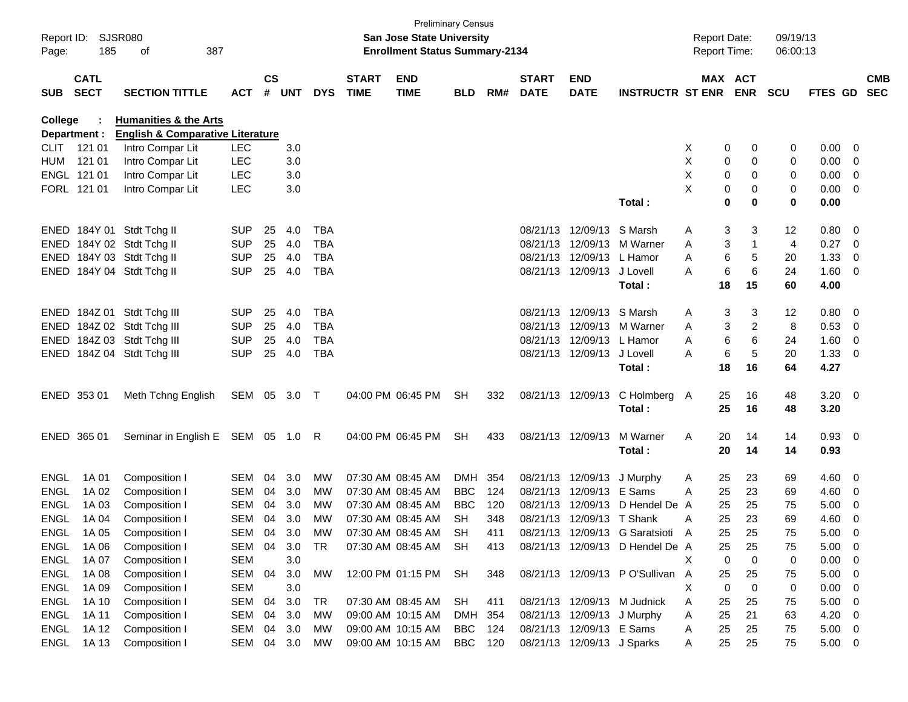Preliminary Census

**San Jose State University**

**Enrollment Status Summary-2134**

Report ID: SJSR080
Report Date: 09/19/13
Report Time: 06:00:13

**College : Humanities & the Arts**

**Department : English & Comparative Literature**

| SUB | CATL SECT | SECTION TITTLE | ACT | CS # | UNT | DYS | START TIME | END TIME | BLD | RM# | START DATE | END DATE | INSTRUCTR | ST | MAX ENR | ACT ENR | SCU | FTES | GD | CMB SEC |
|---|---|---|---|---|---|---|---|---|---|---|---|---|---|---|---|---|---|---|---|---|
| CLIT | 121 01 | Intro Compar Lit | LEC | | 3.0 | | | | | | | | | X | 0 | 0 | 0 | 0.00 | 0 | |
| HUM | 121 01 | Intro Compar Lit | LEC | | 3.0 | | | | | | | | | X | 0 | 0 | 0 | 0.00 | 0 | |
| ENGL | 121 01 | Intro Compar Lit | LEC | | 3.0 | | | | | | | | | X | 0 | 0 | 0 | 0.00 | 0 | |
| FORL | 121 01 | Intro Compar Lit | LEC | | 3.0 | | | | | | | | | X | 0 | 0 | 0 | 0.00 | 0 | |
| | | | | | | | | | | | | | **Total :** | | **0** | **0** | **0** | **0.00** | | |
| ENED | 184Y 01 | Stdt Tchg II | SUP | 25 | 4.0 | TBA | | | | | 08/21/13 | 12/09/13 | S Marsh | A | 3 | 3 | 12 | 0.80 | 0 | |
| ENED | 184Y 02 | Stdt Tchg II | SUP | 25 | 4.0 | TBA | | | | | 08/21/13 | 12/09/13 | M Warner | A | 3 | 1 | 4 | 0.27 | 0 | |
| ENED | 184Y 03 | Stdt Tchg II | SUP | 25 | 4.0 | TBA | | | | | 08/21/13 | 12/09/13 | L Hamor | A | 6 | 5 | 20 | 1.33 | 0 | |
| ENED | 184Y 04 | Stdt Tchg II | SUP | 25 | 4.0 | TBA | | | | | 08/21/13 | 12/09/13 | J Lovell | A | 6 | 6 | 24 | 1.60 | 0 | |
| | | | | | | | | | | | | | **Total :** | | **18** | **15** | **60** | **4.00** | | |
| ENED | 184Z 01 | Stdt Tchg III | SUP | 25 | 4.0 | TBA | | | | | 08/21/13 | 12/09/13 | S Marsh | A | 3 | 3 | 12 | 0.80 | 0 | |
| ENED | 184Z 02 | Stdt Tchg III | SUP | 25 | 4.0 | TBA | | | | | 08/21/13 | 12/09/13 | M Warner | A | 3 | 2 | 8 | 0.53 | 0 | |
| ENED | 184Z 03 | Stdt Tchg III | SUP | 25 | 4.0 | TBA | | | | | 08/21/13 | 12/09/13 | L Hamor | A | 6 | 6 | 24 | 1.60 | 0 | |
| ENED | 184Z 04 | Stdt Tchg III | SUP | 25 | 4.0 | TBA | | | | | 08/21/13 | 12/09/13 | J Lovell | A | 6 | 5 | 20 | 1.33 | 0 | |
| | | | | | | | | | | | | | **Total :** | | **18** | **16** | **64** | **4.27** | | |
| ENED | 353 01 | Meth Tchng English | SEM | 05 | 3.0 | T | 04:00 PM | 06:45 PM | SH | 332 | 08/21/13 | 12/09/13 | C Holmberg | A | 25 | 16 | 48 | 3.20 | 0 | |
| | | | | | | | | | | | | | **Total :** | | **25** | **16** | **48** | **3.20** | | |
| ENED | 365 01 | Seminar in English E | SEM | 05 | 1.0 | R | 04:00 PM | 06:45 PM | SH | 433 | 08/21/13 | 12/09/13 | M Warner | A | 20 | 14 | 14 | 0.93 | 0 | |
| | | | | | | | | | | | | | **Total :** | | **20** | **14** | **14** | **0.93** | | |
| ENGL | 1A 01 | Composition I | SEM | 04 | 3.0 | MW | 07:30 AM | 08:45 AM | DMH | 354 | 08/21/13 | 12/09/13 | J Murphy | A | 25 | 23 | 69 | 4.60 | 0 | |
| ENGL | 1A 02 | Composition I | SEM | 04 | 3.0 | MW | 07:30 AM | 08:45 AM | BBC | 124 | 08/21/13 | 12/09/13 | E Sams | A | 25 | 23 | 69 | 4.60 | 0 | |
| ENGL | 1A 03 | Composition I | SEM | 04 | 3.0 | MW | 07:30 AM | 08:45 AM | BBC | 120 | 08/21/13 | 12/09/13 | D Hendel De | A | 25 | 25 | 75 | 5.00 | 0 | |
| ENGL | 1A 04 | Composition I | SEM | 04 | 3.0 | MW | 07:30 AM | 08:45 AM | SH | 348 | 08/21/13 | 12/09/13 | T Shank | A | 25 | 23 | 69 | 4.60 | 0 | |
| ENGL | 1A 05 | Composition I | SEM | 04 | 3.0 | MW | 07:30 AM | 08:45 AM | SH | 411 | 08/21/13 | 12/09/13 | G Saratsioti | A | 25 | 25 | 75 | 5.00 | 0 | |
| ENGL | 1A 06 | Composition I | SEM | 04 | 3.0 | TR | 07:30 AM | 08:45 AM | SH | 413 | 08/21/13 | 12/09/13 | D Hendel De | A | 25 | 25 | 75 | 5.00 | 0 | |
| ENGL | 1A 07 | Composition I | SEM | | 3.0 | | | | | | | | | X | 0 | 0 | 0 | 0.00 | 0 | |
| ENGL | 1A 08 | Composition I | SEM | 04 | 3.0 | MW | 12:00 PM | 01:15 PM | SH | 348 | 08/21/13 | 12/09/13 | P O'Sullivan | A | 25 | 25 | 75 | 5.00 | 0 | |
| ENGL | 1A 09 | Composition I | SEM | | 3.0 | | | | | | | | | X | 0 | 0 | 0 | 0.00 | 0 | |
| ENGL | 1A 10 | Composition I | SEM | 04 | 3.0 | TR | 07:30 AM | 08:45 AM | SH | 411 | 08/21/13 | 12/09/13 | M Judnick | A | 25 | 25 | 75 | 5.00 | 0 | |
| ENGL | 1A 11 | Composition I | SEM | 04 | 3.0 | MW | 09:00 AM | 10:15 AM | DMH | 354 | 08/21/13 | 12/09/13 | J Murphy | A | 25 | 21 | 63 | 4.20 | 0 | |
| ENGL | 1A 12 | Composition I | SEM | 04 | 3.0 | MW | 09:00 AM | 10:15 AM | BBC | 124 | 08/21/13 | 12/09/13 | E Sams | A | 25 | 25 | 75 | 5.00 | 0 | |
| ENGL | 1A 13 | Composition I | SEM | 04 | 3.0 | MW | 09:00 AM | 10:15 AM | BBC | 120 | 08/21/13 | 12/09/13 | J Sparks | A | 25 | 25 | 75 | 5.00 | 0 | |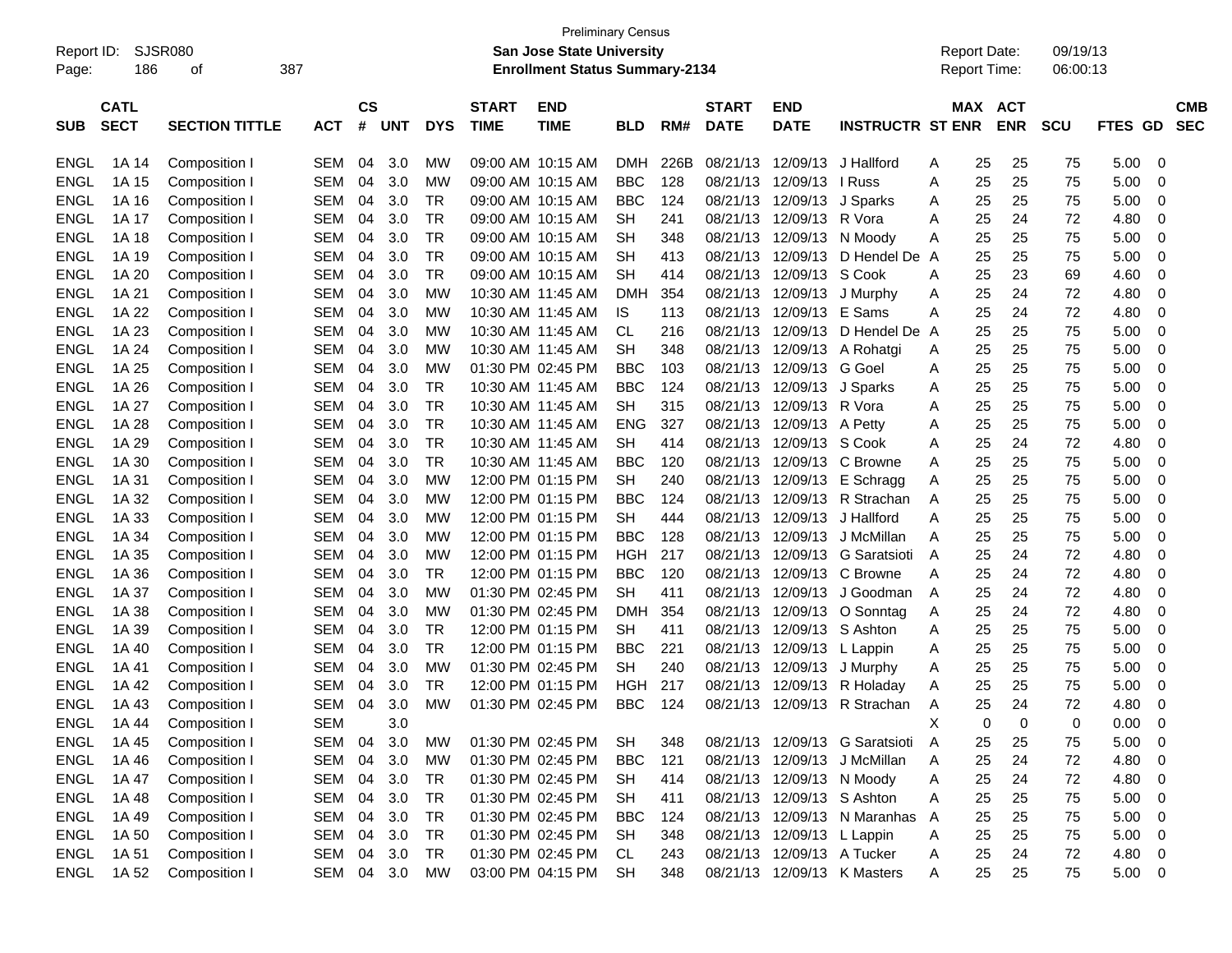Preliminary Census

Report ID: SJSR080

**San Jose State University**

**Enrollment Status Summary-2134**

Report Date: 09/19/13

Report Time: 06:00:13

| SUB | CATL SECT | SECTION TITTLE | ACT | CS # | UNT | DYS | START TIME | END TIME | BLD | RM# | START DATE | END DATE | INSTRUCTR | ST | MAX ENR | ACT ENR | SCU | FTES | GD | CMB SEC |
|---|---|---|---|---|---|---|---|---|---|---|---|---|---|---|---|---|---|---|---|---|
| ENGL | 1A 14 | Composition I | SEM | 04 | 3.0 | MW | 09:00 AM | 10:15 AM | DMH | 226B | 08/21/13 | 12/09/13 | J Hallford | A | 25 | 25 | 75 | 5.00 | 0 | |
| ENGL | 1A 15 | Composition I | SEM | 04 | 3.0 | MW | 09:00 AM | 10:15 AM | BBC | 128 | 08/21/13 | 12/09/13 | I Russ | A | 25 | 25 | 75 | 5.00 | 0 | |
| ENGL | 1A 16 | Composition I | SEM | 04 | 3.0 | TR | 09:00 AM | 10:15 AM | BBC | 124 | 08/21/13 | 12/09/13 | J Sparks | A | 25 | 25 | 75 | 5.00 | 0 | |
| ENGL | 1A 17 | Composition I | SEM | 04 | 3.0 | TR | 09:00 AM | 10:15 AM | SH | 241 | 08/21/13 | 12/09/13 | R Vora | A | 25 | 24 | 72 | 4.80 | 0 | |
| ENGL | 1A 18 | Composition I | SEM | 04 | 3.0 | TR | 09:00 AM | 10:15 AM | SH | 348 | 08/21/13 | 12/09/13 | N Moody | A | 25 | 25 | 75 | 5.00 | 0 | |
| ENGL | 1A 19 | Composition I | SEM | 04 | 3.0 | TR | 09:00 AM | 10:15 AM | SH | 413 | 08/21/13 | 12/09/13 | D Hendel De | A | 25 | 25 | 75 | 5.00 | 0 | |
| ENGL | 1A 20 | Composition I | SEM | 04 | 3.0 | TR | 09:00 AM | 10:15 AM | SH | 414 | 08/21/13 | 12/09/13 | S Cook | A | 25 | 23 | 69 | 4.60 | 0 | |
| ENGL | 1A 21 | Composition I | SEM | 04 | 3.0 | MW | 10:30 AM | 11:45 AM | DMH | 354 | 08/21/13 | 12/09/13 | J Murphy | A | 25 | 24 | 72 | 4.80 | 0 | |
| ENGL | 1A 22 | Composition I | SEM | 04 | 3.0 | MW | 10:30 AM | 11:45 AM | IS | 113 | 08/21/13 | 12/09/13 | E Sams | A | 25 | 24 | 72 | 4.80 | 0 | |
| ENGL | 1A 23 | Composition I | SEM | 04 | 3.0 | MW | 10:30 AM | 11:45 AM | CL | 216 | 08/21/13 | 12/09/13 | D Hendel De | A | 25 | 25 | 75 | 5.00 | 0 | |
| ENGL | 1A 24 | Composition I | SEM | 04 | 3.0 | MW | 10:30 AM | 11:45 AM | SH | 348 | 08/21/13 | 12/09/13 | A Rohatgi | A | 25 | 25 | 75 | 5.00 | 0 | |
| ENGL | 1A 25 | Composition I | SEM | 04 | 3.0 | MW | 01:30 PM | 02:45 PM | BBC | 103 | 08/21/13 | 12/09/13 | G Goel | A | 25 | 25 | 75 | 5.00 | 0 | |
| ENGL | 1A 26 | Composition I | SEM | 04 | 3.0 | TR | 10:30 AM | 11:45 AM | BBC | 124 | 08/21/13 | 12/09/13 | J Sparks | A | 25 | 25 | 75 | 5.00 | 0 | |
| ENGL | 1A 27 | Composition I | SEM | 04 | 3.0 | TR | 10:30 AM | 11:45 AM | SH | 315 | 08/21/13 | 12/09/13 | R Vora | A | 25 | 25 | 75 | 5.00 | 0 | |
| ENGL | 1A 28 | Composition I | SEM | 04 | 3.0 | TR | 10:30 AM | 11:45 AM | ENG | 327 | 08/21/13 | 12/09/13 | A Petty | A | 25 | 25 | 75 | 5.00 | 0 | |
| ENGL | 1A 29 | Composition I | SEM | 04 | 3.0 | TR | 10:30 AM | 11:45 AM | SH | 414 | 08/21/13 | 12/09/13 | S Cook | A | 25 | 24 | 72 | 4.80 | 0 | |
| ENGL | 1A 30 | Composition I | SEM | 04 | 3.0 | TR | 10:30 AM | 11:45 AM | BBC | 120 | 08/21/13 | 12/09/13 | C Browne | A | 25 | 25 | 75 | 5.00 | 0 | |
| ENGL | 1A 31 | Composition I | SEM | 04 | 3.0 | MW | 12:00 PM | 01:15 PM | SH | 240 | 08/21/13 | 12/09/13 | E Schragg | A | 25 | 25 | 75 | 5.00 | 0 | |
| ENGL | 1A 32 | Composition I | SEM | 04 | 3.0 | MW | 12:00 PM | 01:15 PM | BBC | 124 | 08/21/13 | 12/09/13 | R Strachan | A | 25 | 25 | 75 | 5.00 | 0 | |
| ENGL | 1A 33 | Composition I | SEM | 04 | 3.0 | MW | 12:00 PM | 01:15 PM | SH | 444 | 08/21/13 | 12/09/13 | J Hallford | A | 25 | 25 | 75 | 5.00 | 0 | |
| ENGL | 1A 34 | Composition I | SEM | 04 | 3.0 | MW | 12:00 PM | 01:15 PM | BBC | 128 | 08/21/13 | 12/09/13 | J McMillan | A | 25 | 25 | 75 | 5.00 | 0 | |
| ENGL | 1A 35 | Composition I | SEM | 04 | 3.0 | MW | 12:00 PM | 01:15 PM | HGH | 217 | 08/21/13 | 12/09/13 | G Saratsioti | A | 25 | 24 | 72 | 4.80 | 0 | |
| ENGL | 1A 36 | Composition I | SEM | 04 | 3.0 | TR | 12:00 PM | 01:15 PM | BBC | 120 | 08/21/13 | 12/09/13 | C Browne | A | 25 | 24 | 72 | 4.80 | 0 | |
| ENGL | 1A 37 | Composition I | SEM | 04 | 3.0 | MW | 01:30 PM | 02:45 PM | SH | 411 | 08/21/13 | 12/09/13 | J Goodman | A | 25 | 24 | 72 | 4.80 | 0 | |
| ENGL | 1A 38 | Composition I | SEM | 04 | 3.0 | MW | 01:30 PM | 02:45 PM | DMH | 354 | 08/21/13 | 12/09/13 | O Sonntag | A | 25 | 24 | 72 | 4.80 | 0 | |
| ENGL | 1A 39 | Composition I | SEM | 04 | 3.0 | TR | 12:00 PM | 01:15 PM | SH | 411 | 08/21/13 | 12/09/13 | S Ashton | A | 25 | 25 | 75 | 5.00 | 0 | |
| ENGL | 1A 40 | Composition I | SEM | 04 | 3.0 | TR | 12:00 PM | 01:15 PM | BBC | 221 | 08/21/13 | 12/09/13 | L Lappin | A | 25 | 25 | 75 | 5.00 | 0 | |
| ENGL | 1A 41 | Composition I | SEM | 04 | 3.0 | MW | 01:30 PM | 02:45 PM | SH | 240 | 08/21/13 | 12/09/13 | J Murphy | A | 25 | 25 | 75 | 5.00 | 0 | |
| ENGL | 1A 42 | Composition I | SEM | 04 | 3.0 | TR | 12:00 PM | 01:15 PM | HGH | 217 | 08/21/13 | 12/09/13 | R Holaday | A | 25 | 25 | 75 | 5.00 | 0 | |
| ENGL | 1A 43 | Composition I | SEM | 04 | 3.0 | MW | 01:30 PM | 02:45 PM | BBC | 124 | 08/21/13 | 12/09/13 | R Strachan | A | 25 | 24 | 72 | 4.80 | 0 | |
| ENGL | 1A 44 | Composition I | SEM | | 3.0 | | | | | | | | | X | 0 | 0 | 0 | 0.00 | 0 | |
| ENGL | 1A 45 | Composition I | SEM | 04 | 3.0 | MW | 01:30 PM | 02:45 PM | SH | 348 | 08/21/13 | 12/09/13 | G Saratsioti | A | 25 | 25 | 75 | 5.00 | 0 | |
| ENGL | 1A 46 | Composition I | SEM | 04 | 3.0 | MW | 01:30 PM | 02:45 PM | BBC | 121 | 08/21/13 | 12/09/13 | J McMillan | A | 25 | 24 | 72 | 4.80 | 0 | |
| ENGL | 1A 47 | Composition I | SEM | 04 | 3.0 | TR | 01:30 PM | 02:45 PM | SH | 414 | 08/21/13 | 12/09/13 | N Moody | A | 25 | 24 | 72 | 4.80 | 0 | |
| ENGL | 1A 48 | Composition I | SEM | 04 | 3.0 | TR | 01:30 PM | 02:45 PM | SH | 411 | 08/21/13 | 12/09/13 | S Ashton | A | 25 | 25 | 75 | 5.00 | 0 | |
| ENGL | 1A 49 | Composition I | SEM | 04 | 3.0 | TR | 01:30 PM | 02:45 PM | BBC | 124 | 08/21/13 | 12/09/13 | N Maranhas | A | 25 | 25 | 75 | 5.00 | 0 | |
| ENGL | 1A 50 | Composition I | SEM | 04 | 3.0 | TR | 01:30 PM | 02:45 PM | SH | 348 | 08/21/13 | 12/09/13 | L Lappin | A | 25 | 25 | 75 | 5.00 | 0 | |
| ENGL | 1A 51 | Composition I | SEM | 04 | 3.0 | TR | 01:30 PM | 02:45 PM | CL | 243 | 08/21/13 | 12/09/13 | A Tucker | A | 25 | 24 | 72 | 4.80 | 0 | |
| ENGL | 1A 52 | Composition I | SEM | 04 | 3.0 | MW | 03:00 PM | 04:15 PM | SH | 348 | 08/21/13 | 12/09/13 | K Masters | A | 25 | 25 | 75 | 5.00 | 0 | |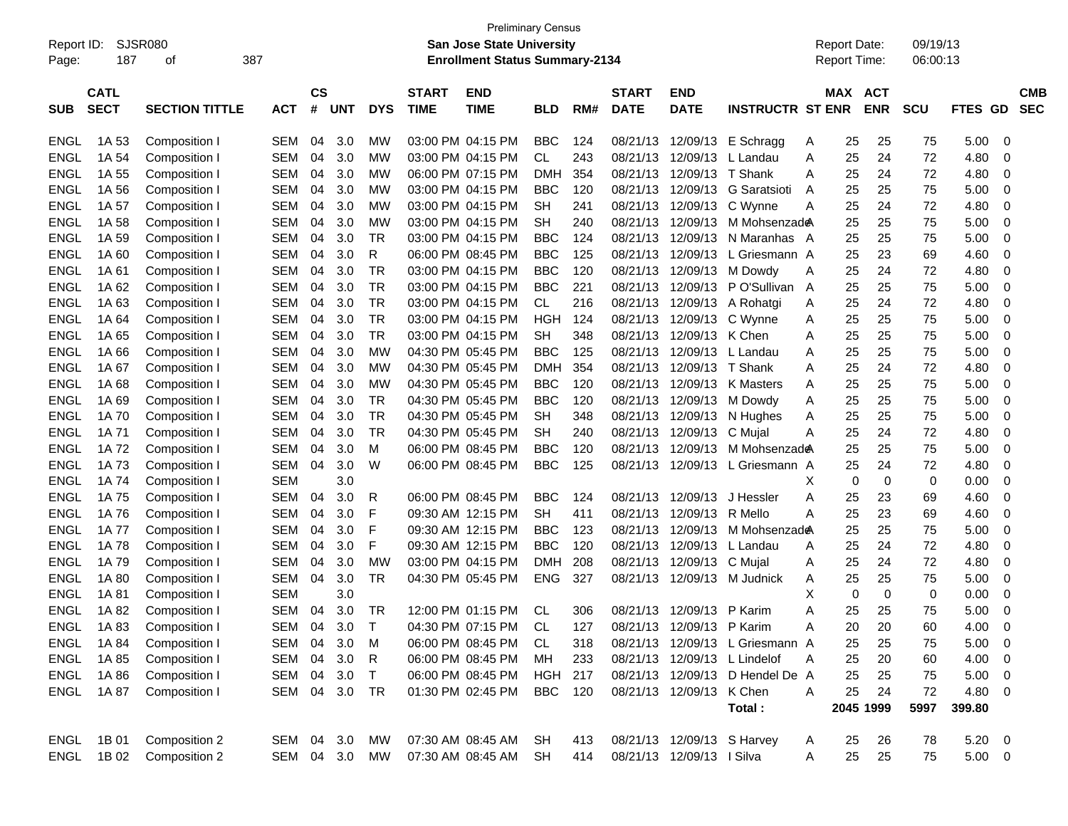Preliminary Census

Report ID: SJSR080 **San Jose State University** Report Date: 09/19/13
Page: 187 of 387 **Enrollment Status Summary-2134** Report Time: 06:00:13

| SUB | CATL SECT | SECTION TITTLE | ACT | CS # | UNT | DYS | START TIME | END TIME | BLD | RM# | START DATE | END DATE | INSTRUCTR | ST | MAX ENR | ACT ENR | SCU | FTES | GD | CMB SEC |
|---|---|---|---|---|---|---|---|---|---|---|---|---|---|---|---|---|---|---|---|---|
| ENGL | 1A 53 | Composition I | SEM | 04 | 3.0 | MW | 03:00 PM | 04:15 PM | BBC | 124 | 08/21/13 | 12/09/13 | E Schragg | A | 25 | 25 | 75 | 5.00 | 0 | |
| ENGL | 1A 54 | Composition I | SEM | 04 | 3.0 | MW | 03:00 PM | 04:15 PM | CL | 243 | 08/21/13 | 12/09/13 | L Landau | A | 25 | 24 | 72 | 4.80 | 0 | |
| ENGL | 1A 55 | Composition I | SEM | 04 | 3.0 | MW | 06:00 PM | 07:15 PM | DMH | 354 | 08/21/13 | 12/09/13 | T Shank | A | 25 | 24 | 72 | 4.80 | 0 | |
| ENGL | 1A 56 | Composition I | SEM | 04 | 3.0 | MW | 03:00 PM | 04:15 PM | BBC | 120 | 08/21/13 | 12/09/13 | G Saratsioti | A | 25 | 25 | 75 | 5.00 | 0 | |
| ENGL | 1A 57 | Composition I | SEM | 04 | 3.0 | MW | 03:00 PM | 04:15 PM | SH | 241 | 08/21/13 | 12/09/13 | C Wynne | A | 25 | 24 | 72 | 4.80 | 0 | |
| ENGL | 1A 58 | Composition I | SEM | 04 | 3.0 | MW | 03:00 PM | 04:15 PM | SH | 240 | 08/21/13 | 12/09/13 | M Mohsenzade | A | 25 | 25 | 75 | 5.00 | 0 | |
| ENGL | 1A 59 | Composition I | SEM | 04 | 3.0 | TR | 03:00 PM | 04:15 PM | BBC | 124 | 08/21/13 | 12/09/13 | N Maranhas | A | 25 | 25 | 75 | 5.00 | 0 | |
| ENGL | 1A 60 | Composition I | SEM | 04 | 3.0 | R | 06:00 PM | 08:45 PM | BBC | 125 | 08/21/13 | 12/09/13 | L Griesmann | A | 25 | 23 | 69 | 4.60 | 0 | |
| ENGL | 1A 61 | Composition I | SEM | 04 | 3.0 | TR | 03:00 PM | 04:15 PM | BBC | 120 | 08/21/13 | 12/09/13 | M Dowdy | A | 25 | 24 | 72 | 4.80 | 0 | |
| ENGL | 1A 62 | Composition I | SEM | 04 | 3.0 | TR | 03:00 PM | 04:15 PM | BBC | 221 | 08/21/13 | 12/09/13 | P O'Sullivan | A | 25 | 25 | 75 | 5.00 | 0 | |
| ENGL | 1A 63 | Composition I | SEM | 04 | 3.0 | TR | 03:00 PM | 04:15 PM | CL | 216 | 08/21/13 | 12/09/13 | A Rohatgi | A | 25 | 24 | 72 | 4.80 | 0 | |
| ENGL | 1A 64 | Composition I | SEM | 04 | 3.0 | TR | 03:00 PM | 04:15 PM | HGH | 124 | 08/21/13 | 12/09/13 | C Wynne | A | 25 | 25 | 75 | 5.00 | 0 | |
| ENGL | 1A 65 | Composition I | SEM | 04 | 3.0 | TR | 03:00 PM | 04:15 PM | SH | 348 | 08/21/13 | 12/09/13 | K Chen | A | 25 | 25 | 75 | 5.00 | 0 | |
| ENGL | 1A 66 | Composition I | SEM | 04 | 3.0 | MW | 04:30 PM | 05:45 PM | BBC | 125 | 08/21/13 | 12/09/13 | L Landau | A | 25 | 25 | 75 | 5.00 | 0 | |
| ENGL | 1A 67 | Composition I | SEM | 04 | 3.0 | MW | 04:30 PM | 05:45 PM | DMH | 354 | 08/21/13 | 12/09/13 | T Shank | A | 25 | 24 | 72 | 4.80 | 0 | |
| ENGL | 1A 68 | Composition I | SEM | 04 | 3.0 | MW | 04:30 PM | 05:45 PM | BBC | 120 | 08/21/13 | 12/09/13 | K Masters | A | 25 | 25 | 75 | 5.00 | 0 | |
| ENGL | 1A 69 | Composition I | SEM | 04 | 3.0 | TR | 04:30 PM | 05:45 PM | BBC | 120 | 08/21/13 | 12/09/13 | M Dowdy | A | 25 | 25 | 75 | 5.00 | 0 | |
| ENGL | 1A 70 | Composition I | SEM | 04 | 3.0 | TR | 04:30 PM | 05:45 PM | SH | 348 | 08/21/13 | 12/09/13 | N Hughes | A | 25 | 25 | 75 | 5.00 | 0 | |
| ENGL | 1A 71 | Composition I | SEM | 04 | 3.0 | TR | 04:30 PM | 05:45 PM | SH | 240 | 08/21/13 | 12/09/13 | C Mujal | A | 25 | 24 | 72 | 4.80 | 0 | |
| ENGL | 1A 72 | Composition I | SEM | 04 | 3.0 | M | 06:00 PM | 08:45 PM | BBC | 120 | 08/21/13 | 12/09/13 | M Mohsenzade | A | 25 | 25 | 75 | 5.00 | 0 | |
| ENGL | 1A 73 | Composition I | SEM | 04 | 3.0 | W | 06:00 PM | 08:45 PM | BBC | 125 | 08/21/13 | 12/09/13 | L Griesmann | A | 25 | 24 | 72 | 4.80 | 0 | |
| ENGL | 1A 74 | Composition I | SEM | | 3.0 | | | | | | | | | X | 0 | 0 | 0 | 0.00 | 0 | |
| ENGL | 1A 75 | Composition I | SEM | 04 | 3.0 | R | 06:00 PM | 08:45 PM | BBC | 124 | 08/21/13 | 12/09/13 | J Hessler | A | 25 | 23 | 69 | 4.60 | 0 | |
| ENGL | 1A 76 | Composition I | SEM | 04 | 3.0 | F | 09:30 AM | 12:15 PM | SH | 411 | 08/21/13 | 12/09/13 | R Mello | A | 25 | 23 | 69 | 4.60 | 0 | |
| ENGL | 1A 77 | Composition I | SEM | 04 | 3.0 | F | 09:30 AM | 12:15 PM | BBC | 123 | 08/21/13 | 12/09/13 | M Mohsenzade | A | 25 | 25 | 75 | 5.00 | 0 | |
| ENGL | 1A 78 | Composition I | SEM | 04 | 3.0 | F | 09:30 AM | 12:15 PM | BBC | 120 | 08/21/13 | 12/09/13 | L Landau | A | 25 | 24 | 72 | 4.80 | 0 | |
| ENGL | 1A 79 | Composition I | SEM | 04 | 3.0 | MW | 03:00 PM | 04:15 PM | DMH | 208 | 08/21/13 | 12/09/13 | C Mujal | A | 25 | 24 | 72 | 4.80 | 0 | |
| ENGL | 1A 80 | Composition I | SEM | 04 | 3.0 | TR | 04:30 PM | 05:45 PM | ENG | 327 | 08/21/13 | 12/09/13 | M Judnick | A | 25 | 25 | 75 | 5.00 | 0 | |
| ENGL | 1A 81 | Composition I | SEM | | 3.0 | | | | | | | | | X | 0 | 0 | 0 | 0.00 | 0 | |
| ENGL | 1A 82 | Composition I | SEM | 04 | 3.0 | TR | 12:00 PM | 01:15 PM | CL | 306 | 08/21/13 | 12/09/13 | P Karim | A | 25 | 25 | 75 | 5.00 | 0 | |
| ENGL | 1A 83 | Composition I | SEM | 04 | 3.0 | T | 04:30 PM | 07:15 PM | CL | 127 | 08/21/13 | 12/09/13 | P Karim | A | 20 | 20 | 60 | 4.00 | 0 | |
| ENGL | 1A 84 | Composition I | SEM | 04 | 3.0 | M | 06:00 PM | 08:45 PM | CL | 318 | 08/21/13 | 12/09/13 | L Griesmann | A | 25 | 25 | 75 | 5.00 | 0 | |
| ENGL | 1A 85 | Composition I | SEM | 04 | 3.0 | R | 06:00 PM | 08:45 PM | MH | 233 | 08/21/13 | 12/09/13 | L Lindelof | A | 25 | 20 | 60 | 4.00 | 0 | |
| ENGL | 1A 86 | Composition I | SEM | 04 | 3.0 | T | 06:00 PM | 08:45 PM | HGH | 217 | 08/21/13 | 12/09/13 | D Hendel De | A | 25 | 25 | 75 | 5.00 | 0 | |
| ENGL | 1A 87 | Composition I | SEM | 04 | 3.0 | TR | 01:30 PM | 02:45 PM | BBC | 120 | 08/21/13 | 12/09/13 | K Chen | A | 25 | 24 | 72 | 4.80 | 0 | |
| | | | | | | | | | | | | | **Total :** | | **2045** | **1999** | **5997** | **399.80** | | |
| ENGL | 1B 01 | Composition 2 | SEM | 04 | 3.0 | MW | 07:30 AM | 08:45 AM | SH | 413 | 08/21/13 | 12/09/13 | S Harvey | A | 25 | 26 | 78 | 5.20 | 0 | |
| ENGL | 1B 02 | Composition 2 | SEM | 04 | 3.0 | MW | 07:30 AM | 08:45 AM | SH | 414 | 08/21/13 | 12/09/13 | I Silva | A | 25 | 25 | 75 | 5.00 | 0 | |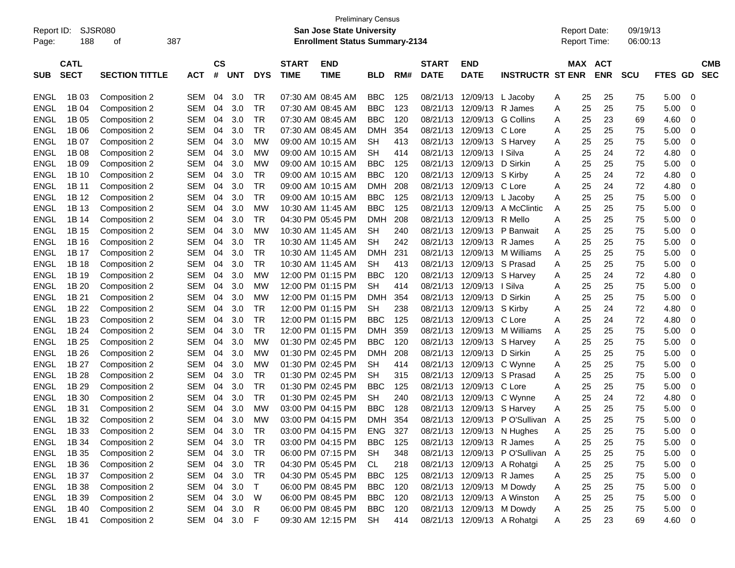Preliminary Census

Report ID: SJSR080

**San Jose State University**

**Enrollment Status Summary-2134**

Report Date: 09/19/13
Report Time: 06:00:13

| SUB | CATL SECT | SECTION TITTLE | ACT | CS # | UNT | DYS | START TIME | END TIME | BLD | RM# | START DATE | END DATE | INSTRUCTR | ST | MAX ENR | ACT ENR | SCU | FTES | GD | CMB SEC |
|---|---|---|---|---|---|---|---|---|---|---|---|---|---|---|---|---|---|---|---|---|
| ENGL | 1B 03 | Composition 2 | SEM | 04 | 3.0 | TR | 07:30 AM | 08:45 AM | BBC | 125 | 08/21/13 | 12/09/13 | L Jacoby | A | 25 | 25 | 75 | 5.00 | 0 | |
| ENGL | 1B 04 | Composition 2 | SEM | 04 | 3.0 | TR | 07:30 AM | 08:45 AM | BBC | 123 | 08/21/13 | 12/09/13 | R James | A | 25 | 25 | 75 | 5.00 | 0 | |
| ENGL | 1B 05 | Composition 2 | SEM | 04 | 3.0 | TR | 07:30 AM | 08:45 AM | BBC | 120 | 08/21/13 | 12/09/13 | G Collins | A | 25 | 23 | 69 | 4.60 | 0 | |
| ENGL | 1B 06 | Composition 2 | SEM | 04 | 3.0 | TR | 07:30 AM | 08:45 AM | DMH | 354 | 08/21/13 | 12/09/13 | C Lore | A | 25 | 25 | 75 | 5.00 | 0 | |
| ENGL | 1B 07 | Composition 2 | SEM | 04 | 3.0 | MW | 09:00 AM | 10:15 AM | SH | 413 | 08/21/13 | 12/09/13 | S Harvey | A | 25 | 25 | 75 | 5.00 | 0 | |
| ENGL | 1B 08 | Composition 2 | SEM | 04 | 3.0 | MW | 09:00 AM | 10:15 AM | SH | 414 | 08/21/13 | 12/09/13 | I Silva | A | 25 | 24 | 72 | 4.80 | 0 | |
| ENGL | 1B 09 | Composition 2 | SEM | 04 | 3.0 | MW | 09:00 AM | 10:15 AM | BBC | 125 | 08/21/13 | 12/09/13 | D Sirkin | A | 25 | 25 | 75 | 5.00 | 0 | |
| ENGL | 1B 10 | Composition 2 | SEM | 04 | 3.0 | TR | 09:00 AM | 10:15 AM | BBC | 120 | 08/21/13 | 12/09/13 | S Kirby | A | 25 | 24 | 72 | 4.80 | 0 | |
| ENGL | 1B 11 | Composition 2 | SEM | 04 | 3.0 | TR | 09:00 AM | 10:15 AM | DMH | 208 | 08/21/13 | 12/09/13 | C Lore | A | 25 | 24 | 72 | 4.80 | 0 | |
| ENGL | 1B 12 | Composition 2 | SEM | 04 | 3.0 | TR | 09:00 AM | 10:15 AM | BBC | 125 | 08/21/13 | 12/09/13 | L Jacoby | A | 25 | 25 | 75 | 5.00 | 0 | |
| ENGL | 1B 13 | Composition 2 | SEM | 04 | 3.0 | MW | 10:30 AM | 11:45 AM | BBC | 125 | 08/21/13 | 12/09/13 | A McClintic | A | 25 | 25 | 75 | 5.00 | 0 | |
| ENGL | 1B 14 | Composition 2 | SEM | 04 | 3.0 | TR | 04:30 PM | 05:45 PM | DMH | 208 | 08/21/13 | 12/09/13 | R Mello | A | 25 | 25 | 75 | 5.00 | 0 | |
| ENGL | 1B 15 | Composition 2 | SEM | 04 | 3.0 | MW | 10:30 AM | 11:45 AM | SH | 240 | 08/21/13 | 12/09/13 | P Banwait | A | 25 | 25 | 75 | 5.00 | 0 | |
| ENGL | 1B 16 | Composition 2 | SEM | 04 | 3.0 | TR | 10:30 AM | 11:45 AM | SH | 242 | 08/21/13 | 12/09/13 | R James | A | 25 | 25 | 75 | 5.00 | 0 | |
| ENGL | 1B 17 | Composition 2 | SEM | 04 | 3.0 | TR | 10:30 AM | 11:45 AM | DMH | 231 | 08/21/13 | 12/09/13 | M Williams | A | 25 | 25 | 75 | 5.00 | 0 | |
| ENGL | 1B 18 | Composition 2 | SEM | 04 | 3.0 | TR | 10:30 AM | 11:45 AM | SH | 413 | 08/21/13 | 12/09/13 | S Prasad | A | 25 | 25 | 75 | 5.00 | 0 | |
| ENGL | 1B 19 | Composition 2 | SEM | 04 | 3.0 | MW | 12:00 PM | 01:15 PM | BBC | 120 | 08/21/13 | 12/09/13 | S Harvey | A | 25 | 24 | 72 | 4.80 | 0 | |
| ENGL | 1B 20 | Composition 2 | SEM | 04 | 3.0 | MW | 12:00 PM | 01:15 PM | SH | 414 | 08/21/13 | 12/09/13 | I Silva | A | 25 | 25 | 75 | 5.00 | 0 | |
| ENGL | 1B 21 | Composition 2 | SEM | 04 | 3.0 | MW | 12:00 PM | 01:15 PM | DMH | 354 | 08/21/13 | 12/09/13 | D Sirkin | A | 25 | 25 | 75 | 5.00 | 0 | |
| ENGL | 1B 22 | Composition 2 | SEM | 04 | 3.0 | TR | 12:00 PM | 01:15 PM | SH | 238 | 08/21/13 | 12/09/13 | S Kirby | A | 25 | 24 | 72 | 4.80 | 0 | |
| ENGL | 1B 23 | Composition 2 | SEM | 04 | 3.0 | TR | 12:00 PM | 01:15 PM | BBC | 125 | 08/21/13 | 12/09/13 | C Lore | A | 25 | 24 | 72 | 4.80 | 0 | |
| ENGL | 1B 24 | Composition 2 | SEM | 04 | 3.0 | TR | 12:00 PM | 01:15 PM | DMH | 359 | 08/21/13 | 12/09/13 | M Williams | A | 25 | 25 | 75 | 5.00 | 0 | |
| ENGL | 1B 25 | Composition 2 | SEM | 04 | 3.0 | MW | 01:30 PM | 02:45 PM | BBC | 120 | 08/21/13 | 12/09/13 | S Harvey | A | 25 | 25 | 75 | 5.00 | 0 | |
| ENGL | 1B 26 | Composition 2 | SEM | 04 | 3.0 | MW | 01:30 PM | 02:45 PM | DMH | 208 | 08/21/13 | 12/09/13 | D Sirkin | A | 25 | 25 | 75 | 5.00 | 0 | |
| ENGL | 1B 27 | Composition 2 | SEM | 04 | 3.0 | MW | 01:30 PM | 02:45 PM | SH | 414 | 08/21/13 | 12/09/13 | C Wynne | A | 25 | 25 | 75 | 5.00 | 0 | |
| ENGL | 1B 28 | Composition 2 | SEM | 04 | 3.0 | TR | 01:30 PM | 02:45 PM | SH | 315 | 08/21/13 | 12/09/13 | S Prasad | A | 25 | 25 | 75 | 5.00 | 0 | |
| ENGL | 1B 29 | Composition 2 | SEM | 04 | 3.0 | TR | 01:30 PM | 02:45 PM | BBC | 125 | 08/21/13 | 12/09/13 | C Lore | A | 25 | 25 | 75 | 5.00 | 0 | |
| ENGL | 1B 30 | Composition 2 | SEM | 04 | 3.0 | TR | 01:30 PM | 02:45 PM | SH | 240 | 08/21/13 | 12/09/13 | C Wynne | A | 25 | 24 | 72 | 4.80 | 0 | |
| ENGL | 1B 31 | Composition 2 | SEM | 04 | 3.0 | MW | 03:00 PM | 04:15 PM | BBC | 128 | 08/21/13 | 12/09/13 | S Harvey | A | 25 | 25 | 75 | 5.00 | 0 | |
| ENGL | 1B 32 | Composition 2 | SEM | 04 | 3.0 | MW | 03:00 PM | 04:15 PM | DMH | 354 | 08/21/13 | 12/09/13 | P O'Sullivan | A | 25 | 25 | 75 | 5.00 | 0 | |
| ENGL | 1B 33 | Composition 2 | SEM | 04 | 3.0 | TR | 03:00 PM | 04:15 PM | ENG | 327 | 08/21/13 | 12/09/13 | N Hughes | A | 25 | 25 | 75 | 5.00 | 0 | |
| ENGL | 1B 34 | Composition 2 | SEM | 04 | 3.0 | TR | 03:00 PM | 04:15 PM | BBC | 125 | 08/21/13 | 12/09/13 | R James | A | 25 | 25 | 75 | 5.00 | 0 | |
| ENGL | 1B 35 | Composition 2 | SEM | 04 | 3.0 | TR | 06:00 PM | 07:15 PM | SH | 348 | 08/21/13 | 12/09/13 | P O'Sullivan | A | 25 | 25 | 75 | 5.00 | 0 | |
| ENGL | 1B 36 | Composition 2 | SEM | 04 | 3.0 | TR | 04:30 PM | 05:45 PM | CL | 218 | 08/21/13 | 12/09/13 | A Rohatgi | A | 25 | 25 | 75 | 5.00 | 0 | |
| ENGL | 1B 37 | Composition 2 | SEM | 04 | 3.0 | TR | 04:30 PM | 05:45 PM | BBC | 125 | 08/21/13 | 12/09/13 | R James | A | 25 | 25 | 75 | 5.00 | 0 | |
| ENGL | 1B 38 | Composition 2 | SEM | 04 | 3.0 | T | 06:00 PM | 08:45 PM | BBC | 120 | 08/21/13 | 12/09/13 | M Dowdy | A | 25 | 25 | 75 | 5.00 | 0 | |
| ENGL | 1B 39 | Composition 2 | SEM | 04 | 3.0 | W | 06:00 PM | 08:45 PM | BBC | 120 | 08/21/13 | 12/09/13 | A Winston | A | 25 | 25 | 75 | 5.00 | 0 | |
| ENGL | 1B 40 | Composition 2 | SEM | 04 | 3.0 | R | 06:00 PM | 08:45 PM | BBC | 120 | 08/21/13 | 12/09/13 | M Dowdy | A | 25 | 25 | 75 | 5.00 | 0 | |
| ENGL | 1B 41 | Composition 2 | SEM | 04 | 3.0 | F | 09:30 AM | 12:15 PM | SH | 414 | 08/21/13 | 12/09/13 | A Rohatgi | A | 25 | 23 | 69 | 4.60 | 0 | |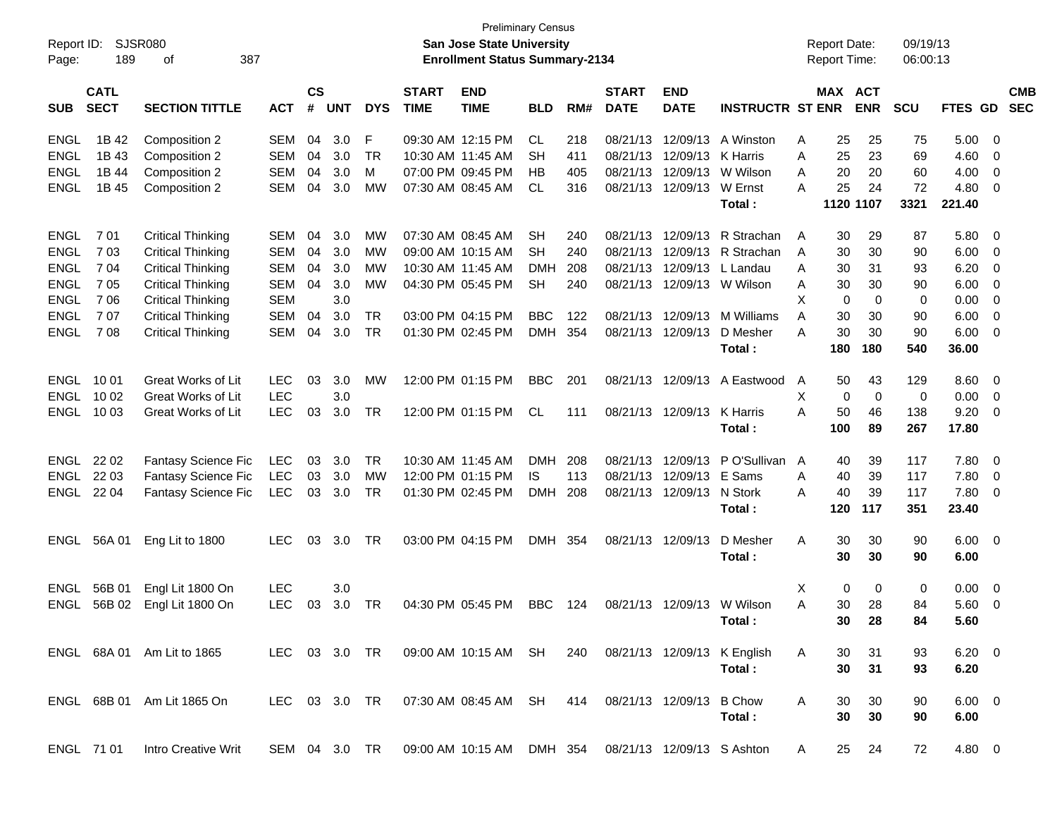Preliminary Census

Report ID: SJSR080 | **San Jose State University** | Report Date: 09/19/13
Page: 189 of 387 | **Enrollment Status Summary-2134** | Report Time: 06:00:13

| SUB | CATL SECT | SECTION TITTLE | ACT | CS # | UNT | DYS | START TIME | END TIME | BLD | RM# | START DATE | END DATE | INSTRUCTR | ST | MAX ENR | ACT ENR | SCU | FTES | GD | CMB SEC |
|---|---|---|---|---|---|---|---|---|---|---|---|---|---|---|---|---|---|---|---|---|
| ENGL | 1B 42 | Composition 2 | SEM | 04 | 3.0 | F | 09:30 AM | 12:15 PM | CL | 218 | 08/21/13 | 12/09/13 | A Winston | A | 25 | 25 | 75 | 5.00 | 0 | |
| ENGL | 1B 43 | Composition 2 | SEM | 04 | 3.0 | TR | 10:30 AM | 11:45 AM | SH | 411 | 08/21/13 | 12/09/13 | K Harris | A | 25 | 23 | 69 | 4.60 | 0 | |
| ENGL | 1B 44 | Composition 2 | SEM | 04 | 3.0 | M | 07:00 PM | 09:45 PM | HB | 405 | 08/21/13 | 12/09/13 | W Wilson | A | 20 | 20 | 60 | 4.00 | 0 | |
| ENGL | 1B 45 | Composition 2 | SEM | 04 | 3.0 | MW | 07:30 AM | 08:45 AM | CL | 316 | 08/21/13 | 12/09/13 | W Ernst | A | 25 | 24 | 72 | 4.80 | 0 | |
| | | | | | | | | | | | | | **Total :** | | **1120** | **1107** | **3321** | **221.40** | | |
| ENGL | 7 01 | Critical Thinking | SEM | 04 | 3.0 | MW | 07:30 AM | 08:45 AM | SH | 240 | 08/21/13 | 12/09/13 | R Strachan | A | 30 | 29 | 87 | 5.80 | 0 | |
| ENGL | 7 03 | Critical Thinking | SEM | 04 | 3.0 | MW | 09:00 AM | 10:15 AM | SH | 240 | 08/21/13 | 12/09/13 | R Strachan | A | 30 | 30 | 90 | 6.00 | 0 | |
| ENGL | 7 04 | Critical Thinking | SEM | 04 | 3.0 | MW | 10:30 AM | 11:45 AM | DMH | 208 | 08/21/13 | 12/09/13 | L Landau | A | 30 | 31 | 93 | 6.20 | 0 | |
| ENGL | 7 05 | Critical Thinking | SEM | 04 | 3.0 | MW | 04:30 PM | 05:45 PM | SH | 240 | 08/21/13 | 12/09/13 | W Wilson | A | 30 | 30 | 90 | 6.00 | 0 | |
| ENGL | 7 06 | Critical Thinking | SEM | | 3.0 | | | | | | | | | X | 0 | 0 | 0 | 0.00 | 0 | |
| ENGL | 7 07 | Critical Thinking | SEM | 04 | 3.0 | TR | 03:00 PM | 04:15 PM | BBC | 122 | 08/21/13 | 12/09/13 | M Williams | A | 30 | 30 | 90 | 6.00 | 0 | |
| ENGL | 7 08 | Critical Thinking | SEM | 04 | 3.0 | TR | 01:30 PM | 02:45 PM | DMH | 354 | 08/21/13 | 12/09/13 | D Mesher | A | 30 | 30 | 90 | 6.00 | 0 | |
| | | | | | | | | | | | | | **Total :** | | **180** | **180** | **540** | **36.00** | | |
| ENGL | 10 01 | Great Works of Lit | LEC | 03 | 3.0 | MW | 12:00 PM | 01:15 PM | BBC | 201 | 08/21/13 | 12/09/13 | A Eastwood | A | 50 | 43 | 129 | 8.60 | 0 | |
| ENGL | 10 02 | Great Works of Lit | LEC | | 3.0 | | | | | | | | | X | 0 | 0 | 0 | 0.00 | 0 | |
| ENGL | 10 03 | Great Works of Lit | LEC | 03 | 3.0 | TR | 12:00 PM | 01:15 PM | CL | 111 | 08/21/13 | 12/09/13 | K Harris | A | 50 | 46 | 138 | 9.20 | 0 | |
| | | | | | | | | | | | | | **Total :** | | **100** | **89** | **267** | **17.80** | | |
| ENGL | 22 02 | Fantasy Science Fic | LEC | 03 | 3.0 | TR | 10:30 AM | 11:45 AM | DMH | 208 | 08/21/13 | 12/09/13 | P O'Sullivan | A | 40 | 39 | 117 | 7.80 | 0 | |
| ENGL | 22 03 | Fantasy Science Fic | LEC | 03 | 3.0 | MW | 12:00 PM | 01:15 PM | IS | 113 | 08/21/13 | 12/09/13 | E Sams | A | 40 | 39 | 117 | 7.80 | 0 | |
| ENGL | 22 04 | Fantasy Science Fic | LEC | 03 | 3.0 | TR | 01:30 PM | 02:45 PM | DMH | 208 | 08/21/13 | 12/09/13 | N Stork | A | 40 | 39 | 117 | 7.80 | 0 | |
| | | | | | | | | | | | | | **Total :** | | **120** | **117** | **351** | **23.40** | | |
| ENGL | 56A 01 | Eng Lit to 1800 | LEC | 03 | 3.0 | TR | 03:00 PM | 04:15 PM | DMH | 354 | 08/21/13 | 12/09/13 | D Mesher | A | 30 | 30 | 90 | 6.00 | 0 | |
| | | | | | | | | | | | | | **Total :** | | **30** | **30** | **90** | **6.00** | | |
| ENGL | 56B 01 | Engl Lit 1800 On | LEC | | 3.0 | | | | | | | | | X | 0 | 0 | 0 | 0.00 | 0 | |
| ENGL | 56B 02 | Engl Lit 1800 On | LEC | 03 | 3.0 | TR | 04:30 PM | 05:45 PM | BBC | 124 | 08/21/13 | 12/09/13 | W Wilson | A | 30 | 28 | 84 | 5.60 | 0 | |
| | | | | | | | | | | | | | **Total :** | | **30** | **28** | **84** | **5.60** | | |
| ENGL | 68A 01 | Am Lit to 1865 | LEC | 03 | 3.0 | TR | 09:00 AM | 10:15 AM | SH | 240 | 08/21/13 | 12/09/13 | K English | A | 30 | 31 | 93 | 6.20 | 0 | |
| | | | | | | | | | | | | | **Total :** | | **30** | **31** | **93** | **6.20** | | |
| ENGL | 68B 01 | Am Lit 1865 On | LEC | 03 | 3.0 | TR | 07:30 AM | 08:45 AM | SH | 414 | 08/21/13 | 12/09/13 | B Chow | A | 30 | 30 | 90 | 6.00 | 0 | |
| | | | | | | | | | | | | | **Total :** | | **30** | **30** | **90** | **6.00** | | |
| ENGL | 71 01 | Intro Creative Writ | SEM | 04 | 3.0 | TR | 09:00 AM | 10:15 AM | DMH | 354 | 08/21/13 | 12/09/13 | S Ashton | A | 25 | 24 | 72 | 4.80 | 0 | |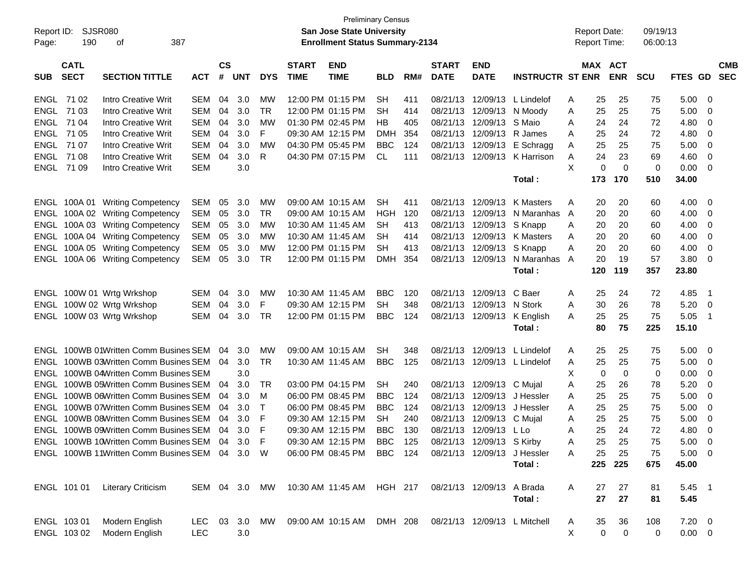Preliminary Census

Report ID: SJSR080 **San Jose State University** Report Date: 09/19/13
Page: 190 of 387 **Enrollment Status Summary-2134** Report Time: 06:00:13

| SUB | CATL SECT | SECTION TITTLE | ACT | CS # | UNT | DYS | START TIME | END TIME | BLD | RM# | START DATE | END DATE | INSTRUCTR | ST | MAX ENR | ACT ENR | SCU | FTES | GD | CMB SEC |
|---|---|---|---|---|---|---|---|---|---|---|---|---|---|---|---|---|---|---|---|---|
| ENGL | 71 02 | Intro Creative Writ | SEM | 04 | 3.0 | MW | 12:00 PM | 01:15 PM | SH | 411 | 08/21/13 | 12/09/13 | L Lindelof | A | 25 | 25 | 75 | 5.00 | 0 | |
| ENGL | 71 03 | Intro Creative Writ | SEM | 04 | 3.0 | TR | 12:00 PM | 01:15 PM | SH | 414 | 08/21/13 | 12/09/13 | N Moody | A | 25 | 25 | 75 | 5.00 | 0 | |
| ENGL | 71 04 | Intro Creative Writ | SEM | 04 | 3.0 | MW | 01:30 PM | 02:45 PM | HB | 405 | 08/21/13 | 12/09/13 | S Maio | A | 24 | 24 | 72 | 4.80 | 0 | |
| ENGL | 71 05 | Intro Creative Writ | SEM | 04 | 3.0 | F | 09:30 AM | 12:15 PM | DMH | 354 | 08/21/13 | 12/09/13 | R James | A | 25 | 24 | 72 | 4.80 | 0 | |
| ENGL | 71 07 | Intro Creative Writ | SEM | 04 | 3.0 | MW | 04:30 PM | 05:45 PM | BBC | 124 | 08/21/13 | 12/09/13 | E Schragg | A | 25 | 25 | 75 | 5.00 | 0 | |
| ENGL | 71 08 | Intro Creative Writ | SEM | 04 | 3.0 | R | 04:30 PM | 07:15 PM | CL | 111 | 08/21/13 | 12/09/13 | K Harrison | A | 24 | 23 | 69 | 4.60 | 0 | |
| ENGL | 71 09 | Intro Creative Writ | SEM | | 3.0 | | | | | | | | | X | 0 | 0 | 0 | 0.00 | 0 | |
| | | | | | | | | | | | | | **Total :** | | **173** | **170** | **510** | **34.00** | | |
| ENGL | 100A 01 | Writing Competency | SEM | 05 | 3.0 | MW | 09:00 AM | 10:15 AM | SH | 411 | 08/21/13 | 12/09/13 | K Masters | A | 20 | 20 | 60 | 4.00 | 0 | |
| ENGL | 100A 02 | Writing Competency | SEM | 05 | 3.0 | TR | 09:00 AM | 10:15 AM | HGH | 120 | 08/21/13 | 12/09/13 | N Maranhas | A | 20 | 20 | 60 | 4.00 | 0 | |
| ENGL | 100A 03 | Writing Competency | SEM | 05 | 3.0 | MW | 10:30 AM | 11:45 AM | SH | 413 | 08/21/13 | 12/09/13 | S Knapp | A | 20 | 20 | 60 | 4.00 | 0 | |
| ENGL | 100A 04 | Writing Competency | SEM | 05 | 3.0 | MW | 10:30 AM | 11:45 AM | SH | 414 | 08/21/13 | 12/09/13 | K Masters | A | 20 | 20 | 60 | 4.00 | 0 | |
| ENGL | 100A 05 | Writing Competency | SEM | 05 | 3.0 | MW | 12:00 PM | 01:15 PM | SH | 413 | 08/21/13 | 12/09/13 | S Knapp | A | 20 | 20 | 60 | 4.00 | 0 | |
| ENGL | 100A 06 | Writing Competency | SEM | 05 | 3.0 | TR | 12:00 PM | 01:15 PM | DMH | 354 | 08/21/13 | 12/09/13 | N Maranhas | A | 20 | 19 | 57 | 3.80 | 0 | |
| | | | | | | | | | | | | | **Total :** | | **120** | **119** | **357** | **23.80** | | |
| ENGL | 100W 01 | Wrtg Wrkshop | SEM | 04 | 3.0 | MW | 10:30 AM | 11:45 AM | BBC | 120 | 08/21/13 | 12/09/13 | C Baer | A | 25 | 24 | 72 | 4.85 | 1 | |
| ENGL | 100W 02 | Wrtg Wrkshop | SEM | 04 | 3.0 | F | 09:30 AM | 12:15 PM | SH | 348 | 08/21/13 | 12/09/13 | N Stork | A | 30 | 26 | 78 | 5.20 | 0 | |
| ENGL | 100W 03 | Wrtg Wrkshop | SEM | 04 | 3.0 | TR | 12:00 PM | 01:15 PM | BBC | 124 | 08/21/13 | 12/09/13 | K English | A | 25 | 25 | 75 | 5.05 | 1 | |
| | | | | | | | | | | | | | **Total :** | | **80** | **75** | **225** | **15.10** | | |
| ENGL | 100WB 01 | Written Comm Busines | SEM | 04 | 3.0 | MW | 09:00 AM | 10:15 AM | SH | 348 | 08/21/13 | 12/09/13 | L Lindelof | A | 25 | 25 | 75 | 5.00 | 0 | |
| ENGL | 100WB 03 | Written Comm Busines | SEM | 04 | 3.0 | TR | 10:30 AM | 11:45 AM | BBC | 125 | 08/21/13 | 12/09/13 | L Lindelof | A | 25 | 25 | 75 | 5.00 | 0 | |
| ENGL | 100WB 04 | Written Comm Busines | SEM | | 3.0 | | | | | | | | | X | 0 | 0 | 0 | 0.00 | 0 | |
| ENGL | 100WB 05 | Written Comm Busines | SEM | 04 | 3.0 | TR | 03:00 PM | 04:15 PM | SH | 240 | 08/21/13 | 12/09/13 | C Mujal | A | 25 | 26 | 78 | 5.20 | 0 | |
| ENGL | 100WB 06 | Written Comm Busines | SEM | 04 | 3.0 | M | 06:00 PM | 08:45 PM | BBC | 124 | 08/21/13 | 12/09/13 | J Hessler | A | 25 | 25 | 75 | 5.00 | 0 | |
| ENGL | 100WB 07 | Written Comm Busines | SEM | 04 | 3.0 | T | 06:00 PM | 08:45 PM | BBC | 124 | 08/21/13 | 12/09/13 | J Hessler | A | 25 | 25 | 75 | 5.00 | 0 | |
| ENGL | 100WB 08 | Written Comm Busines | SEM | 04 | 3.0 | F | 09:30 AM | 12:15 PM | SH | 240 | 08/21/13 | 12/09/13 | C Mujal | A | 25 | 25 | 75 | 5.00 | 0 | |
| ENGL | 100WB 09 | Written Comm Busines | SEM | 04 | 3.0 | F | 09:30 AM | 12:15 PM | BBC | 130 | 08/21/13 | 12/09/13 | L Lo | A | 25 | 24 | 72 | 4.80 | 0 | |
| ENGL | 100WB 10 | Written Comm Busines | SEM | 04 | 3.0 | F | 09:30 AM | 12:15 PM | BBC | 125 | 08/21/13 | 12/09/13 | S Kirby | A | 25 | 25 | 75 | 5.00 | 0 | |
| ENGL | 100WB 11 | Written Comm Busines | SEM | 04 | 3.0 | W | 06:00 PM | 08:45 PM | BBC | 124 | 08/21/13 | 12/09/13 | J Hessler | A | 25 | 25 | 75 | 5.00 | 0 | |
| | | | | | | | | | | | | | **Total :** | | **225** | **225** | **675** | **45.00** | | |
| ENGL | 101 01 | Literary Criticism | SEM | 04 | 3.0 | MW | 10:30 AM | 11:45 AM | HGH | 217 | 08/21/13 | 12/09/13 | A Brada | A | 27 | 27 | 81 | 5.45 | 1 | |
| | | | | | | | | | | | | | **Total :** | | **27** | **27** | **81** | **5.45** | | |
| ENGL | 103 01 | Modern English | LEC | 03 | 3.0 | MW | 09:00 AM | 10:15 AM | DMH | 208 | 08/21/13 | 12/09/13 | L Mitchell | A | 35 | 36 | 108 | 7.20 | 0 | |
| ENGL | 103 02 | Modern English | LEC | | 3.0 | | | | | | | | | X | 0 | 0 | 0 | 0.00 | 0 | |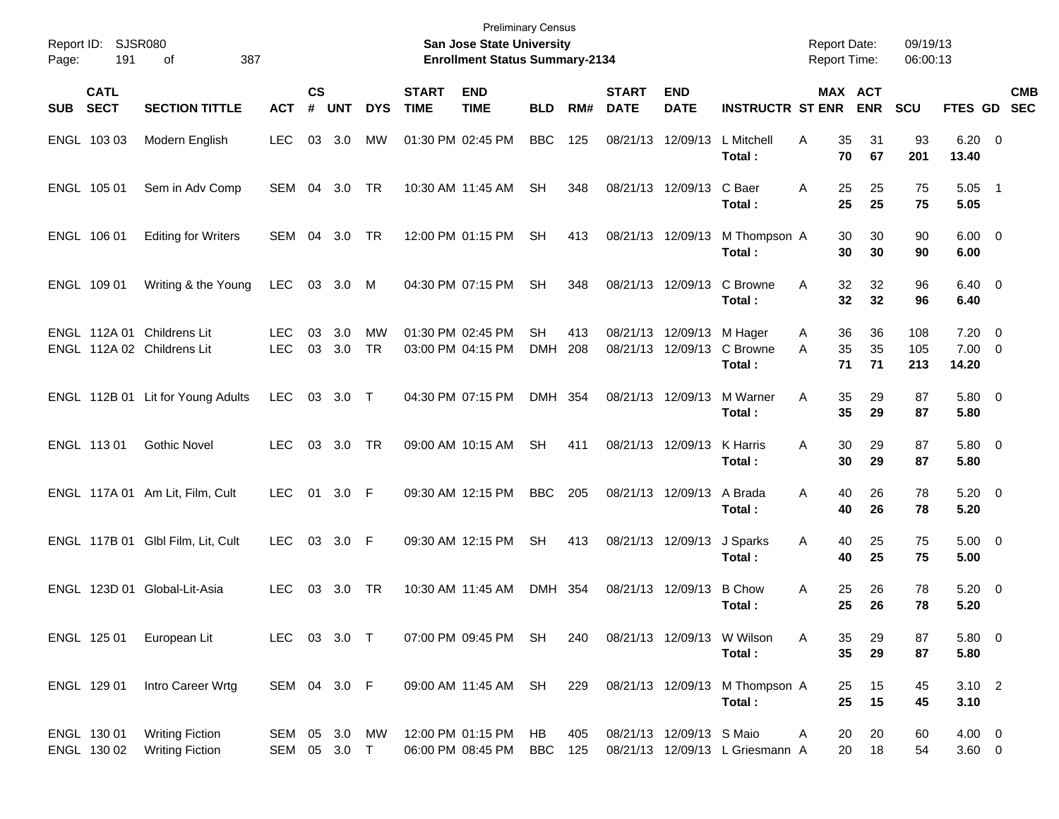Preliminary Census

**San Jose State University**
**Enrollment Status Summary-2134**

Report ID: SJSR080
Report Date: 09/19/13
Report Time: 06:00:13

| SUB | CATL SECT | SECTION TITTLE | ACT | CS # | UNT | DYS | START TIME | END TIME | BLD | RM# | START DATE | END DATE | INSTRUCTR | ST | MAX ENR | ACT ENR | SCU | FTES | GD | CMB SEC |
|---|---|---|---|---|---|---|---|---|---|---|---|---|---|---|---|---|---|---|---|---|
| ENGL | 103 03 | Modern English | LEC | 03 | 3.0 | MW | 01:30 PM | 02:45 PM | BBC | 125 | 08/21/13 | 12/09/13 | L Mitchell | A | 35 | 31 | 93 | 6.20 | 0 | |
| | | | | | | | | | | | | | **Total :** | | **70** | **67** | **201** | **13.40** | | |
| ENGL | 105 01 | Sem in Adv Comp | SEM | 04 | 3.0 | TR | 10:30 AM | 11:45 AM | SH | 348 | 08/21/13 | 12/09/13 | C Baer | A | 25 | 25 | 75 | 5.05 | 1 | |
| | | | | | | | | | | | | | **Total :** | | **25** | **25** | **75** | **5.05** | | |
| ENGL | 106 01 | Editing for Writers | SEM | 04 | 3.0 | TR | 12:00 PM | 01:15 PM | SH | 413 | 08/21/13 | 12/09/13 | M Thompson | A | 30 | 30 | 90 | 6.00 | 0 | |
| | | | | | | | | | | | | | **Total :** | | **30** | **30** | **90** | **6.00** | | |
| ENGL | 109 01 | Writing & the Young | LEC | 03 | 3.0 | M | 04:30 PM | 07:15 PM | SH | 348 | 08/21/13 | 12/09/13 | C Browne | A | 32 | 32 | 96 | 6.40 | 0 | |
| | | | | | | | | | | | | | **Total :** | | **32** | **32** | **96** | **6.40** | | |
| ENGL | 112A 01 | Childrens Lit | LEC | 03 | 3.0 | MW | 01:30 PM | 02:45 PM | SH | 413 | 08/21/13 | 12/09/13 | M Hager | A | 36 | 36 | 108 | 7.20 | 0 | |
| ENGL | 112A 02 | Childrens Lit | LEC | 03 | 3.0 | TR | 03:00 PM | 04:15 PM | DMH | 208 | 08/21/13 | 12/09/13 | C Browne | A | 35 | 35 | 105 | 7.00 | 0 | |
| | | | | | | | | | | | | | **Total :** | | **71** | **71** | **213** | **14.20** | | |
| ENGL | 112B 01 | Lit for Young Adults | LEC | 03 | 3.0 | T | 04:30 PM | 07:15 PM | DMH | 354 | 08/21/13 | 12/09/13 | M Warner | A | 35 | 29 | 87 | 5.80 | 0 | |
| | | | | | | | | | | | | | **Total :** | | **35** | **29** | **87** | **5.80** | | |
| ENGL | 113 01 | Gothic Novel | LEC | 03 | 3.0 | TR | 09:00 AM | 10:15 AM | SH | 411 | 08/21/13 | 12/09/13 | K Harris | A | 30 | 29 | 87 | 5.80 | 0 | |
| | | | | | | | | | | | | | **Total :** | | **30** | **29** | **87** | **5.80** | | |
| ENGL | 117A 01 | Am Lit, Film, Cult | LEC | 01 | 3.0 | F | 09:30 AM | 12:15 PM | BBC | 205 | 08/21/13 | 12/09/13 | A Brada | A | 40 | 26 | 78 | 5.20 | 0 | |
| | | | | | | | | | | | | | **Total :** | | **40** | **26** | **78** | **5.20** | | |
| ENGL | 117B 01 | Glbl Film, Lit, Cult | LEC | 03 | 3.0 | F | 09:30 AM | 12:15 PM | SH | 413 | 08/21/13 | 12/09/13 | J Sparks | A | 40 | 25 | 75 | 5.00 | 0 | |
| | | | | | | | | | | | | | **Total :** | | **40** | **25** | **75** | **5.00** | | |
| ENGL | 123D 01 | Global-Lit-Asia | LEC | 03 | 3.0 | TR | 10:30 AM | 11:45 AM | DMH | 354 | 08/21/13 | 12/09/13 | B Chow | A | 25 | 26 | 78 | 5.20 | 0 | |
| | | | | | | | | | | | | | **Total :** | | **25** | **26** | **78** | **5.20** | | |
| ENGL | 125 01 | European Lit | LEC | 03 | 3.0 | T | 07:00 PM | 09:45 PM | SH | 240 | 08/21/13 | 12/09/13 | W Wilson | A | 35 | 29 | 87 | 5.80 | 0 | |
| | | | | | | | | | | | | | **Total :** | | **35** | **29** | **87** | **5.80** | | |
| ENGL | 129 01 | Intro Career Wrtg | SEM | 04 | 3.0 | F | 09:00 AM | 11:45 AM | SH | 229 | 08/21/13 | 12/09/13 | M Thompson | A | 25 | 15 | 45 | 3.10 | 2 | |
| | | | | | | | | | | | | | **Total :** | | **25** | **15** | **45** | **3.10** | | |
| ENGL | 130 01 | Writing Fiction | SEM | 05 | 3.0 | MW | 12:00 PM | 01:15 PM | HB | 405 | 08/21/13 | 12/09/13 | S Maio | A | 20 | 20 | 60 | 4.00 | 0 | |
| ENGL | 130 02 | Writing Fiction | SEM | 05 | 3.0 | T | 06:00 PM | 08:45 PM | BBC | 125 | 08/21/13 | 12/09/13 | L Griesmann | A | 20 | 18 | 54 | 3.60 | 0 | |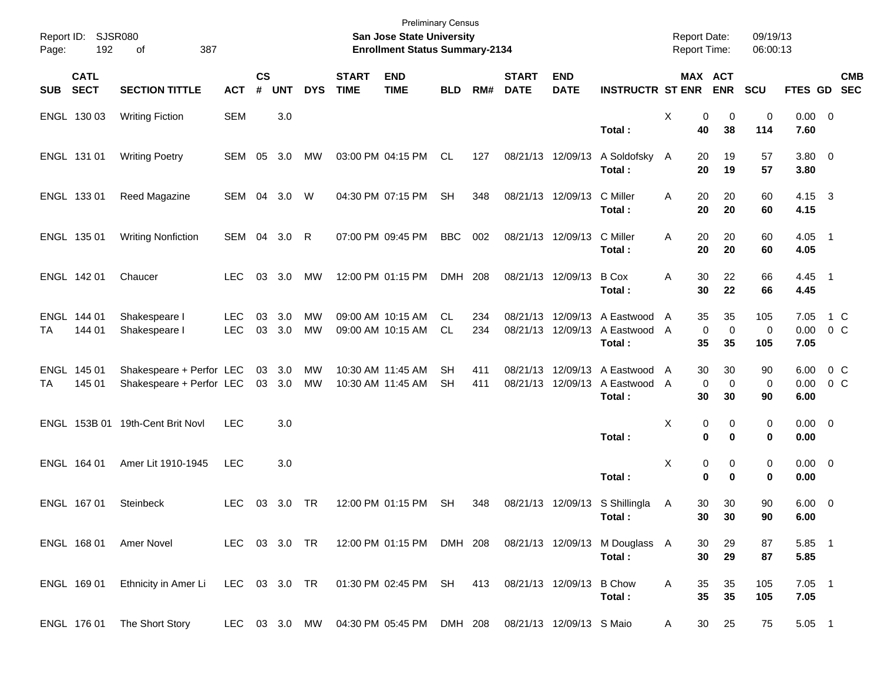Preliminary Census
**San Jose State University**
**Enrollment Status Summary-2134**

Report ID: SJSR080
Report Date: 09/19/13
Report Time: 06:00:13

| SUB | CATL SECT | SECTION TITTLE | ACT | CS # | UNT | DYS | START TIME | END TIME | BLD | RM# | START DATE | END DATE | INSTRUCTR | ST | MAX ENR | ACT ENR | SCU | FTES | GD | CMB SEC |
|---|---|---|---|---|---|---|---|---|---|---|---|---|---|---|---|---|---|---|---|---|
| ENGL | 130 03 | Writing Fiction | SEM | | 3.0 | | | | | | | | | X | 0 | 0 | 0 | 0.00 | 0 | |
| | | | | | | | | | | | | | **Total :** | | **40** | **38** | **114** | **7.60** | | |
| ENGL | 131 01 | Writing Poetry | SEM | 05 | 3.0 | MW | 03:00 PM | 04:15 PM | CL | 127 | 08/21/13 | 12/09/13 | A Soldofsky | A | 20 | 19 | 57 | 3.80 | 0 | |
| | | | | | | | | | | | | | **Total :** | | **20** | **19** | **57** | **3.80** | | |
| ENGL | 133 01 | Reed Magazine | SEM | 04 | 3.0 | W | 04:30 PM | 07:15 PM | SH | 348 | 08/21/13 | 12/09/13 | C Miller | A | 20 | 20 | 60 | 4.15 | 3 | |
| | | | | | | | | | | | | | **Total :** | | **20** | **20** | **60** | **4.15** | | |
| ENGL | 135 01 | Writing Nonfiction | SEM | 04 | 3.0 | R | 07:00 PM | 09:45 PM | BBC | 002 | 08/21/13 | 12/09/13 | C Miller | A | 20 | 20 | 60 | 4.05 | 1 | |
| | | | | | | | | | | | | | **Total :** | | **20** | **20** | **60** | **4.05** | | |
| ENGL | 142 01 | Chaucer | LEC | 03 | 3.0 | MW | 12:00 PM | 01:15 PM | DMH | 208 | 08/21/13 | 12/09/13 | B Cox | A | 30 | 22 | 66 | 4.45 | 1 | |
| | | | | | | | | | | | | | **Total :** | | **30** | **22** | **66** | **4.45** | | |
| ENGL | 144 01 | Shakespeare I | LEC | 03 | 3.0 | MW | 09:00 AM | 10:15 AM | CL | 234 | 08/21/13 | 12/09/13 | A Eastwood | A | 35 | 35 | 105 | 7.05 | 1 | C |
| TA | 144 01 | Shakespeare I | LEC | 03 | 3.0 | MW | 09:00 AM | 10:15 AM | CL | 234 | 08/21/13 | 12/09/13 | A Eastwood | A | 0 | 0 | 0 | 0.00 | 0 | C |
| | | | | | | | | | | | | | **Total :** | | **35** | **35** | **105** | **7.05** | | |
| ENGL | 145 01 | Shakespeare + Perfor | LEC | 03 | 3.0 | MW | 10:30 AM | 11:45 AM | SH | 411 | 08/21/13 | 12/09/13 | A Eastwood | A | 30 | 30 | 90 | 6.00 | 0 | C |
| TA | 145 01 | Shakespeare + Perfor | LEC | 03 | 3.0 | MW | 10:30 AM | 11:45 AM | SH | 411 | 08/21/13 | 12/09/13 | A Eastwood | A | 0 | 0 | 0 | 0.00 | 0 | C |
| | | | | | | | | | | | | | **Total :** | | **30** | **30** | **90** | **6.00** | | |
| ENGL | 153B 01 | 19th-Cent Brit Novl | LEC | | 3.0 | | | | | | | | | X | 0 | 0 | 0 | 0.00 | 0 | |
| | | | | | | | | | | | | | **Total :** | | **0** | **0** | **0** | **0.00** | | |
| ENGL | 164 01 | Amer Lit 1910-1945 | LEC | | 3.0 | | | | | | | | | X | 0 | 0 | 0 | 0.00 | 0 | |
| | | | | | | | | | | | | | **Total :** | | **0** | **0** | **0** | **0.00** | | |
| ENGL | 167 01 | Steinbeck | LEC | 03 | 3.0 | TR | 12:00 PM | 01:15 PM | SH | 348 | 08/21/13 | 12/09/13 | S Shillingla | A | 30 | 30 | 90 | 6.00 | 0 | |
| | | | | | | | | | | | | | **Total :** | | **30** | **30** | **90** | **6.00** | | |
| ENGL | 168 01 | Amer Novel | LEC | 03 | 3.0 | TR | 12:00 PM | 01:15 PM | DMH | 208 | 08/21/13 | 12/09/13 | M Douglass | A | 30 | 29 | 87 | 5.85 | 1 | |
| | | | | | | | | | | | | | **Total :** | | **30** | **29** | **87** | **5.85** | | |
| ENGL | 169 01 | Ethnicity in Amer Li | LEC | 03 | 3.0 | TR | 01:30 PM | 02:45 PM | SH | 413 | 08/21/13 | 12/09/13 | B Chow | A | 35 | 35 | 105 | 7.05 | 1 | |
| | | | | | | | | | | | | | **Total :** | | **35** | **35** | **105** | **7.05** | | |
| ENGL | 176 01 | The Short Story | LEC | 03 | 3.0 | MW | 04:30 PM | 05:45 PM | DMH | 208 | 08/21/13 | 12/09/13 | S Maio | A | 30 | 25 | 75 | 5.05 | 1 | |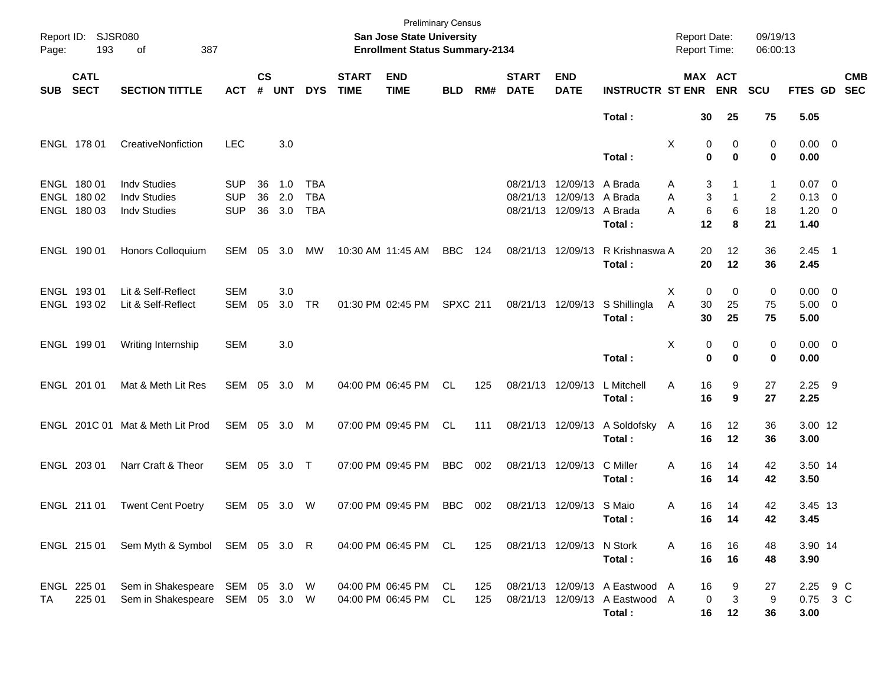Preliminary Census
**San Jose State University**
**Enrollment Status Summary-2134**

Report ID: SJSR080
Page: 193 of 387

Report Date: 09/19/13
Report Time: 06:00:13

| SUB | CATL SECT | SECTION TITTLE | ACT | CS # | UNT | DYS | START TIME | END TIME | BLD | RM# | START DATE | END DATE | INSTRUCTR | ST | MAX ENR | ACT ENR | SCU | FTES | GD | CMB SEC |
|---|---|---|---|---|---|---|---|---|---|---|---|---|---|---|---|---|---|---|---|---|
| | | | | | | | | | | | | | **Total :** | | **30** | **25** | **75** | **5.05** | | |
| ENGL | 178 01 | CreativeNonfiction | LEC | | 3.0 | | | | | | | | | X | 0 | 0 | 0 | 0.00 | 0 | |
| | | | | | | | | | | | | | **Total :** | | **0** | **0** | **0** | **0.00** | | |
| ENGL | 180 01 | Indv Studies | SUP | 36 | 1.0 | TBA | | | | | 08/21/13 | 12/09/13 | A Brada | A | 3 | 1 | 1 | 0.07 | 0 | |
| ENGL | 180 02 | Indv Studies | SUP | 36 | 2.0 | TBA | | | | | 08/21/13 | 12/09/13 | A Brada | A | 3 | 1 | 2 | 0.13 | 0 | |
| ENGL | 180 03 | Indv Studies | SUP | 36 | 3.0 | TBA | | | | | 08/21/13 | 12/09/13 | A Brada | A | 6 | 6 | 18 | 1.20 | 0 | |
| | | | | | | | | | | | | | **Total :** | | **12** | **8** | **21** | **1.40** | | |
| ENGL | 190 01 | Honors Colloquium | SEM | 05 | 3.0 | MW | 10:30 AM | 11:45 AM | BBC | 124 | 08/21/13 | 12/09/13 | R Krishnaswa | A | 20 | 12 | 36 | 2.45 | 1 | |
| | | | | | | | | | | | | | **Total :** | | **20** | **12** | **36** | **2.45** | | |
| ENGL | 193 01 | Lit & Self-Reflect | SEM | | 3.0 | | | | | | | | | X | 0 | 0 | 0 | 0.00 | 0 | |
| ENGL | 193 02 | Lit & Self-Reflect | SEM | 05 | 3.0 | TR | 01:30 PM | 02:45 PM | SPXC | 211 | 08/21/13 | 12/09/13 | S Shillingla | A | 30 | 25 | 75 | 5.00 | 0 | |
| | | | | | | | | | | | | | **Total :** | | **30** | **25** | **75** | **5.00** | | |
| ENGL | 199 01 | Writing Internship | SEM | | 3.0 | | | | | | | | | X | 0 | 0 | 0 | 0.00 | 0 | |
| | | | | | | | | | | | | | **Total :** | | **0** | **0** | **0** | **0.00** | | |
| ENGL | 201 01 | Mat & Meth Lit Res | SEM | 05 | 3.0 | M | 04:00 PM | 06:45 PM | CL | 125 | 08/21/13 | 12/09/13 | L Mitchell | A | 16 | 9 | 27 | 2.25 | 9 | |
| | | | | | | | | | | | | | **Total :** | | **16** | **9** | **27** | **2.25** | | |
| ENGL | 201C 01 | Mat & Meth Lit Prod | SEM | 05 | 3.0 | M | 07:00 PM | 09:45 PM | CL | 111 | 08/21/13 | 12/09/13 | A Soldofsky | A | 16 | 12 | 36 | 3.00 | 12 | |
| | | | | | | | | | | | | | **Total :** | | **16** | **12** | **36** | **3.00** | | |
| ENGL | 203 01 | Narr Craft & Theor | SEM | 05 | 3.0 | T | 07:00 PM | 09:45 PM | BBC | 002 | 08/21/13 | 12/09/13 | C Miller | A | 16 | 14 | 42 | 3.50 | 14 | |
| | | | | | | | | | | | | | **Total :** | | **16** | **14** | **42** | **3.50** | | |
| ENGL | 211 01 | Twent Cent Poetry | SEM | 05 | 3.0 | W | 07:00 PM | 09:45 PM | BBC | 002 | 08/21/13 | 12/09/13 | S Maio | A | 16 | 14 | 42 | 3.45 | 13 | |
| | | | | | | | | | | | | | **Total :** | | **16** | **14** | **42** | **3.45** | | |
| ENGL | 215 01 | Sem Myth & Symbol | SEM | 05 | 3.0 | R | 04:00 PM | 06:45 PM | CL | 125 | 08/21/13 | 12/09/13 | N Stork | A | 16 | 16 | 48 | 3.90 | 14 | |
| | | | | | | | | | | | | | **Total :** | | **16** | **16** | **48** | **3.90** | | |
| ENGL | 225 01 | Sem in Shakespeare | SEM | 05 | 3.0 | W | 04:00 PM | 06:45 PM | CL | 125 | 08/21/13 | 12/09/13 | A Eastwood | A | 16 | 9 | 27 | 2.25 | 9 | C |
| TA | 225 01 | Sem in Shakespeare | SEM | 05 | 3.0 | W | 04:00 PM | 06:45 PM | CL | 125 | 08/21/13 | 12/09/13 | A Eastwood | A | 0 | 3 | 9 | 0.75 | 3 | C |
| | | | | | | | | | | | | | **Total :** | | **16** | **12** | **36** | **3.00** | | |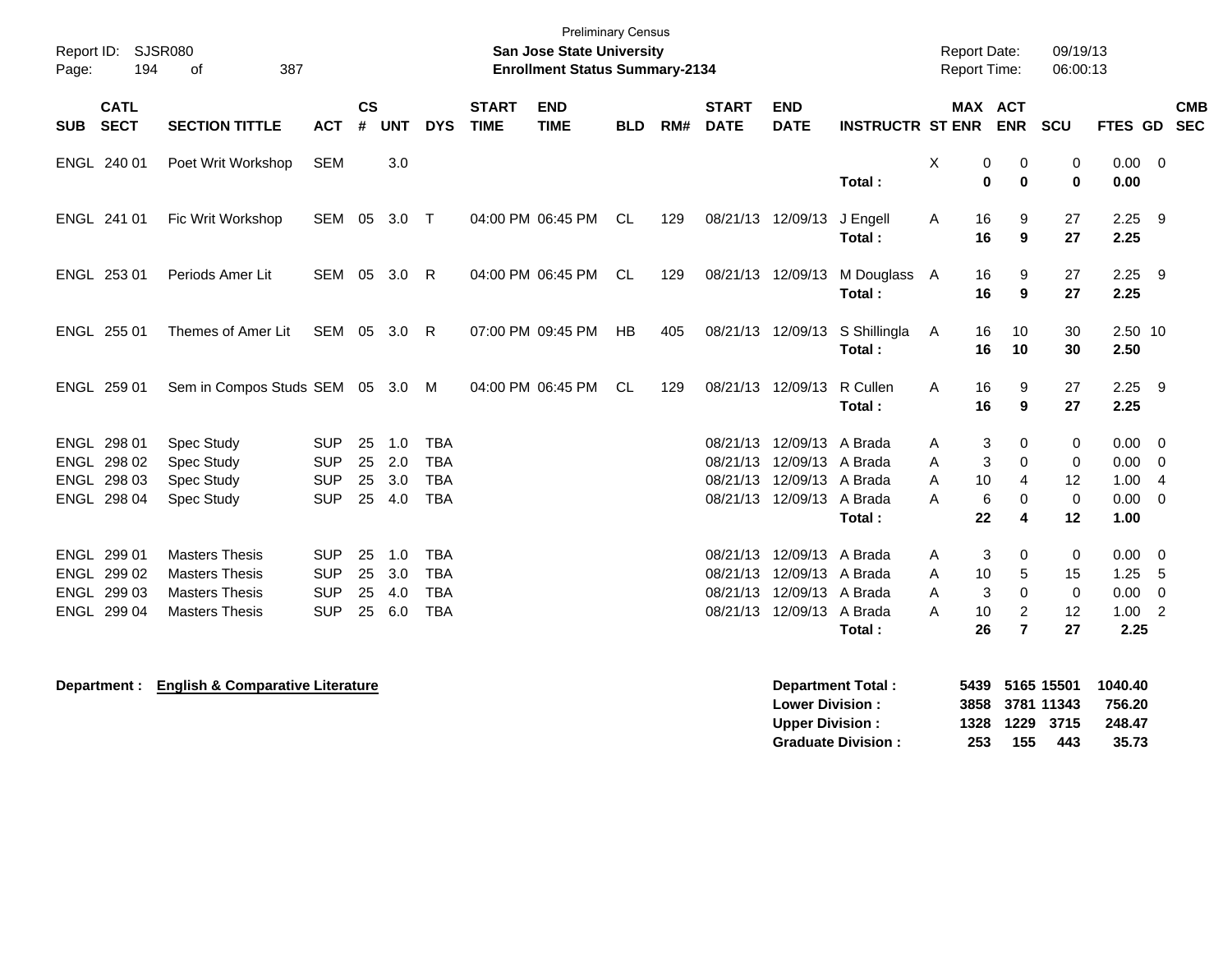Preliminary Census
**San Jose State University**
**Enrollment Status Summary-2134**

Report ID: SJSR080
Report Date: 09/19/13
Report Time: 06:00:13

| SUB | CATL SECT | SECTION TITTLE | ACT | CS # | UNT | DYS | START TIME | END TIME | BLD | RM# | START DATE | END DATE | INSTRUCTR | ST | MAX ENR | ACT ENR | SCU | FTES | GD | CMB SEC |
|---|---|---|---|---|---|---|---|---|---|---|---|---|---|---|---|---|---|---|---|---|
| ENGL | 240 01 | Poet Writ Workshop | SEM | | 3.0 | | | | | | | | | X | 0 | 0 | 0 | 0.00 | 0 | |
| | | | | | | | | | | | | | **Total :** | | **0** | **0** | **0** | **0.00** | | |
| ENGL | 241 01 | Fic Writ Workshop | SEM | 05 | 3.0 | T | 04:00 PM | 06:45 PM | CL | 129 | 08/21/13 | 12/09/13 | J Engell | A | 16 | 9 | 27 | 2.25 | 9 | |
| | | | | | | | | | | | | | **Total :** | | **16** | **9** | **27** | **2.25** | | |
| ENGL | 253 01 | Periods Amer Lit | SEM | 05 | 3.0 | R | 04:00 PM | 06:45 PM | CL | 129 | 08/21/13 | 12/09/13 | M Douglass | A | 16 | 9 | 27 | 2.25 | 9 | |
| | | | | | | | | | | | | | **Total :** | | **16** | **9** | **27** | **2.25** | | |
| ENGL | 255 01 | Themes of Amer Lit | SEM | 05 | 3.0 | R | 07:00 PM | 09:45 PM | HB | 405 | 08/21/13 | 12/09/13 | S Shillingla | A | 16 | 10 | 30 | 2.50 | 10 | |
| | | | | | | | | | | | | | **Total :** | | **16** | **10** | **30** | **2.50** | | |
| ENGL | 259 01 | Sem in Compos Studs | SEM | 05 | 3.0 | M | 04:00 PM | 06:45 PM | CL | 129 | 08/21/13 | 12/09/13 | R Cullen | A | 16 | 9 | 27 | 2.25 | 9 | |
| | | | | | | | | | | | | | **Total :** | | **16** | **9** | **27** | **2.25** | | |
| ENGL | 298 01 | Spec Study | SUP | 25 | 1.0 | TBA | | | | | 08/21/13 | 12/09/13 | A Brada | A | 3 | 0 | 0 | 0.00 | 0 | |
| ENGL | 298 02 | Spec Study | SUP | 25 | 2.0 | TBA | | | | | 08/21/13 | 12/09/13 | A Brada | A | 3 | 0 | 0 | 0.00 | 0 | |
| ENGL | 298 03 | Spec Study | SUP | 25 | 3.0 | TBA | | | | | 08/21/13 | 12/09/13 | A Brada | A | 10 | 4 | 12 | 1.00 | 4 | |
| ENGL | 298 04 | Spec Study | SUP | 25 | 4.0 | TBA | | | | | 08/21/13 | 12/09/13 | A Brada | A | 6 | 0 | 0 | 0.00 | 0 | |
| | | | | | | | | | | | | | **Total :** | | **22** | **4** | **12** | **1.00** | | |
| ENGL | 299 01 | Masters Thesis | SUP | 25 | 1.0 | TBA | | | | | 08/21/13 | 12/09/13 | A Brada | A | 3 | 0 | 0 | 0.00 | 0 | |
| ENGL | 299 02 | Masters Thesis | SUP | 25 | 3.0 | TBA | | | | | 08/21/13 | 12/09/13 | A Brada | A | 10 | 5 | 15 | 1.25 | 5 | |
| ENGL | 299 03 | Masters Thesis | SUP | 25 | 4.0 | TBA | | | | | 08/21/13 | 12/09/13 | A Brada | A | 3 | 0 | 0 | 0.00 | 0 | |
| ENGL | 299 04 | Masters Thesis | SUP | 25 | 6.0 | TBA | | | | | 08/21/13 | 12/09/13 | A Brada | A | 10 | 2 | 12 | 1.00 | 2 | |
| | | | | | | | | | | | | | **Total :** | | **26** | **7** | **27** | **2.25** | | |

**Department : English & Comparative Literature**

| | MAX ENR | ACT ENR | SCU | FTES |
|---|---|---|---|---|
| **Department Total :** | **5439** | **5165** | **15501** | **1040.40** |
| **Lower Division :** | **3858** | **3781** | **11343** | **756.20** |
| **Upper Division :** | **1328** | **1229** | **3715** | **248.47** |
| **Graduate Division :** | **253** | **155** | **443** | **35.73** |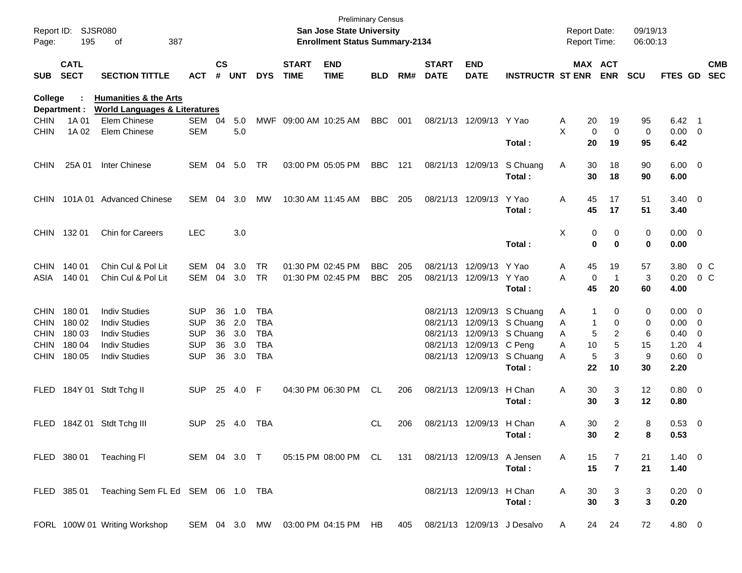Preliminary Census
**San Jose State University**
**Enrollment Status Summary-2134**

**College : Humanities & the Arts**
**Department : World Languages & Literatures**

| SUB | CATL SECT | SECTION TITTLE | ACT | CS # | UNT | DYS | START TIME | END TIME | BLD | RM# | START DATE | END DATE | INSTRUCTR | ST | MAX ENR | ACT ENR | SCU | FTES | GD | CMB SEC |
|---|---|---|---|---|---|---|---|---|---|---|---|---|---|---|---|---|---|---|---|---|
| CHIN | 1A 01 | Elem Chinese | SEM | 04 | 5.0 | MWF | 09:00 AM | 10:25 AM | BBC | 001 | 08/21/13 | 12/09/13 | Y Yao | A | 20 | 19 | 95 | 6.42 | 1 | |
| CHIN | 1A 02 | Elem Chinese | SEM | | 5.0 | | | | | | | | | X | 0 | 0 | 0 | 0.00 | 0 | |
| | | | | | | | | | | | | | **Total :** | | **20** | **19** | **95** | **6.42** | | |
| CHIN | 25A 01 | Inter Chinese | SEM | 04 | 5.0 | TR | 03:00 PM | 05:05 PM | BBC | 121 | 08/21/13 | 12/09/13 | S Chuang | A | 30 | 18 | 90 | 6.00 | 0 | |
| | | | | | | | | | | | | | **Total :** | | **30** | **18** | **90** | **6.00** | | |
| CHIN | 101A 01 | Advanced Chinese | SEM | 04 | 3.0 | MW | 10:30 AM | 11:45 AM | BBC | 205 | 08/21/13 | 12/09/13 | Y Yao | A | 45 | 17 | 51 | 3.40 | 0 | |
| | | | | | | | | | | | | | **Total :** | | **45** | **17** | **51** | **3.40** | | |
| CHIN | 132 01 | Chin for Careers | LEC | | 3.0 | | | | | | | | | X | 0 | 0 | 0 | 0.00 | 0 | |
| | | | | | | | | | | | | | **Total :** | | **0** | **0** | **0** | **0.00** | | |
| CHIN | 140 01 | Chin Cul & Pol Lit | SEM | 04 | 3.0 | TR | 01:30 PM | 02:45 PM | BBC | 205 | 08/21/13 | 12/09/13 | Y Yao | A | 45 | 19 | 57 | 3.80 | 0 | C |
| ASIA | 140 01 | Chin Cul & Pol Lit | SEM | 04 | 3.0 | TR | 01:30 PM | 02:45 PM | BBC | 205 | 08/21/13 | 12/09/13 | Y Yao | A | 0 | 1 | 3 | 0.20 | 0 | C |
| | | | | | | | | | | | | | **Total :** | | **45** | **20** | **60** | **4.00** | | |
| CHIN | 180 01 | Indiv Studies | SUP | 36 | 1.0 | TBA | | | | | 08/21/13 | 12/09/13 | S Chuang | A | 1 | 0 | 0 | 0.00 | 0 | |
| CHIN | 180 02 | Indiv Studies | SUP | 36 | 2.0 | TBA | | | | | 08/21/13 | 12/09/13 | S Chuang | A | 1 | 0 | 0 | 0.00 | 0 | |
| CHIN | 180 03 | Indiv Studies | SUP | 36 | 3.0 | TBA | | | | | 08/21/13 | 12/09/13 | S Chuang | A | 5 | 2 | 6 | 0.40 | 0 | |
| CHIN | 180 04 | Indiv Studies | SUP | 36 | 3.0 | TBA | | | | | 08/21/13 | 12/09/13 | C Peng | A | 10 | 5 | 15 | 1.20 | 4 | |
| CHIN | 180 05 | Indiv Studies | SUP | 36 | 3.0 | TBA | | | | | 08/21/13 | 12/09/13 | S Chuang | A | 5 | 3 | 9 | 0.60 | 0 | |
| | | | | | | | | | | | | | **Total :** | | **22** | **10** | **30** | **2.20** | | |
| FLED | 184Y 01 | Stdt Tchg II | SUP | 25 | 4.0 | F | 04:30 PM | 06:30 PM | CL | 206 | 08/21/13 | 12/09/13 | H Chan | A | 30 | 3 | 12 | 0.80 | 0 | |
| | | | | | | | | | | | | | **Total :** | | **30** | **3** | **12** | **0.80** | | |
| FLED | 184Z 01 | Stdt Tchg III | SUP | 25 | 4.0 | TBA | | | CL | 206 | 08/21/13 | 12/09/13 | H Chan | A | 30 | 2 | 8 | 0.53 | 0 | |
| | | | | | | | | | | | | | **Total :** | | **30** | **2** | **8** | **0.53** | | |
| FLED | 380 01 | Teaching Fl | SEM | 04 | 3.0 | T | 05:15 PM | 08:00 PM | CL | 131 | 08/21/13 | 12/09/13 | A Jensen | A | 15 | 7 | 21 | 1.40 | 0 | |
| | | | | | | | | | | | | | **Total :** | | **15** | **7** | **21** | **1.40** | | |
| FLED | 385 01 | Teaching Sem FL Ed | SEM | 06 | 1.0 | TBA | | | | | 08/21/13 | 12/09/13 | H Chan | A | 30 | 3 | 3 | 0.20 | 0 | |
| | | | | | | | | | | | | | **Total :** | | **30** | **3** | **3** | **0.20** | | |
| FORL | 100W 01 | Writing Workshop | SEM | 04 | 3.0 | MW | 03:00 PM | 04:15 PM | HB | 405 | 08/21/13 | 12/09/13 | J Desalvo | A | 24 | 24 | 72 | 4.80 | 0 | |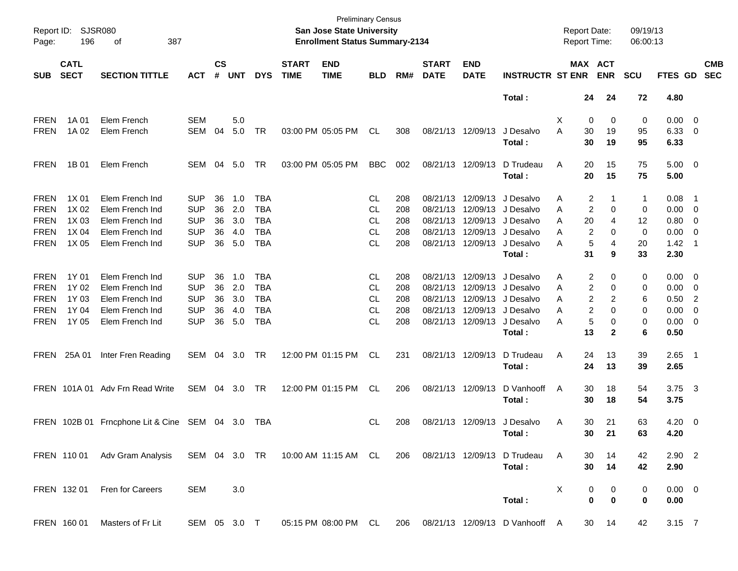Preliminary Census

**San Jose State University**

**Enrollment Status Summary-2134**

Report ID: SJSR080

Report Date: 09/19/13

Report Time: 06:00:13

| SUB | CATL SECT | SECTION TITTLE | ACT | CS # | UNT | DYS | START TIME | END TIME | BLD | RM# | START DATE | END DATE | INSTRUCTR | ST | MAX ENR | ACT ENR | SCU | FTES | GD | CMB SEC |
|---|---|---|---|---|---|---|---|---|---|---|---|---|---|---|---|---|---|---|---|---|
| | | | | | | | | | | | | | **Total :** | | **24** | **24** | **72** | **4.80** | | |
| FREN | 1A 01 | Elem French | SEM | | 5.0 | | | | | | | | | X | 0 | 0 | 0 | 0.00 | 0 | |
| FREN | 1A 02 | Elem French | SEM | 04 | 5.0 | TR | 03:00 PM | 05:05 PM | CL | 308 | 08/21/13 | 12/09/13 | J Desalvo | A | 30 | 19 | 95 | 6.33 | 0 | |
| | | | | | | | | | | | | | **Total :** | | **30** | **19** | **95** | **6.33** | | |
| FREN | 1B 01 | Elem French | SEM | 04 | 5.0 | TR | 03:00 PM | 05:05 PM | BBC | 002 | 08/21/13 | 12/09/13 | D Trudeau | A | 20 | 15 | 75 | 5.00 | 0 | |
| | | | | | | | | | | | | | **Total :** | | **20** | **15** | **75** | **5.00** | | |
| FREN | 1X 01 | Elem French Ind | SUP | 36 | 1.0 | TBA | | | CL | 208 | 08/21/13 | 12/09/13 | J Desalvo | A | 2 | 1 | 1 | 0.08 | 1 | |
| FREN | 1X 02 | Elem French Ind | SUP | 36 | 2.0 | TBA | | | CL | 208 | 08/21/13 | 12/09/13 | J Desalvo | A | 2 | 0 | 0 | 0.00 | 0 | |
| FREN | 1X 03 | Elem French Ind | SUP | 36 | 3.0 | TBA | | | CL | 208 | 08/21/13 | 12/09/13 | J Desalvo | A | 20 | 4 | 12 | 0.80 | 0 | |
| FREN | 1X 04 | Elem French Ind | SUP | 36 | 4.0 | TBA | | | CL | 208 | 08/21/13 | 12/09/13 | J Desalvo | A | 2 | 0 | 0 | 0.00 | 0 | |
| FREN | 1X 05 | Elem French Ind | SUP | 36 | 5.0 | TBA | | | CL | 208 | 08/21/13 | 12/09/13 | J Desalvo | A | 5 | 4 | 20 | 1.42 | 1 | |
| | | | | | | | | | | | | | **Total :** | | **31** | **9** | **33** | **2.30** | | |
| FREN | 1Y 01 | Elem French Ind | SUP | 36 | 1.0 | TBA | | | CL | 208 | 08/21/13 | 12/09/13 | J Desalvo | A | 2 | 0 | 0 | 0.00 | 0 | |
| FREN | 1Y 02 | Elem French Ind | SUP | 36 | 2.0 | TBA | | | CL | 208 | 08/21/13 | 12/09/13 | J Desalvo | A | 2 | 0 | 0 | 0.00 | 0 | |
| FREN | 1Y 03 | Elem French Ind | SUP | 36 | 3.0 | TBA | | | CL | 208 | 08/21/13 | 12/09/13 | J Desalvo | A | 2 | 2 | 6 | 0.50 | 2 | |
| FREN | 1Y 04 | Elem French Ind | SUP | 36 | 4.0 | TBA | | | CL | 208 | 08/21/13 | 12/09/13 | J Desalvo | A | 2 | 0 | 0 | 0.00 | 0 | |
| FREN | 1Y 05 | Elem French Ind | SUP | 36 | 5.0 | TBA | | | CL | 208 | 08/21/13 | 12/09/13 | J Desalvo | A | 5 | 0 | 0 | 0.00 | 0 | |
| | | | | | | | | | | | | | **Total :** | | **13** | **2** | **6** | **0.50** | | |
| FREN | 25A 01 | Inter Fren Reading | SEM | 04 | 3.0 | TR | 12:00 PM | 01:15 PM | CL | 231 | 08/21/13 | 12/09/13 | D Trudeau | A | 24 | 13 | 39 | 2.65 | 1 | |
| | | | | | | | | | | | | | **Total :** | | **24** | **13** | **39** | **2.65** | | |
| FREN | 101A 01 | Adv Frn Read Write | SEM | 04 | 3.0 | TR | 12:00 PM | 01:15 PM | CL | 206 | 08/21/13 | 12/09/13 | D Vanhooff | A | 30 | 18 | 54 | 3.75 | 3 | |
| | | | | | | | | | | | | | **Total :** | | **30** | **18** | **54** | **3.75** | | |
| FREN | 102B 01 | Frncphone Lit & Cine | SEM | 04 | 3.0 | TBA | | | CL | 208 | 08/21/13 | 12/09/13 | J Desalvo | A | 30 | 21 | 63 | 4.20 | 0 | |
| | | | | | | | | | | | | | **Total :** | | **30** | **21** | **63** | **4.20** | | |
| FREN | 110 01 | Adv Gram Analysis | SEM | 04 | 3.0 | TR | 10:00 AM | 11:15 AM | CL | 206 | 08/21/13 | 12/09/13 | D Trudeau | A | 30 | 14 | 42 | 2.90 | 2 | |
| | | | | | | | | | | | | | **Total :** | | **30** | **14** | **42** | **2.90** | | |
| FREN | 132 01 | Fren for Careers | SEM | | 3.0 | | | | | | | | | X | 0 | 0 | 0 | 0.00 | 0 | |
| | | | | | | | | | | | | | **Total :** | | **0** | **0** | **0** | **0.00** | | |
| FREN | 160 01 | Masters of Fr Lit | SEM | 05 | 3.0 | T | 05:15 PM | 08:00 PM | CL | 206 | 08/21/13 | 12/09/13 | D Vanhooff | A | 30 | 14 | 42 | 3.15 | 7 | |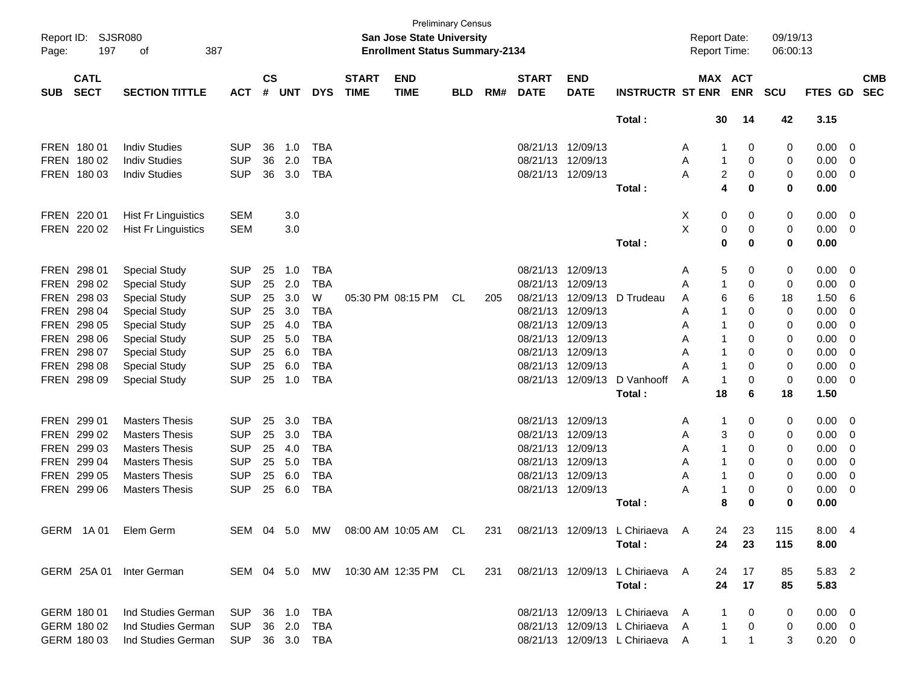Preliminary Census
**San Jose State University**
**Enrollment Status Summary-2134**

Report ID: SJSR080
Report Date: 09/19/13
Report Time: 06:00:13

| SUB | CATL SECT | SECTION TITTLE | ACT | CS # | UNT | DYS | START TIME | END TIME | BLD | RM# | START DATE | END DATE | INSTRUCTR | ST | MAX ENR | ACT ENR | SCU | FTES | GD | CMB SEC |
|---|---|---|---|---|---|---|---|---|---|---|---|---|---|---|---|---|---|---|---|---|
| | | | | | | | | | | | | | **Total :** | | **30** | **14** | **42** | **3.15** | | |
| FREN | 180 01 | Indiv Studies | SUP | 36 | 1.0 | TBA | | | | | 08/21/13 | 12/09/13 | | A | 1 | 0 | 0 | 0.00 | 0 | |
| FREN | 180 02 | Indiv Studies | SUP | 36 | 2.0 | TBA | | | | | 08/21/13 | 12/09/13 | | A | 1 | 0 | 0 | 0.00 | 0 | |
| FREN | 180 03 | Indiv Studies | SUP | 36 | 3.0 | TBA | | | | | 08/21/13 | 12/09/13 | | A | 2 | 0 | 0 | 0.00 | 0 | |
| | | | | | | | | | | | | | **Total :** | | **4** | **0** | **0** | **0.00** | | |
| FREN | 220 01 | Hist Fr Linguistics | SEM | | 3.0 | | | | | | | | | X | 0 | 0 | 0 | 0.00 | 0 | |
| FREN | 220 02 | Hist Fr Linguistics | SEM | | 3.0 | | | | | | | | | X | 0 | 0 | 0 | 0.00 | 0 | |
| | | | | | | | | | | | | | **Total :** | | **0** | **0** | **0** | **0.00** | | |
| FREN | 298 01 | Special Study | SUP | 25 | 1.0 | TBA | | | | | 08/21/13 | 12/09/13 | | A | 5 | 0 | 0 | 0.00 | 0 | |
| FREN | 298 02 | Special Study | SUP | 25 | 2.0 | TBA | | | | | 08/21/13 | 12/09/13 | | A | 1 | 0 | 0 | 0.00 | 0 | |
| FREN | 298 03 | Special Study | SUP | 25 | 3.0 | W | 05:30 PM | 08:15 PM | CL | 205 | 08/21/13 | 12/09/13 | D Trudeau | A | 6 | 6 | 18 | 1.50 | 6 | |
| FREN | 298 04 | Special Study | SUP | 25 | 3.0 | TBA | | | | | 08/21/13 | 12/09/13 | | A | 1 | 0 | 0 | 0.00 | 0 | |
| FREN | 298 05 | Special Study | SUP | 25 | 4.0 | TBA | | | | | 08/21/13 | 12/09/13 | | A | 1 | 0 | 0 | 0.00 | 0 | |
| FREN | 298 06 | Special Study | SUP | 25 | 5.0 | TBA | | | | | 08/21/13 | 12/09/13 | | A | 1 | 0 | 0 | 0.00 | 0 | |
| FREN | 298 07 | Special Study | SUP | 25 | 6.0 | TBA | | | | | 08/21/13 | 12/09/13 | | A | 1 | 0 | 0 | 0.00 | 0 | |
| FREN | 298 08 | Special Study | SUP | 25 | 6.0 | TBA | | | | | 08/21/13 | 12/09/13 | | A | 1 | 0 | 0 | 0.00 | 0 | |
| FREN | 298 09 | Special Study | SUP | 25 | 1.0 | TBA | | | | | 08/21/13 | 12/09/13 | D Vanhooff | A | 1 | 0 | 0 | 0.00 | 0 | |
| | | | | | | | | | | | | | **Total :** | | **18** | **6** | **18** | **1.50** | | |
| FREN | 299 01 | Masters Thesis | SUP | 25 | 3.0 | TBA | | | | | 08/21/13 | 12/09/13 | | A | 1 | 0 | 0 | 0.00 | 0 | |
| FREN | 299 02 | Masters Thesis | SUP | 25 | 3.0 | TBA | | | | | 08/21/13 | 12/09/13 | | A | 3 | 0 | 0 | 0.00 | 0 | |
| FREN | 299 03 | Masters Thesis | SUP | 25 | 4.0 | TBA | | | | | 08/21/13 | 12/09/13 | | A | 1 | 0 | 0 | 0.00 | 0 | |
| FREN | 299 04 | Masters Thesis | SUP | 25 | 5.0 | TBA | | | | | 08/21/13 | 12/09/13 | | A | 1 | 0 | 0 | 0.00 | 0 | |
| FREN | 299 05 | Masters Thesis | SUP | 25 | 6.0 | TBA | | | | | 08/21/13 | 12/09/13 | | A | 1 | 0 | 0 | 0.00 | 0 | |
| FREN | 299 06 | Masters Thesis | SUP | 25 | 6.0 | TBA | | | | | 08/21/13 | 12/09/13 | | A | 1 | 0 | 0 | 0.00 | 0 | |
| | | | | | | | | | | | | | **Total :** | | **8** | **0** | **0** | **0.00** | | |
| GERM | 1A 01 | Elem Germ | SEM | 04 | 5.0 | MW | 08:00 AM | 10:05 AM | CL | 231 | 08/21/13 | 12/09/13 | L Chiriaeva | A | 24 | 23 | 115 | 8.00 | 4 | |
| | | | | | | | | | | | | | **Total :** | | **24** | **23** | **115** | **8.00** | | |
| GERM | 25A 01 | Inter German | SEM | 04 | 5.0 | MW | 10:30 AM | 12:35 PM | CL | 231 | 08/21/13 | 12/09/13 | L Chiriaeva | A | 24 | 17 | 85 | 5.83 | 2 | |
| | | | | | | | | | | | | | **Total :** | | **24** | **17** | **85** | **5.83** | | |
| GERM | 180 01 | Ind Studies German | SUP | 36 | 1.0 | TBA | | | | | 08/21/13 | 12/09/13 | L Chiriaeva | A | 1 | 0 | 0 | 0.00 | 0 | |
| GERM | 180 02 | Ind Studies German | SUP | 36 | 2.0 | TBA | | | | | 08/21/13 | 12/09/13 | L Chiriaeva | A | 1 | 0 | 0 | 0.00 | 0 | |
| GERM | 180 03 | Ind Studies German | SUP | 36 | 3.0 | TBA | | | | | 08/21/13 | 12/09/13 | L Chiriaeva | A | 1 | 1 | 3 | 0.20 | 0 | |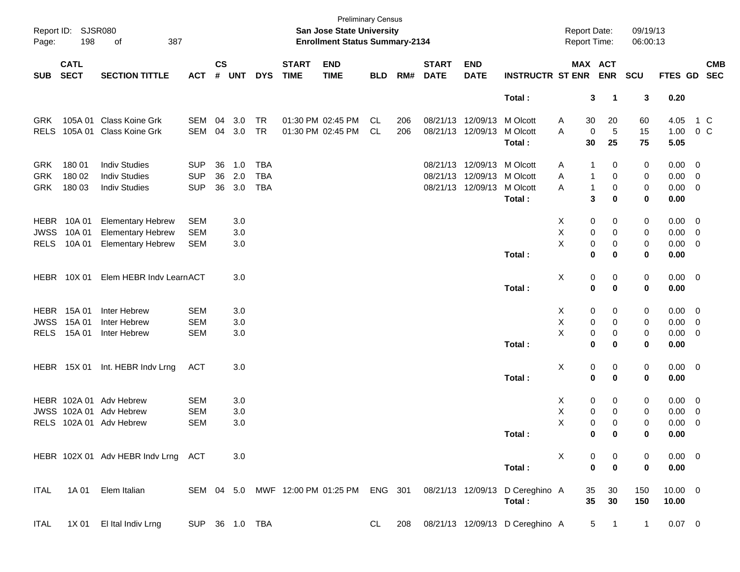Preliminary Census
**San Jose State University**
**Enrollment Status Summary-2134**

Report ID: SJSR080
Report Date: 09/19/13
Report Time: 06:00:13

| SUB | CATL SECT | SECTION TITTLE | ACT | CS # | UNT | DYS | START TIME | END TIME | BLD | RM# | START DATE | END DATE | INSTRUCTR | ST | MAX ENR | ACT ENR | SCU | FTES | GD | CMB SEC |
|---|---|---|---|---|---|---|---|---|---|---|---|---|---|---|---|---|---|---|---|---|
| | | | | | | | | | | | | | **Total :** | | **3** | **1** | **3** | **0.20** | | |
| GRK | 105A 01 | Class Koine Grk | SEM | 04 | 3.0 | TR | 01:30 PM | 02:45 PM | CL | 206 | 08/21/13 | 12/09/13 | M Olcott | A | 30 | 20 | 60 | 4.05 | 1 | C |
| RELS | 105A 01 | Class Koine Grk | SEM | 04 | 3.0 | TR | 01:30 PM | 02:45 PM | CL | 206 | 08/21/13 | 12/09/13 | M Olcott | A | 0 | 5 | 15 | 1.00 | 0 | C |
| | | | | | | | | | | | | | **Total :** | | **30** | **25** | **75** | **5.05** | | |
| GRK | 180 01 | Indiv Studies | SUP | 36 | 1.0 | TBA | | | | | 08/21/13 | 12/09/13 | M Olcott | A | 1 | 0 | 0 | 0.00 | 0 | |
| GRK | 180 02 | Indiv Studies | SUP | 36 | 2.0 | TBA | | | | | 08/21/13 | 12/09/13 | M Olcott | A | 1 | 0 | 0 | 0.00 | 0 | |
| GRK | 180 03 | Indiv Studies | SUP | 36 | 3.0 | TBA | | | | | 08/21/13 | 12/09/13 | M Olcott | A | 1 | 0 | 0 | 0.00 | 0 | |
| | | | | | | | | | | | | | **Total :** | | **3** | **0** | **0** | **0.00** | | |
| HEBR | 10A 01 | Elementary Hebrew | SEM | | 3.0 | | | | | | | | | X | 0 | 0 | 0 | 0.00 | 0 | |
| JWSS | 10A 01 | Elementary Hebrew | SEM | | 3.0 | | | | | | | | | X | 0 | 0 | 0 | 0.00 | 0 | |
| RELS | 10A 01 | Elementary Hebrew | SEM | | 3.0 | | | | | | | | | X | 0 | 0 | 0 | 0.00 | 0 | |
| | | | | | | | | | | | | | **Total :** | | **0** | **0** | **0** | **0.00** | | |
| HEBR | 10X 01 | Elem HEBR Indv Learn | ACT | | 3.0 | | | | | | | | | X | 0 | 0 | 0 | 0.00 | 0 | |
| | | | | | | | | | | | | | **Total :** | | **0** | **0** | **0** | **0.00** | | |
| HEBR | 15A 01 | Inter Hebrew | SEM | | 3.0 | | | | | | | | | X | 0 | 0 | 0 | 0.00 | 0 | |
| JWSS | 15A 01 | Inter Hebrew | SEM | | 3.0 | | | | | | | | | X | 0 | 0 | 0 | 0.00 | 0 | |
| RELS | 15A 01 | Inter Hebrew | SEM | | 3.0 | | | | | | | | | X | 0 | 0 | 0 | 0.00 | 0 | |
| | | | | | | | | | | | | | **Total :** | | **0** | **0** | **0** | **0.00** | | |
| HEBR | 15X 01 | Int. HEBR Indv Lrng | ACT | | 3.0 | | | | | | | | | X | 0 | 0 | 0 | 0.00 | 0 | |
| | | | | | | | | | | | | | **Total :** | | **0** | **0** | **0** | **0.00** | | |
| HEBR | 102A 01 | Adv Hebrew | SEM | | 3.0 | | | | | | | | | X | 0 | 0 | 0 | 0.00 | 0 | |
| JWSS | 102A 01 | Adv Hebrew | SEM | | 3.0 | | | | | | | | | X | 0 | 0 | 0 | 0.00 | 0 | |
| RELS | 102A 01 | Adv Hebrew | SEM | | 3.0 | | | | | | | | | X | 0 | 0 | 0 | 0.00 | 0 | |
| | | | | | | | | | | | | | **Total :** | | **0** | **0** | **0** | **0.00** | | |
| HEBR | 102X 01 | Adv HEBR Indv Lrng | ACT | | 3.0 | | | | | | | | | X | 0 | 0 | 0 | 0.00 | 0 | |
| | | | | | | | | | | | | | **Total :** | | **0** | **0** | **0** | **0.00** | | |
| ITAL | 1A 01 | Elem Italian | SEM | 04 | 5.0 | MWF | 12:00 PM | 01:25 PM | ENG | 301 | 08/21/13 | 12/09/13 | D Cereghino | A | 35 | 30 | 150 | 10.00 | 0 | |
| | | | | | | | | | | | | | **Total :** | | **35** | **30** | **150** | **10.00** | | |
| ITAL | 1X 01 | El Ital Indiv Lrng | SUP | 36 | 1.0 | TBA | | | CL | 208 | 08/21/13 | 12/09/13 | D Cereghino | A | 5 | 1 | 1 | 0.07 | 0 | |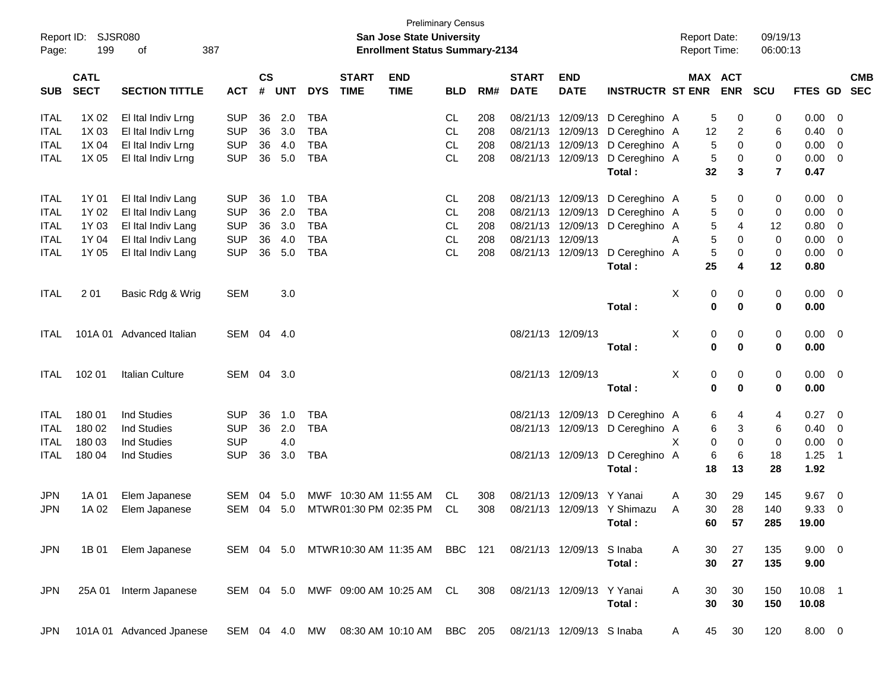Preliminary Census

Report ID: SJSR080
**San Jose State University**
**Enrollment Status Summary-2134**

Report Date: 09/19/13
Report Time: 06:00:13

| SUB | CATL SECT | SECTION TITTLE | ACT | CS # | UNT | DYS | START TIME | END TIME | BLD | RM# | START DATE | END DATE | INSTRUCTR | ST | MAX ENR | ACT ENR | SCU | FTES | GD | CMB SEC |
|---|---|---|---|---|---|---|---|---|---|---|---|---|---|---|---|---|---|---|---|---|
| ITAL | 1X 02 | El Ital Indiv Lrng | SUP | 36 | 2.0 | TBA | | | CL | 208 | 08/21/13 | 12/09/13 | D Cereghino | A | 5 | 0 | 0 | 0.00 | 0 | |
| ITAL | 1X 03 | El Ital Indiv Lrng | SUP | 36 | 3.0 | TBA | | | CL | 208 | 08/21/13 | 12/09/13 | D Cereghino | A | 12 | 2 | 6 | 0.40 | 0 | |
| ITAL | 1X 04 | El Ital Indiv Lrng | SUP | 36 | 4.0 | TBA | | | CL | 208 | 08/21/13 | 12/09/13 | D Cereghino | A | 5 | 0 | 0 | 0.00 | 0 | |
| ITAL | 1X 05 | El Ital Indiv Lrng | SUP | 36 | 5.0 | TBA | | | CL | 208 | 08/21/13 | 12/09/13 | D Cereghino | A | 5 | 0 | 0 | 0.00 | 0 | |
| | | | | | | | | | | | | | **Total :** | | **32** | **3** | **7** | **0.47** | | |
| ITAL | 1Y 01 | El Ital Indiv Lang | SUP | 36 | 1.0 | TBA | | | CL | 208 | 08/21/13 | 12/09/13 | D Cereghino | A | 5 | 0 | 0 | 0.00 | 0 | |
| ITAL | 1Y 02 | El Ital Indiv Lang | SUP | 36 | 2.0 | TBA | | | CL | 208 | 08/21/13 | 12/09/13 | D Cereghino | A | 5 | 0 | 0 | 0.00 | 0 | |
| ITAL | 1Y 03 | El Ital Indiv Lang | SUP | 36 | 3.0 | TBA | | | CL | 208 | 08/21/13 | 12/09/13 | D Cereghino | A | 5 | 4 | 12 | 0.80 | 0 | |
| ITAL | 1Y 04 | El Ital Indiv Lang | SUP | 36 | 4.0 | TBA | | | CL | 208 | 08/21/13 | 12/09/13 | | A | 5 | 0 | 0 | 0.00 | 0 | |
| ITAL | 1Y 05 | El Ital Indiv Lang | SUP | 36 | 5.0 | TBA | | | CL | 208 | 08/21/13 | 12/09/13 | D Cereghino | A | 5 | 0 | 0 | 0.00 | 0 | |
| | | | | | | | | | | | | | **Total :** | | **25** | **4** | **12** | **0.80** | | |
| ITAL | 2 01 | Basic Rdg & Wrig | SEM | | 3.0 | | | | | | | | | X | 0 | 0 | 0 | 0.00 | 0 | |
| | | | | | | | | | | | | | **Total :** | | **0** | **0** | **0** | **0.00** | | |
| ITAL | 101A 01 | Advanced Italian | SEM | 04 | 4.0 | | | | | | 08/21/13 | 12/09/13 | | X | 0 | 0 | 0 | 0.00 | 0 | |
| | | | | | | | | | | | | | **Total :** | | **0** | **0** | **0** | **0.00** | | |
| ITAL | 102 01 | Italian Culture | SEM | 04 | 3.0 | | | | | | 08/21/13 | 12/09/13 | | X | 0 | 0 | 0 | 0.00 | 0 | |
| | | | | | | | | | | | | | **Total :** | | **0** | **0** | **0** | **0.00** | | |
| ITAL | 180 01 | Ind Studies | SUP | 36 | 1.0 | TBA | | | | | 08/21/13 | 12/09/13 | D Cereghino | A | 6 | 4 | 4 | 0.27 | 0 | |
| ITAL | 180 02 | Ind Studies | SUP | 36 | 2.0 | TBA | | | | | 08/21/13 | 12/09/13 | D Cereghino | A | 6 | 3 | 6 | 0.40 | 0 | |
| ITAL | 180 03 | Ind Studies | SUP | | 4.0 | | | | | | | | | X | 0 | 0 | 0 | 0.00 | 0 | |
| ITAL | 180 04 | Ind Studies | SUP | 36 | 3.0 | TBA | | | | | 08/21/13 | 12/09/13 | D Cereghino | A | 6 | 6 | 18 | 1.25 | 1 | |
| | | | | | | | | | | | | | **Total :** | | **18** | **13** | **28** | **1.92** | | |
| JPN | 1A 01 | Elem Japanese | SEM | 04 | 5.0 | MWF | 10:30 AM | 11:55 AM | CL | 308 | 08/21/13 | 12/09/13 | Y Yanai | A | 30 | 29 | 145 | 9.67 | 0 | |
| JPN | 1A 02 | Elem Japanese | SEM | 04 | 5.0 | MTWR | 01:30 PM | 02:35 PM | CL | 308 | 08/21/13 | 12/09/13 | Y Shimazu | A | 30 | 28 | 140 | 9.33 | 0 | |
| | | | | | | | | | | | | | **Total :** | | **60** | **57** | **285** | **19.00** | | |
| JPN | 1B 01 | Elem Japanese | SEM | 04 | 5.0 | MTWR | 10:30 AM | 11:35 AM | BBC | 121 | 08/21/13 | 12/09/13 | S Inaba | A | 30 | 27 | 135 | 9.00 | 0 | |
| | | | | | | | | | | | | | **Total :** | | **30** | **27** | **135** | **9.00** | | |
| JPN | 25A 01 | Interm Japanese | SEM | 04 | 5.0 | MWF | 09:00 AM | 10:25 AM | CL | 308 | 08/21/13 | 12/09/13 | Y Yanai | A | 30 | 30 | 150 | 10.08 | 1 | |
| | | | | | | | | | | | | | **Total :** | | **30** | **30** | **150** | **10.08** | | |
| JPN | 101A 01 | Advanced Jpanese | SEM | 04 | 4.0 | MW | 08:30 AM | 10:10 AM | BBC | 205 | 08/21/13 | 12/09/13 | S Inaba | A | 45 | 30 | 120 | 8.00 | 0 | |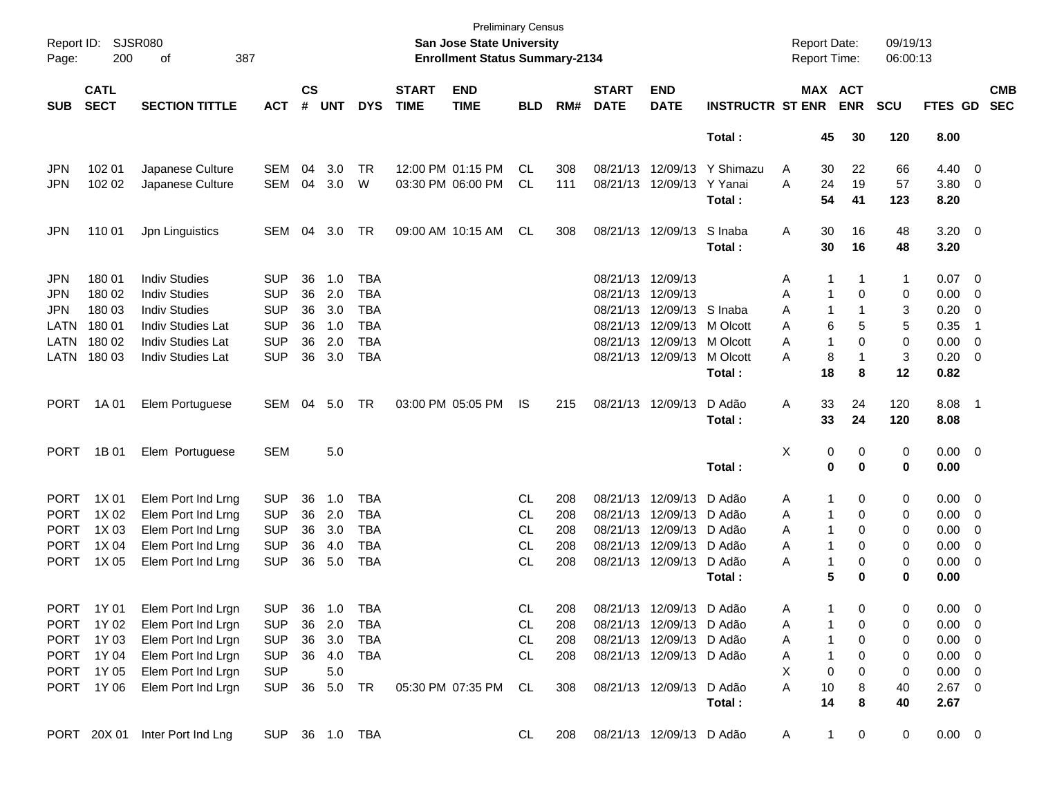Preliminary Census

**San Jose State University**
**Enrollment Status Summary-2134**

Report ID: SJSR080
Report Date: 09/19/13
Report Time: 06:00:13

| SUB | CATL SECT | SECTION TITTLE | ACT | CS # | UNT | DYS | START TIME | END TIME | BLD | RM# | START DATE | END DATE | INSTRUCTR | ST | MAX ENR | ACT ENR | SCU | FTES | GD | CMB SEC |
|---|---|---|---|---|---|---|---|---|---|---|---|---|---|---|---|---|---|---|---|---|
| | | | | | | | | | | | | | **Total :** | | **45** | **30** | **120** | **8.00** | | |
| JPN | 102 01 | Japanese Culture | SEM | 04 | 3.0 | TR | 12:00 PM | 01:15 PM | CL | 308 | 08/21/13 | 12/09/13 | Y Shimazu | A | 30 | 22 | 66 | 4.40 | 0 | |
| JPN | 102 02 | Japanese Culture | SEM | 04 | 3.0 | W | 03:30 PM | 06:00 PM | CL | 111 | 08/21/13 | 12/09/13 | Y Yanai | A | 24 | 19 | 57 | 3.80 | 0 | |
| | | | | | | | | | | | | | **Total :** | | **54** | **41** | **123** | **8.20** | | |
| JPN | 110 01 | Jpn Linguistics | SEM | 04 | 3.0 | TR | 09:00 AM | 10:15 AM | CL | 308 | 08/21/13 | 12/09/13 | S Inaba | A | 30 | 16 | 48 | 3.20 | 0 | |
| | | | | | | | | | | | | | **Total :** | | **30** | **16** | **48** | **3.20** | | |
| JPN | 180 01 | Indiv Studies | SUP | 36 | 1.0 | TBA | | | | | 08/21/13 | 12/09/13 | | A | 1 | 1 | 1 | 0.07 | 0 | |
| JPN | 180 02 | Indiv Studies | SUP | 36 | 2.0 | TBA | | | | | 08/21/13 | 12/09/13 | | A | 1 | 0 | 0 | 0.00 | 0 | |
| JPN | 180 03 | Indiv Studies | SUP | 36 | 3.0 | TBA | | | | | 08/21/13 | 12/09/13 | S Inaba | A | 1 | 1 | 3 | 0.20 | 0 | |
| LATN | 180 01 | Indiv Studies Lat | SUP | 36 | 1.0 | TBA | | | | | 08/21/13 | 12/09/13 | M Olcott | A | 6 | 5 | 5 | 0.35 | 1 | |
| LATN | 180 02 | Indiv Studies Lat | SUP | 36 | 2.0 | TBA | | | | | 08/21/13 | 12/09/13 | M Olcott | A | 1 | 0 | 0 | 0.00 | 0 | |
| LATN | 180 03 | Indiv Studies Lat | SUP | 36 | 3.0 | TBA | | | | | 08/21/13 | 12/09/13 | M Olcott | A | 8 | 1 | 3 | 0.20 | 0 | |
| | | | | | | | | | | | | | **Total :** | | **18** | **8** | **12** | **0.82** | | |
| PORT | 1A 01 | Elem Portuguese | SEM | 04 | 5.0 | TR | 03:00 PM | 05:05 PM | IS | 215 | 08/21/13 | 12/09/13 | D Adão | A | 33 | 24 | 120 | 8.08 | 1 | |
| | | | | | | | | | | | | | **Total :** | | **33** | **24** | **120** | **8.08** | | |
| PORT | 1B 01 | Elem Portuguese | SEM | | 5.0 | | | | | | | | | X | 0 | 0 | 0 | 0.00 | 0 | |
| | | | | | | | | | | | | | **Total :** | | **0** | **0** | **0** | **0.00** | | |
| PORT | 1X 01 | Elem Port Ind Lrng | SUP | 36 | 1.0 | TBA | | | CL | 208 | 08/21/13 | 12/09/13 | D Adão | A | 1 | 0 | 0 | 0.00 | 0 | |
| PORT | 1X 02 | Elem Port Ind Lrng | SUP | 36 | 2.0 | TBA | | | CL | 208 | 08/21/13 | 12/09/13 | D Adão | A | 1 | 0 | 0 | 0.00 | 0 | |
| PORT | 1X 03 | Elem Port Ind Lrng | SUP | 36 | 3.0 | TBA | | | CL | 208 | 08/21/13 | 12/09/13 | D Adão | A | 1 | 0 | 0 | 0.00 | 0 | |
| PORT | 1X 04 | Elem Port Ind Lrng | SUP | 36 | 4.0 | TBA | | | CL | 208 | 08/21/13 | 12/09/13 | D Adão | A | 1 | 0 | 0 | 0.00 | 0 | |
| PORT | 1X 05 | Elem Port Ind Lrng | SUP | 36 | 5.0 | TBA | | | CL | 208 | 08/21/13 | 12/09/13 | D Adão | A | 1 | 0 | 0 | 0.00 | 0 | |
| | | | | | | | | | | | | | **Total :** | | **5** | **0** | **0** | **0.00** | | |
| PORT | 1Y 01 | Elem Port Ind Lrgn | SUP | 36 | 1.0 | TBA | | | CL | 208 | 08/21/13 | 12/09/13 | D Adão | A | 1 | 0 | 0 | 0.00 | 0 | |
| PORT | 1Y 02 | Elem Port Ind Lrgn | SUP | 36 | 2.0 | TBA | | | CL | 208 | 08/21/13 | 12/09/13 | D Adão | A | 1 | 0 | 0 | 0.00 | 0 | |
| PORT | 1Y 03 | Elem Port Ind Lrgn | SUP | 36 | 3.0 | TBA | | | CL | 208 | 08/21/13 | 12/09/13 | D Adão | A | 1 | 0 | 0 | 0.00 | 0 | |
| PORT | 1Y 04 | Elem Port Ind Lrgn | SUP | 36 | 4.0 | TBA | | | CL | 208 | 08/21/13 | 12/09/13 | D Adão | A | 1 | 0 | 0 | 0.00 | 0 | |
| PORT | 1Y 05 | Elem Port Ind Lrgn | SUP | | 5.0 | | | | | | | | | X | 0 | 0 | 0 | 0.00 | 0 | |
| PORT | 1Y 06 | Elem Port Ind Lrgn | SUP | 36 | 5.0 | TR | 05:30 PM | 07:35 PM | CL | 308 | 08/21/13 | 12/09/13 | D Adão | A | 10 | 8 | 40 | 2.67 | 0 | |
| | | | | | | | | | | | | | **Total :** | | **14** | **8** | **40** | **2.67** | | |
| PORT | 20X 01 | Inter Port Ind Lng | SUP | 36 | 1.0 | TBA | | | CL | 208 | 08/21/13 | 12/09/13 | D Adão | A | 1 | 0 | 0 | 0.00 | 0 | |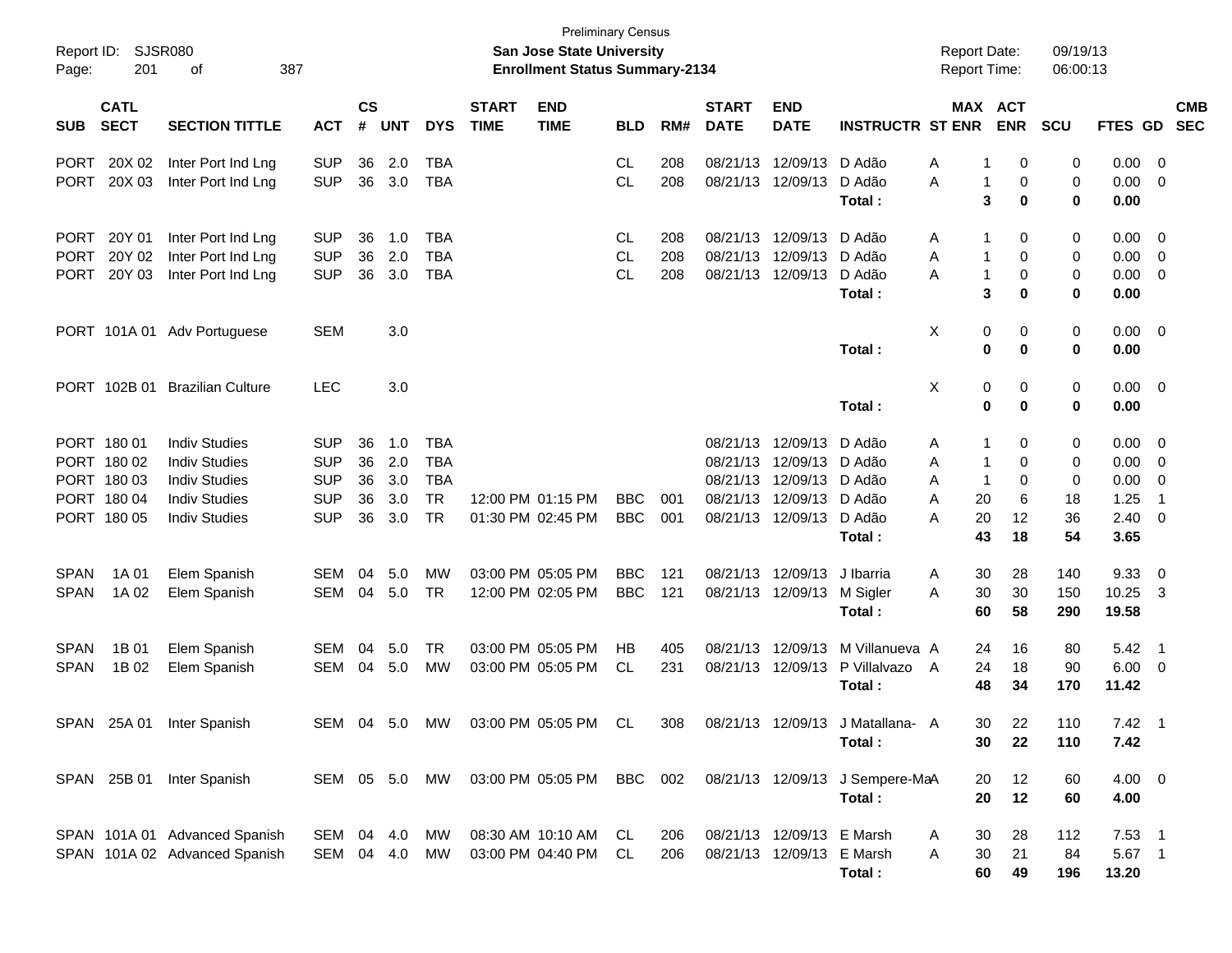Preliminary Census
**San Jose State University**
**Enrollment Status Summary-2134**

Report ID: SJSR080
Report Date: 09/19/13
Report Time: 06:00:13

| SUB | CATL SECT | SECTION TITTLE | ACT | CS # | UNT | DYS | START TIME | END TIME | BLD | RM# | START DATE | END DATE | INSTRUCTR | ST | MAX ENR | ACT ENR | SCU | FTES | GD | CMB SEC |
|---|---|---|---|---|---|---|---|---|---|---|---|---|---|---|---|---|---|---|---|---|
| PORT | 20X 02 | Inter Port Ind Lng | SUP | 36 | 2.0 | TBA | | | CL | 208 | 08/21/13 | 12/09/13 | D Adão | A | 1 | 0 | 0 | 0.00 | 0 | |
| PORT | 20X 03 | Inter Port Ind Lng | SUP | 36 | 3.0 | TBA | | | CL | 208 | 08/21/13 | 12/09/13 | D Adão | A | 1 | 0 | 0 | 0.00 | 0 | |
| | | | | | | | | | | | | | **Total :** | | **3** | **0** | **0** | **0.00** | | |
| PORT | 20Y 01 | Inter Port Ind Lng | SUP | 36 | 1.0 | TBA | | | CL | 208 | 08/21/13 | 12/09/13 | D Adão | A | 1 | 0 | 0 | 0.00 | 0 | |
| PORT | 20Y 02 | Inter Port Ind Lng | SUP | 36 | 2.0 | TBA | | | CL | 208 | 08/21/13 | 12/09/13 | D Adão | A | 1 | 0 | 0 | 0.00 | 0 | |
| PORT | 20Y 03 | Inter Port Ind Lng | SUP | 36 | 3.0 | TBA | | | CL | 208 | 08/21/13 | 12/09/13 | D Adão | A | 1 | 0 | 0 | 0.00 | 0 | |
| | | | | | | | | | | | | | **Total :** | | **3** | **0** | **0** | **0.00** | | |
| PORT | 101A 01 | Adv Portuguese | SEM | | 3.0 | | | | | | | | | X | 0 | 0 | 0 | 0.00 | 0 | |
| | | | | | | | | | | | | | **Total :** | | **0** | **0** | **0** | **0.00** | | |
| PORT | 102B 01 | Brazilian Culture | LEC | | 3.0 | | | | | | | | | X | 0 | 0 | 0 | 0.00 | 0 | |
| | | | | | | | | | | | | | **Total :** | | **0** | **0** | **0** | **0.00** | | |
| PORT | 180 01 | Indiv Studies | SUP | 36 | 1.0 | TBA | | | | | 08/21/13 | 12/09/13 | D Adão | A | 1 | 0 | 0 | 0.00 | 0 | |
| PORT | 180 02 | Indiv Studies | SUP | 36 | 2.0 | TBA | | | | | 08/21/13 | 12/09/13 | D Adão | A | 1 | 0 | 0 | 0.00 | 0 | |
| PORT | 180 03 | Indiv Studies | SUP | 36 | 3.0 | TBA | | | | | 08/21/13 | 12/09/13 | D Adão | A | 1 | 0 | 0 | 0.00 | 0 | |
| PORT | 180 04 | Indiv Studies | SUP | 36 | 3.0 | TR | 12:00 PM | 01:15 PM | BBC | 001 | 08/21/13 | 12/09/13 | D Adão | A | 20 | 6 | 18 | 1.25 | 1 | |
| PORT | 180 05 | Indiv Studies | SUP | 36 | 3.0 | TR | 01:30 PM | 02:45 PM | BBC | 001 | 08/21/13 | 12/09/13 | D Adão | A | 20 | 12 | 36 | 2.40 | 0 | |
| | | | | | | | | | | | | | **Total :** | | **43** | **18** | **54** | **3.65** | | |
| SPAN | 1A 01 | Elem Spanish | SEM | 04 | 5.0 | MW | 03:00 PM | 05:05 PM | BBC | 121 | 08/21/13 | 12/09/13 | J Ibarria | A | 30 | 28 | 140 | 9.33 | 0 | |
| SPAN | 1A 02 | Elem Spanish | SEM | 04 | 5.0 | TR | 12:00 PM | 02:05 PM | BBC | 121 | 08/21/13 | 12/09/13 | M Sigler | A | 30 | 30 | 150 | 10.25 | 3 | |
| | | | | | | | | | | | | | **Total :** | | **60** | **58** | **290** | **19.58** | | |
| SPAN | 1B 01 | Elem Spanish | SEM | 04 | 5.0 | TR | 03:00 PM | 05:05 PM | HB | 405 | 08/21/13 | 12/09/13 | M Villanueva | A | 24 | 16 | 80 | 5.42 | 1 | |
| SPAN | 1B 02 | Elem Spanish | SEM | 04 | 5.0 | MW | 03:00 PM | 05:05 PM | CL | 231 | 08/21/13 | 12/09/13 | P Villalvazo | A | 24 | 18 | 90 | 6.00 | 0 | |
| | | | | | | | | | | | | | **Total :** | | **48** | **34** | **170** | **11.42** | | |
| SPAN | 25A 01 | Inter Spanish | SEM | 04 | 5.0 | MW | 03:00 PM | 05:05 PM | CL | 308 | 08/21/13 | 12/09/13 | J Matallana- | A | 30 | 22 | 110 | 7.42 | 1 | |
| | | | | | | | | | | | | | **Total :** | | **30** | **22** | **110** | **7.42** | | |
| SPAN | 25B 01 | Inter Spanish | SEM | 05 | 5.0 | MW | 03:00 PM | 05:05 PM | BBC | 002 | 08/21/13 | 12/09/13 | J Sempere-Ma | A | 20 | 12 | 60 | 4.00 | 0 | |
| | | | | | | | | | | | | | **Total :** | | **20** | **12** | **60** | **4.00** | | |
| SPAN | 101A 01 | Advanced Spanish | SEM | 04 | 4.0 | MW | 08:30 AM | 10:10 AM | CL | 206 | 08/21/13 | 12/09/13 | E Marsh | A | 30 | 28 | 112 | 7.53 | 1 | |
| SPAN | 101A 02 | Advanced Spanish | SEM | 04 | 4.0 | MW | 03:00 PM | 04:40 PM | CL | 206 | 08/21/13 | 12/09/13 | E Marsh | A | 30 | 21 | 84 | 5.67 | 1 | |
| | | | | | | | | | | | | | **Total :** | | **60** | **49** | **196** | **13.20** | | |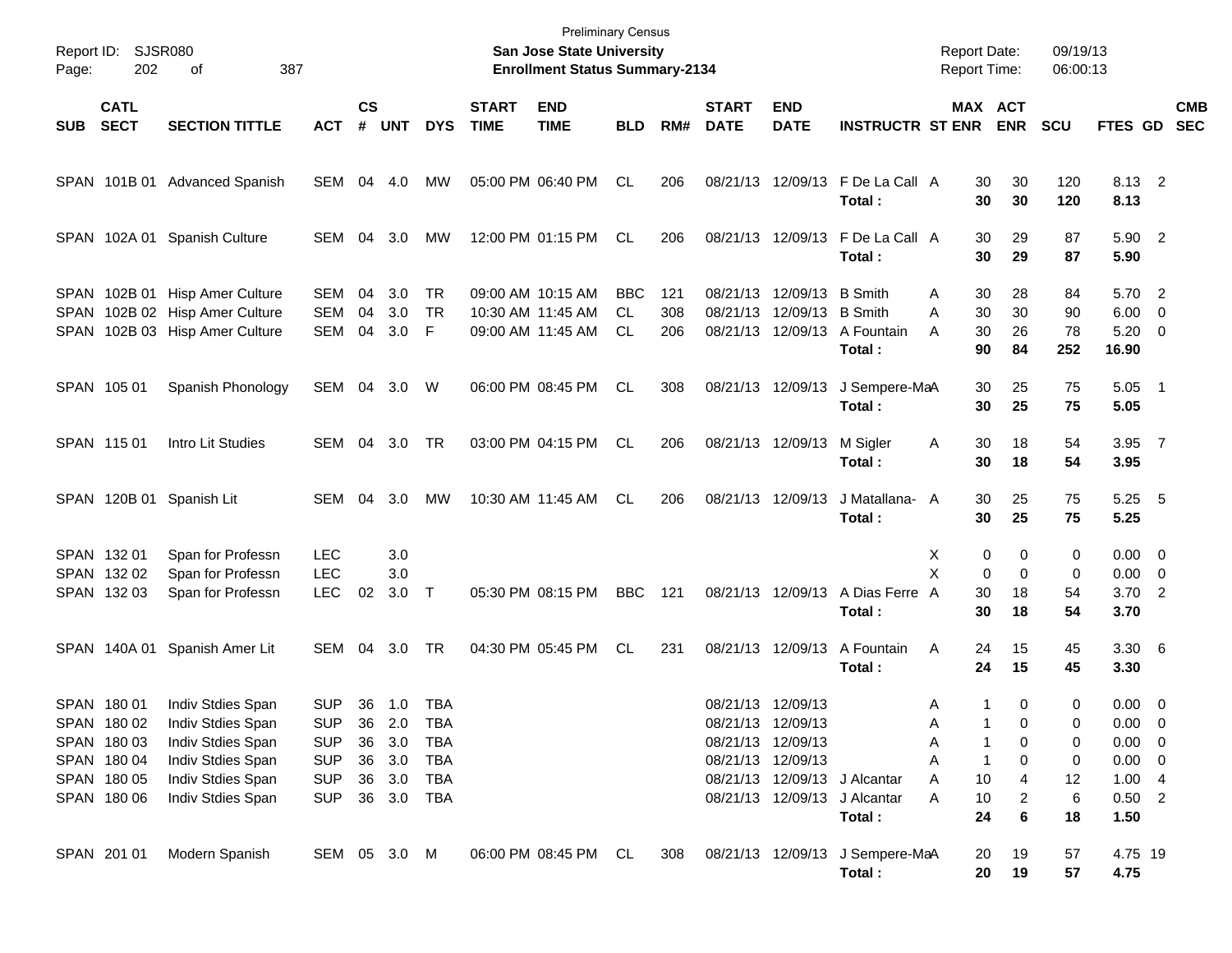Preliminary Census
**San Jose State University**
**Enrollment Status Summary-2134**

Report ID: SJSR080
Report Date: 09/19/13
Report Time: 06:00:13

| SUB | CATL SECT | SECTION TITTLE | ACT | CS # | UNT | DYS | START TIME | END TIME | BLD | RM# | START DATE | END DATE | INSTRUCTR | ST | MAX ENR | ACT ENR | SCU | FTES | GD | CMB SEC |
|---|---|---|---|---|---|---|---|---|---|---|---|---|---|---|---|---|---|---|---|---|
| SPAN | 101B 01 | Advanced Spanish | SEM | 04 | 4.0 | MW | 05:00 PM | 06:40 PM | CL | 206 | 08/21/13 | 12/09/13 | F De La Call | A | 30 | 30 | 120 | 8.13 | 2 | |
| | | | | | | | | | | | | | **Total :** | | **30** | **30** | **120** | **8.13** | | |
| SPAN | 102A 01 | Spanish Culture | SEM | 04 | 3.0 | MW | 12:00 PM | 01:15 PM | CL | 206 | 08/21/13 | 12/09/13 | F De La Call | A | 30 | 29 | 87 | 5.90 | 2 | |
| | | | | | | | | | | | | | **Total :** | | **30** | **29** | **87** | **5.90** | | |
| SPAN | 102B 01 | Hisp Amer Culture | SEM | 04 | 3.0 | TR | 09:00 AM | 10:15 AM | BBC | 121 | 08/21/13 | 12/09/13 | B Smith | A | 30 | 28 | 84 | 5.70 | 2 | |
| SPAN | 102B 02 | Hisp Amer Culture | SEM | 04 | 3.0 | TR | 10:30 AM | 11:45 AM | CL | 308 | 08/21/13 | 12/09/13 | B Smith | A | 30 | 30 | 90 | 6.00 | 0 | |
| SPAN | 102B 03 | Hisp Amer Culture | SEM | 04 | 3.0 | F | 09:00 AM | 11:45 AM | CL | 206 | 08/21/13 | 12/09/13 | A Fountain | A | 30 | 26 | 78 | 5.20 | 0 | |
| | | | | | | | | | | | | | **Total :** | | **90** | **84** | **252** | **16.90** | | |
| SPAN | 105 01 | Spanish Phonology | SEM | 04 | 3.0 | W | 06:00 PM | 08:45 PM | CL | 308 | 08/21/13 | 12/09/13 | J Sempere-Ma | A | 30 | 25 | 75 | 5.05 | 1 | |
| | | | | | | | | | | | | | **Total :** | | **30** | **25** | **75** | **5.05** | | |
| SPAN | 115 01 | Intro Lit Studies | SEM | 04 | 3.0 | TR | 03:00 PM | 04:15 PM | CL | 206 | 08/21/13 | 12/09/13 | M Sigler | A | 30 | 18 | 54 | 3.95 | 7 | |
| | | | | | | | | | | | | | **Total :** | | **30** | **18** | **54** | **3.95** | | |
| SPAN | 120B 01 | Spanish Lit | SEM | 04 | 3.0 | MW | 10:30 AM | 11:45 AM | CL | 206 | 08/21/13 | 12/09/13 | J Matallana- | A | 30 | 25 | 75 | 5.25 | 5 | |
| | | | | | | | | | | | | | **Total :** | | **30** | **25** | **75** | **5.25** | | |
| SPAN | 132 01 | Span for Professn | LEC | | 3.0 | | | | | | | | | X | 0 | 0 | 0 | 0.00 | 0 | |
| SPAN | 132 02 | Span for Professn | LEC | | 3.0 | | | | | | | | | X | 0 | 0 | 0 | 0.00 | 0 | |
| SPAN | 132 03 | Span for Professn | LEC | 02 | 3.0 | T | 05:30 PM | 08:15 PM | BBC | 121 | 08/21/13 | 12/09/13 | A Dias Ferre | A | 30 | 18 | 54 | 3.70 | 2 | |
| | | | | | | | | | | | | | **Total :** | | **30** | **18** | **54** | **3.70** | | |
| SPAN | 140A 01 | Spanish Amer Lit | SEM | 04 | 3.0 | TR | 04:30 PM | 05:45 PM | CL | 231 | 08/21/13 | 12/09/13 | A Fountain | A | 24 | 15 | 45 | 3.30 | 6 | |
| | | | | | | | | | | | | | **Total :** | | **24** | **15** | **45** | **3.30** | | |
| SPAN | 180 01 | Indiv Stdies Span | SUP | 36 | 1.0 | TBA | | | | | 08/21/13 | 12/09/13 | | A | 1 | 0 | 0 | 0.00 | 0 | |
| SPAN | 180 02 | Indiv Stdies Span | SUP | 36 | 2.0 | TBA | | | | | 08/21/13 | 12/09/13 | | A | 1 | 0 | 0 | 0.00 | 0 | |
| SPAN | 180 03 | Indiv Stdies Span | SUP | 36 | 3.0 | TBA | | | | | 08/21/13 | 12/09/13 | | A | 1 | 0 | 0 | 0.00 | 0 | |
| SPAN | 180 04 | Indiv Stdies Span | SUP | 36 | 3.0 | TBA | | | | | 08/21/13 | 12/09/13 | | A | 1 | 0 | 0 | 0.00 | 0 | |
| SPAN | 180 05 | Indiv Stdies Span | SUP | 36 | 3.0 | TBA | | | | | 08/21/13 | 12/09/13 | J Alcantar | A | 10 | 4 | 12 | 1.00 | 4 | |
| SPAN | 180 06 | Indiv Stdies Span | SUP | 36 | 3.0 | TBA | | | | | 08/21/13 | 12/09/13 | J Alcantar | A | 10 | 2 | 6 | 0.50 | 2 | |
| | | | | | | | | | | | | | **Total :** | | **24** | **6** | **18** | **1.50** | | |
| SPAN | 201 01 | Modern Spanish | SEM | 05 | 3.0 | M | 06:00 PM | 08:45 PM | CL | 308 | 08/21/13 | 12/09/13 | J Sempere-Ma | A | 20 | 19 | 57 | 4.75 | 19 | |
| | | | | | | | | | | | | | **Total :** | | **20** | **19** | **57** | **4.75** | | |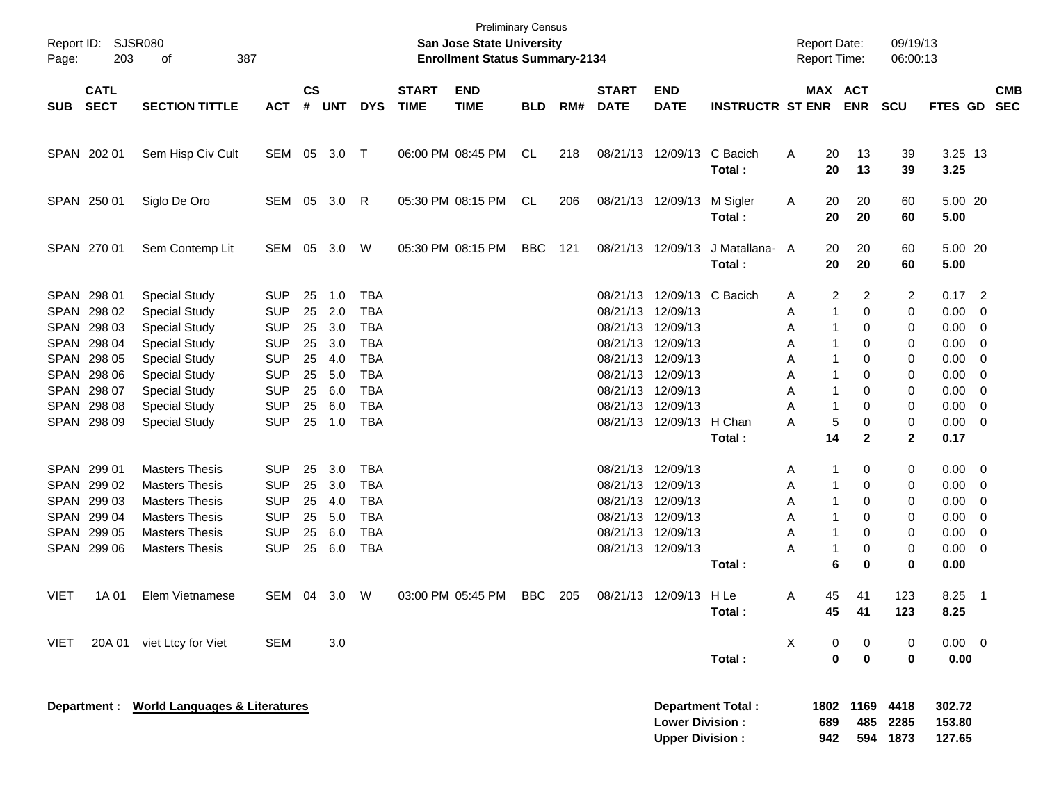Preliminary Census

Report ID: SJSR080 — **San Jose State University** — Report Date: 09/19/13

**Enrollment Status Summary-2134** — Report Time: 06:00:13

| SUB | CATL SECT | SECTION TITTLE | ACT | CS # | UNT | DYS | START TIME | END TIME | BLD | RM# | START DATE | END DATE | INSTRUCTR | ST | MAX ENR | ACT ENR | SCU | FTES | GD | CMB SEC |
|---|---|---|---|---|---|---|---|---|---|---|---|---|---|---|---|---|---|---|---|---|
| SPAN | 202 01 | Sem Hisp Civ Cult | SEM | 05 | 3.0 | T | 06:00 PM | 08:45 PM | CL | 218 | 08/21/13 | 12/09/13 | C Bacich | A | 20 | 13 | 39 | 3.25 | 13 | |
| | | | | | | | | | | | | | **Total :** | | **20** | **13** | **39** | **3.25** | | |
| SPAN | 250 01 | Siglo De Oro | SEM | 05 | 3.0 | R | 05:30 PM | 08:15 PM | CL | 206 | 08/21/13 | 12/09/13 | M Sigler | A | 20 | 20 | 60 | 5.00 | 20 | |
| | | | | | | | | | | | | | **Total :** | | **20** | **20** | **60** | **5.00** | | |
| SPAN | 270 01 | Sem Contemp Lit | SEM | 05 | 3.0 | W | 05:30 PM | 08:15 PM | BBC | 121 | 08/21/13 | 12/09/13 | J Matallana- | A | 20 | 20 | 60 | 5.00 | 20 | |
| | | | | | | | | | | | | | **Total :** | | **20** | **20** | **60** | **5.00** | | |
| SPAN | 298 01 | Special Study | SUP | 25 | 1.0 | TBA | | | | | 08/21/13 | 12/09/13 | C Bacich | A | 2 | 2 | 2 | 0.17 | 2 | |
| SPAN | 298 02 | Special Study | SUP | 25 | 2.0 | TBA | | | | | 08/21/13 | 12/09/13 | | A | 1 | 0 | 0 | 0.00 | 0 | |
| SPAN | 298 03 | Special Study | SUP | 25 | 3.0 | TBA | | | | | 08/21/13 | 12/09/13 | | A | 1 | 0 | 0 | 0.00 | 0 | |
| SPAN | 298 04 | Special Study | SUP | 25 | 3.0 | TBA | | | | | 08/21/13 | 12/09/13 | | A | 1 | 0 | 0 | 0.00 | 0 | |
| SPAN | 298 05 | Special Study | SUP | 25 | 4.0 | TBA | | | | | 08/21/13 | 12/09/13 | | A | 1 | 0 | 0 | 0.00 | 0 | |
| SPAN | 298 06 | Special Study | SUP | 25 | 5.0 | TBA | | | | | 08/21/13 | 12/09/13 | | A | 1 | 0 | 0 | 0.00 | 0 | |
| SPAN | 298 07 | Special Study | SUP | 25 | 6.0 | TBA | | | | | 08/21/13 | 12/09/13 | | A | 1 | 0 | 0 | 0.00 | 0 | |
| SPAN | 298 08 | Special Study | SUP | 25 | 6.0 | TBA | | | | | 08/21/13 | 12/09/13 | | A | 1 | 0 | 0 | 0.00 | 0 | |
| SPAN | 298 09 | Special Study | SUP | 25 | 1.0 | TBA | | | | | 08/21/13 | 12/09/13 | H Chan | A | 5 | 0 | 0 | 0.00 | 0 | |
| | | | | | | | | | | | | | **Total :** | | **14** | **2** | **2** | **0.17** | | |
| SPAN | 299 01 | Masters Thesis | SUP | 25 | 3.0 | TBA | | | | | 08/21/13 | 12/09/13 | | A | 1 | 0 | 0 | 0.00 | 0 | |
| SPAN | 299 02 | Masters Thesis | SUP | 25 | 3.0 | TBA | | | | | 08/21/13 | 12/09/13 | | A | 1 | 0 | 0 | 0.00 | 0 | |
| SPAN | 299 03 | Masters Thesis | SUP | 25 | 4.0 | TBA | | | | | 08/21/13 | 12/09/13 | | A | 1 | 0 | 0 | 0.00 | 0 | |
| SPAN | 299 04 | Masters Thesis | SUP | 25 | 5.0 | TBA | | | | | 08/21/13 | 12/09/13 | | A | 1 | 0 | 0 | 0.00 | 0 | |
| SPAN | 299 05 | Masters Thesis | SUP | 25 | 6.0 | TBA | | | | | 08/21/13 | 12/09/13 | | A | 1 | 0 | 0 | 0.00 | 0 | |
| SPAN | 299 06 | Masters Thesis | SUP | 25 | 6.0 | TBA | | | | | 08/21/13 | 12/09/13 | | A | 1 | 0 | 0 | 0.00 | 0 | |
| | | | | | | | | | | | | | **Total :** | | **6** | **0** | **0** | **0.00** | | |
| VIET | 1A 01 | Elem Vietnamese | SEM | 04 | 3.0 | W | 03:00 PM | 05:45 PM | BBC | 205 | 08/21/13 | 12/09/13 | H Le | A | 45 | 41 | 123 | 8.25 | 1 | |
| | | | | | | | | | | | | | **Total :** | | **45** | **41** | **123** | **8.25** | | |
| VIET | 20A 01 | viet Ltcy for Viet | SEM | | 3.0 | | | | | | | | | X | 0 | 0 | 0 | 0.00 | 0 | |
| | | | | | | | | | | | | | **Total :** | | **0** | **0** | **0** | **0.00** | | |

**Department : World Languages & Literatures**

| | MAX ENR | ACT ENR | SCU | FTES |
|---|---|---|---|---|
| **Department Total :** | **1802** | **1169** | **4418** | **302.72** |
| **Lower Division :** | **689** | **485** | **2285** | **153.80** |
| **Upper Division :** | **942** | **594** | **1873** | **127.65** |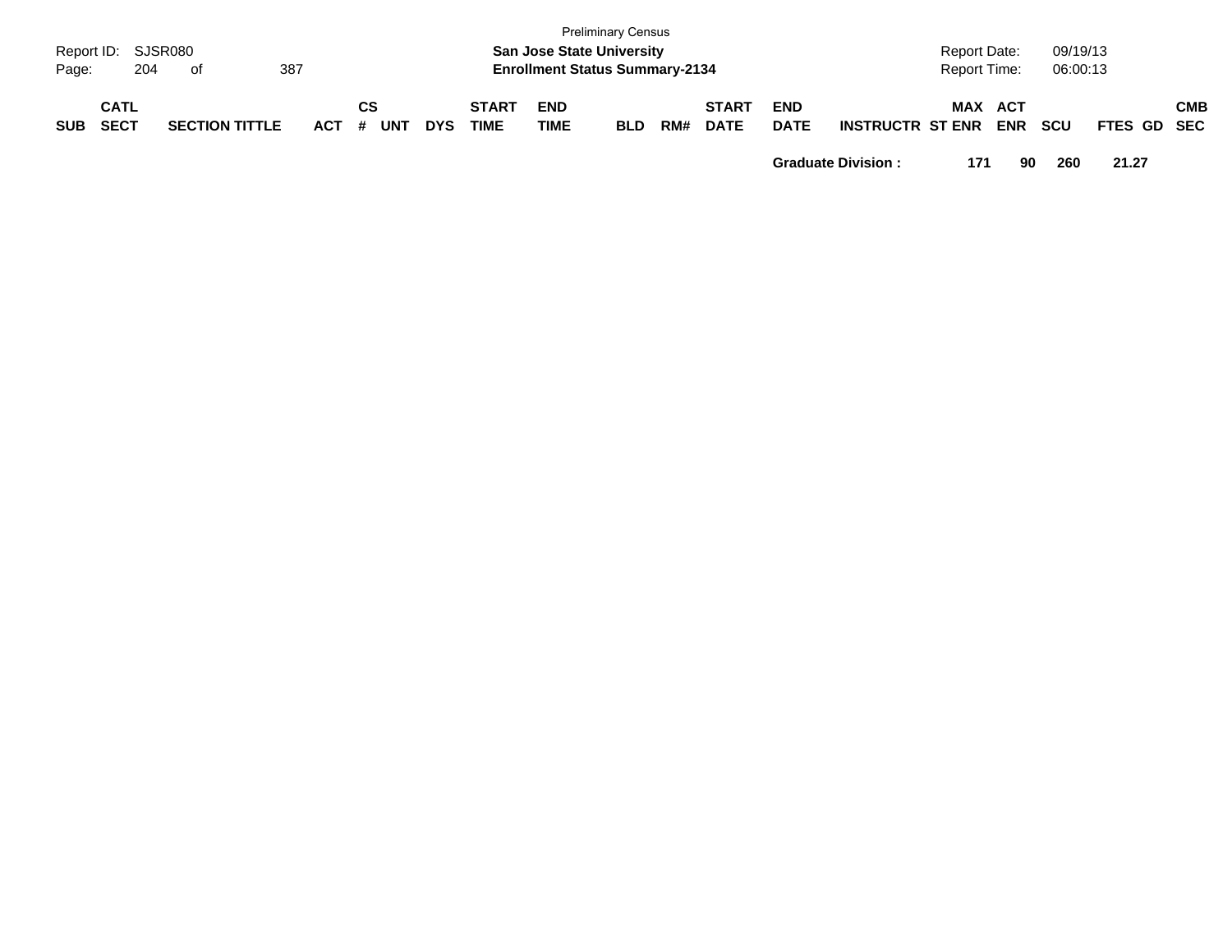| SUB | CATL SECT | SECTION TITTLE | ACT | CS # | UNT | DYS | START TIME | END TIME | BLD | RM# | START DATE | END DATE | INSTRUCTR | ST | MAX ENR | ACT ENR | SCU | FTES | GD | CMB SEC |
|---|---|---|---|---|---|---|---|---|---|---|---|---|---|---|---|---|---|---|---|---|
| | | | | | | | | | | | | **Graduate Division :** | | | **171** | **90** | **260** | **21.27** | | |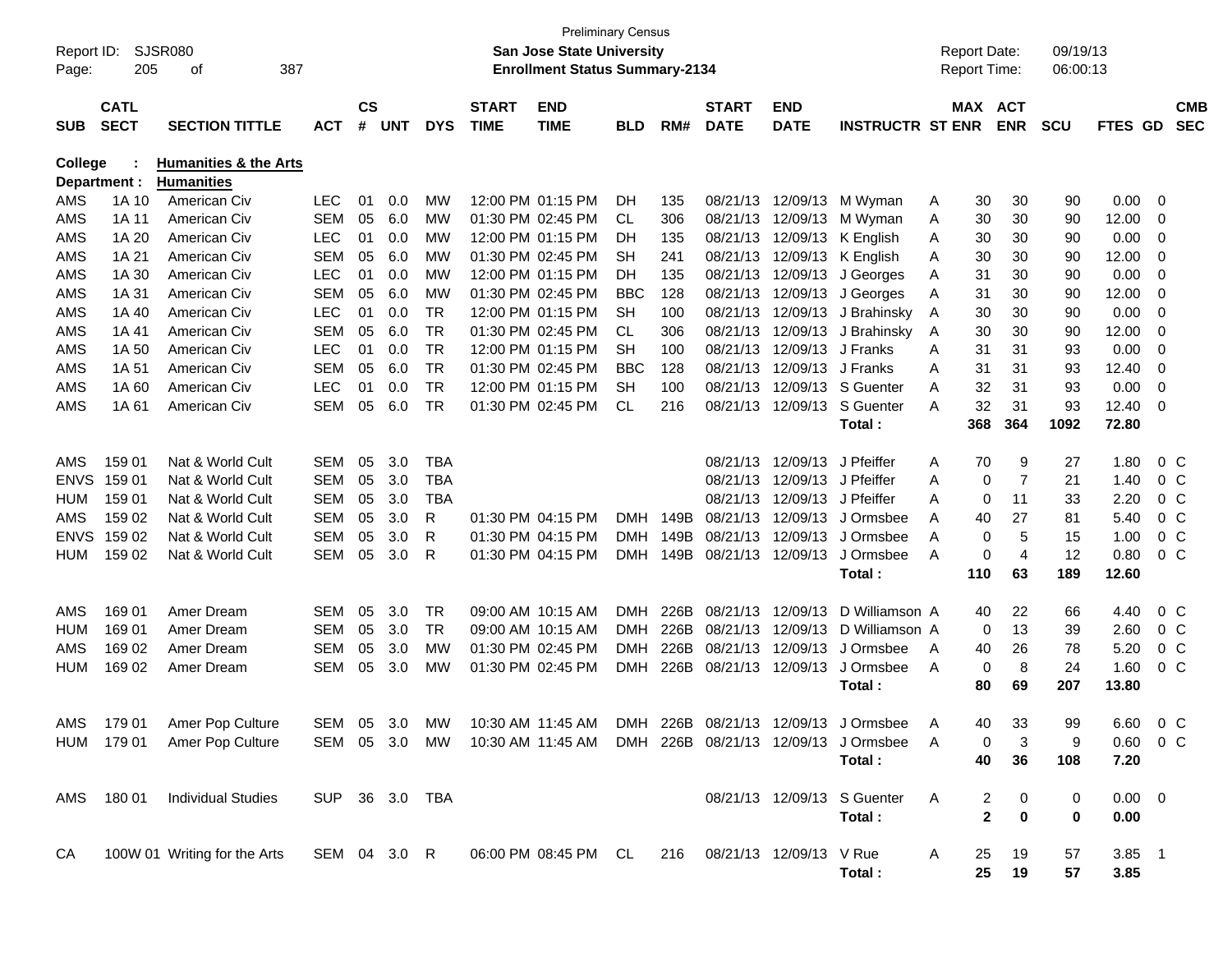Preliminary Census

Report ID: SJSR080

**San Jose State University**

**Enrollment Status Summary-2134**

Report Date: 09/19/13
Report Time: 06:00:13

**College : Humanities & the Arts**
**Department : Humanities**

| SUB | CATL SECT | SECTION TITTLE | ACT | CS # | UNT | DYS | START TIME | END TIME | BLD | RM# | START DATE | END DATE | INSTRUCTR | ST | MAX ENR | ACT ENR | SCU | FTES | GD | CMB SEC |
|---|---|---|---|---|---|---|---|---|---|---|---|---|---|---|---|---|---|---|---|---|
| AMS | 1A 10 | American Civ | LEC | 01 | 0.0 | MW | 12:00 PM | 01:15 PM | DH | 135 | 08/21/13 | 12/09/13 | M Wyman | A | 30 | 30 | 90 | 0.00 | 0 | |
| AMS | 1A 11 | American Civ | SEM | 05 | 6.0 | MW | 01:30 PM | 02:45 PM | CL | 306 | 08/21/13 | 12/09/13 | M Wyman | A | 30 | 30 | 90 | 12.00 | 0 | |
| AMS | 1A 20 | American Civ | LEC | 01 | 0.0 | MW | 12:00 PM | 01:15 PM | DH | 135 | 08/21/13 | 12/09/13 | K English | A | 30 | 30 | 90 | 0.00 | 0 | |
| AMS | 1A 21 | American Civ | SEM | 05 | 6.0 | MW | 01:30 PM | 02:45 PM | SH | 241 | 08/21/13 | 12/09/13 | K English | A | 30 | 30 | 90 | 12.00 | 0 | |
| AMS | 1A 30 | American Civ | LEC | 01 | 0.0 | MW | 12:00 PM | 01:15 PM | DH | 135 | 08/21/13 | 12/09/13 | J Georges | A | 31 | 30 | 90 | 0.00 | 0 | |
| AMS | 1A 31 | American Civ | SEM | 05 | 6.0 | MW | 01:30 PM | 02:45 PM | BBC | 128 | 08/21/13 | 12/09/13 | J Georges | A | 31 | 30 | 90 | 12.00 | 0 | |
| AMS | 1A 40 | American Civ | LEC | 01 | 0.0 | TR | 12:00 PM | 01:15 PM | SH | 100 | 08/21/13 | 12/09/13 | J Brahinsky | A | 30 | 30 | 90 | 0.00 | 0 | |
| AMS | 1A 41 | American Civ | SEM | 05 | 6.0 | TR | 01:30 PM | 02:45 PM | CL | 306 | 08/21/13 | 12/09/13 | J Brahinsky | A | 30 | 30 | 90 | 12.00 | 0 | |
| AMS | 1A 50 | American Civ | LEC | 01 | 0.0 | TR | 12:00 PM | 01:15 PM | SH | 100 | 08/21/13 | 12/09/13 | J Franks | A | 31 | 31 | 93 | 0.00 | 0 | |
| AMS | 1A 51 | American Civ | SEM | 05 | 6.0 | TR | 01:30 PM | 02:45 PM | BBC | 128 | 08/21/13 | 12/09/13 | J Franks | A | 31 | 31 | 93 | 12.40 | 0 | |
| AMS | 1A 60 | American Civ | LEC | 01 | 0.0 | TR | 12:00 PM | 01:15 PM | SH | 100 | 08/21/13 | 12/09/13 | S Guenter | A | 32 | 31 | 93 | 0.00 | 0 | |
| AMS | 1A 61 | American Civ | SEM | 05 | 6.0 | TR | 01:30 PM | 02:45 PM | CL | 216 | 08/21/13 | 12/09/13 | S Guenter | A | 32 | 31 | 93 | 12.40 | 0 | |
| | | | | | | | | | | | | | **Total :** | | **368** | **364** | **1092** | **72.80** | | |
| AMS | 159 01 | Nat & World Cult | SEM | 05 | 3.0 | TBA | | | | | 08/21/13 | 12/09/13 | J Pfeiffer | A | 70 | 9 | 27 | 1.80 | 0 | C |
| ENVS | 159 01 | Nat & World Cult | SEM | 05 | 3.0 | TBA | | | | | 08/21/13 | 12/09/13 | J Pfeiffer | A | 0 | 7 | 21 | 1.40 | 0 | C |
| HUM | 159 01 | Nat & World Cult | SEM | 05 | 3.0 | TBA | | | | | 08/21/13 | 12/09/13 | J Pfeiffer | A | 0 | 11 | 33 | 2.20 | 0 | C |
| AMS | 159 02 | Nat & World Cult | SEM | 05 | 3.0 | R | 01:30 PM | 04:15 PM | DMH | 149B | 08/21/13 | 12/09/13 | J Ormsbee | A | 40 | 27 | 81 | 5.40 | 0 | C |
| ENVS | 159 02 | Nat & World Cult | SEM | 05 | 3.0 | R | 01:30 PM | 04:15 PM | DMH | 149B | 08/21/13 | 12/09/13 | J Ormsbee | A | 0 | 5 | 15 | 1.00 | 0 | C |
| HUM | 159 02 | Nat & World Cult | SEM | 05 | 3.0 | R | 01:30 PM | 04:15 PM | DMH | 149B | 08/21/13 | 12/09/13 | J Ormsbee | A | 0 | 4 | 12 | 0.80 | 0 | C |
| | | | | | | | | | | | | | **Total :** | | **110** | **63** | **189** | **12.60** | | |
| AMS | 169 01 | Amer Dream | SEM | 05 | 3.0 | TR | 09:00 AM | 10:15 AM | DMH | 226B | 08/21/13 | 12/09/13 | D Williamson | A | 40 | 22 | 66 | 4.40 | 0 | C |
| HUM | 169 01 | Amer Dream | SEM | 05 | 3.0 | TR | 09:00 AM | 10:15 AM | DMH | 226B | 08/21/13 | 12/09/13 | D Williamson | A | 0 | 13 | 39 | 2.60 | 0 | C |
| AMS | 169 02 | Amer Dream | SEM | 05 | 3.0 | MW | 01:30 PM | 02:45 PM | DMH | 226B | 08/21/13 | 12/09/13 | J Ormsbee | A | 40 | 26 | 78 | 5.20 | 0 | C |
| HUM | 169 02 | Amer Dream | SEM | 05 | 3.0 | MW | 01:30 PM | 02:45 PM | DMH | 226B | 08/21/13 | 12/09/13 | J Ormsbee | A | 0 | 8 | 24 | 1.60 | 0 | C |
| | | | | | | | | | | | | | **Total :** | | **80** | **69** | **207** | **13.80** | | |
| AMS | 179 01 | Amer Pop Culture | SEM | 05 | 3.0 | MW | 10:30 AM | 11:45 AM | DMH | 226B | 08/21/13 | 12/09/13 | J Ormsbee | A | 40 | 33 | 99 | 6.60 | 0 | C |
| HUM | 179 01 | Amer Pop Culture | SEM | 05 | 3.0 | MW | 10:30 AM | 11:45 AM | DMH | 226B | 08/21/13 | 12/09/13 | J Ormsbee | A | 0 | 3 | 9 | 0.60 | 0 | C |
| | | | | | | | | | | | | | **Total :** | | **40** | **36** | **108** | **7.20** | | |
| AMS | 180 01 | Individual Studies | SUP | 36 | 3.0 | TBA | | | | | 08/21/13 | 12/09/13 | S Guenter | A | 2 | 0 | 0 | 0.00 | 0 | |
| | | | | | | | | | | | | | **Total :** | | **2** | **0** | **0** | **0.00** | | |
| CA | 100W 01 | Writing for the Arts | SEM | 04 | 3.0 | R | 06:00 PM | 08:45 PM | CL | 216 | 08/21/13 | 12/09/13 | V Rue | A | 25 | 19 | 57 | 3.85 | 1 | |
| | | | | | | | | | | | | | **Total :** | | **25** | **19** | **57** | **3.85** | | |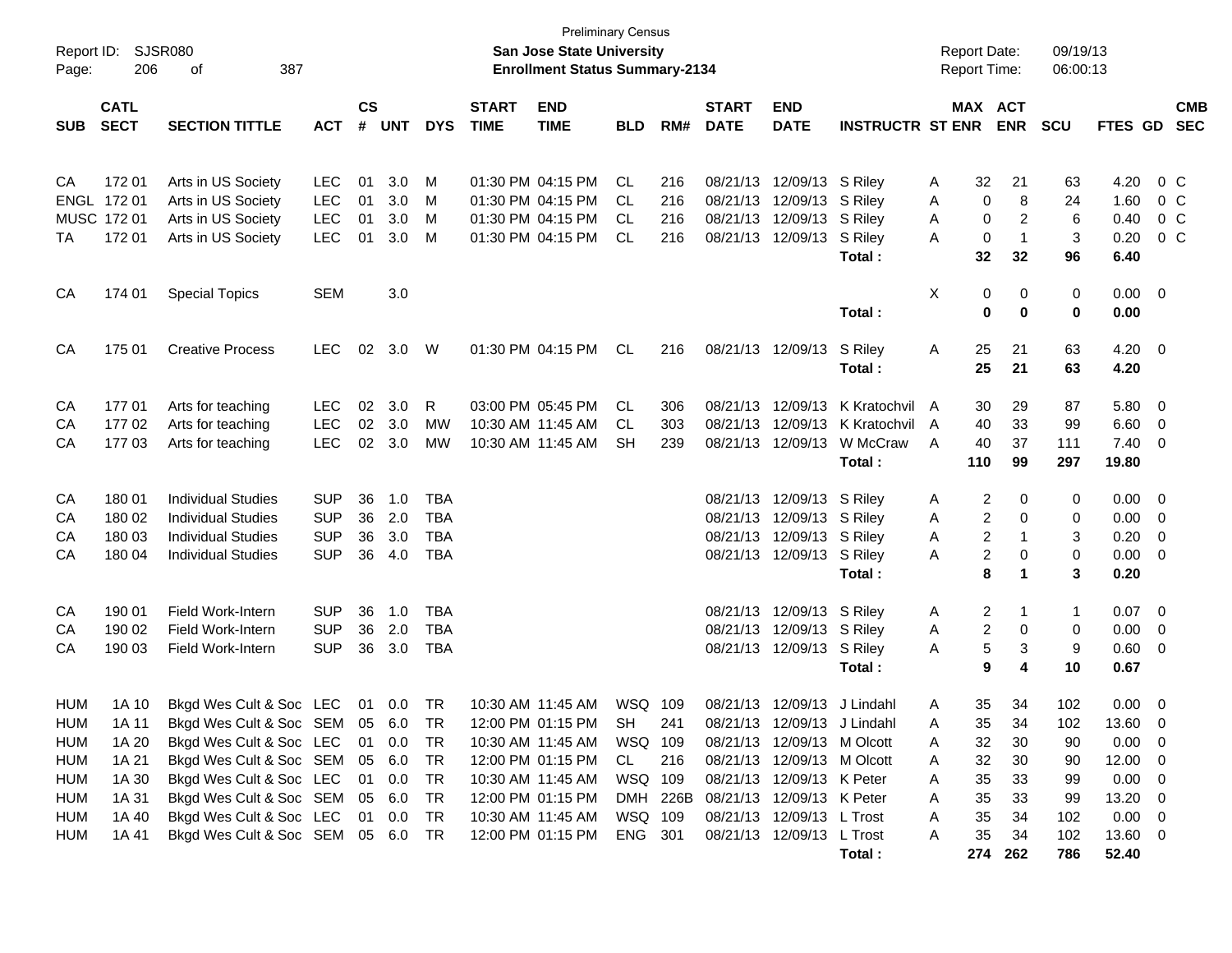Preliminary Census

Report ID: SJSR080

**San Jose State University**

**Enrollment Status Summary-2134**

Report Date: 09/19/13

Report Time: 06:00:13

| SUB | CATL SECT | SECTION TITTLE | ACT | CS # | UNT | DYS | START TIME | END TIME | BLD | RM# | START DATE | END DATE | INSTRUCTR | ST | MAX ENR | ACT ENR | SCU | FTES | GD | CMB SEC |
|---|---|---|---|---|---|---|---|---|---|---|---|---|---|---|---|---|---|---|---|---|
| CA | 172 01 | Arts in US Society | LEC | 01 | 3.0 | M | 01:30 PM | 04:15 PM | CL | 216 | 08/21/13 | 12/09/13 | S Riley | A | 32 | 21 | 63 | 4.20 | 0 | C |
| ENGL | 172 01 | Arts in US Society | LEC | 01 | 3.0 | M | 01:30 PM | 04:15 PM | CL | 216 | 08/21/13 | 12/09/13 | S Riley | A | 0 | 8 | 24 | 1.60 | 0 | C |
| MUSC | 172 01 | Arts in US Society | LEC | 01 | 3.0 | M | 01:30 PM | 04:15 PM | CL | 216 | 08/21/13 | 12/09/13 | S Riley | A | 0 | 2 | 6 | 0.40 | 0 | C |
| TA | 172 01 | Arts in US Society | LEC | 01 | 3.0 | M | 01:30 PM | 04:15 PM | CL | 216 | 08/21/13 | 12/09/13 | S Riley | A | 0 | 1 | 3 | 0.20 | 0 | C |
| | | | | | | | | | | | | | **Total :** | | **32** | **32** | **96** | **6.40** | | |
| CA | 174 01 | Special Topics | SEM | | 3.0 | | | | | | | | | X | 0 | 0 | 0 | 0.00 | 0 | |
| | | | | | | | | | | | | | **Total :** | | **0** | **0** | **0** | **0.00** | | |
| CA | 175 01 | Creative Process | LEC | 02 | 3.0 | W | 01:30 PM | 04:15 PM | CL | 216 | 08/21/13 | 12/09/13 | S Riley | A | 25 | 21 | 63 | 4.20 | 0 | |
| | | | | | | | | | | | | | **Total :** | | **25** | **21** | **63** | **4.20** | | |
| CA | 177 01 | Arts for teaching | LEC | 02 | 3.0 | R | 03:00 PM | 05:45 PM | CL | 306 | 08/21/13 | 12/09/13 | K Kratochvil | A | 30 | 29 | 87 | 5.80 | 0 | |
| CA | 177 02 | Arts for teaching | LEC | 02 | 3.0 | MW | 10:30 AM | 11:45 AM | CL | 303 | 08/21/13 | 12/09/13 | K Kratochvil | A | 40 | 33 | 99 | 6.60 | 0 | |
| CA | 177 03 | Arts for teaching | LEC | 02 | 3.0 | MW | 10:30 AM | 11:45 AM | SH | 239 | 08/21/13 | 12/09/13 | W McCraw | A | 40 | 37 | 111 | 7.40 | 0 | |
| | | | | | | | | | | | | | **Total :** | | **110** | **99** | **297** | **19.80** | | |
| CA | 180 01 | Individual Studies | SUP | 36 | 1.0 | TBA | | | | | 08/21/13 | 12/09/13 | S Riley | A | 2 | 0 | 0 | 0.00 | 0 | |
| CA | 180 02 | Individual Studies | SUP | 36 | 2.0 | TBA | | | | | 08/21/13 | 12/09/13 | S Riley | A | 2 | 0 | 0 | 0.00 | 0 | |
| CA | 180 03 | Individual Studies | SUP | 36 | 3.0 | TBA | | | | | 08/21/13 | 12/09/13 | S Riley | A | 2 | 1 | 3 | 0.20 | 0 | |
| CA | 180 04 | Individual Studies | SUP | 36 | 4.0 | TBA | | | | | 08/21/13 | 12/09/13 | S Riley | A | 2 | 0 | 0 | 0.00 | 0 | |
| | | | | | | | | | | | | | **Total :** | | **8** | **1** | **3** | **0.20** | | |
| CA | 190 01 | Field Work-Intern | SUP | 36 | 1.0 | TBA | | | | | 08/21/13 | 12/09/13 | S Riley | A | 2 | 1 | 1 | 0.07 | 0 | |
| CA | 190 02 | Field Work-Intern | SUP | 36 | 2.0 | TBA | | | | | 08/21/13 | 12/09/13 | S Riley | A | 2 | 0 | 0 | 0.00 | 0 | |
| CA | 190 03 | Field Work-Intern | SUP | 36 | 3.0 | TBA | | | | | 08/21/13 | 12/09/13 | S Riley | A | 5 | 3 | 9 | 0.60 | 0 | |
| | | | | | | | | | | | | | **Total :** | | **9** | **4** | **10** | **0.67** | | |
| HUM | 1A 10 | Bkgd Wes Cult & Soc | LEC | 01 | 0.0 | TR | 10:30 AM | 11:45 AM | WSQ | 109 | 08/21/13 | 12/09/13 | J Lindahl | A | 35 | 34 | 102 | 0.00 | 0 | |
| HUM | 1A 11 | Bkgd Wes Cult & Soc | SEM | 05 | 6.0 | TR | 12:00 PM | 01:15 PM | SH | 241 | 08/21/13 | 12/09/13 | J Lindahl | A | 35 | 34 | 102 | 13.60 | 0 | |
| HUM | 1A 20 | Bkgd Wes Cult & Soc | LEC | 01 | 0.0 | TR | 10:30 AM | 11:45 AM | WSQ | 109 | 08/21/13 | 12/09/13 | M Olcott | A | 32 | 30 | 90 | 0.00 | 0 | |
| HUM | 1A 21 | Bkgd Wes Cult & Soc | SEM | 05 | 6.0 | TR | 12:00 PM | 01:15 PM | CL | 216 | 08/21/13 | 12/09/13 | M Olcott | A | 32 | 30 | 90 | 12.00 | 0 | |
| HUM | 1A 30 | Bkgd Wes Cult & Soc | LEC | 01 | 0.0 | TR | 10:30 AM | 11:45 AM | WSQ | 109 | 08/21/13 | 12/09/13 | K Peter | A | 35 | 33 | 99 | 0.00 | 0 | |
| HUM | 1A 31 | Bkgd Wes Cult & Soc | SEM | 05 | 6.0 | TR | 12:00 PM | 01:15 PM | DMH | 226B | 08/21/13 | 12/09/13 | K Peter | A | 35 | 33 | 99 | 13.20 | 0 | |
| HUM | 1A 40 | Bkgd Wes Cult & Soc | LEC | 01 | 0.0 | TR | 10:30 AM | 11:45 AM | WSQ | 109 | 08/21/13 | 12/09/13 | L Trost | A | 35 | 34 | 102 | 0.00 | 0 | |
| HUM | 1A 41 | Bkgd Wes Cult & Soc | SEM | 05 | 6.0 | TR | 12:00 PM | 01:15 PM | ENG | 301 | 08/21/13 | 12/09/13 | L Trost | A | 35 | 34 | 102 | 13.60 | 0 | |
| | | | | | | | | | | | | | **Total :** | | **274** | **262** | **786** | **52.40** | | |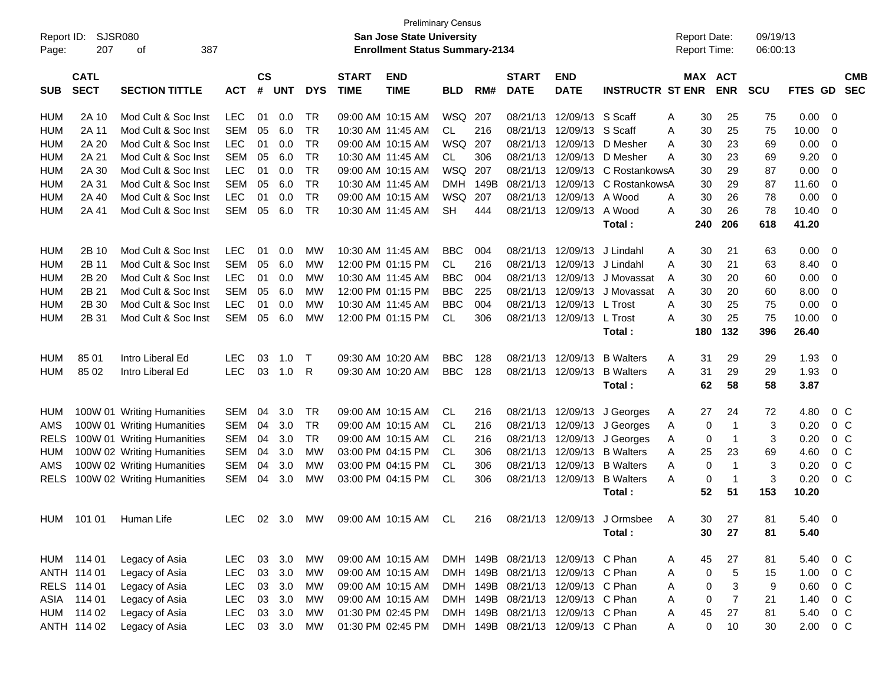Preliminary Census

**San Jose State University**

**Enrollment Status Summary-2134**

Report ID: SJSR080

Report Date: 09/19/13

Report Time: 06:00:13

| SUB | CATL SECT | SECTION TITTLE | ACT | CS # | UNT | DYS | START TIME | END TIME | BLD | RM# | START DATE | END DATE | INSTRUCTR | ST | MAX ENR | ACT ENR | SCU | FTES | GD | CMB SEC |
|---|---|---|---|---|---|---|---|---|---|---|---|---|---|---|---|---|---|---|---|---|
| HUM | 2A 10 | Mod Cult & Soc Inst | LEC | 01 | 0.0 | TR | 09:00 AM | 10:15 AM | WSQ | 207 | 08/21/13 | 12/09/13 | S Scaff | A | 30 | 25 | 75 | 0.00 | 0 | |
| HUM | 2A 11 | Mod Cult & Soc Inst | SEM | 05 | 6.0 | TR | 10:30 AM | 11:45 AM | CL | 216 | 08/21/13 | 12/09/13 | S Scaff | A | 30 | 25 | 75 | 10.00 | 0 | |
| HUM | 2A 20 | Mod Cult & Soc Inst | LEC | 01 | 0.0 | TR | 09:00 AM | 10:15 AM | WSQ | 207 | 08/21/13 | 12/09/13 | D Mesher | A | 30 | 23 | 69 | 0.00 | 0 | |
| HUM | 2A 21 | Mod Cult & Soc Inst | SEM | 05 | 6.0 | TR | 10:30 AM | 11:45 AM | CL | 306 | 08/21/13 | 12/09/13 | D Mesher | A | 30 | 23 | 69 | 9.20 | 0 | |
| HUM | 2A 30 | Mod Cult & Soc Inst | LEC | 01 | 0.0 | TR | 09:00 AM | 10:15 AM | WSQ | 207 | 08/21/13 | 12/09/13 | C Rostankows | A | 30 | 29 | 87 | 0.00 | 0 | |
| HUM | 2A 31 | Mod Cult & Soc Inst | SEM | 05 | 6.0 | TR | 10:30 AM | 11:45 AM | DMH | 149B | 08/21/13 | 12/09/13 | C Rostankows | A | 30 | 29 | 87 | 11.60 | 0 | |
| HUM | 2A 40 | Mod Cult & Soc Inst | LEC | 01 | 0.0 | TR | 09:00 AM | 10:15 AM | WSQ | 207 | 08/21/13 | 12/09/13 | A Wood | A | 30 | 26 | 78 | 0.00 | 0 | |
| HUM | 2A 41 | Mod Cult & Soc Inst | SEM | 05 | 6.0 | TR | 10:30 AM | 11:45 AM | SH | 444 | 08/21/13 | 12/09/13 | A Wood | A | 30 | 26 | 78 | 10.40 | 0 | |
| | | | | | | | | | | | | | **Total :** | | **240** | **206** | **618** | **41.20** | | |
| HUM | 2B 10 | Mod Cult & Soc Inst | LEC | 01 | 0.0 | MW | 10:30 AM | 11:45 AM | BBC | 004 | 08/21/13 | 12/09/13 | J Lindahl | A | 30 | 21 | 63 | 0.00 | 0 | |
| HUM | 2B 11 | Mod Cult & Soc Inst | SEM | 05 | 6.0 | MW | 12:00 PM | 01:15 PM | CL | 216 | 08/21/13 | 12/09/13 | J Lindahl | A | 30 | 21 | 63 | 8.40 | 0 | |
| HUM | 2B 20 | Mod Cult & Soc Inst | LEC | 01 | 0.0 | MW | 10:30 AM | 11:45 AM | BBC | 004 | 08/21/13 | 12/09/13 | J Movassat | A | 30 | 20 | 60 | 0.00 | 0 | |
| HUM | 2B 21 | Mod Cult & Soc Inst | SEM | 05 | 6.0 | MW | 12:00 PM | 01:15 PM | BBC | 225 | 08/21/13 | 12/09/13 | J Movassat | A | 30 | 20 | 60 | 8.00 | 0 | |
| HUM | 2B 30 | Mod Cult & Soc Inst | LEC | 01 | 0.0 | MW | 10:30 AM | 11:45 AM | BBC | 004 | 08/21/13 | 12/09/13 | L Trost | A | 30 | 25 | 75 | 0.00 | 0 | |
| HUM | 2B 31 | Mod Cult & Soc Inst | SEM | 05 | 6.0 | MW | 12:00 PM | 01:15 PM | CL | 306 | 08/21/13 | 12/09/13 | L Trost | A | 30 | 25 | 75 | 10.00 | 0 | |
| | | | | | | | | | | | | | **Total :** | | **180** | **132** | **396** | **26.40** | | |
| HUM | 85 01 | Intro Liberal Ed | LEC | 03 | 1.0 | T | 09:30 AM | 10:20 AM | BBC | 128 | 08/21/13 | 12/09/13 | B Walters | A | 31 | 29 | 29 | 1.93 | 0 | |
| HUM | 85 02 | Intro Liberal Ed | LEC | 03 | 1.0 | R | 09:30 AM | 10:20 AM | BBC | 128 | 08/21/13 | 12/09/13 | B Walters | A | 31 | 29 | 29 | 1.93 | 0 | |
| | | | | | | | | | | | | | **Total :** | | **62** | **58** | **58** | **3.87** | | |
| HUM | 100W 01 | Writing Humanities | SEM | 04 | 3.0 | TR | 09:00 AM | 10:15 AM | CL | 216 | 08/21/13 | 12/09/13 | J Georges | A | 27 | 24 | 72 | 4.80 | 0 | C |
| AMS | 100W 01 | Writing Humanities | SEM | 04 | 3.0 | TR | 09:00 AM | 10:15 AM | CL | 216 | 08/21/13 | 12/09/13 | J Georges | A | 0 | 1 | 3 | 0.20 | 0 | C |
| RELS | 100W 01 | Writing Humanities | SEM | 04 | 3.0 | TR | 09:00 AM | 10:15 AM | CL | 216 | 08/21/13 | 12/09/13 | J Georges | A | 0 | 1 | 3 | 0.20 | 0 | C |
| HUM | 100W 02 | Writing Humanities | SEM | 04 | 3.0 | MW | 03:00 PM | 04:15 PM | CL | 306 | 08/21/13 | 12/09/13 | B Walters | A | 25 | 23 | 69 | 4.60 | 0 | C |
| AMS | 100W 02 | Writing Humanities | SEM | 04 | 3.0 | MW | 03:00 PM | 04:15 PM | CL | 306 | 08/21/13 | 12/09/13 | B Walters | A | 0 | 1 | 3 | 0.20 | 0 | C |
| RELS | 100W 02 | Writing Humanities | SEM | 04 | 3.0 | MW | 03:00 PM | 04:15 PM | CL | 306 | 08/21/13 | 12/09/13 | B Walters | A | 0 | 1 | 3 | 0.20 | 0 | C |
| | | | | | | | | | | | | | **Total :** | | **52** | **51** | **153** | **10.20** | | |
| HUM | 101 01 | Human Life | LEC | 02 | 3.0 | MW | 09:00 AM | 10:15 AM | CL | 216 | 08/21/13 | 12/09/13 | J Ormsbee | A | 30 | 27 | 81 | 5.40 | 0 | |
| | | | | | | | | | | | | | **Total :** | | **30** | **27** | **81** | **5.40** | | |
| HUM | 114 01 | Legacy of Asia | LEC | 03 | 3.0 | MW | 09:00 AM | 10:15 AM | DMH | 149B | 08/21/13 | 12/09/13 | C Phan | A | 45 | 27 | 81 | 5.40 | 0 | C |
| ANTH | 114 01 | Legacy of Asia | LEC | 03 | 3.0 | MW | 09:00 AM | 10:15 AM | DMH | 149B | 08/21/13 | 12/09/13 | C Phan | A | 0 | 5 | 15 | 1.00 | 0 | C |
| RELS | 114 01 | Legacy of Asia | LEC | 03 | 3.0 | MW | 09:00 AM | 10:15 AM | DMH | 149B | 08/21/13 | 12/09/13 | C Phan | A | 0 | 3 | 9 | 0.60 | 0 | C |
| ASIA | 114 01 | Legacy of Asia | LEC | 03 | 3.0 | MW | 09:00 AM | 10:15 AM | DMH | 149B | 08/21/13 | 12/09/13 | C Phan | A | 0 | 7 | 21 | 1.40 | 0 | C |
| HUM | 114 02 | Legacy of Asia | LEC | 03 | 3.0 | MW | 01:30 PM | 02:45 PM | DMH | 149B | 08/21/13 | 12/09/13 | C Phan | A | 45 | 27 | 81 | 5.40 | 0 | C |
| ANTH | 114 02 | Legacy of Asia | LEC | 03 | 3.0 | MW | 01:30 PM | 02:45 PM | DMH | 149B | 08/21/13 | 12/09/13 | C Phan | A | 0 | 10 | 30 | 2.00 | 0 | C |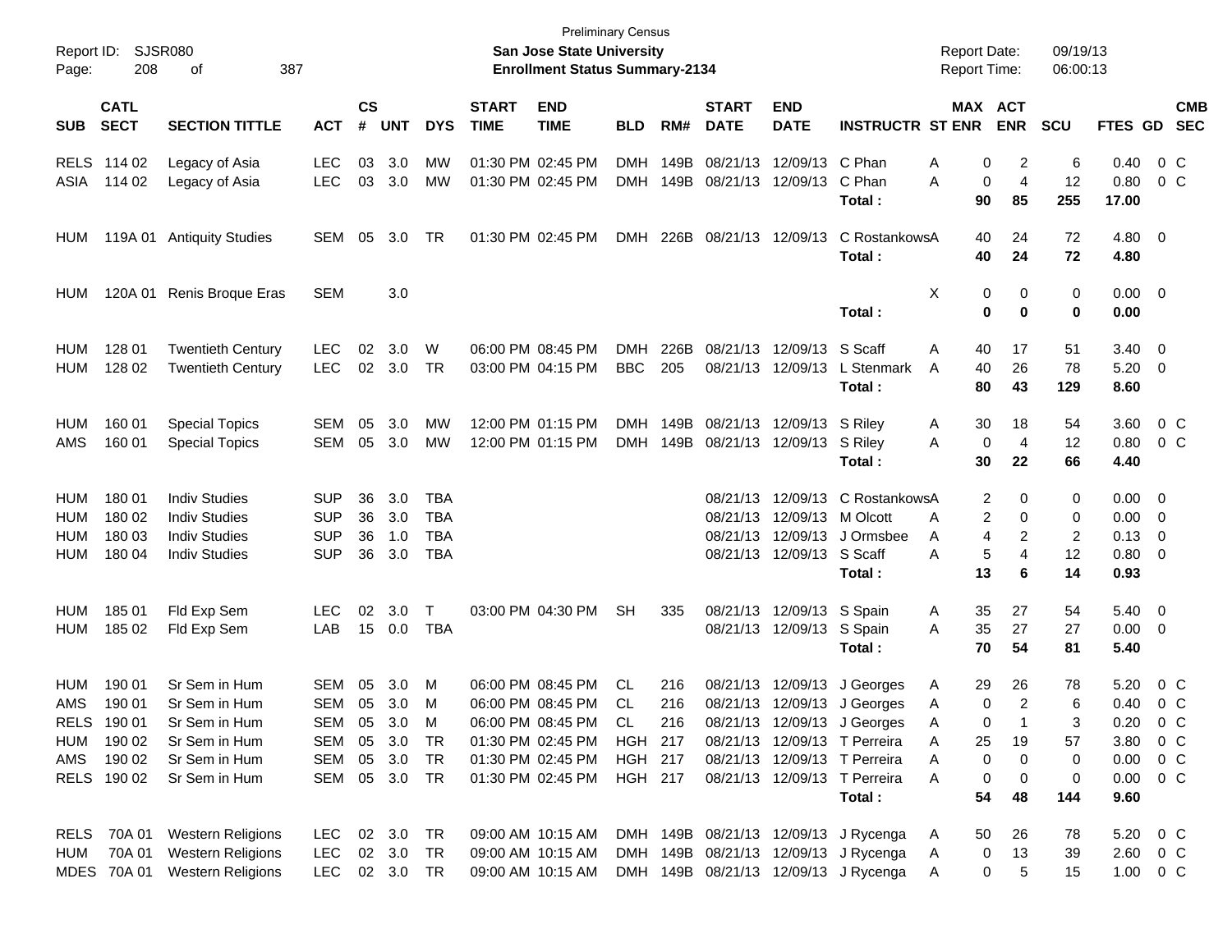Preliminary Census

Report ID: SJSR080 **San Jose State University** Report Date: 09/19/13
Page: 208 of 387 **Enrollment Status Summary-2134** Report Time: 06:00:13

| SUB | CATL SECT | SECTION TITTLE | ACT | CS # | UNT | DYS | START TIME | END TIME | BLD | RM# | START DATE | END DATE | INSTRUCTR | ST | MAX ENR | ACT ENR | SCU | FTES | GD | CMB SEC |
|---|---|---|---|---|---|---|---|---|---|---|---|---|---|---|---|---|---|---|---|---|
| RELS | 114 02 | Legacy of Asia | LEC | 03 | 3.0 | MW | 01:30 PM | 02:45 PM | DMH | 149B | 08/21/13 | 12/09/13 | C Phan | A | 0 | 2 | 6 | 0.40 | 0 | C |
| ASIA | 114 02 | Legacy of Asia | LEC | 03 | 3.0 | MW | 01:30 PM | 02:45 PM | DMH | 149B | 08/21/13 | 12/09/13 | C Phan | A | 0 | 4 | 12 | 0.80 | 0 | C |
| | | | | | | | | | | | | | **Total :** | | **90** | **85** | **255** | **17.00** | | |
| HUM | 119A 01 | Antiquity Studies | SEM | 05 | 3.0 | TR | 01:30 PM | 02:45 PM | DMH | 226B | 08/21/13 | 12/09/13 | C Rostankows | A | 40 | 24 | 72 | 4.80 | 0 | |
| | | | | | | | | | | | | | **Total :** | | **40** | **24** | **72** | **4.80** | | |
| HUM | 120A 01 | Renis Broque Eras | SEM | | 3.0 | | | | | | | | | X | 0 | 0 | 0 | 0.00 | 0 | |
| | | | | | | | | | | | | | **Total :** | | **0** | **0** | **0** | **0.00** | | |
| HUM | 128 01 | Twentieth Century | LEC | 02 | 3.0 | W | 06:00 PM | 08:45 PM | DMH | 226B | 08/21/13 | 12/09/13 | S Scaff | A | 40 | 17 | 51 | 3.40 | 0 | |
| HUM | 128 02 | Twentieth Century | LEC | 02 | 3.0 | TR | 03:00 PM | 04:15 PM | BBC | 205 | 08/21/13 | 12/09/13 | L Stenmark | A | 40 | 26 | 78 | 5.20 | 0 | |
| | | | | | | | | | | | | | **Total :** | | **80** | **43** | **129** | **8.60** | | |
| HUM | 160 01 | Special Topics | SEM | 05 | 3.0 | MW | 12:00 PM | 01:15 PM | DMH | 149B | 08/21/13 | 12/09/13 | S Riley | A | 30 | 18 | 54 | 3.60 | 0 | C |
| AMS | 160 01 | Special Topics | SEM | 05 | 3.0 | MW | 12:00 PM | 01:15 PM | DMH | 149B | 08/21/13 | 12/09/13 | S Riley | A | 0 | 4 | 12 | 0.80 | 0 | C |
| | | | | | | | | | | | | | **Total :** | | **30** | **22** | **66** | **4.40** | | |
| HUM | 180 01 | Indiv Studies | SUP | 36 | 3.0 | TBA | | | | | 08/21/13 | 12/09/13 | C Rostankows | A | 2 | 0 | 0 | 0.00 | 0 | |
| HUM | 180 02 | Indiv Studies | SUP | 36 | 3.0 | TBA | | | | | 08/21/13 | 12/09/13 | M Olcott | A | 2 | 0 | 0 | 0.00 | 0 | |
| HUM | 180 03 | Indiv Studies | SUP | 36 | 1.0 | TBA | | | | | 08/21/13 | 12/09/13 | J Ormsbee | A | 4 | 2 | 2 | 0.13 | 0 | |
| HUM | 180 04 | Indiv Studies | SUP | 36 | 3.0 | TBA | | | | | 08/21/13 | 12/09/13 | S Scaff | A | 5 | 4 | 12 | 0.80 | 0 | |
| | | | | | | | | | | | | | **Total :** | | **13** | **6** | **14** | **0.93** | | |
| HUM | 185 01 | Fld Exp Sem | LEC | 02 | 3.0 | T | 03:00 PM | 04:30 PM | SH | 335 | 08/21/13 | 12/09/13 | S Spain | A | 35 | 27 | 54 | 5.40 | 0 | |
| HUM | 185 02 | Fld Exp Sem | LAB | 15 | 0.0 | TBA | | | | | 08/21/13 | 12/09/13 | S Spain | A | 35 | 27 | 27 | 0.00 | 0 | |
| | | | | | | | | | | | | | **Total :** | | **70** | **54** | **81** | **5.40** | | |
| HUM | 190 01 | Sr Sem in Hum | SEM | 05 | 3.0 | M | 06:00 PM | 08:45 PM | CL | 216 | 08/21/13 | 12/09/13 | J Georges | A | 29 | 26 | 78 | 5.20 | 0 | C |
| AMS | 190 01 | Sr Sem in Hum | SEM | 05 | 3.0 | M | 06:00 PM | 08:45 PM | CL | 216 | 08/21/13 | 12/09/13 | J Georges | A | 0 | 2 | 6 | 0.40 | 0 | C |
| RELS | 190 01 | Sr Sem in Hum | SEM | 05 | 3.0 | M | 06:00 PM | 08:45 PM | CL | 216 | 08/21/13 | 12/09/13 | J Georges | A | 0 | 1 | 3 | 0.20 | 0 | C |
| HUM | 190 02 | Sr Sem in Hum | SEM | 05 | 3.0 | TR | 01:30 PM | 02:45 PM | HGH | 217 | 08/21/13 | 12/09/13 | T Perreira | A | 25 | 19 | 57 | 3.80 | 0 | C |
| AMS | 190 02 | Sr Sem in Hum | SEM | 05 | 3.0 | TR | 01:30 PM | 02:45 PM | HGH | 217 | 08/21/13 | 12/09/13 | T Perreira | A | 0 | 0 | 0 | 0.00 | 0 | C |
| RELS | 190 02 | Sr Sem in Hum | SEM | 05 | 3.0 | TR | 01:30 PM | 02:45 PM | HGH | 217 | 08/21/13 | 12/09/13 | T Perreira | A | 0 | 0 | 0 | 0.00 | 0 | C |
| | | | | | | | | | | | | | **Total :** | | **54** | **48** | **144** | **9.60** | | |
| RELS | 70A 01 | Western Religions | LEC | 02 | 3.0 | TR | 09:00 AM | 10:15 AM | DMH | 149B | 08/21/13 | 12/09/13 | J Rycenga | A | 50 | 26 | 78 | 5.20 | 0 | C |
| HUM | 70A 01 | Western Religions | LEC | 02 | 3.0 | TR | 09:00 AM | 10:15 AM | DMH | 149B | 08/21/13 | 12/09/13 | J Rycenga | A | 0 | 13 | 39 | 2.60 | 0 | C |
| MDES | 70A 01 | Western Religions | LEC | 02 | 3.0 | TR | 09:00 AM | 10:15 AM | DMH | 149B | 08/21/13 | 12/09/13 | J Rycenga | A | 0 | 5 | 15 | 1.00 | 0 | C |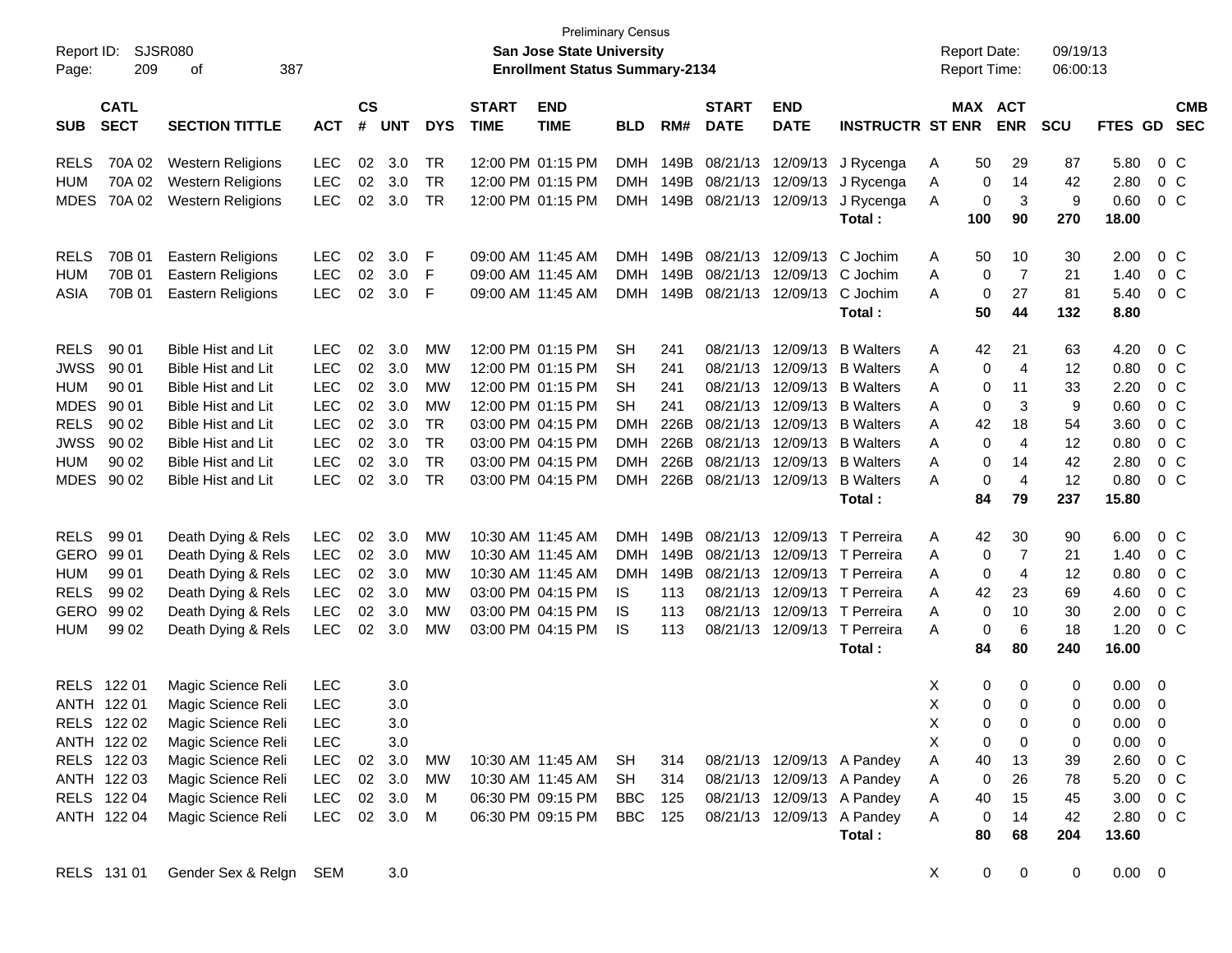Preliminary Census

Report ID: SJSR080 **San Jose State University** Report Date: 09/19/13

**Enrollment Status Summary-2134** Report Time: 06:00:13

| SUB | CATL SECT | SECTION TITTLE | ACT | CS # | UNT | DYS | START TIME | END TIME | BLD | RM# | START DATE | END DATE | INSTRUCTR | ST | MAX ENR | ACT ENR | SCU | FTES | GD | CMB SEC |
|---|---|---|---|---|---|---|---|---|---|---|---|---|---|---|---|---|---|---|---|---|
| RELS | 70A 02 | Western Religions | LEC | 02 | 3.0 | TR | 12:00 PM | 01:15 PM | DMH | 149B | 08/21/13 | 12/09/13 | J Rycenga | A | 50 | 29 | 87 | 5.80 | 0 | C |
| HUM | 70A 02 | Western Religions | LEC | 02 | 3.0 | TR | 12:00 PM | 01:15 PM | DMH | 149B | 08/21/13 | 12/09/13 | J Rycenga | A | 0 | 14 | 42 | 2.80 | 0 | C |
| MDES | 70A 02 | Western Religions | LEC | 02 | 3.0 | TR | 12:00 PM | 01:15 PM | DMH | 149B | 08/21/13 | 12/09/13 | J Rycenga | A | 0 | 3 | 9 | 0.60 | 0 | C |
| | | | | | | | | | | | | | **Total :** | | **100** | **90** | **270** | **18.00** | | |
| RELS | 70B 01 | Eastern Religions | LEC | 02 | 3.0 | F | 09:00 AM | 11:45 AM | DMH | 149B | 08/21/13 | 12/09/13 | C Jochim | A | 50 | 10 | 30 | 2.00 | 0 | C |
| HUM | 70B 01 | Eastern Religions | LEC | 02 | 3.0 | F | 09:00 AM | 11:45 AM | DMH | 149B | 08/21/13 | 12/09/13 | C Jochim | A | 0 | 7 | 21 | 1.40 | 0 | C |
| ASIA | 70B 01 | Eastern Religions | LEC | 02 | 3.0 | F | 09:00 AM | 11:45 AM | DMH | 149B | 08/21/13 | 12/09/13 | C Jochim | A | 0 | 27 | 81 | 5.40 | 0 | C |
| | | | | | | | | | | | | | **Total :** | | **50** | **44** | **132** | **8.80** | | |
| RELS | 90 01 | Bible Hist and Lit | LEC | 02 | 3.0 | MW | 12:00 PM | 01:15 PM | SH | 241 | 08/21/13 | 12/09/13 | B Walters | A | 42 | 21 | 63 | 4.20 | 0 | C |
| JWSS | 90 01 | Bible Hist and Lit | LEC | 02 | 3.0 | MW | 12:00 PM | 01:15 PM | SH | 241 | 08/21/13 | 12/09/13 | B Walters | A | 0 | 4 | 12 | 0.80 | 0 | C |
| HUM | 90 01 | Bible Hist and Lit | LEC | 02 | 3.0 | MW | 12:00 PM | 01:15 PM | SH | 241 | 08/21/13 | 12/09/13 | B Walters | A | 0 | 11 | 33 | 2.20 | 0 | C |
| MDES | 90 01 | Bible Hist and Lit | LEC | 02 | 3.0 | MW | 12:00 PM | 01:15 PM | SH | 241 | 08/21/13 | 12/09/13 | B Walters | A | 0 | 3 | 9 | 0.60 | 0 | C |
| RELS | 90 02 | Bible Hist and Lit | LEC | 02 | 3.0 | TR | 03:00 PM | 04:15 PM | DMH | 226B | 08/21/13 | 12/09/13 | B Walters | A | 42 | 18 | 54 | 3.60 | 0 | C |
| JWSS | 90 02 | Bible Hist and Lit | LEC | 02 | 3.0 | TR | 03:00 PM | 04:15 PM | DMH | 226B | 08/21/13 | 12/09/13 | B Walters | A | 0 | 4 | 12 | 0.80 | 0 | C |
| HUM | 90 02 | Bible Hist and Lit | LEC | 02 | 3.0 | TR | 03:00 PM | 04:15 PM | DMH | 226B | 08/21/13 | 12/09/13 | B Walters | A | 0 | 14 | 42 | 2.80 | 0 | C |
| MDES | 90 02 | Bible Hist and Lit | LEC | 02 | 3.0 | TR | 03:00 PM | 04:15 PM | DMH | 226B | 08/21/13 | 12/09/13 | B Walters | A | 0 | 4 | 12 | 0.80 | 0 | C |
| | | | | | | | | | | | | | **Total :** | | **84** | **79** | **237** | **15.80** | | |
| RELS | 99 01 | Death Dying & Rels | LEC | 02 | 3.0 | MW | 10:30 AM | 11:45 AM | DMH | 149B | 08/21/13 | 12/09/13 | T Perreira | A | 42 | 30 | 90 | 6.00 | 0 | C |
| GERO | 99 01 | Death Dying & Rels | LEC | 02 | 3.0 | MW | 10:30 AM | 11:45 AM | DMH | 149B | 08/21/13 | 12/09/13 | T Perreira | A | 0 | 7 | 21 | 1.40 | 0 | C |
| HUM | 99 01 | Death Dying & Rels | LEC | 02 | 3.0 | MW | 10:30 AM | 11:45 AM | DMH | 149B | 08/21/13 | 12/09/13 | T Perreira | A | 0 | 4 | 12 | 0.80 | 0 | C |
| RELS | 99 02 | Death Dying & Rels | LEC | 02 | 3.0 | MW | 03:00 PM | 04:15 PM | IS | 113 | 08/21/13 | 12/09/13 | T Perreira | A | 42 | 23 | 69 | 4.60 | 0 | C |
| GERO | 99 02 | Death Dying & Rels | LEC | 02 | 3.0 | MW | 03:00 PM | 04:15 PM | IS | 113 | 08/21/13 | 12/09/13 | T Perreira | A | 0 | 10 | 30 | 2.00 | 0 | C |
| HUM | 99 02 | Death Dying & Rels | LEC | 02 | 3.0 | MW | 03:00 PM | 04:15 PM | IS | 113 | 08/21/13 | 12/09/13 | T Perreira | A | 0 | 6 | 18 | 1.20 | 0 | C |
| | | | | | | | | | | | | | **Total :** | | **84** | **80** | **240** | **16.00** | | |
| RELS | 122 01 | Magic Science Reli | LEC | | 3.0 | | | | | | | | | X | 0 | 0 | 0 | 0.00 | 0 | |
| ANTH | 122 01 | Magic Science Reli | LEC | | 3.0 | | | | | | | | | X | 0 | 0 | 0 | 0.00 | 0 | |
| RELS | 122 02 | Magic Science Reli | LEC | | 3.0 | | | | | | | | | X | 0 | 0 | 0 | 0.00 | 0 | |
| ANTH | 122 02 | Magic Science Reli | LEC | | 3.0 | | | | | | | | | X | 0 | 0 | 0 | 0.00 | 0 | |
| RELS | 122 03 | Magic Science Reli | LEC | 02 | 3.0 | MW | 10:30 AM | 11:45 AM | SH | 314 | 08/21/13 | 12/09/13 | A Pandey | A | 40 | 13 | 39 | 2.60 | 0 | C |
| ANTH | 122 03 | Magic Science Reli | LEC | 02 | 3.0 | MW | 10:30 AM | 11:45 AM | SH | 314 | 08/21/13 | 12/09/13 | A Pandey | A | 0 | 26 | 78 | 5.20 | 0 | C |
| RELS | 122 04 | Magic Science Reli | LEC | 02 | 3.0 | M | 06:30 PM | 09:15 PM | BBC | 125 | 08/21/13 | 12/09/13 | A Pandey | A | 40 | 15 | 45 | 3.00 | 0 | C |
| ANTH | 122 04 | Magic Science Reli | LEC | 02 | 3.0 | M | 06:30 PM | 09:15 PM | BBC | 125 | 08/21/13 | 12/09/13 | A Pandey | A | 0 | 14 | 42 | 2.80 | 0 | C |
| | | | | | | | | | | | | | **Total :** | | **80** | **68** | **204** | **13.60** | | |
| RELS | 131 01 | Gender Sex & Relgn | SEM | | 3.0 | | | | | | | | | X | 0 | 0 | 0 | 0.00 | 0 | |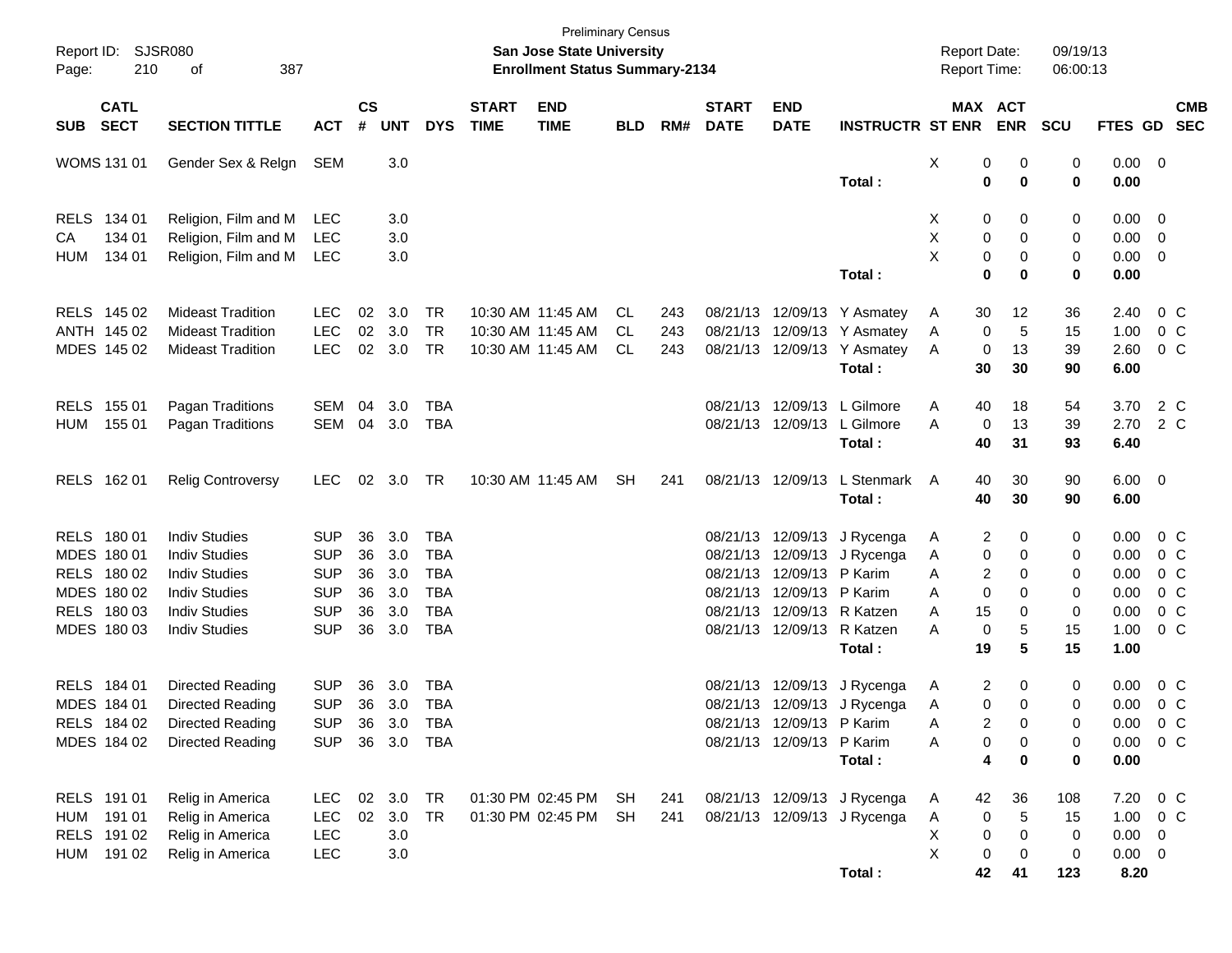Preliminary Census

**San Jose State University**

**Enrollment Status Summary-2134**

Report ID: SJSR080

Report Date: 09/19/13

Report Time: 06:00:13

| SUB | CATL SECT | SECTION TITTLE | ACT | CS # | UNT | DYS | START TIME | END TIME | BLD | RM# | START DATE | END DATE | INSTRUCTR | ST | MAX ENR | ACT ENR | SCU | FTES | GD | CMB SEC |
|---|---|---|---|---|---|---|---|---|---|---|---|---|---|---|---|---|---|---|---|---|
| WOMS | 131 01 | Gender Sex & Relgn | SEM | | 3.0 | | | | | | | | | X | 0 | 0 | 0 | 0.00 | 0 | |
| | | | | | | | | | | | | | Total : | | 0 | 0 | 0 | 0.00 | | |
| RELS | 134 01 | Religion, Film and M | LEC | | 3.0 | | | | | | | | | X | 0 | 0 | 0 | 0.00 | 0 | |
| CA | 134 01 | Religion, Film and M | LEC | | 3.0 | | | | | | | | | X | 0 | 0 | 0 | 0.00 | 0 | |
| HUM | 134 01 | Religion, Film and M | LEC | | 3.0 | | | | | | | | | X | 0 | 0 | 0 | 0.00 | 0 | |
| | | | | | | | | | | | | | Total : | | 0 | 0 | 0 | 0.00 | | |
| RELS | 145 02 | Mideast Tradition | LEC | 02 | 3.0 | TR | 10:30 AM | 11:45 AM | CL | 243 | 08/21/13 | 12/09/13 | Y Asmatey | A | 30 | 12 | 36 | 2.40 | 0 | C |
| ANTH | 145 02 | Mideast Tradition | LEC | 02 | 3.0 | TR | 10:30 AM | 11:45 AM | CL | 243 | 08/21/13 | 12/09/13 | Y Asmatey | A | 0 | 5 | 15 | 1.00 | 0 | C |
| MDES | 145 02 | Mideast Tradition | LEC | 02 | 3.0 | TR | 10:30 AM | 11:45 AM | CL | 243 | 08/21/13 | 12/09/13 | Y Asmatey | A | 0 | 13 | 39 | 2.60 | 0 | C |
| | | | | | | | | | | | | | Total : | | 30 | 30 | 90 | 6.00 | | |
| RELS | 155 01 | Pagan Traditions | SEM | 04 | 3.0 | TBA | | | | | 08/21/13 | 12/09/13 | L Gilmore | A | 40 | 18 | 54 | 3.70 | 2 | C |
| HUM | 155 01 | Pagan Traditions | SEM | 04 | 3.0 | TBA | | | | | 08/21/13 | 12/09/13 | L Gilmore | A | 0 | 13 | 39 | 2.70 | 2 | C |
| | | | | | | | | | | | | | Total : | | 40 | 31 | 93 | 6.40 | | |
| RELS | 162 01 | Relig Controversy | LEC | 02 | 3.0 | TR | 10:30 AM | 11:45 AM | SH | 241 | 08/21/13 | 12/09/13 | L Stenmark | A | 40 | 30 | 90 | 6.00 | 0 | |
| | | | | | | | | | | | | | Total : | | 40 | 30 | 90 | 6.00 | | |
| RELS | 180 01 | Indiv Studies | SUP | 36 | 3.0 | TBA | | | | | 08/21/13 | 12/09/13 | J Rycenga | A | 2 | 0 | 0 | 0.00 | 0 | C |
| MDES | 180 01 | Indiv Studies | SUP | 36 | 3.0 | TBA | | | | | 08/21/13 | 12/09/13 | J Rycenga | A | 0 | 0 | 0 | 0.00 | 0 | C |
| RELS | 180 02 | Indiv Studies | SUP | 36 | 3.0 | TBA | | | | | 08/21/13 | 12/09/13 | P Karim | A | 2 | 0 | 0 | 0.00 | 0 | C |
| MDES | 180 02 | Indiv Studies | SUP | 36 | 3.0 | TBA | | | | | 08/21/13 | 12/09/13 | P Karim | A | 0 | 0 | 0 | 0.00 | 0 | C |
| RELS | 180 03 | Indiv Studies | SUP | 36 | 3.0 | TBA | | | | | 08/21/13 | 12/09/13 | R Katzen | A | 15 | 0 | 0 | 0.00 | 0 | C |
| MDES | 180 03 | Indiv Studies | SUP | 36 | 3.0 | TBA | | | | | 08/21/13 | 12/09/13 | R Katzen | A | 0 | 5 | 15 | 1.00 | 0 | C |
| | | | | | | | | | | | | | Total : | | 19 | 5 | 15 | 1.00 | | |
| RELS | 184 01 | Directed Reading | SUP | 36 | 3.0 | TBA | | | | | 08/21/13 | 12/09/13 | J Rycenga | A | 2 | 0 | 0 | 0.00 | 0 | C |
| MDES | 184 01 | Directed Reading | SUP | 36 | 3.0 | TBA | | | | | 08/21/13 | 12/09/13 | J Rycenga | A | 0 | 0 | 0 | 0.00 | 0 | C |
| RELS | 184 02 | Directed Reading | SUP | 36 | 3.0 | TBA | | | | | 08/21/13 | 12/09/13 | P Karim | A | 2 | 0 | 0 | 0.00 | 0 | C |
| MDES | 184 02 | Directed Reading | SUP | 36 | 3.0 | TBA | | | | | 08/21/13 | 12/09/13 | P Karim | A | 0 | 0 | 0 | 0.00 | 0 | C |
| | | | | | | | | | | | | | Total : | | 4 | 0 | 0 | 0.00 | | |
| RELS | 191 01 | Relig in America | LEC | 02 | 3.0 | TR | 01:30 PM | 02:45 PM | SH | 241 | 08/21/13 | 12/09/13 | J Rycenga | A | 42 | 36 | 108 | 7.20 | 0 | C |
| HUM | 191 01 | Relig in America | LEC | 02 | 3.0 | TR | 01:30 PM | 02:45 PM | SH | 241 | 08/21/13 | 12/09/13 | J Rycenga | A | 0 | 5 | 15 | 1.00 | 0 | C |
| RELS | 191 02 | Relig in America | LEC | | 3.0 | | | | | | | | | X | 0 | 0 | 0 | 0.00 | 0 | |
| HUM | 191 02 | Relig in America | LEC | | 3.0 | | | | | | | | | X | 0 | 0 | 0 | 0.00 | 0 | |
| | | | | | | | | | | | | | Total : | | 42 | 41 | 123 | 8.20 | | |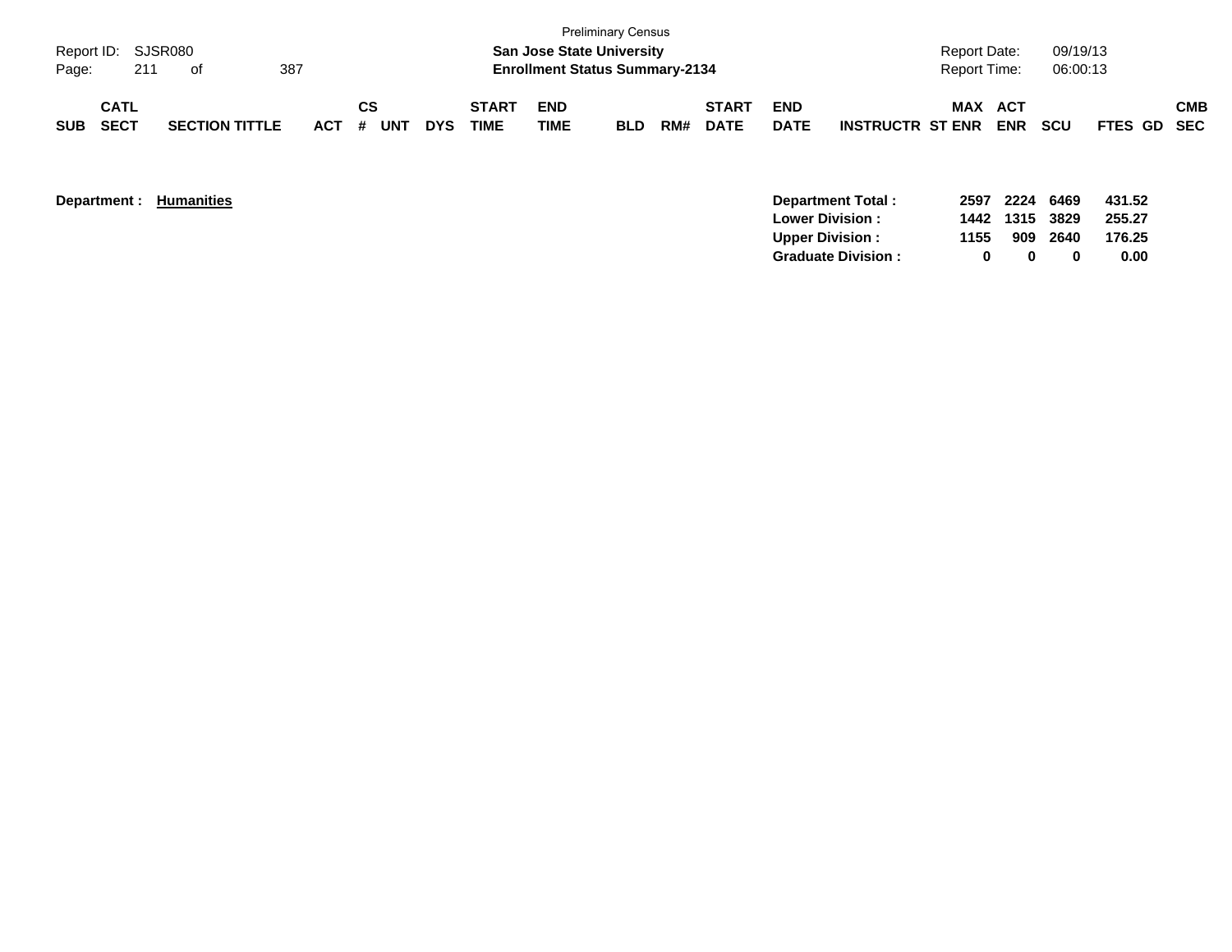Preliminary Census

**San Jose State University**

**Enrollment Status Summary-2134**

Report ID: SJSR080

Report Date: 09/19/13

Report Time: 06:00:13

| SUB | CATL SECT | SECTION TITTLE | ACT | CS # | UNT | DYS | START TIME | END TIME | BLD | RM# | START DATE | END DATE | INSTRUCTR | MAX ST ENR | ACT ENR | SCU | FTES | GD | CMB SEC |
|---|---|---|---|---|---|---|---|---|---|---|---|---|---|---|---|---|---|---|---|

**Department : Humanities**

| | MAX ST ENR | ACT ENR | SCU | FTES |
|---|---|---|---|---|
| **Department Total :** | **2597** | **2224** | **6469** | **431.52** |
| **Lower Division :** | **1442** | **1315** | **3829** | **255.27** |
| **Upper Division :** | **1155** | **909** | **2640** | **176.25** |
| **Graduate Division :** | **0** | **0** | **0** | **0.00** |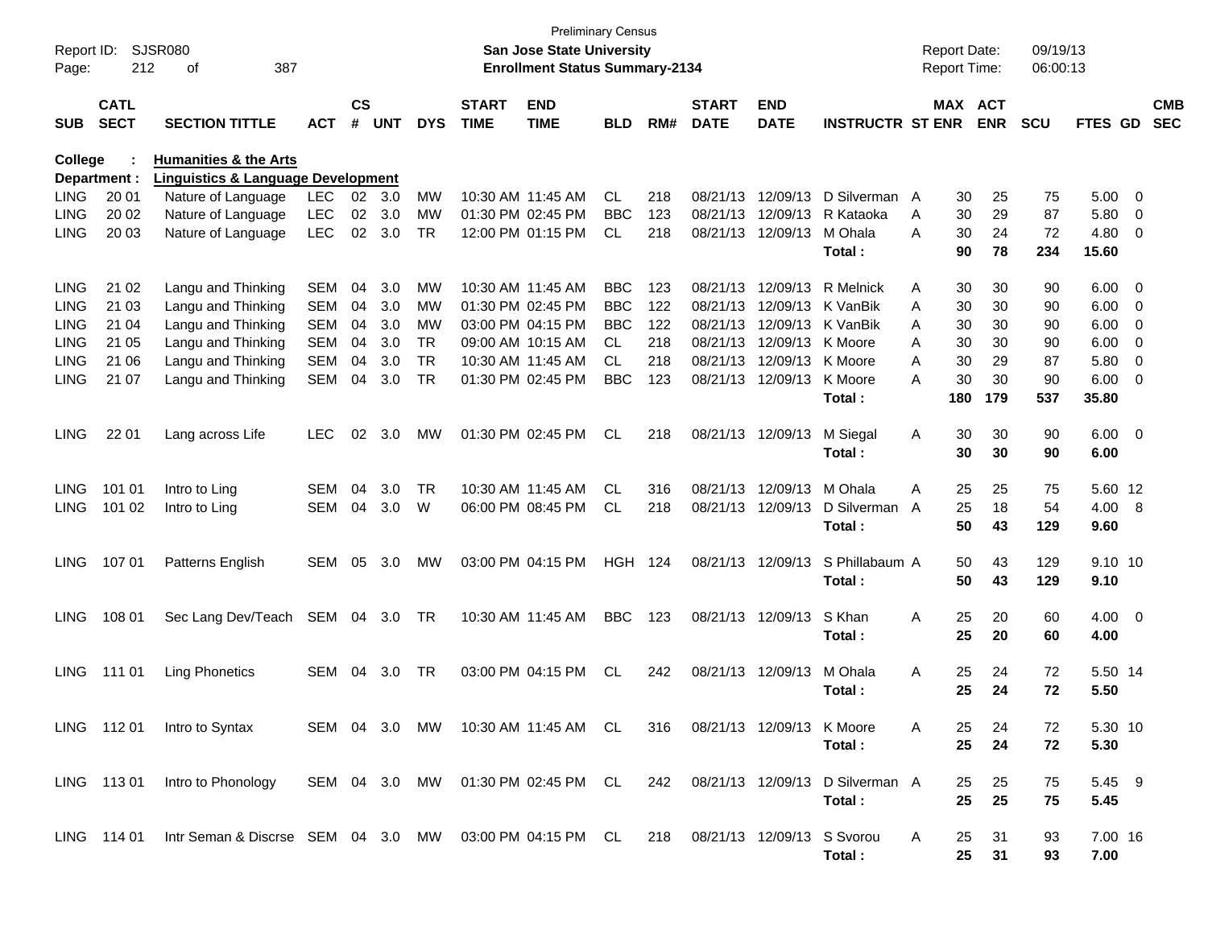Preliminary Census
**San Jose State University**
**Enrollment Status Summary-2134**

Report ID: SJSR080
Report Date: 09/19/13
Report Time: 06:00:13

**College : Humanities & the Arts**
**Department : Linguistics & Language Development**

| SUB | CATL SECT | SECTION TITTLE | ACT | CS # | UNT | DYS | START TIME | END TIME | BLD | RM# | START DATE | END DATE | INSTRUCTR | ST | MAX ENR | ACT ENR | SCU | FTES | GD | CMB SEC |
|---|---|---|---|---|---|---|---|---|---|---|---|---|---|---|---|---|---|---|---|---|
| LING | 20 01 | Nature of Language | LEC | 02 | 3.0 | MW | 10:30 AM | 11:45 AM | CL | 218 | 08/21/13 | 12/09/13 | D Silverman | A | 30 | 25 | 75 | 5.00 | 0 | |
| LING | 20 02 | Nature of Language | LEC | 02 | 3.0 | MW | 01:30 PM | 02:45 PM | BBC | 123 | 08/21/13 | 12/09/13 | R Kataoka | A | 30 | 29 | 87 | 5.80 | 0 | |
| LING | 20 03 | Nature of Language | LEC | 02 | 3.0 | TR | 12:00 PM | 01:15 PM | CL | 218 | 08/21/13 | 12/09/13 | M Ohala | A | 30 | 24 | 72 | 4.80 | 0 | |
| | | | | | | | | | | | | | **Total :** | | **90** | **78** | **234** | **15.60** | | |
| LING | 21 02 | Langu and Thinking | SEM | 04 | 3.0 | MW | 10:30 AM | 11:45 AM | BBC | 123 | 08/21/13 | 12/09/13 | R Melnick | A | 30 | 30 | 90 | 6.00 | 0 | |
| LING | 21 03 | Langu and Thinking | SEM | 04 | 3.0 | MW | 01:30 PM | 02:45 PM | BBC | 122 | 08/21/13 | 12/09/13 | K VanBik | A | 30 | 30 | 90 | 6.00 | 0 | |
| LING | 21 04 | Langu and Thinking | SEM | 04 | 3.0 | MW | 03:00 PM | 04:15 PM | BBC | 122 | 08/21/13 | 12/09/13 | K VanBik | A | 30 | 30 | 90 | 6.00 | 0 | |
| LING | 21 05 | Langu and Thinking | SEM | 04 | 3.0 | TR | 09:00 AM | 10:15 AM | CL | 218 | 08/21/13 | 12/09/13 | K Moore | A | 30 | 30 | 90 | 6.00 | 0 | |
| LING | 21 06 | Langu and Thinking | SEM | 04 | 3.0 | TR | 10:30 AM | 11:45 AM | CL | 218 | 08/21/13 | 12/09/13 | K Moore | A | 30 | 29 | 87 | 5.80 | 0 | |
| LING | 21 07 | Langu and Thinking | SEM | 04 | 3.0 | TR | 01:30 PM | 02:45 PM | BBC | 123 | 08/21/13 | 12/09/13 | K Moore | A | 30 | 30 | 90 | 6.00 | 0 | |
| | | | | | | | | | | | | | **Total :** | | **180** | **179** | **537** | **35.80** | | |
| LING | 22 01 | Lang across Life | LEC | 02 | 3.0 | MW | 01:30 PM | 02:45 PM | CL | 218 | 08/21/13 | 12/09/13 | M Siegal | A | 30 | 30 | 90 | 6.00 | 0 | |
| | | | | | | | | | | | | | **Total :** | | **30** | **30** | **90** | **6.00** | | |
| LING | 101 01 | Intro to Ling | SEM | 04 | 3.0 | TR | 10:30 AM | 11:45 AM | CL | 316 | 08/21/13 | 12/09/13 | M Ohala | A | 25 | 25 | 75 | 5.60 | 12 | |
| LING | 101 02 | Intro to Ling | SEM | 04 | 3.0 | W | 06:00 PM | 08:45 PM | CL | 218 | 08/21/13 | 12/09/13 | D Silverman | A | 25 | 18 | 54 | 4.00 | 8 | |
| | | | | | | | | | | | | | **Total :** | | **50** | **43** | **129** | **9.60** | | |
| LING | 107 01 | Patterns English | SEM | 05 | 3.0 | MW | 03:00 PM | 04:15 PM | HGH | 124 | 08/21/13 | 12/09/13 | S Phillabaum | A | 50 | 43 | 129 | 9.10 | 10 | |
| | | | | | | | | | | | | | **Total :** | | **50** | **43** | **129** | **9.10** | | |
| LING | 108 01 | Sec Lang Dev/Teach | SEM | 04 | 3.0 | TR | 10:30 AM | 11:45 AM | BBC | 123 | 08/21/13 | 12/09/13 | S Khan | A | 25 | 20 | 60 | 4.00 | 0 | |
| | | | | | | | | | | | | | **Total :** | | **25** | **20** | **60** | **4.00** | | |
| LING | 111 01 | Ling Phonetics | SEM | 04 | 3.0 | TR | 03:00 PM | 04:15 PM | CL | 242 | 08/21/13 | 12/09/13 | M Ohala | A | 25 | 24 | 72 | 5.50 | 14 | |
| | | | | | | | | | | | | | **Total :** | | **25** | **24** | **72** | **5.50** | | |
| LING | 112 01 | Intro to Syntax | SEM | 04 | 3.0 | MW | 10:30 AM | 11:45 AM | CL | 316 | 08/21/13 | 12/09/13 | K Moore | A | 25 | 24 | 72 | 5.30 | 10 | |
| | | | | | | | | | | | | | **Total :** | | **25** | **24** | **72** | **5.30** | | |
| LING | 113 01 | Intro to Phonology | SEM | 04 | 3.0 | MW | 01:30 PM | 02:45 PM | CL | 242 | 08/21/13 | 12/09/13 | D Silverman | A | 25 | 25 | 75 | 5.45 | 9 | |
| | | | | | | | | | | | | | **Total :** | | **25** | **25** | **75** | **5.45** | | |
| LING | 114 01 | Intr Seman & Discrse | SEM | 04 | 3.0 | MW | 03:00 PM | 04:15 PM | CL | 218 | 08/21/13 | 12/09/13 | S Svorou | A | 25 | 31 | 93 | 7.00 | 16 | |
| | | | | | | | | | | | | | **Total :** | | **25** | **31** | **93** | **7.00** | | |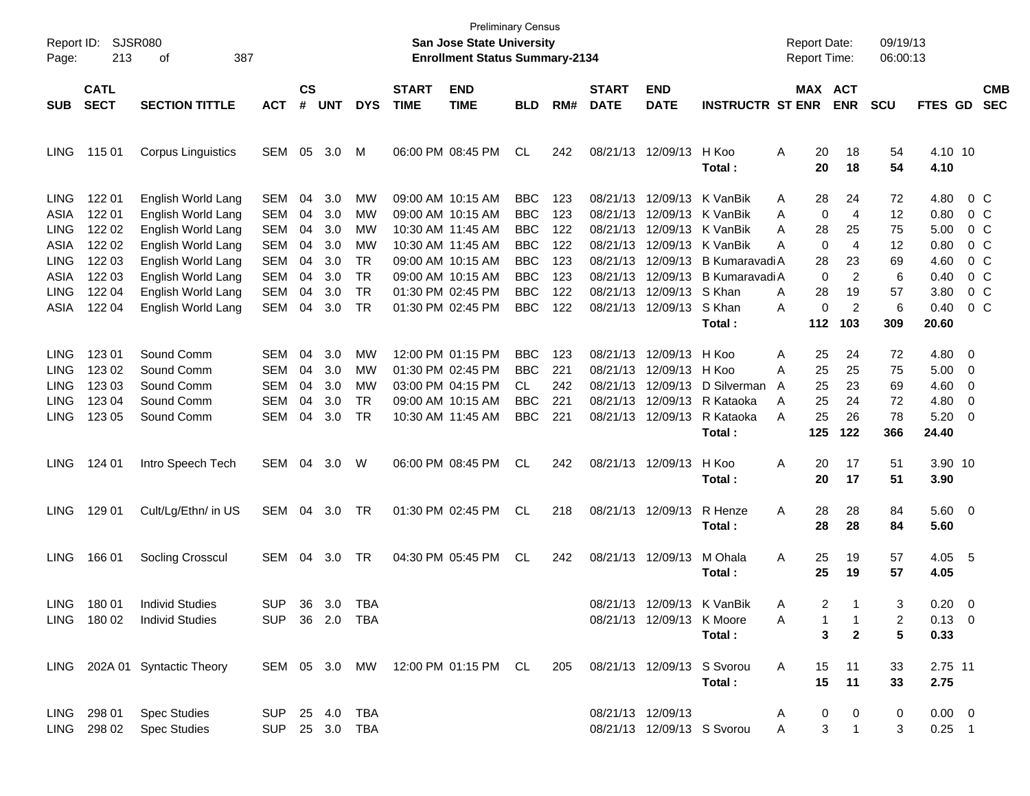Preliminary Census

**San Jose State University**

**Enrollment Status Summary-2134**

Report ID: SJSR080
Report Date: 09/19/13
Report Time: 06:00:13

| SUB | CATL SECT | SECTION TITTLE | ACT | CS # | UNT | DYS | START TIME | END TIME | BLD | RM# | START DATE | END DATE | INSTRUCTR | ST | MAX ENR | ACT ENR | SCU | FTES | GD | CMB SEC |
|---|---|---|---|---|---|---|---|---|---|---|---|---|---|---|---|---|---|---|---|---|
| LING | 115 01 | Corpus Linguistics | SEM | 05 | 3.0 | M | 06:00 PM | 08:45 PM | CL | 242 | 08/21/13 | 12/09/13 | H Koo | A | 20 | 18 | 54 | 4.10 | 10 | |
| | | | | | | | | | | | | | **Total :** | | **20** | **18** | **54** | **4.10** | | |
| LING | 122 01 | English World Lang | SEM | 04 | 3.0 | MW | 09:00 AM | 10:15 AM | BBC | 123 | 08/21/13 | 12/09/13 | K VanBik | A | 28 | 24 | 72 | 4.80 | 0 | C |
| ASIA | 122 01 | English World Lang | SEM | 04 | 3.0 | MW | 09:00 AM | 10:15 AM | BBC | 123 | 08/21/13 | 12/09/13 | K VanBik | A | 0 | 4 | 12 | 0.80 | 0 | C |
| LING | 122 02 | English World Lang | SEM | 04 | 3.0 | MW | 10:30 AM | 11:45 AM | BBC | 122 | 08/21/13 | 12/09/13 | K VanBik | A | 28 | 25 | 75 | 5.00 | 0 | C |
| ASIA | 122 02 | English World Lang | SEM | 04 | 3.0 | MW | 10:30 AM | 11:45 AM | BBC | 122 | 08/21/13 | 12/09/13 | K VanBik | A | 0 | 4 | 12 | 0.80 | 0 | C |
| LING | 122 03 | English World Lang | SEM | 04 | 3.0 | TR | 09:00 AM | 10:15 AM | BBC | 123 | 08/21/13 | 12/09/13 | B Kumaravadi | A | 28 | 23 | 69 | 4.60 | 0 | C |
| ASIA | 122 03 | English World Lang | SEM | 04 | 3.0 | TR | 09:00 AM | 10:15 AM | BBC | 123 | 08/21/13 | 12/09/13 | B Kumaravadi | A | 0 | 2 | 6 | 0.40 | 0 | C |
| LING | 122 04 | English World Lang | SEM | 04 | 3.0 | TR | 01:30 PM | 02:45 PM | BBC | 122 | 08/21/13 | 12/09/13 | S Khan | A | 28 | 19 | 57 | 3.80 | 0 | C |
| ASIA | 122 04 | English World Lang | SEM | 04 | 3.0 | TR | 01:30 PM | 02:45 PM | BBC | 122 | 08/21/13 | 12/09/13 | S Khan | A | 0 | 2 | 6 | 0.40 | 0 | C |
| | | | | | | | | | | | | | **Total :** | | **112** | **103** | **309** | **20.60** | | |
| LING | 123 01 | Sound Comm | SEM | 04 | 3.0 | MW | 12:00 PM | 01:15 PM | BBC | 123 | 08/21/13 | 12/09/13 | H Koo | A | 25 | 24 | 72 | 4.80 | 0 | |
| LING | 123 02 | Sound Comm | SEM | 04 | 3.0 | MW | 01:30 PM | 02:45 PM | BBC | 221 | 08/21/13 | 12/09/13 | H Koo | A | 25 | 25 | 75 | 5.00 | 0 | |
| LING | 123 03 | Sound Comm | SEM | 04 | 3.0 | MW | 03:00 PM | 04:15 PM | CL | 242 | 08/21/13 | 12/09/13 | D Silverman | A | 25 | 23 | 69 | 4.60 | 0 | |
| LING | 123 04 | Sound Comm | SEM | 04 | 3.0 | TR | 09:00 AM | 10:15 AM | BBC | 221 | 08/21/13 | 12/09/13 | R Kataoka | A | 25 | 24 | 72 | 4.80 | 0 | |
| LING | 123 05 | Sound Comm | SEM | 04 | 3.0 | TR | 10:30 AM | 11:45 AM | BBC | 221 | 08/21/13 | 12/09/13 | R Kataoka | A | 25 | 26 | 78 | 5.20 | 0 | |
| | | | | | | | | | | | | | **Total :** | | **125** | **122** | **366** | **24.40** | | |
| LING | 124 01 | Intro Speech Tech | SEM | 04 | 3.0 | W | 06:00 PM | 08:45 PM | CL | 242 | 08/21/13 | 12/09/13 | H Koo | A | 20 | 17 | 51 | 3.90 | 10 | |
| | | | | | | | | | | | | | **Total :** | | **20** | **17** | **51** | **3.90** | | |
| LING | 129 01 | Cult/Lg/Ethn/ in US | SEM | 04 | 3.0 | TR | 01:30 PM | 02:45 PM | CL | 218 | 08/21/13 | 12/09/13 | R Henze | A | 28 | 28 | 84 | 5.60 | 0 | |
| | | | | | | | | | | | | | **Total :** | | **28** | **28** | **84** | **5.60** | | |
| LING | 166 01 | Socling Crosscul | SEM | 04 | 3.0 | TR | 04:30 PM | 05:45 PM | CL | 242 | 08/21/13 | 12/09/13 | M Ohala | A | 25 | 19 | 57 | 4.05 | 5 | |
| | | | | | | | | | | | | | **Total :** | | **25** | **19** | **57** | **4.05** | | |
| LING | 180 01 | Individ Studies | SUP | 36 | 3.0 | TBA | | | | | 08/21/13 | 12/09/13 | K VanBik | A | 2 | 1 | 3 | 0.20 | 0 | |
| LING | 180 02 | Individ Studies | SUP | 36 | 2.0 | TBA | | | | | 08/21/13 | 12/09/13 | K Moore | A | 1 | 1 | 2 | 0.13 | 0 | |
| | | | | | | | | | | | | | **Total :** | | **3** | **2** | **5** | **0.33** | | |
| LING | 202A 01 | Syntactic Theory | SEM | 05 | 3.0 | MW | 12:00 PM | 01:15 PM | CL | 205 | 08/21/13 | 12/09/13 | S Svorou | A | 15 | 11 | 33 | 2.75 | 11 | |
| | | | | | | | | | | | | | **Total :** | | **15** | **11** | **33** | **2.75** | | |
| LING | 298 01 | Spec Studies | SUP | 25 | 4.0 | TBA | | | | | 08/21/13 | 12/09/13 | | A | 0 | 0 | 0 | 0.00 | 0 | |
| LING | 298 02 | Spec Studies | SUP | 25 | 3.0 | TBA | | | | | 08/21/13 | 12/09/13 | S Svorou | A | 3 | 1 | 3 | 0.25 | 1 | |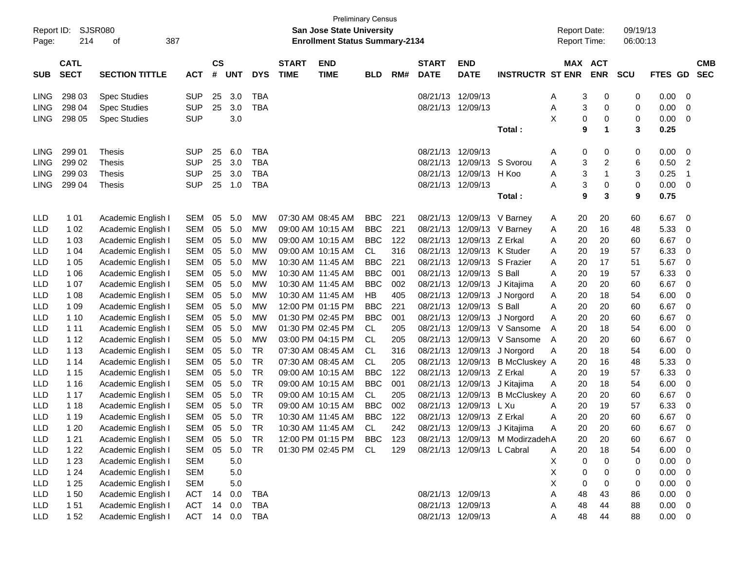Preliminary Census

Report ID: SJSR080
Page: 214 of 387

**San Jose State University**
**Enrollment Status Summary-2134**

Report Date: 09/19/13
Report Time: 06:00:13

| SUB | CATL SECT | SECTION TITTLE | ACT | CS # | UNT | DYS | START TIME | END TIME | BLD | RM# | START DATE | END DATE | INSTRUCTR | ST | MAX ENR | ACT ENR | SCU | FTES | GD | CMB SEC |
|---|---|---|---|---|---|---|---|---|---|---|---|---|---|---|---|---|---|---|---|---|
| LING | 298 03 | Spec Studies | SUP | 25 | 3.0 | TBA | | | | | 08/21/13 | 12/09/13 | | A | 3 | 0 | 0 | 0.00 | 0 | |
| LING | 298 04 | Spec Studies | SUP | 25 | 3.0 | TBA | | | | | 08/21/13 | 12/09/13 | | A | 3 | 0 | 0 | 0.00 | 0 | |
| LING | 298 05 | Spec Studies | SUP | | 3.0 | | | | | | | | | X | 0 | 0 | 0 | 0.00 | 0 | |
| | | | | | | | | | | | | | **Total :** | | **9** | **1** | **3** | **0.25** | | |
| LING | 299 01 | Thesis | SUP | 25 | 6.0 | TBA | | | | | 08/21/13 | 12/09/13 | | A | 0 | 0 | 0 | 0.00 | 0 | |
| LING | 299 02 | Thesis | SUP | 25 | 3.0 | TBA | | | | | 08/21/13 | 12/09/13 | S Svorou | A | 3 | 2 | 6 | 0.50 | 2 | |
| LING | 299 03 | Thesis | SUP | 25 | 3.0 | TBA | | | | | 08/21/13 | 12/09/13 | H Koo | A | 3 | 1 | 3 | 0.25 | 1 | |
| LING | 299 04 | Thesis | SUP | 25 | 1.0 | TBA | | | | | 08/21/13 | 12/09/13 | | A | 3 | 0 | 0 | 0.00 | 0 | |
| | | | | | | | | | | | | | **Total :** | | **9** | **3** | **9** | **0.75** | | |
| LLD | 1 01 | Academic English I | SEM | 05 | 5.0 | MW | 07:30 AM | 08:45 AM | BBC | 221 | 08/21/13 | 12/09/13 | V Barney | A | 20 | 20 | 60 | 6.67 | 0 | |
| LLD | 1 02 | Academic English I | SEM | 05 | 5.0 | MW | 09:00 AM | 10:15 AM | BBC | 221 | 08/21/13 | 12/09/13 | V Barney | A | 20 | 16 | 48 | 5.33 | 0 | |
| LLD | 1 03 | Academic English I | SEM | 05 | 5.0 | MW | 09:00 AM | 10:15 AM | BBC | 122 | 08/21/13 | 12/09/13 | Z Erkal | A | 20 | 20 | 60 | 6.67 | 0 | |
| LLD | 1 04 | Academic English I | SEM | 05 | 5.0 | MW | 09:00 AM | 10:15 AM | CL | 316 | 08/21/13 | 12/09/13 | K Studer | A | 20 | 19 | 57 | 6.33 | 0 | |
| LLD | 1 05 | Academic English I | SEM | 05 | 5.0 | MW | 10:30 AM | 11:45 AM | BBC | 221 | 08/21/13 | 12/09/13 | S Frazier | A | 20 | 17 | 51 | 5.67 | 0 | |
| LLD | 1 06 | Academic English I | SEM | 05 | 5.0 | MW | 10:30 AM | 11:45 AM | BBC | 001 | 08/21/13 | 12/09/13 | S Ball | A | 20 | 19 | 57 | 6.33 | 0 | |
| LLD | 1 07 | Academic English I | SEM | 05 | 5.0 | MW | 10:30 AM | 11:45 AM | BBC | 002 | 08/21/13 | 12/09/13 | J Kitajima | A | 20 | 20 | 60 | 6.67 | 0 | |
| LLD | 1 08 | Academic English I | SEM | 05 | 5.0 | MW | 10:30 AM | 11:45 AM | HB | 405 | 08/21/13 | 12/09/13 | J Norgord | A | 20 | 18 | 54 | 6.00 | 0 | |
| LLD | 1 09 | Academic English I | SEM | 05 | 5.0 | MW | 12:00 PM | 01:15 PM | BBC | 221 | 08/21/13 | 12/09/13 | S Ball | A | 20 | 20 | 60 | 6.67 | 0 | |
| LLD | 1 10 | Academic English I | SEM | 05 | 5.0 | MW | 01:30 PM | 02:45 PM | BBC | 001 | 08/21/13 | 12/09/13 | J Norgord | A | 20 | 20 | 60 | 6.67 | 0 | |
| LLD | 1 11 | Academic English I | SEM | 05 | 5.0 | MW | 01:30 PM | 02:45 PM | CL | 205 | 08/21/13 | 12/09/13 | V Sansome | A | 20 | 18 | 54 | 6.00 | 0 | |
| LLD | 1 12 | Academic English I | SEM | 05 | 5.0 | MW | 03:00 PM | 04:15 PM | CL | 205 | 08/21/13 | 12/09/13 | V Sansome | A | 20 | 20 | 60 | 6.67 | 0 | |
| LLD | 1 13 | Academic English I | SEM | 05 | 5.0 | TR | 07:30 AM | 08:45 AM | CL | 316 | 08/21/13 | 12/09/13 | J Norgord | A | 20 | 18 | 54 | 6.00 | 0 | |
| LLD | 1 14 | Academic English I | SEM | 05 | 5.0 | TR | 07:30 AM | 08:45 AM | CL | 205 | 08/21/13 | 12/09/13 | B McCluskey | A | 20 | 16 | 48 | 5.33 | 0 | |
| LLD | 1 15 | Academic English I | SEM | 05 | 5.0 | TR | 09:00 AM | 10:15 AM | BBC | 122 | 08/21/13 | 12/09/13 | Z Erkal | A | 20 | 19 | 57 | 6.33 | 0 | |
| LLD | 1 16 | Academic English I | SEM | 05 | 5.0 | TR | 09:00 AM | 10:15 AM | BBC | 001 | 08/21/13 | 12/09/13 | J Kitajima | A | 20 | 18 | 54 | 6.00 | 0 | |
| LLD | 1 17 | Academic English I | SEM | 05 | 5.0 | TR | 09:00 AM | 10:15 AM | CL | 205 | 08/21/13 | 12/09/13 | B McCluskey | A | 20 | 20 | 60 | 6.67 | 0 | |
| LLD | 1 18 | Academic English I | SEM | 05 | 5.0 | TR | 09:00 AM | 10:15 AM | BBC | 002 | 08/21/13 | 12/09/13 | L Xu | A | 20 | 19 | 57 | 6.33 | 0 | |
| LLD | 1 19 | Academic English I | SEM | 05 | 5.0 | TR | 10:30 AM | 11:45 AM | BBC | 122 | 08/21/13 | 12/09/13 | Z Erkal | A | 20 | 20 | 60 | 6.67 | 0 | |
| LLD | 1 20 | Academic English I | SEM | 05 | 5.0 | TR | 10:30 AM | 11:45 AM | CL | 242 | 08/21/13 | 12/09/13 | J Kitajima | A | 20 | 20 | 60 | 6.67 | 0 | |
| LLD | 1 21 | Academic English I | SEM | 05 | 5.0 | TR | 12:00 PM | 01:15 PM | BBC | 123 | 08/21/13 | 12/09/13 | M Modirzadeh | A | 20 | 20 | 60 | 6.67 | 0 | |
| LLD | 1 22 | Academic English I | SEM | 05 | 5.0 | TR | 01:30 PM | 02:45 PM | CL | 129 | 08/21/13 | 12/09/13 | L Cabral | A | 20 | 18 | 54 | 6.00 | 0 | |
| LLD | 1 23 | Academic English I | SEM | | 5.0 | | | | | | | | | X | 0 | 0 | 0 | 0.00 | 0 | |
| LLD | 1 24 | Academic English I | SEM | | 5.0 | | | | | | | | | X | 0 | 0 | 0 | 0.00 | 0 | |
| LLD | 1 25 | Academic English I | SEM | | 5.0 | | | | | | | | | X | 0 | 0 | 0 | 0.00 | 0 | |
| LLD | 1 50 | Academic English I | ACT | 14 | 0.0 | TBA | | | | | 08/21/13 | 12/09/13 | | A | 48 | 43 | 86 | 0.00 | 0 | |
| LLD | 1 51 | Academic English I | ACT | 14 | 0.0 | TBA | | | | | 08/21/13 | 12/09/13 | | A | 48 | 44 | 88 | 0.00 | 0 | |
| LLD | 1 52 | Academic English I | ACT | 14 | 0.0 | TBA | | | | | 08/21/13 | 12/09/13 | | A | 48 | 44 | 88 | 0.00 | 0 | |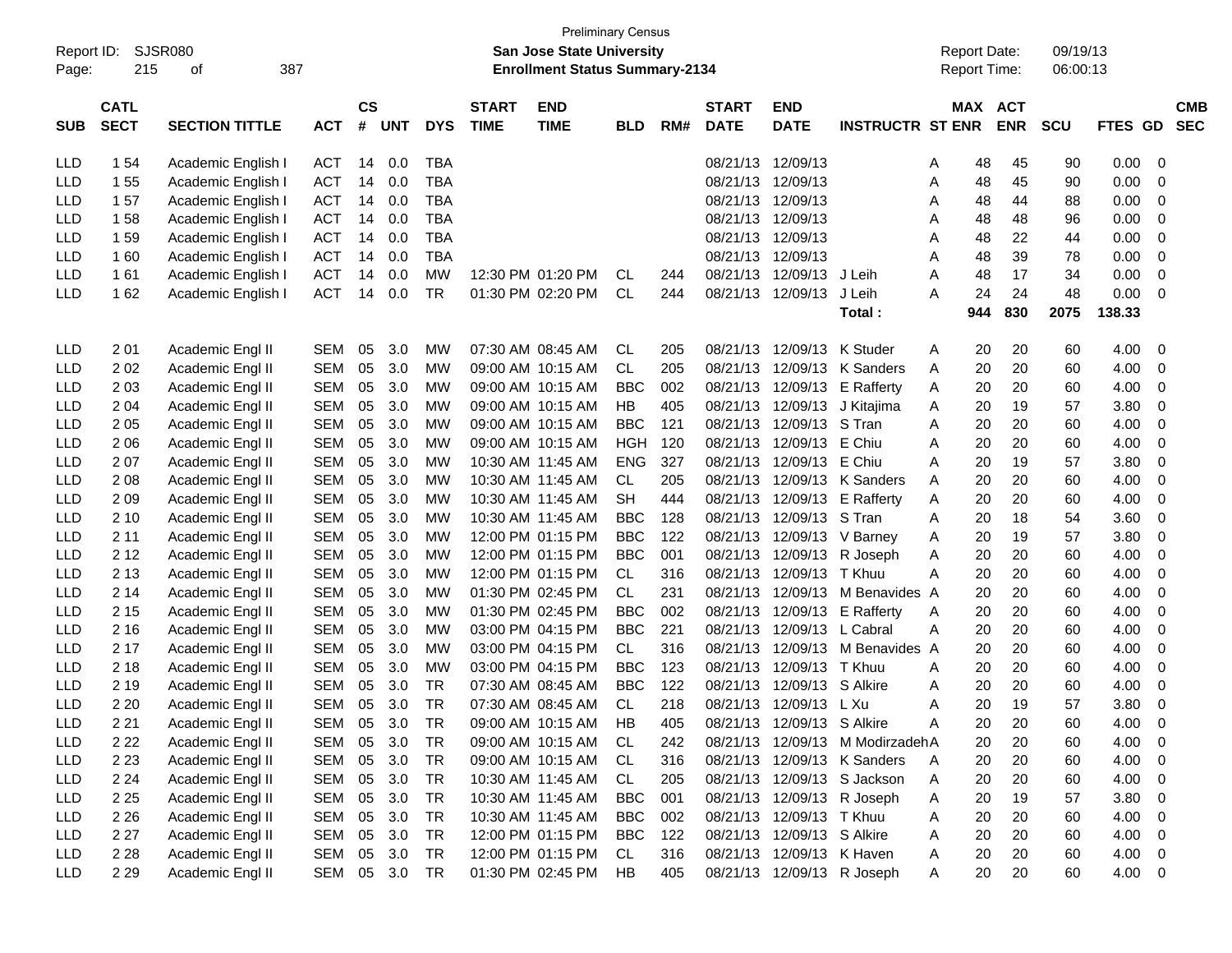Preliminary Census

Report ID: SJSR080
**San Jose State University**
**Enrollment Status Summary-2134**

Report Date: 09/19/13
Report Time: 06:00:13

| SUB | CATL SECT | SECTION TITTLE | ACT | CS # | UNT | DYS | START TIME | END TIME | BLD | RM# | START DATE | END DATE | INSTRUCTR | ST | MAX ENR | ACT ENR | SCU | FTES | GD | CMB SEC |
|---|---|---|---|---|---|---|---|---|---|---|---|---|---|---|---|---|---|---|---|---|
| LLD | 1 54 | Academic English I | ACT | 14 | 0.0 | TBA | | | | | 08/21/13 | 12/09/13 | | A | 48 | 45 | 90 | 0.00 | 0 | |
| LLD | 1 55 | Academic English I | ACT | 14 | 0.0 | TBA | | | | | 08/21/13 | 12/09/13 | | A | 48 | 45 | 90 | 0.00 | 0 | |
| LLD | 1 57 | Academic English I | ACT | 14 | 0.0 | TBA | | | | | 08/21/13 | 12/09/13 | | A | 48 | 44 | 88 | 0.00 | 0 | |
| LLD | 1 58 | Academic English I | ACT | 14 | 0.0 | TBA | | | | | 08/21/13 | 12/09/13 | | A | 48 | 48 | 96 | 0.00 | 0 | |
| LLD | 1 59 | Academic English I | ACT | 14 | 0.0 | TBA | | | | | 08/21/13 | 12/09/13 | | A | 48 | 22 | 44 | 0.00 | 0 | |
| LLD | 1 60 | Academic English I | ACT | 14 | 0.0 | TBA | | | | | 08/21/13 | 12/09/13 | | A | 48 | 39 | 78 | 0.00 | 0 | |
| LLD | 1 61 | Academic English I | ACT | 14 | 0.0 | MW | 12:30 PM | 01:20 PM | CL | 244 | 08/21/13 | 12/09/13 | J Leih | A | 48 | 17 | 34 | 0.00 | 0 | |
| LLD | 1 62 | Academic English I | ACT | 14 | 0.0 | TR | 01:30 PM | 02:20 PM | CL | 244 | 08/21/13 | 12/09/13 | J Leih | A | 24 | 24 | 48 | 0.00 | 0 | |
| | | | | | | | | | | | | | **Total :** | | **944** | **830** | **2075** | **138.33** | | |
| LLD | 2 01 | Academic Engl II | SEM | 05 | 3.0 | MW | 07:30 AM | 08:45 AM | CL | 205 | 08/21/13 | 12/09/13 | K Studer | A | 20 | 20 | 60 | 4.00 | 0 | |
| LLD | 2 02 | Academic Engl II | SEM | 05 | 3.0 | MW | 09:00 AM | 10:15 AM | CL | 205 | 08/21/13 | 12/09/13 | K Sanders | A | 20 | 20 | 60 | 4.00 | 0 | |
| LLD | 2 03 | Academic Engl II | SEM | 05 | 3.0 | MW | 09:00 AM | 10:15 AM | BBC | 002 | 08/21/13 | 12/09/13 | E Rafferty | A | 20 | 20 | 60 | 4.00 | 0 | |
| LLD | 2 04 | Academic Engl II | SEM | 05 | 3.0 | MW | 09:00 AM | 10:15 AM | HB | 405 | 08/21/13 | 12/09/13 | J Kitajima | A | 20 | 19 | 57 | 3.80 | 0 | |
| LLD | 2 05 | Academic Engl II | SEM | 05 | 3.0 | MW | 09:00 AM | 10:15 AM | BBC | 121 | 08/21/13 | 12/09/13 | S Tran | A | 20 | 20 | 60 | 4.00 | 0 | |
| LLD | 2 06 | Academic Engl II | SEM | 05 | 3.0 | MW | 09:00 AM | 10:15 AM | HGH | 120 | 08/21/13 | 12/09/13 | E Chiu | A | 20 | 20 | 60 | 4.00 | 0 | |
| LLD | 2 07 | Academic Engl II | SEM | 05 | 3.0 | MW | 10:30 AM | 11:45 AM | ENG | 327 | 08/21/13 | 12/09/13 | E Chiu | A | 20 | 19 | 57 | 3.80 | 0 | |
| LLD | 2 08 | Academic Engl II | SEM | 05 | 3.0 | MW | 10:30 AM | 11:45 AM | CL | 205 | 08/21/13 | 12/09/13 | K Sanders | A | 20 | 20 | 60 | 4.00 | 0 | |
| LLD | 2 09 | Academic Engl II | SEM | 05 | 3.0 | MW | 10:30 AM | 11:45 AM | SH | 444 | 08/21/13 | 12/09/13 | E Rafferty | A | 20 | 20 | 60 | 4.00 | 0 | |
| LLD | 2 10 | Academic Engl II | SEM | 05 | 3.0 | MW | 10:30 AM | 11:45 AM | BBC | 128 | 08/21/13 | 12/09/13 | S Tran | A | 20 | 18 | 54 | 3.60 | 0 | |
| LLD | 2 11 | Academic Engl II | SEM | 05 | 3.0 | MW | 12:00 PM | 01:15 PM | BBC | 122 | 08/21/13 | 12/09/13 | V Barney | A | 20 | 19 | 57 | 3.80 | 0 | |
| LLD | 2 12 | Academic Engl II | SEM | 05 | 3.0 | MW | 12:00 PM | 01:15 PM | BBC | 001 | 08/21/13 | 12/09/13 | R Joseph | A | 20 | 20 | 60 | 4.00 | 0 | |
| LLD | 2 13 | Academic Engl II | SEM | 05 | 3.0 | MW | 12:00 PM | 01:15 PM | CL | 316 | 08/21/13 | 12/09/13 | T Khuu | A | 20 | 20 | 60 | 4.00 | 0 | |
| LLD | 2 14 | Academic Engl II | SEM | 05 | 3.0 | MW | 01:30 PM | 02:45 PM | CL | 231 | 08/21/13 | 12/09/13 | M Benavides | A | 20 | 20 | 60 | 4.00 | 0 | |
| LLD | 2 15 | Academic Engl II | SEM | 05 | 3.0 | MW | 01:30 PM | 02:45 PM | BBC | 002 | 08/21/13 | 12/09/13 | E Rafferty | A | 20 | 20 | 60 | 4.00 | 0 | |
| LLD | 2 16 | Academic Engl II | SEM | 05 | 3.0 | MW | 03:00 PM | 04:15 PM | BBC | 221 | 08/21/13 | 12/09/13 | L Cabral | A | 20 | 20 | 60 | 4.00 | 0 | |
| LLD | 2 17 | Academic Engl II | SEM | 05 | 3.0 | MW | 03:00 PM | 04:15 PM | CL | 316 | 08/21/13 | 12/09/13 | M Benavides | A | 20 | 20 | 60 | 4.00 | 0 | |
| LLD | 2 18 | Academic Engl II | SEM | 05 | 3.0 | MW | 03:00 PM | 04:15 PM | BBC | 123 | 08/21/13 | 12/09/13 | T Khuu | A | 20 | 20 | 60 | 4.00 | 0 | |
| LLD | 2 19 | Academic Engl II | SEM | 05 | 3.0 | TR | 07:30 AM | 08:45 AM | BBC | 122 | 08/21/13 | 12/09/13 | S Alkire | A | 20 | 20 | 60 | 4.00 | 0 | |
| LLD | 2 20 | Academic Engl II | SEM | 05 | 3.0 | TR | 07:30 AM | 08:45 AM | CL | 218 | 08/21/13 | 12/09/13 | L Xu | A | 20 | 19 | 57 | 3.80 | 0 | |
| LLD | 2 21 | Academic Engl II | SEM | 05 | 3.0 | TR | 09:00 AM | 10:15 AM | HB | 405 | 08/21/13 | 12/09/13 | S Alkire | A | 20 | 20 | 60 | 4.00 | 0 | |
| LLD | 2 22 | Academic Engl II | SEM | 05 | 3.0 | TR | 09:00 AM | 10:15 AM | CL | 242 | 08/21/13 | 12/09/13 | M Modirzadeh | A | 20 | 20 | 60 | 4.00 | 0 | |
| LLD | 2 23 | Academic Engl II | SEM | 05 | 3.0 | TR | 09:00 AM | 10:15 AM | CL | 316 | 08/21/13 | 12/09/13 | K Sanders | A | 20 | 20 | 60 | 4.00 | 0 | |
| LLD | 2 24 | Academic Engl II | SEM | 05 | 3.0 | TR | 10:30 AM | 11:45 AM | CL | 205 | 08/21/13 | 12/09/13 | S Jackson | A | 20 | 20 | 60 | 4.00 | 0 | |
| LLD | 2 25 | Academic Engl II | SEM | 05 | 3.0 | TR | 10:30 AM | 11:45 AM | BBC | 001 | 08/21/13 | 12/09/13 | R Joseph | A | 20 | 19 | 57 | 3.80 | 0 | |
| LLD | 2 26 | Academic Engl II | SEM | 05 | 3.0 | TR | 10:30 AM | 11:45 AM | BBC | 002 | 08/21/13 | 12/09/13 | T Khuu | A | 20 | 20 | 60 | 4.00 | 0 | |
| LLD | 2 27 | Academic Engl II | SEM | 05 | 3.0 | TR | 12:00 PM | 01:15 PM | BBC | 122 | 08/21/13 | 12/09/13 | S Alkire | A | 20 | 20 | 60 | 4.00 | 0 | |
| LLD | 2 28 | Academic Engl II | SEM | 05 | 3.0 | TR | 12:00 PM | 01:15 PM | CL | 316 | 08/21/13 | 12/09/13 | K Haven | A | 20 | 20 | 60 | 4.00 | 0 | |
| LLD | 2 29 | Academic Engl II | SEM | 05 | 3.0 | TR | 01:30 PM | 02:45 PM | HB | 405 | 08/21/13 | 12/09/13 | R Joseph | A | 20 | 20 | 60 | 4.00 | 0 | |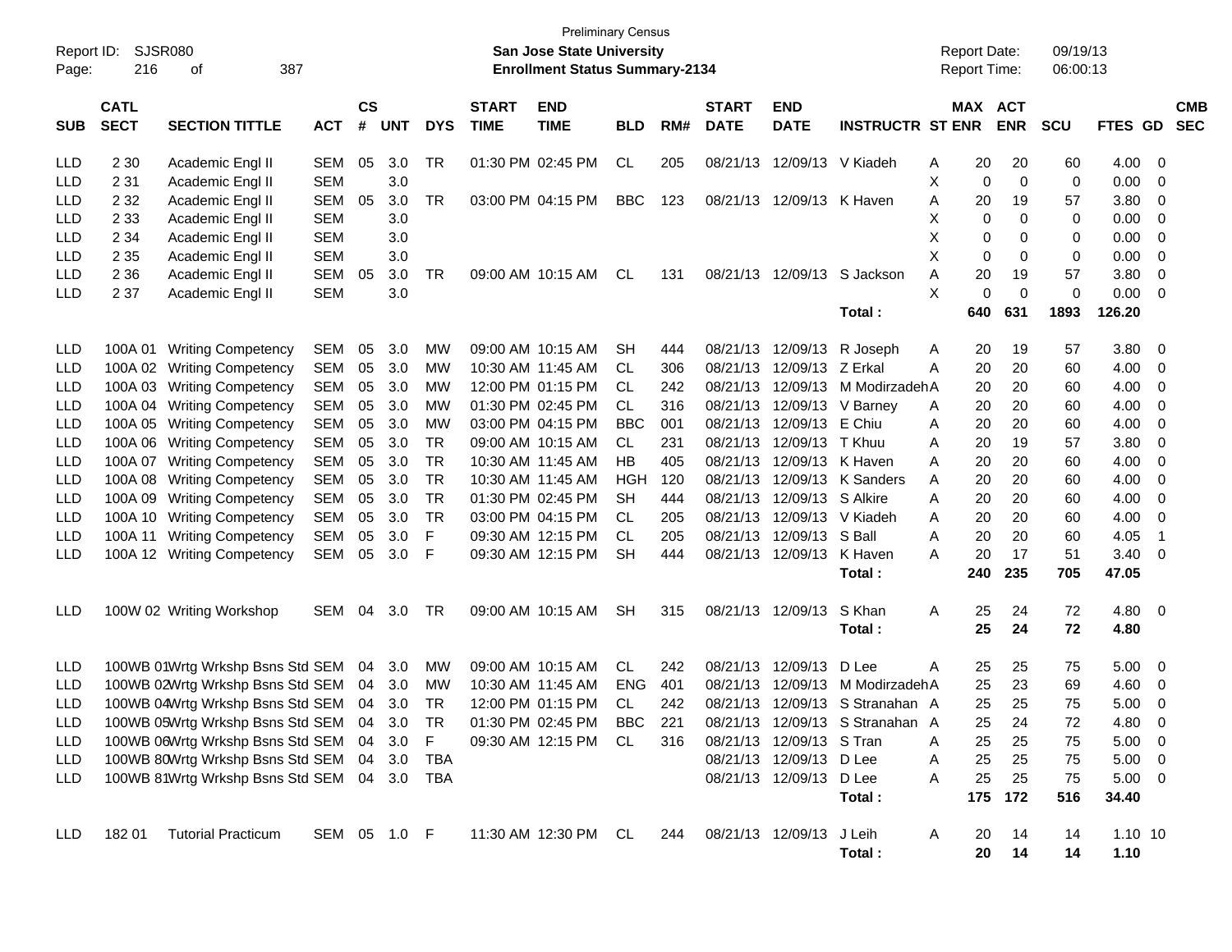Preliminary Census
**San Jose State University**
**Enrollment Status Summary-2134**

Report ID: SJSR080
Report Date: 09/19/13
Report Time: 06:00:13

| SUB | CATL SECT | SECTION TITTLE | ACT | CS # | UNT | DYS | START TIME | END TIME | BLD | RM# | START DATE | END DATE | INSTRUCTR | ST | MAX ENR | ACT ENR | SCU | FTES | GD | CMB SEC |
|---|---|---|---|---|---|---|---|---|---|---|---|---|---|---|---|---|---|---|---|---|
| LLD | 2 30 | Academic Engl II | SEM | 05 | 3.0 | TR | 01:30 PM | 02:45 PM | CL | 205 | 08/21/13 | 12/09/13 | V Kiadeh | A | 20 | 20 | 60 | 4.00 | 0 | |
| LLD | 2 31 | Academic Engl II | SEM | | 3.0 | | | | | | | | | X | 0 | 0 | 0 | 0.00 | 0 | |
| LLD | 2 32 | Academic Engl II | SEM | 05 | 3.0 | TR | 03:00 PM | 04:15 PM | BBC | 123 | 08/21/13 | 12/09/13 | K Haven | A | 20 | 19 | 57 | 3.80 | 0 | |
| LLD | 2 33 | Academic Engl II | SEM | | 3.0 | | | | | | | | | X | 0 | 0 | 0 | 0.00 | 0 | |
| LLD | 2 34 | Academic Engl II | SEM | | 3.0 | | | | | | | | | X | 0 | 0 | 0 | 0.00 | 0 | |
| LLD | 2 35 | Academic Engl II | SEM | | 3.0 | | | | | | | | | X | 0 | 0 | 0 | 0.00 | 0 | |
| LLD | 2 36 | Academic Engl II | SEM | 05 | 3.0 | TR | 09:00 AM | 10:15 AM | CL | 131 | 08/21/13 | 12/09/13 | S Jackson | A | 20 | 19 | 57 | 3.80 | 0 | |
| LLD | 2 37 | Academic Engl II | SEM | | 3.0 | | | | | | | | | X | 0 | 0 | 0 | 0.00 | 0 | |
| | | | | | | | | | | | | | **Total :** | | **640** | **631** | **1893** | **126.20** | | |
| LLD | 100A 01 | Writing Competency | SEM | 05 | 3.0 | MW | 09:00 AM | 10:15 AM | SH | 444 | 08/21/13 | 12/09/13 | R Joseph | A | 20 | 19 | 57 | 3.80 | 0 | |
| LLD | 100A 02 | Writing Competency | SEM | 05 | 3.0 | MW | 10:30 AM | 11:45 AM | CL | 306 | 08/21/13 | 12/09/13 | Z Erkal | A | 20 | 20 | 60 | 4.00 | 0 | |
| LLD | 100A 03 | Writing Competency | SEM | 05 | 3.0 | MW | 12:00 PM | 01:15 PM | CL | 242 | 08/21/13 | 12/09/13 | M Modirzadeh | A | 20 | 20 | 60 | 4.00 | 0 | |
| LLD | 100A 04 | Writing Competency | SEM | 05 | 3.0 | MW | 01:30 PM | 02:45 PM | CL | 316 | 08/21/13 | 12/09/13 | V Barney | A | 20 | 20 | 60 | 4.00 | 0 | |
| LLD | 100A 05 | Writing Competency | SEM | 05 | 3.0 | MW | 03:00 PM | 04:15 PM | BBC | 001 | 08/21/13 | 12/09/13 | E Chiu | A | 20 | 20 | 60 | 4.00 | 0 | |
| LLD | 100A 06 | Writing Competency | SEM | 05 | 3.0 | TR | 09:00 AM | 10:15 AM | CL | 231 | 08/21/13 | 12/09/13 | T Khuu | A | 20 | 19 | 57 | 3.80 | 0 | |
| LLD | 100A 07 | Writing Competency | SEM | 05 | 3.0 | TR | 10:30 AM | 11:45 AM | HB | 405 | 08/21/13 | 12/09/13 | K Haven | A | 20 | 20 | 60 | 4.00 | 0 | |
| LLD | 100A 08 | Writing Competency | SEM | 05 | 3.0 | TR | 10:30 AM | 11:45 AM | HGH | 120 | 08/21/13 | 12/09/13 | K Sanders | A | 20 | 20 | 60 | 4.00 | 0 | |
| LLD | 100A 09 | Writing Competency | SEM | 05 | 3.0 | TR | 01:30 PM | 02:45 PM | SH | 444 | 08/21/13 | 12/09/13 | S Alkire | A | 20 | 20 | 60 | 4.00 | 0 | |
| LLD | 100A 10 | Writing Competency | SEM | 05 | 3.0 | TR | 03:00 PM | 04:15 PM | CL | 205 | 08/21/13 | 12/09/13 | V Kiadeh | A | 20 | 20 | 60 | 4.00 | 0 | |
| LLD | 100A 11 | Writing Competency | SEM | 05 | 3.0 | F | 09:30 AM | 12:15 PM | CL | 205 | 08/21/13 | 12/09/13 | S Ball | A | 20 | 20 | 60 | 4.05 | 1 | |
| LLD | 100A 12 | Writing Competency | SEM | 05 | 3.0 | F | 09:30 AM | 12:15 PM | SH | 444 | 08/21/13 | 12/09/13 | K Haven | A | 20 | 17 | 51 | 3.40 | 0 | |
| | | | | | | | | | | | | | **Total :** | | **240** | **235** | **705** | **47.05** | | |
| LLD | 100W 02 | Writing Workshop | SEM | 04 | 3.0 | TR | 09:00 AM | 10:15 AM | SH | 315 | 08/21/13 | 12/09/13 | S Khan | A | 25 | 24 | 72 | 4.80 | 0 | |
| | | | | | | | | | | | | | **Total :** | | **25** | **24** | **72** | **4.80** | | |
| LLD | 100WB 01 | Wrtg Wrkshp Bsns Std | SEM | 04 | 3.0 | MW | 09:00 AM | 10:15 AM | CL | 242 | 08/21/13 | 12/09/13 | D Lee | A | 25 | 25 | 75 | 5.00 | 0 | |
| LLD | 100WB 02 | Wrtg Wrkshp Bsns Std | SEM | 04 | 3.0 | MW | 10:30 AM | 11:45 AM | ENG | 401 | 08/21/13 | 12/09/13 | M Modirzadeh | A | 25 | 23 | 69 | 4.60 | 0 | |
| LLD | 100WB 04 | Wrtg Wrkshp Bsns Std | SEM | 04 | 3.0 | TR | 12:00 PM | 01:15 PM | CL | 242 | 08/21/13 | 12/09/13 | S Stranahan | A | 25 | 25 | 75 | 5.00 | 0 | |
| LLD | 100WB 05 | Wrtg Wrkshp Bsns Std | SEM | 04 | 3.0 | TR | 01:30 PM | 02:45 PM | BBC | 221 | 08/21/13 | 12/09/13 | S Stranahan | A | 25 | 24 | 72 | 4.80 | 0 | |
| LLD | 100WB 06 | Wrtg Wrkshp Bsns Std | SEM | 04 | 3.0 | F | 09:30 AM | 12:15 PM | CL | 316 | 08/21/13 | 12/09/13 | S Tran | A | 25 | 25 | 75 | 5.00 | 0 | |
| LLD | 100WB 80 | Wrtg Wrkshp Bsns Std | SEM | 04 | 3.0 | TBA | | | | | 08/21/13 | 12/09/13 | D Lee | A | 25 | 25 | 75 | 5.00 | 0 | |
| LLD | 100WB 81 | Wrtg Wrkshp Bsns Std | SEM | 04 | 3.0 | TBA | | | | | 08/21/13 | 12/09/13 | D Lee | A | 25 | 25 | 75 | 5.00 | 0 | |
| | | | | | | | | | | | | | **Total :** | | **175** | **172** | **516** | **34.40** | | |
| LLD | 182 01 | Tutorial Practicum | SEM | 05 | 1.0 | F | 11:30 AM | 12:30 PM | CL | 244 | 08/21/13 | 12/09/13 | J Leih | A | 20 | 14 | 14 | 1.10 | 10 | |
| | | | | | | | | | | | | | **Total :** | | **20** | **14** | **14** | **1.10** | | |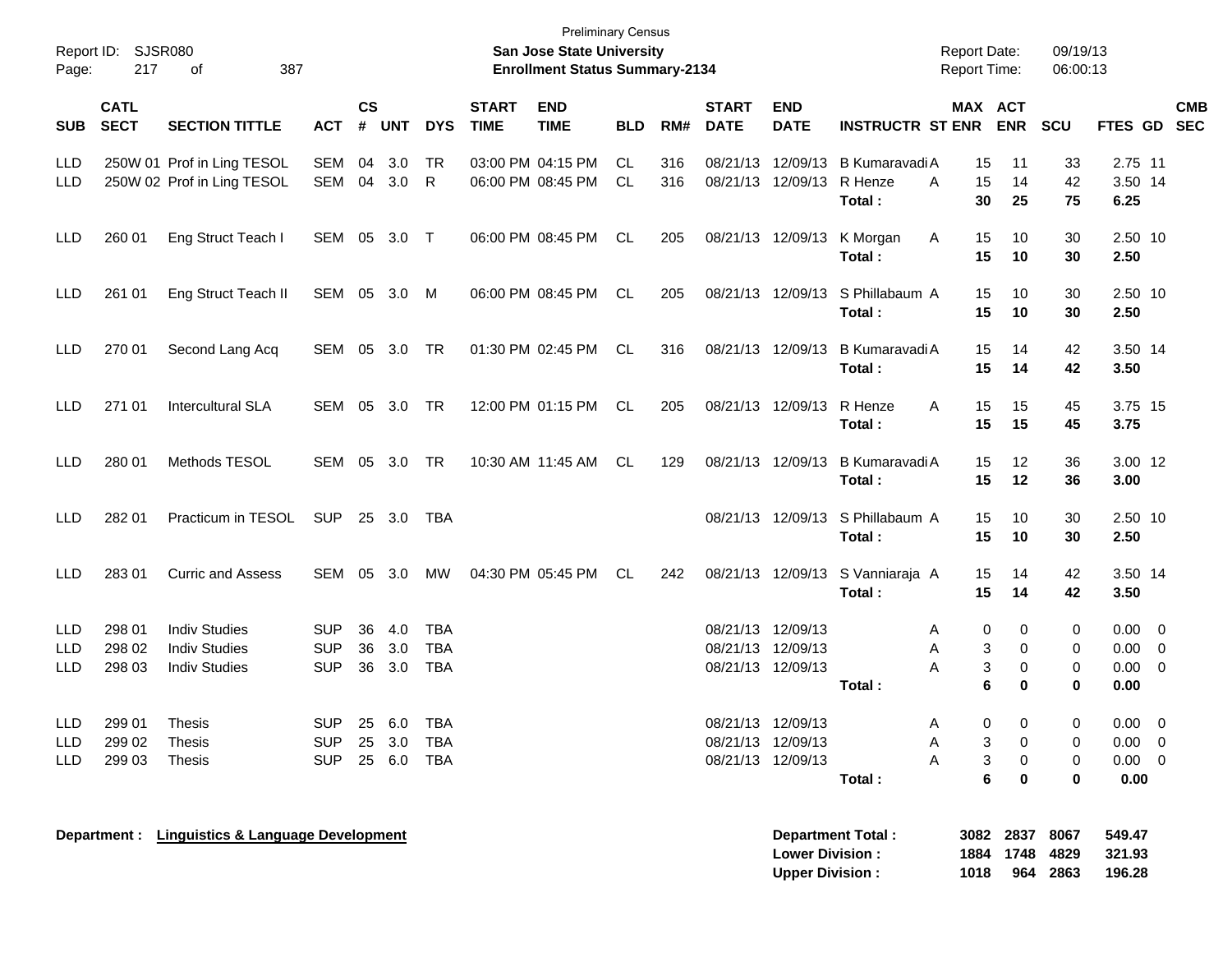Preliminary Census
**San Jose State University**
**Enrollment Status Summary-2134**

Report ID: SJSR080
Report Date: 09/19/13
Report Time: 06:00:13

| SUB | CATL SECT | SECTION TITTLE | ACT | CS # | UNT | DYS | START TIME | END TIME | BLD | RM# | START DATE | END DATE | INSTRUCTR | ST | MAX ENR | ACT ENR | SCU | FTES | GD | CMB SEC |
|---|---|---|---|---|---|---|---|---|---|---|---|---|---|---|---|---|---|---|---|---|
| LLD | 250W 01 | Prof in Ling TESOL | SEM | 04 | 3.0 | TR | 03:00 PM | 04:15 PM | CL | 316 | 08/21/13 | 12/09/13 | B Kumaravadi | A | 15 | 11 | 33 | 2.75 | 11 | |
| LLD | 250W 02 | Prof in Ling TESOL | SEM | 04 | 3.0 | R | 06:00 PM | 08:45 PM | CL | 316 | 08/21/13 | 12/09/13 | R Henze | A | 15 | 14 | 42 | 3.50 | 14 | |
| | | | | | | | | | | | | | **Total :** | | **30** | **25** | **75** | **6.25** | | |
| LLD | 260 01 | Eng Struct Teach I | SEM | 05 | 3.0 | T | 06:00 PM | 08:45 PM | CL | 205 | 08/21/13 | 12/09/13 | K Morgan | A | 15 | 10 | 30 | 2.50 | 10 | |
| | | | | | | | | | | | | | **Total :** | | **15** | **10** | **30** | **2.50** | | |
| LLD | 261 01 | Eng Struct Teach II | SEM | 05 | 3.0 | M | 06:00 PM | 08:45 PM | CL | 205 | 08/21/13 | 12/09/13 | S Phillabaum | A | 15 | 10 | 30 | 2.50 | 10 | |
| | | | | | | | | | | | | | **Total :** | | **15** | **10** | **30** | **2.50** | | |
| LLD | 270 01 | Second Lang Acq | SEM | 05 | 3.0 | TR | 01:30 PM | 02:45 PM | CL | 316 | 08/21/13 | 12/09/13 | B Kumaravadi | A | 15 | 14 | 42 | 3.50 | 14 | |
| | | | | | | | | | | | | | **Total :** | | **15** | **14** | **42** | **3.50** | | |
| LLD | 271 01 | Intercultural SLA | SEM | 05 | 3.0 | TR | 12:00 PM | 01:15 PM | CL | 205 | 08/21/13 | 12/09/13 | R Henze | A | 15 | 15 | 45 | 3.75 | 15 | |
| | | | | | | | | | | | | | **Total :** | | **15** | **15** | **45** | **3.75** | | |
| LLD | 280 01 | Methods TESOL | SEM | 05 | 3.0 | TR | 10:30 AM | 11:45 AM | CL | 129 | 08/21/13 | 12/09/13 | B Kumaravadi | A | 15 | 12 | 36 | 3.00 | 12 | |
| | | | | | | | | | | | | | **Total :** | | **15** | **12** | **36** | **3.00** | | |
| LLD | 282 01 | Practicum in TESOL | SUP | 25 | 3.0 | TBA | | | | | 08/21/13 | 12/09/13 | S Phillabaum | A | 15 | 10 | 30 | 2.50 | 10 | |
| | | | | | | | | | | | | | **Total :** | | **15** | **10** | **30** | **2.50** | | |
| LLD | 283 01 | Curric and Assess | SEM | 05 | 3.0 | MW | 04:30 PM | 05:45 PM | CL | 242 | 08/21/13 | 12/09/13 | S Vanniaraja | A | 15 | 14 | 42 | 3.50 | 14 | |
| | | | | | | | | | | | | | **Total :** | | **15** | **14** | **42** | **3.50** | | |
| LLD | 298 01 | Indiv Studies | SUP | 36 | 4.0 | TBA | | | | | 08/21/13 | 12/09/13 | | A | 0 | 0 | 0 | 0.00 | 0 | |
| LLD | 298 02 | Indiv Studies | SUP | 36 | 3.0 | TBA | | | | | 08/21/13 | 12/09/13 | | A | 3 | 0 | 0 | 0.00 | 0 | |
| LLD | 298 03 | Indiv Studies | SUP | 36 | 3.0 | TBA | | | | | 08/21/13 | 12/09/13 | | A | 3 | 0 | 0 | 0.00 | 0 | |
| | | | | | | | | | | | | | **Total :** | | **6** | **0** | **0** | **0.00** | | |
| LLD | 299 01 | Thesis | SUP | 25 | 6.0 | TBA | | | | | 08/21/13 | 12/09/13 | | A | 0 | 0 | 0 | 0.00 | 0 | |
| LLD | 299 02 | Thesis | SUP | 25 | 3.0 | TBA | | | | | 08/21/13 | 12/09/13 | | A | 3 | 0 | 0 | 0.00 | 0 | |
| LLD | 299 03 | Thesis | SUP | 25 | 6.0 | TBA | | | | | 08/21/13 | 12/09/13 | | A | 3 | 0 | 0 | 0.00 | 0 | |
| | | | | | | | | | | | | | **Total :** | | **6** | **0** | **0** | **0.00** | | |

**Department : Linguistics & Language Development**

| | MAX ENR | ACT ENR | SCU | FTES |
|---|---|---|---|---|
| **Department Total :** | **3082** | **2837** | **8067** | **549.47** |
| **Lower Division :** | **1884** | **1748** | **4829** | **321.93** |
| **Upper Division :** | **1018** | **964** | **2863** | **196.28** |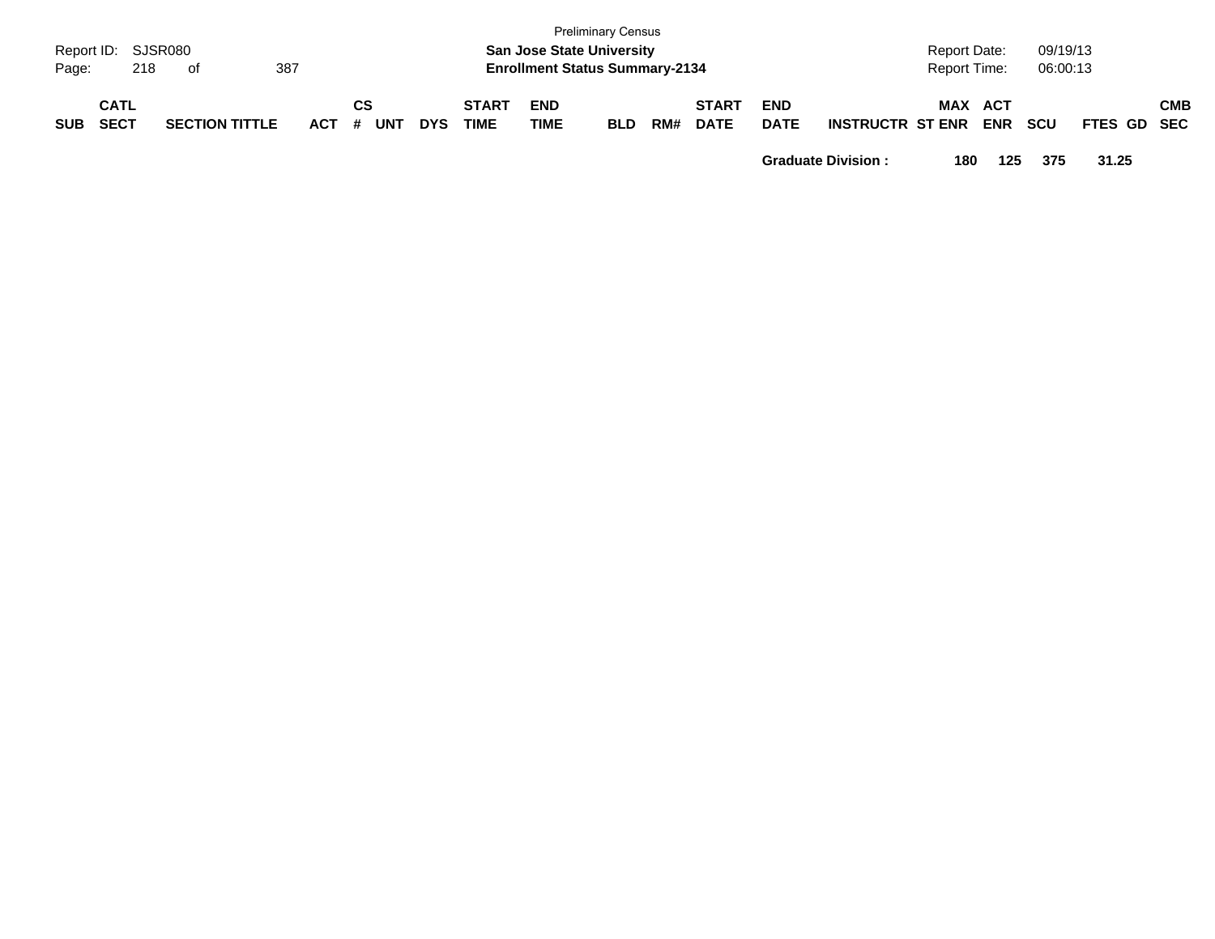| SUB | CATL SECT | SECTION TITTLE | ACT | CS # | UNT | DYS | START TIME | END TIME | BLD | RM# | START DATE | END DATE | INSTRUCTR | ST | MAX ENR | ACT ENR | SCU | FTES | GD | CMB SEC |
|---|---|---|---|---|---|---|---|---|---|---|---|---|---|---|---|---|---|---|---|---|
| | | | | | | | | | | | | **Graduate Division :** | | | **180** | **125** | **375** | **31.25** | | |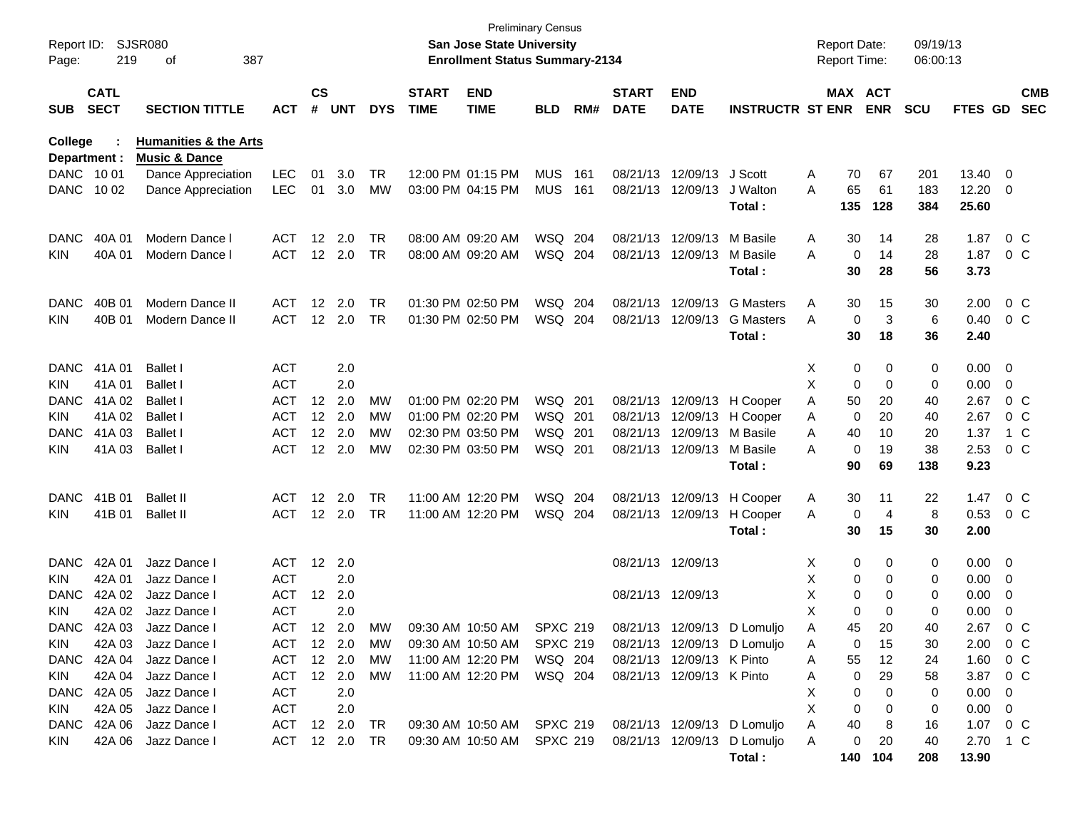Preliminary Census

Report ID: SJSR080 | **San Jose State University** | Report Date: 09/19/13
Page: 219 of 387 | **Enrollment Status Summary-2134** | Report Time: 06:00:13

**College : Humanities & the Arts**
**Department : Music & Dance**

| SUB | CATL SECT | SECTION TITTLE | ACT | CS # | UNT | DYS | START TIME | END TIME | BLD | RM# | START DATE | END DATE | INSTRUCTR | ST | MAX ENR | ACT ENR | SCU | FTES | GD | CMB SEC |
|---|---|---|---|---|---|---|---|---|---|---|---|---|---|---|---|---|---|---|---|---|
| DANC | 10 01 | Dance Appreciation | LEC | 01 | 3.0 | TR | 12:00 PM | 01:15 PM | MUS | 161 | 08/21/13 | 12/09/13 | J Scott | A | 70 | 67 | 201 | 13.40 | 0 | |
| DANC | 10 02 | Dance Appreciation | LEC | 01 | 3.0 | MW | 03:00 PM | 04:15 PM | MUS | 161 | 08/21/13 | 12/09/13 | J Walton | A | 65 | 61 | 183 | 12.20 | 0 | |
| | | | | | | | | | | | | | **Total :** | | **135** | **128** | **384** | **25.60** | | |
| DANC | 40A 01 | Modern Dance I | ACT | 12 | 2.0 | TR | 08:00 AM | 09:20 AM | WSQ | 204 | 08/21/13 | 12/09/13 | M Basile | A | 30 | 14 | 28 | 1.87 | 0 | C |
| KIN | 40A 01 | Modern Dance I | ACT | 12 | 2.0 | TR | 08:00 AM | 09:20 AM | WSQ | 204 | 08/21/13 | 12/09/13 | M Basile | A | 0 | 14 | 28 | 1.87 | 0 | C |
| | | | | | | | | | | | | | **Total :** | | **30** | **28** | **56** | **3.73** | | |
| DANC | 40B 01 | Modern Dance II | ACT | 12 | 2.0 | TR | 01:30 PM | 02:50 PM | WSQ | 204 | 08/21/13 | 12/09/13 | G Masters | A | 30 | 15 | 30 | 2.00 | 0 | C |
| KIN | 40B 01 | Modern Dance II | ACT | 12 | 2.0 | TR | 01:30 PM | 02:50 PM | WSQ | 204 | 08/21/13 | 12/09/13 | G Masters | A | 0 | 3 | 6 | 0.40 | 0 | C |
| | | | | | | | | | | | | | **Total :** | | **30** | **18** | **36** | **2.40** | | |
| DANC | 41A 01 | Ballet I | ACT | | 2.0 | | | | | | | | | X | 0 | 0 | 0 | 0.00 | 0 | |
| KIN | 41A 01 | Ballet I | ACT | | 2.0 | | | | | | | | | X | 0 | 0 | 0 | 0.00 | 0 | |
| DANC | 41A 02 | Ballet I | ACT | 12 | 2.0 | MW | 01:00 PM | 02:20 PM | WSQ | 201 | 08/21/13 | 12/09/13 | H Cooper | A | 50 | 20 | 40 | 2.67 | 0 | C |
| KIN | 41A 02 | Ballet I | ACT | 12 | 2.0 | MW | 01:00 PM | 02:20 PM | WSQ | 201 | 08/21/13 | 12/09/13 | H Cooper | A | 0 | 20 | 40 | 2.67 | 0 | C |
| DANC | 41A 03 | Ballet I | ACT | 12 | 2.0 | MW | 02:30 PM | 03:50 PM | WSQ | 201 | 08/21/13 | 12/09/13 | M Basile | A | 40 | 10 | 20 | 1.37 | 1 | C |
| KIN | 41A 03 | Ballet I | ACT | 12 | 2.0 | MW | 02:30 PM | 03:50 PM | WSQ | 201 | 08/21/13 | 12/09/13 | M Basile | A | 0 | 19 | 38 | 2.53 | 0 | C |
| | | | | | | | | | | | | | **Total :** | | **90** | **69** | **138** | **9.23** | | |
| DANC | 41B 01 | Ballet II | ACT | 12 | 2.0 | TR | 11:00 AM | 12:20 PM | WSQ | 204 | 08/21/13 | 12/09/13 | H Cooper | A | 30 | 11 | 22 | 1.47 | 0 | C |
| KIN | 41B 01 | Ballet II | ACT | 12 | 2.0 | TR | 11:00 AM | 12:20 PM | WSQ | 204 | 08/21/13 | 12/09/13 | H Cooper | A | 0 | 4 | 8 | 0.53 | 0 | C |
| | | | | | | | | | | | | | **Total :** | | **30** | **15** | **30** | **2.00** | | |
| DANC | 42A 01 | Jazz Dance I | ACT | 12 | 2.0 | | | | | | 08/21/13 | 12/09/13 | | X | 0 | 0 | 0 | 0.00 | 0 | |
| KIN | 42A 01 | Jazz Dance I | ACT | | 2.0 | | | | | | | | | X | 0 | 0 | 0 | 0.00 | 0 | |
| DANC | 42A 02 | Jazz Dance I | ACT | 12 | 2.0 | | | | | | 08/21/13 | 12/09/13 | | X | 0 | 0 | 0 | 0.00 | 0 | |
| KIN | 42A 02 | Jazz Dance I | ACT | | 2.0 | | | | | | | | | X | 0 | 0 | 0 | 0.00 | 0 | |
| DANC | 42A 03 | Jazz Dance I | ACT | 12 | 2.0 | MW | 09:30 AM | 10:50 AM | SPXC | 219 | 08/21/13 | 12/09/13 | D Lomuljo | A | 45 | 20 | 40 | 2.67 | 0 | C |
| KIN | 42A 03 | Jazz Dance I | ACT | 12 | 2.0 | MW | 09:30 AM | 10:50 AM | SPXC | 219 | 08/21/13 | 12/09/13 | D Lomuljo | A | 0 | 15 | 30 | 2.00 | 0 | C |
| DANC | 42A 04 | Jazz Dance I | ACT | 12 | 2.0 | MW | 11:00 AM | 12:20 PM | WSQ | 204 | 08/21/13 | 12/09/13 | K Pinto | A | 55 | 12 | 24 | 1.60 | 0 | C |
| KIN | 42A 04 | Jazz Dance I | ACT | 12 | 2.0 | MW | 11:00 AM | 12:20 PM | WSQ | 204 | 08/21/13 | 12/09/13 | K Pinto | A | 0 | 29 | 58 | 3.87 | 0 | C |
| DANC | 42A 05 | Jazz Dance I | ACT | | 2.0 | | | | | | | | | X | 0 | 0 | 0 | 0.00 | 0 | |
| KIN | 42A 05 | Jazz Dance I | ACT | | 2.0 | | | | | | | | | X | 0 | 0 | 0 | 0.00 | 0 | |
| DANC | 42A 06 | Jazz Dance I | ACT | 12 | 2.0 | TR | 09:30 AM | 10:50 AM | SPXC | 219 | 08/21/13 | 12/09/13 | D Lomuljo | A | 40 | 8 | 16 | 1.07 | 0 | C |
| KIN | 42A 06 | Jazz Dance I | ACT | 12 | 2.0 | TR | 09:30 AM | 10:50 AM | SPXC | 219 | 08/21/13 | 12/09/13 | D Lomuljo | A | 0 | 20 | 40 | 2.70 | 1 | C |
| | | | | | | | | | | | | | **Total :** | | **140** | **104** | **208** | **13.90** | | |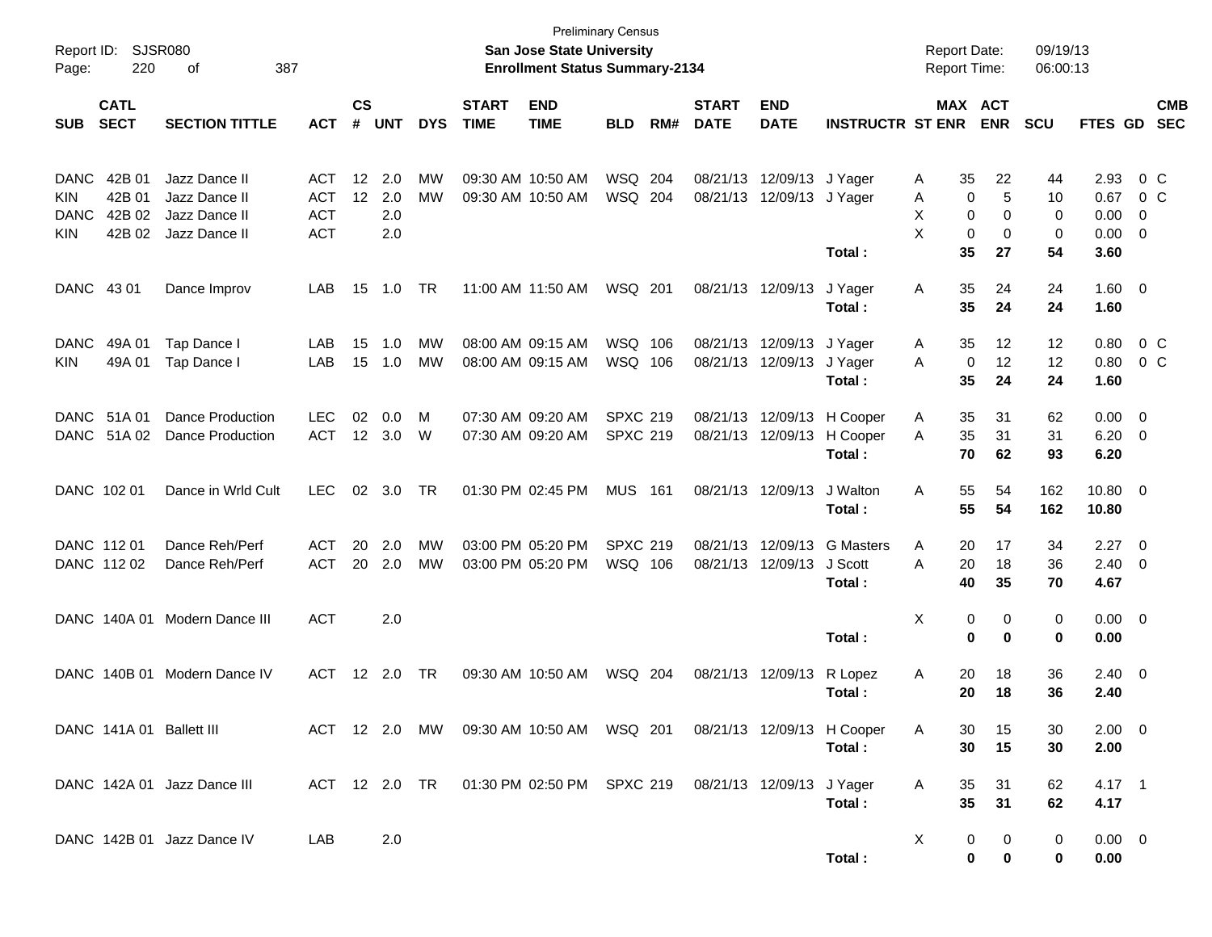Preliminary Census
**San Jose State University**
**Enrollment Status Summary-2134**

Report ID: SJSR080
Report Date: 09/19/13
Report Time: 06:00:13

| SUB | CATL SECT | SECTION TITTLE | ACT | CS # | UNT | DYS | START TIME | END TIME | BLD | RM# | START DATE | END DATE | INSTRUCTR | ST | MAX ENR | ACT ENR | SCU | FTES | GD | CMB SEC |
|---|---|---|---|---|---|---|---|---|---|---|---|---|---|---|---|---|---|---|---|---|
| DANC | 42B 01 | Jazz Dance II | ACT | 12 | 2.0 | MW | 09:30 AM | 10:50 AM | WSQ | 204 | 08/21/13 | 12/09/13 | J Yager | A | 35 | 22 | 44 | 2.93 | 0 | C |
| KIN | 42B 01 | Jazz Dance II | ACT | 12 | 2.0 | MW | 09:30 AM | 10:50 AM | WSQ | 204 | 08/21/13 | 12/09/13 | J Yager | A | 0 | 5 | 10 | 0.67 | 0 | C |
| DANC | 42B 02 | Jazz Dance II | ACT | | 2.0 | | | | | | | | | X | 0 | 0 | 0 | 0.00 | 0 | |
| KIN | 42B 02 | Jazz Dance II | ACT | | 2.0 | | | | | | | | | X | 0 | 0 | 0 | 0.00 | 0 | |
| | | | | | | | | | | | | | **Total :** | | **35** | **27** | **54** | **3.60** | | |
| DANC | 43 01 | Dance Improv | LAB | 15 | 1.0 | TR | 11:00 AM | 11:50 AM | WSQ | 201 | 08/21/13 | 12/09/13 | J Yager | A | 35 | 24 | 24 | 1.60 | 0 | |
| | | | | | | | | | | | | | **Total :** | | **35** | **24** | **24** | **1.60** | | |
| DANC | 49A 01 | Tap Dance I | LAB | 15 | 1.0 | MW | 08:00 AM | 09:15 AM | WSQ | 106 | 08/21/13 | 12/09/13 | J Yager | A | 35 | 12 | 12 | 0.80 | 0 | C |
| KIN | 49A 01 | Tap Dance I | LAB | 15 | 1.0 | MW | 08:00 AM | 09:15 AM | WSQ | 106 | 08/21/13 | 12/09/13 | J Yager | A | 0 | 12 | 12 | 0.80 | 0 | C |
| | | | | | | | | | | | | | **Total :** | | **35** | **24** | **24** | **1.60** | | |
| DANC | 51A 01 | Dance Production | LEC | 02 | 0.0 | M | 07:30 AM | 09:20 AM | SPXC | 219 | 08/21/13 | 12/09/13 | H Cooper | A | 35 | 31 | 62 | 0.00 | 0 | |
| DANC | 51A 02 | Dance Production | ACT | 12 | 3.0 | W | 07:30 AM | 09:20 AM | SPXC | 219 | 08/21/13 | 12/09/13 | H Cooper | A | 35 | 31 | 31 | 6.20 | 0 | |
| | | | | | | | | | | | | | **Total :** | | **70** | **62** | **93** | **6.20** | | |
| DANC | 102 01 | Dance in Wrld Cult | LEC | 02 | 3.0 | TR | 01:30 PM | 02:45 PM | MUS | 161 | 08/21/13 | 12/09/13 | J Walton | A | 55 | 54 | 162 | 10.80 | 0 | |
| | | | | | | | | | | | | | **Total :** | | **55** | **54** | **162** | **10.80** | | |
| DANC | 112 01 | Dance Reh/Perf | ACT | 20 | 2.0 | MW | 03:00 PM | 05:20 PM | SPXC | 219 | 08/21/13 | 12/09/13 | G Masters | A | 20 | 17 | 34 | 2.27 | 0 | |
| DANC | 112 02 | Dance Reh/Perf | ACT | 20 | 2.0 | MW | 03:00 PM | 05:20 PM | WSQ | 106 | 08/21/13 | 12/09/13 | J Scott | A | 20 | 18 | 36 | 2.40 | 0 | |
| | | | | | | | | | | | | | **Total :** | | **40** | **35** | **70** | **4.67** | | |
| DANC | 140A 01 | Modern Dance III | ACT | | 2.0 | | | | | | | | | X | 0 | 0 | 0 | 0.00 | 0 | |
| | | | | | | | | | | | | | **Total :** | | **0** | **0** | **0** | **0.00** | | |
| DANC | 140B 01 | Modern Dance IV | ACT | 12 | 2.0 | TR | 09:30 AM | 10:50 AM | WSQ | 204 | 08/21/13 | 12/09/13 | R Lopez | A | 20 | 18 | 36 | 2.40 | 0 | |
| | | | | | | | | | | | | | **Total :** | | **20** | **18** | **36** | **2.40** | | |
| DANC | 141A 01 | Ballett III | ACT | 12 | 2.0 | MW | 09:30 AM | 10:50 AM | WSQ | 201 | 08/21/13 | 12/09/13 | H Cooper | A | 30 | 15 | 30 | 2.00 | 0 | |
| | | | | | | | | | | | | | **Total :** | | **30** | **15** | **30** | **2.00** | | |
| DANC | 142A 01 | Jazz Dance III | ACT | 12 | 2.0 | TR | 01:30 PM | 02:50 PM | SPXC | 219 | 08/21/13 | 12/09/13 | J Yager | A | 35 | 31 | 62 | 4.17 | 1 | |
| | | | | | | | | | | | | | **Total :** | | **35** | **31** | **62** | **4.17** | | |
| DANC | 142B 01 | Jazz Dance IV | LAB | | 2.0 | | | | | | | | | X | 0 | 0 | 0 | 0.00 | 0 | |
| | | | | | | | | | | | | | **Total :** | | **0** | **0** | **0** | **0.00** | | |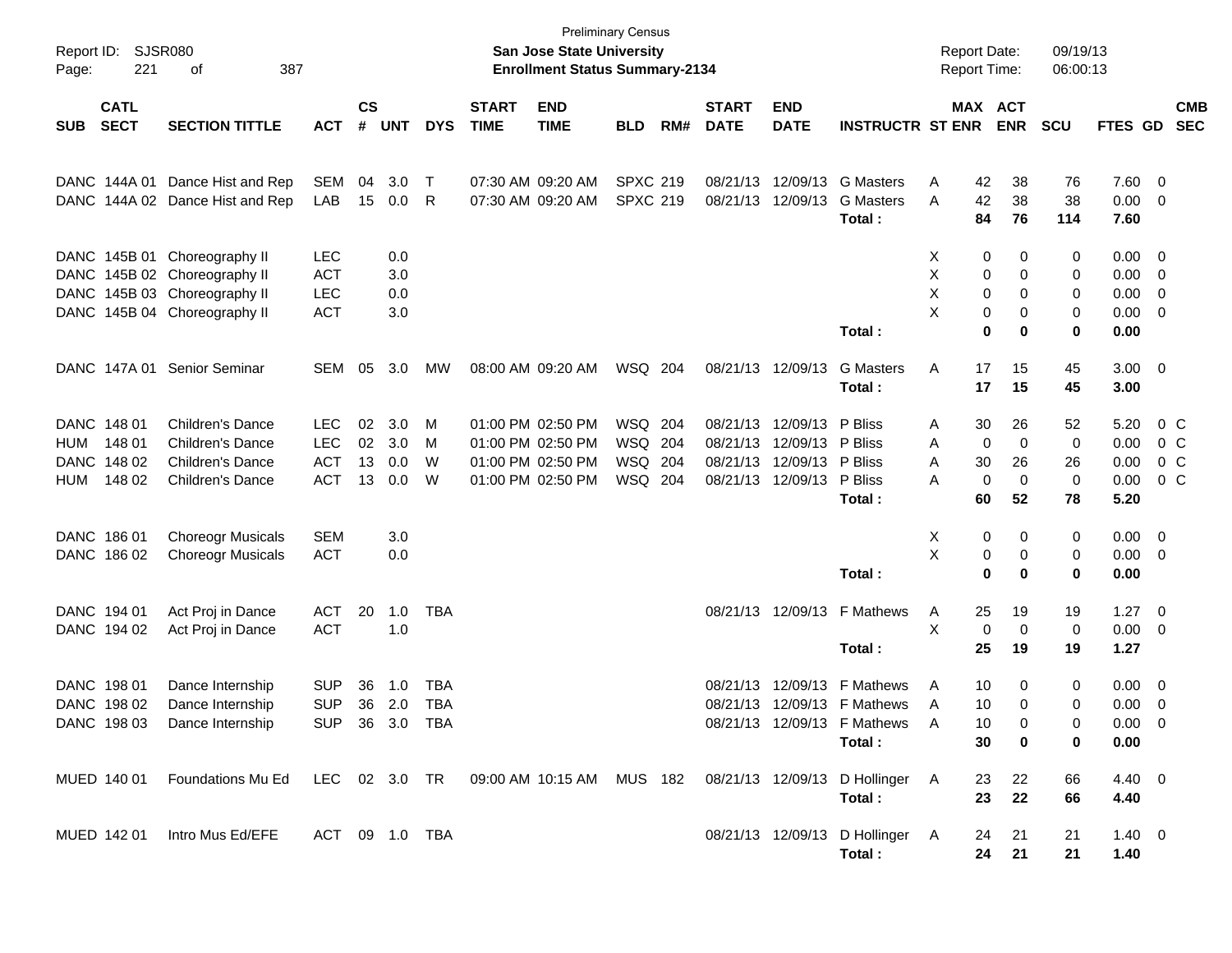Preliminary Census
**San Jose State University**
**Enrollment Status Summary-2134**

Report ID: SJSR080
Report Date: 09/19/13
Report Time: 06:00:13

| SUB | CATL SECT | SECTION TITTLE | ACT | CS # | UNT | DYS | START TIME | END TIME | BLD | RM# | START DATE | END DATE | INSTRUCTR | ST | MAX ENR | ACT ENR | SCU | FTES | GD | CMB SEC |
|---|---|---|---|---|---|---|---|---|---|---|---|---|---|---|---|---|---|---|---|---|
| DANC | 144A 01 | Dance Hist and Rep | SEM | 04 | 3.0 | T | 07:30 AM | 09:20 AM | SPXC | 219 | 08/21/13 | 12/09/13 | G Masters | A | 42 | 38 | 76 | 7.60 | 0 | |
| DANC | 144A 02 | Dance Hist and Rep | LAB | 15 | 0.0 | R | 07:30 AM | 09:20 AM | SPXC | 219 | 08/21/13 | 12/09/13 | G Masters | A | 42 | 38 | 38 | 0.00 | 0 | |
| | | | | | | | | | | | | | **Total :** | | **84** | **76** | **114** | **7.60** | | |
| DANC | 145B 01 | Choreography II | LEC | | 0.0 | | | | | | | | | X | 0 | 0 | 0 | 0.00 | 0 | |
| DANC | 145B 02 | Choreography II | ACT | | 3.0 | | | | | | | | | X | 0 | 0 | 0 | 0.00 | 0 | |
| DANC | 145B 03 | Choreography II | LEC | | 0.0 | | | | | | | | | X | 0 | 0 | 0 | 0.00 | 0 | |
| DANC | 145B 04 | Choreography II | ACT | | 3.0 | | | | | | | | | X | 0 | 0 | 0 | 0.00 | 0 | |
| | | | | | | | | | | | | | **Total :** | | **0** | **0** | **0** | **0.00** | | |
| DANC | 147A 01 | Senior Seminar | SEM | 05 | 3.0 | MW | 08:00 AM | 09:20 AM | WSQ | 204 | 08/21/13 | 12/09/13 | G Masters | A | 17 | 15 | 45 | 3.00 | 0 | |
| | | | | | | | | | | | | | **Total :** | | **17** | **15** | **45** | **3.00** | | |
| DANC | 148 01 | Children's Dance | LEC | 02 | 3.0 | M | 01:00 PM | 02:50 PM | WSQ | 204 | 08/21/13 | 12/09/13 | P Bliss | A | 30 | 26 | 52 | 5.20 | 0 | C |
| HUM | 148 01 | Children's Dance | LEC | 02 | 3.0 | M | 01:00 PM | 02:50 PM | WSQ | 204 | 08/21/13 | 12/09/13 | P Bliss | A | 0 | 0 | 0 | 0.00 | 0 | C |
| DANC | 148 02 | Children's Dance | ACT | 13 | 0.0 | W | 01:00 PM | 02:50 PM | WSQ | 204 | 08/21/13 | 12/09/13 | P Bliss | A | 30 | 26 | 26 | 0.00 | 0 | C |
| HUM | 148 02 | Children's Dance | ACT | 13 | 0.0 | W | 01:00 PM | 02:50 PM | WSQ | 204 | 08/21/13 | 12/09/13 | P Bliss | A | 0 | 0 | 0 | 0.00 | 0 | C |
| | | | | | | | | | | | | | **Total :** | | **60** | **52** | **78** | **5.20** | | |
| DANC | 186 01 | Choreogr Musicals | SEM | | 3.0 | | | | | | | | | X | 0 | 0 | 0 | 0.00 | 0 | |
| DANC | 186 02 | Choreogr Musicals | ACT | | 0.0 | | | | | | | | | X | 0 | 0 | 0 | 0.00 | 0 | |
| | | | | | | | | | | | | | **Total :** | | **0** | **0** | **0** | **0.00** | | |
| DANC | 194 01 | Act Proj in Dance | ACT | 20 | 1.0 | TBA | | | | | 08/21/13 | 12/09/13 | F Mathews | A | 25 | 19 | 19 | 1.27 | 0 | |
| DANC | 194 02 | Act Proj in Dance | ACT | | 1.0 | | | | | | | | | X | 0 | 0 | 0 | 0.00 | 0 | |
| | | | | | | | | | | | | | **Total :** | | **25** | **19** | **19** | **1.27** | | |
| DANC | 198 01 | Dance Internship | SUP | 36 | 1.0 | TBA | | | | | 08/21/13 | 12/09/13 | F Mathews | A | 10 | 0 | 0 | 0.00 | 0 | |
| DANC | 198 02 | Dance Internship | SUP | 36 | 2.0 | TBA | | | | | 08/21/13 | 12/09/13 | F Mathews | A | 10 | 0 | 0 | 0.00 | 0 | |
| DANC | 198 03 | Dance Internship | SUP | 36 | 3.0 | TBA | | | | | 08/21/13 | 12/09/13 | F Mathews | A | 10 | 0 | 0 | 0.00 | 0 | |
| | | | | | | | | | | | | | **Total :** | | **30** | **0** | **0** | **0.00** | | |
| MUED | 140 01 | Foundations Mu Ed | LEC | 02 | 3.0 | TR | 09:00 AM | 10:15 AM | MUS | 182 | 08/21/13 | 12/09/13 | D Hollinger | A | 23 | 22 | 66 | 4.40 | 0 | |
| | | | | | | | | | | | | | **Total :** | | **23** | **22** | **66** | **4.40** | | |
| MUED | 142 01 | Intro Mus Ed/EFE | ACT | 09 | 1.0 | TBA | | | | | 08/21/13 | 12/09/13 | D Hollinger | A | 24 | 21 | 21 | 1.40 | 0 | |
| | | | | | | | | | | | | | **Total :** | | **24** | **21** | **21** | **1.40** | | |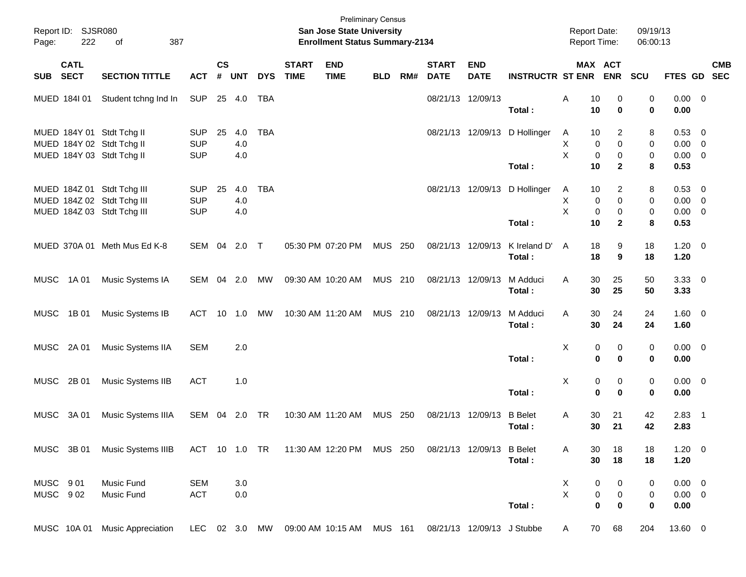Preliminary Census

**San Jose State University**

**Enrollment Status Summary-2134**

Report ID: SJSR080

Report Date: 09/19/13

Report Time: 06:00:13

| SUB | CATL SECT | SECTION TITTLE | ACT | CS # | UNT | DYS | START TIME | END TIME | BLD | RM# | START DATE | END DATE | INSTRUCTR | ST | MAX ENR | ACT ENR | SCU | FTES | GD | CMB SEC |
|---|---|---|---|---|---|---|---|---|---|---|---|---|---|---|---|---|---|---|---|---|
| MUED | 184I 01 | Student tchng Ind In | SUP | 25 | 4.0 | TBA | | | | | 08/21/13 | 12/09/13 | | A | 10 | 0 | 0 | 0.00 | 0 | |
| | | | | | | | | | | | | | **Total :** | | **10** | **0** | **0** | **0.00** | | |
| MUED | 184Y 01 | Stdt Tchg II | SUP | 25 | 4.0 | TBA | | | | | 08/21/13 | 12/09/13 | D Hollinger | A | 10 | 2 | 8 | 0.53 | 0 | |
| MUED | 184Y 02 | Stdt Tchg II | SUP | | 4.0 | | | | | | | | | X | 0 | 0 | 0 | 0.00 | 0 | |
| MUED | 184Y 03 | Stdt Tchg II | SUP | | 4.0 | | | | | | | | | X | 0 | 0 | 0 | 0.00 | 0 | |
| | | | | | | | | | | | | | **Total :** | | **10** | **2** | **8** | **0.53** | | |
| MUED | 184Z 01 | Stdt Tchg III | SUP | 25 | 4.0 | TBA | | | | | 08/21/13 | 12/09/13 | D Hollinger | A | 10 | 2 | 8 | 0.53 | 0 | |
| MUED | 184Z 02 | Stdt Tchg III | SUP | | 4.0 | | | | | | | | | X | 0 | 0 | 0 | 0.00 | 0 | |
| MUED | 184Z 03 | Stdt Tchg III | SUP | | 4.0 | | | | | | | | | X | 0 | 0 | 0 | 0.00 | 0 | |
| | | | | | | | | | | | | | **Total :** | | **10** | **2** | **8** | **0.53** | | |
| MUED | 370A 01 | Meth Mus Ed K-8 | SEM | 04 | 2.0 | T | 05:30 PM | 07:20 PM | MUS | 250 | 08/21/13 | 12/09/13 | K Ireland D' | A | 18 | 9 | 18 | 1.20 | 0 | |
| | | | | | | | | | | | | | **Total :** | | **18** | **9** | **18** | **1.20** | | |
| MUSC | 1A 01 | Music Systems IA | SEM | 04 | 2.0 | MW | 09:30 AM | 10:20 AM | MUS | 210 | 08/21/13 | 12/09/13 | M Adduci | A | 30 | 25 | 50 | 3.33 | 0 | |
| | | | | | | | | | | | | | **Total :** | | **30** | **25** | **50** | **3.33** | | |
| MUSC | 1B 01 | Music Systems IB | ACT | 10 | 1.0 | MW | 10:30 AM | 11:20 AM | MUS | 210 | 08/21/13 | 12/09/13 | M Adduci | A | 30 | 24 | 24 | 1.60 | 0 | |
| | | | | | | | | | | | | | **Total :** | | **30** | **24** | **24** | **1.60** | | |
| MUSC | 2A 01 | Music Systems IIA | SEM | | 2.0 | | | | | | | | | X | 0 | 0 | 0 | 0.00 | 0 | |
| | | | | | | | | | | | | | **Total :** | | **0** | **0** | **0** | **0.00** | | |
| MUSC | 2B 01 | Music Systems IIB | ACT | | 1.0 | | | | | | | | | X | 0 | 0 | 0 | 0.00 | 0 | |
| | | | | | | | | | | | | | **Total :** | | **0** | **0** | **0** | **0.00** | | |
| MUSC | 3A 01 | Music Systems IIIA | SEM | 04 | 2.0 | TR | 10:30 AM | 11:20 AM | MUS | 250 | 08/21/13 | 12/09/13 | B Belet | A | 30 | 21 | 42 | 2.83 | 1 | |
| | | | | | | | | | | | | | **Total :** | | **30** | **21** | **42** | **2.83** | | |
| MUSC | 3B 01 | Music Systems IIIB | ACT | 10 | 1.0 | TR | 11:30 AM | 12:20 PM | MUS | 250 | 08/21/13 | 12/09/13 | B Belet | A | 30 | 18 | 18 | 1.20 | 0 | |
| | | | | | | | | | | | | | **Total :** | | **30** | **18** | **18** | **1.20** | | |
| MUSC | 9 01 | Music Fund | SEM | | 3.0 | | | | | | | | | X | 0 | 0 | 0 | 0.00 | 0 | |
| MUSC | 9 02 | Music Fund | ACT | | 0.0 | | | | | | | | | X | 0 | 0 | 0 | 0.00 | 0 | |
| | | | | | | | | | | | | | **Total :** | | **0** | **0** | **0** | **0.00** | | |
| MUSC | 10A 01 | Music Appreciation | LEC | 02 | 3.0 | MW | 09:00 AM | 10:15 AM | MUS | 161 | 08/21/13 | 12/09/13 | J Stubbe | A | 70 | 68 | 204 | 13.60 | 0 | |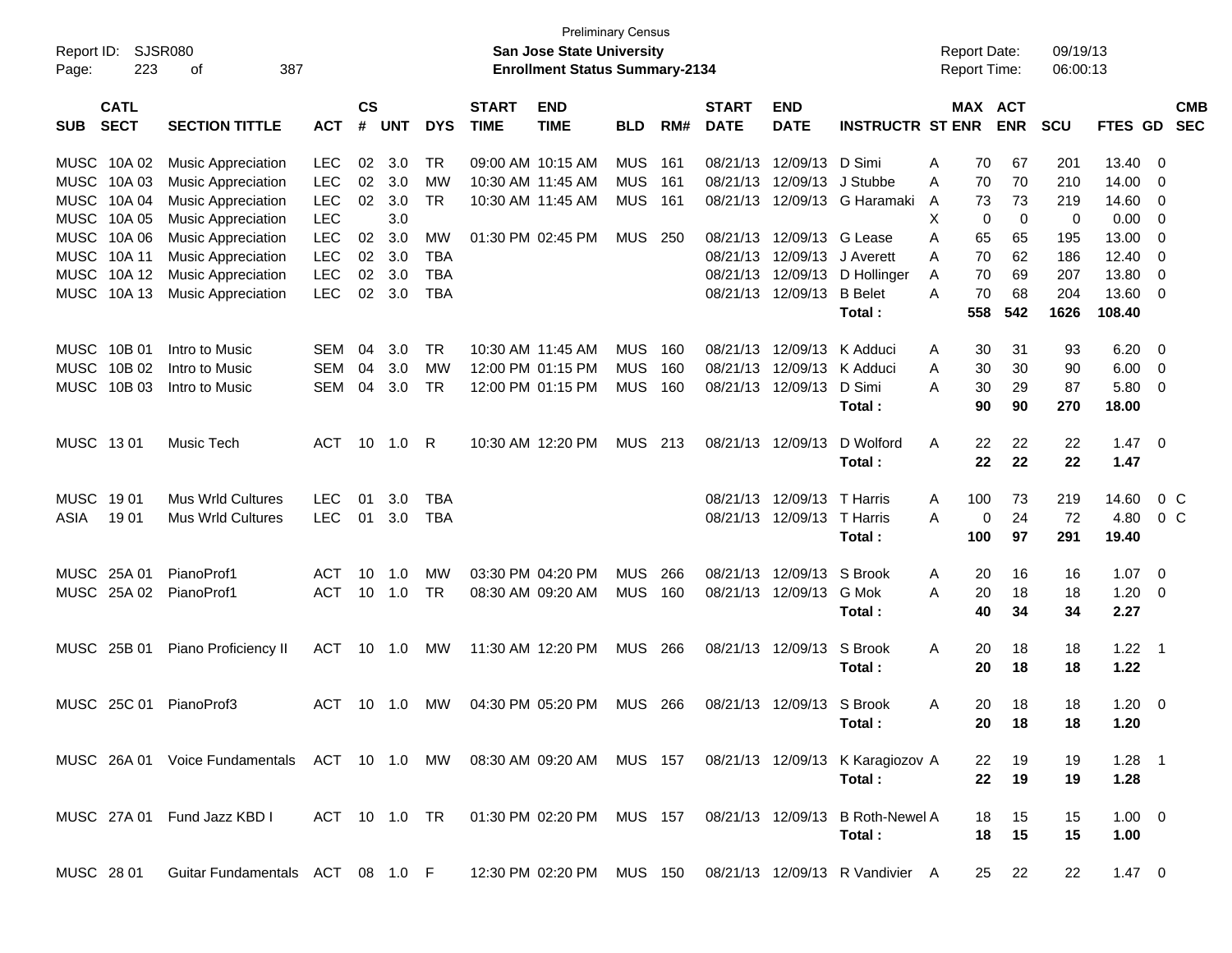Preliminary Census

Report ID: SJSR080

**San Jose State University**

**Enrollment Status Summary-2134**

Report Date: 09/19/13

Report Time: 06:00:13

| SUB | CATL SECT | SECTION TITTLE | ACT | CS # | UNT | DYS | START TIME | END TIME | BLD | RM# | START DATE | END DATE | INSTRUCTR | ST | MAX ENR | ACT ENR | SCU | FTES | GD | CMB SEC |
|---|---|---|---|---|---|---|---|---|---|---|---|---|---|---|---|---|---|---|---|---|
| MUSC | 10A 02 | Music Appreciation | LEC | 02 | 3.0 | TR | 09:00 AM | 10:15 AM | MUS | 161 | 08/21/13 | 12/09/13 | D Simi | A | 70 | 67 | 201 | 13.40 | 0 | |
| MUSC | 10A 03 | Music Appreciation | LEC | 02 | 3.0 | MW | 10:30 AM | 11:45 AM | MUS | 161 | 08/21/13 | 12/09/13 | J Stubbe | A | 70 | 70 | 210 | 14.00 | 0 | |
| MUSC | 10A 04 | Music Appreciation | LEC | 02 | 3.0 | TR | 10:30 AM | 11:45 AM | MUS | 161 | 08/21/13 | 12/09/13 | G Haramaki | A | 73 | 73 | 219 | 14.60 | 0 | |
| MUSC | 10A 05 | Music Appreciation | LEC | | 3.0 | | | | | | | | | X | 0 | 0 | 0 | 0.00 | 0 | |
| MUSC | 10A 06 | Music Appreciation | LEC | 02 | 3.0 | MW | 01:30 PM | 02:45 PM | MUS | 250 | 08/21/13 | 12/09/13 | G Lease | A | 65 | 65 | 195 | 13.00 | 0 | |
| MUSC | 10A 11 | Music Appreciation | LEC | 02 | 3.0 | TBA | | | | | 08/21/13 | 12/09/13 | J Averett | A | 70 | 62 | 186 | 12.40 | 0 | |
| MUSC | 10A 12 | Music Appreciation | LEC | 02 | 3.0 | TBA | | | | | 08/21/13 | 12/09/13 | D Hollinger | A | 70 | 69 | 207 | 13.80 | 0 | |
| MUSC | 10A 13 | Music Appreciation | LEC | 02 | 3.0 | TBA | | | | | 08/21/13 | 12/09/13 | B Belet | A | 70 | 68 | 204 | 13.60 | 0 | |
| | | | | | | | | | | | | | **Total :** | | **558** | **542** | **1626** | **108.40** | | |
| MUSC | 10B 01 | Intro to Music | SEM | 04 | 3.0 | TR | 10:30 AM | 11:45 AM | MUS | 160 | 08/21/13 | 12/09/13 | K Adduci | A | 30 | 31 | 93 | 6.20 | 0 | |
| MUSC | 10B 02 | Intro to Music | SEM | 04 | 3.0 | MW | 12:00 PM | 01:15 PM | MUS | 160 | 08/21/13 | 12/09/13 | K Adduci | A | 30 | 30 | 90 | 6.00 | 0 | |
| MUSC | 10B 03 | Intro to Music | SEM | 04 | 3.0 | TR | 12:00 PM | 01:15 PM | MUS | 160 | 08/21/13 | 12/09/13 | D Simi | A | 30 | 29 | 87 | 5.80 | 0 | |
| | | | | | | | | | | | | | **Total :** | | **90** | **90** | **270** | **18.00** | | |
| MUSC | 13 01 | Music Tech | ACT | 10 | 1.0 | R | 10:30 AM | 12:20 PM | MUS | 213 | 08/21/13 | 12/09/13 | D Wolford | A | 22 | 22 | 22 | 1.47 | 0 | |
| | | | | | | | | | | | | | **Total :** | | **22** | **22** | **22** | **1.47** | | |
| MUSC | 19 01 | Mus Wrld Cultures | LEC | 01 | 3.0 | TBA | | | | | 08/21/13 | 12/09/13 | T Harris | A | 100 | 73 | 219 | 14.60 | 0 | C |
| ASIA | 19 01 | Mus Wrld Cultures | LEC | 01 | 3.0 | TBA | | | | | 08/21/13 | 12/09/13 | T Harris | A | 0 | 24 | 72 | 4.80 | 0 | C |
| | | | | | | | | | | | | | **Total :** | | **100** | **97** | **291** | **19.40** | | |
| MUSC | 25A 01 | PianoProf1 | ACT | 10 | 1.0 | MW | 03:30 PM | 04:20 PM | MUS | 266 | 08/21/13 | 12/09/13 | S Brook | A | 20 | 16 | 16 | 1.07 | 0 | |
| MUSC | 25A 02 | PianoProf1 | ACT | 10 | 1.0 | TR | 08:30 AM | 09:20 AM | MUS | 160 | 08/21/13 | 12/09/13 | G Mok | A | 20 | 18 | 18 | 1.20 | 0 | |
| | | | | | | | | | | | | | **Total :** | | **40** | **34** | **34** | **2.27** | | |
| MUSC | 25B 01 | Piano Proficiency II | ACT | 10 | 1.0 | MW | 11:30 AM | 12:20 PM | MUS | 266 | 08/21/13 | 12/09/13 | S Brook | A | 20 | 18 | 18 | 1.22 | 1 | |
| | | | | | | | | | | | | | **Total :** | | **20** | **18** | **18** | **1.22** | | |
| MUSC | 25C 01 | PianoProf3 | ACT | 10 | 1.0 | MW | 04:30 PM | 05:20 PM | MUS | 266 | 08/21/13 | 12/09/13 | S Brook | A | 20 | 18 | 18 | 1.20 | 0 | |
| | | | | | | | | | | | | | **Total :** | | **20** | **18** | **18** | **1.20** | | |
| MUSC | 26A 01 | Voice Fundamentals | ACT | 10 | 1.0 | MW | 08:30 AM | 09:20 AM | MUS | 157 | 08/21/13 | 12/09/13 | K Karagiozov | A | 22 | 19 | 19 | 1.28 | 1 | |
| | | | | | | | | | | | | | **Total :** | | **22** | **19** | **19** | **1.28** | | |
| MUSC | 27A 01 | Fund Jazz KBD I | ACT | 10 | 1.0 | TR | 01:30 PM | 02:20 PM | MUS | 157 | 08/21/13 | 12/09/13 | B Roth-Newel | A | 18 | 15 | 15 | 1.00 | 0 | |
| | | | | | | | | | | | | | **Total :** | | **18** | **15** | **15** | **1.00** | | |
| MUSC | 28 01 | Guitar Fundamentals | ACT | 08 | 1.0 | F | 12:30 PM | 02:20 PM | MUS | 150 | 08/21/13 | 12/09/13 | R Vandivier | A | 25 | 22 | 22 | 1.47 | 0 | |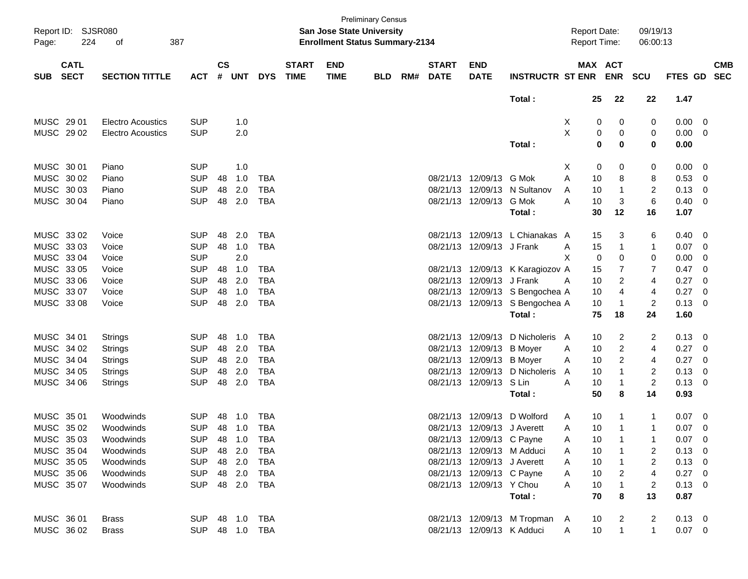Preliminary Census

Report ID: SJSR080
Page: 224 of 387

**San Jose State University**
**Enrollment Status Summary-2134**

Report Date: 09/19/13
Report Time: 06:00:13

| SUB | CATL SECT | SECTION TITTLE | ACT | CS # | UNT | DYS | START TIME | END TIME | BLD | RM# | START DATE | END DATE | INSTRUCTR | ST | MAX ENR | ACT ENR | SCU | FTES | GD | CMB SEC |
|---|---|---|---|---|---|---|---|---|---|---|---|---|---|---|---|---|---|---|---|---|
| | | | | | | | | | | | | | Total : | | 25 | 22 | 22 | 1.47 | | |
| MUSC | 29 01 | Electro Acoustics | SUP | | 1.0 | | | | | | | | | X | 0 | 0 | 0 | 0.00 | 0 | |
| MUSC | 29 02 | Electro Acoustics | SUP | | 2.0 | | | | | | | | | X | 0 | 0 | 0 | 0.00 | 0 | |
| | | | | | | | | | | | | | Total : | | 0 | 0 | 0 | 0.00 | | |
| MUSC | 30 01 | Piano | SUP | | 1.0 | | | | | | | | | X | 0 | 0 | 0 | 0.00 | 0 | |
| MUSC | 30 02 | Piano | SUP | 48 | 1.0 | TBA | | | | | 08/21/13 | 12/09/13 | G Mok | A | 10 | 8 | 8 | 0.53 | 0 | |
| MUSC | 30 03 | Piano | SUP | 48 | 2.0 | TBA | | | | | 08/21/13 | 12/09/13 | N Sultanov | A | 10 | 1 | 2 | 0.13 | 0 | |
| MUSC | 30 04 | Piano | SUP | 48 | 2.0 | TBA | | | | | 08/21/13 | 12/09/13 | G Mok | A | 10 | 3 | 6 | 0.40 | 0 | |
| | | | | | | | | | | | | | Total : | | 30 | 12 | 16 | 1.07 | | |
| MUSC | 33 02 | Voice | SUP | 48 | 2.0 | TBA | | | | | 08/21/13 | 12/09/13 | L Chianakas | A | 15 | 3 | 6 | 0.40 | 0 | |
| MUSC | 33 03 | Voice | SUP | 48 | 1.0 | TBA | | | | | 08/21/13 | 12/09/13 | J Frank | A | 15 | 1 | 1 | 0.07 | 0 | |
| MUSC | 33 04 | Voice | SUP | | 2.0 | | | | | | | | | X | 0 | 0 | 0 | 0.00 | 0 | |
| MUSC | 33 05 | Voice | SUP | 48 | 1.0 | TBA | | | | | 08/21/13 | 12/09/13 | K Karagiozov | A | 15 | 7 | 7 | 0.47 | 0 | |
| MUSC | 33 06 | Voice | SUP | 48 | 2.0 | TBA | | | | | 08/21/13 | 12/09/13 | J Frank | A | 10 | 2 | 4 | 0.27 | 0 | |
| MUSC | 33 07 | Voice | SUP | 48 | 1.0 | TBA | | | | | 08/21/13 | 12/09/13 | S Bengochea | A | 10 | 4 | 4 | 0.27 | 0 | |
| MUSC | 33 08 | Voice | SUP | 48 | 2.0 | TBA | | | | | 08/21/13 | 12/09/13 | S Bengochea | A | 10 | 1 | 2 | 0.13 | 0 | |
| | | | | | | | | | | | | | Total : | | 75 | 18 | 24 | 1.60 | | |
| MUSC | 34 01 | Strings | SUP | 48 | 1.0 | TBA | | | | | 08/21/13 | 12/09/13 | D Nicholeris | A | 10 | 2 | 2 | 0.13 | 0 | |
| MUSC | 34 02 | Strings | SUP | 48 | 2.0 | TBA | | | | | 08/21/13 | 12/09/13 | B Moyer | A | 10 | 2 | 4 | 0.27 | 0 | |
| MUSC | 34 04 | Strings | SUP | 48 | 2.0 | TBA | | | | | 08/21/13 | 12/09/13 | B Moyer | A | 10 | 2 | 4 | 0.27 | 0 | |
| MUSC | 34 05 | Strings | SUP | 48 | 2.0 | TBA | | | | | 08/21/13 | 12/09/13 | D Nicholeris | A | 10 | 1 | 2 | 0.13 | 0 | |
| MUSC | 34 06 | Strings | SUP | 48 | 2.0 | TBA | | | | | 08/21/13 | 12/09/13 | S Lin | A | 10 | 1 | 2 | 0.13 | 0 | |
| | | | | | | | | | | | | | Total : | | 50 | 8 | 14 | 0.93 | | |
| MUSC | 35 01 | Woodwinds | SUP | 48 | 1.0 | TBA | | | | | 08/21/13 | 12/09/13 | D Wolford | A | 10 | 1 | 1 | 0.07 | 0 | |
| MUSC | 35 02 | Woodwinds | SUP | 48 | 1.0 | TBA | | | | | 08/21/13 | 12/09/13 | J Averett | A | 10 | 1 | 1 | 0.07 | 0 | |
| MUSC | 35 03 | Woodwinds | SUP | 48 | 1.0 | TBA | | | | | 08/21/13 | 12/09/13 | C Payne | A | 10 | 1 | 1 | 0.07 | 0 | |
| MUSC | 35 04 | Woodwinds | SUP | 48 | 2.0 | TBA | | | | | 08/21/13 | 12/09/13 | M Adduci | A | 10 | 1 | 2 | 0.13 | 0 | |
| MUSC | 35 05 | Woodwinds | SUP | 48 | 2.0 | TBA | | | | | 08/21/13 | 12/09/13 | J Averett | A | 10 | 1 | 2 | 0.13 | 0 | |
| MUSC | 35 06 | Woodwinds | SUP | 48 | 2.0 | TBA | | | | | 08/21/13 | 12/09/13 | C Payne | A | 10 | 2 | 4 | 0.27 | 0 | |
| MUSC | 35 07 | Woodwinds | SUP | 48 | 2.0 | TBA | | | | | 08/21/13 | 12/09/13 | Y Chou | A | 10 | 1 | 2 | 0.13 | 0 | |
| | | | | | | | | | | | | | Total : | | 70 | 8 | 13 | 0.87 | | |
| MUSC | 36 01 | Brass | SUP | 48 | 1.0 | TBA | | | | | 08/21/13 | 12/09/13 | M Tropman | A | 10 | 2 | 2 | 0.13 | 0 | |
| MUSC | 36 02 | Brass | SUP | 48 | 1.0 | TBA | | | | | 08/21/13 | 12/09/13 | K Adduci | A | 10 | 1 | 1 | 0.07 | 0 | |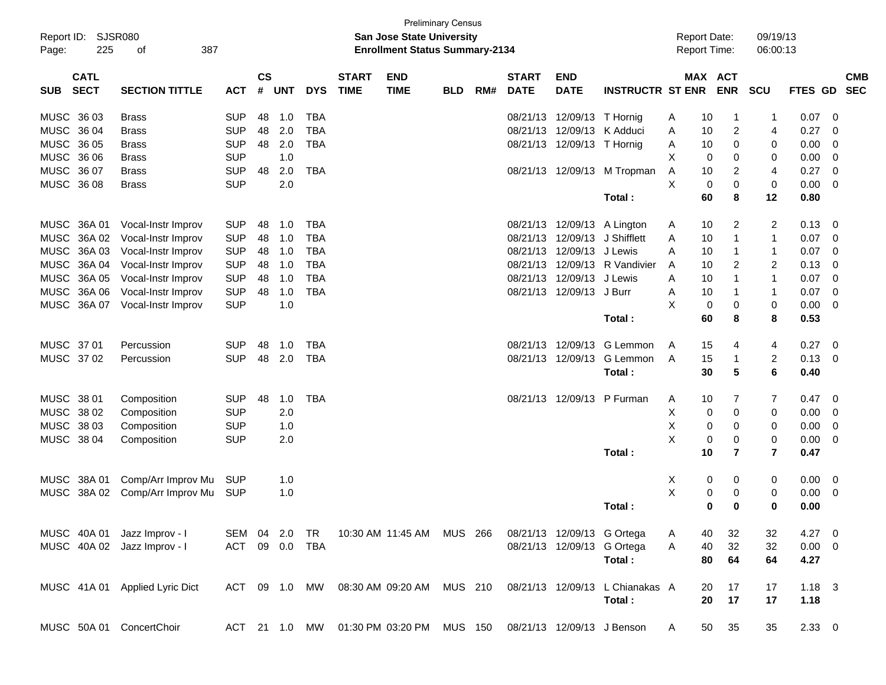Preliminary Census

**San Jose State University**

**Enrollment Status Summary-2134**

Report ID: SJSR080
Report Date: 09/19/13
Report Time: 06:00:13

| SUB | CATL SECT | SECTION TITTLE | ACT | CS # | UNT | DYS | START TIME | END TIME | BLD | RM# | START DATE | END DATE | INSTRUCTR | ST | MAX ENR | ACT ENR | SCU | FTES | GD | CMB SEC |
|---|---|---|---|---|---|---|---|---|---|---|---|---|---|---|---|---|---|---|---|---|
| MUSC | 36 03 | Brass | SUP | 48 | 1.0 | TBA | | | | | 08/21/13 | 12/09/13 | T Hornig | A | 10 | 1 | 1 | 0.07 | 0 | |
| MUSC | 36 04 | Brass | SUP | 48 | 2.0 | TBA | | | | | 08/21/13 | 12/09/13 | K Adduci | A | 10 | 2 | 4 | 0.27 | 0 | |
| MUSC | 36 05 | Brass | SUP | 48 | 2.0 | TBA | | | | | 08/21/13 | 12/09/13 | T Hornig | A | 10 | 0 | 0 | 0.00 | 0 | |
| MUSC | 36 06 | Brass | SUP | | 1.0 | | | | | | | | | X | 0 | 0 | 0 | 0.00 | 0 | |
| MUSC | 36 07 | Brass | SUP | 48 | 2.0 | TBA | | | | | 08/21/13 | 12/09/13 | M Tropman | A | 10 | 2 | 4 | 0.27 | 0 | |
| MUSC | 36 08 | Brass | SUP | | 2.0 | | | | | | | | | X | 0 | 0 | 0 | 0.00 | 0 | |
| | | | | | | | | | | | | | **Total :** | | **60** | **8** | **12** | **0.80** | | |
| MUSC | 36A 01 | Vocal-Instr Improv | SUP | 48 | 1.0 | TBA | | | | | 08/21/13 | 12/09/13 | A Lington | A | 10 | 2 | 2 | 0.13 | 0 | |
| MUSC | 36A 02 | Vocal-Instr Improv | SUP | 48 | 1.0 | TBA | | | | | 08/21/13 | 12/09/13 | J Shifflett | A | 10 | 1 | 1 | 0.07 | 0 | |
| MUSC | 36A 03 | Vocal-Instr Improv | SUP | 48 | 1.0 | TBA | | | | | 08/21/13 | 12/09/13 | J Lewis | A | 10 | 1 | 1 | 0.07 | 0 | |
| MUSC | 36A 04 | Vocal-Instr Improv | SUP | 48 | 1.0 | TBA | | | | | 08/21/13 | 12/09/13 | R Vandivier | A | 10 | 2 | 2 | 0.13 | 0 | |
| MUSC | 36A 05 | Vocal-Instr Improv | SUP | 48 | 1.0 | TBA | | | | | 08/21/13 | 12/09/13 | J Lewis | A | 10 | 1 | 1 | 0.07 | 0 | |
| MUSC | 36A 06 | Vocal-Instr Improv | SUP | 48 | 1.0 | TBA | | | | | 08/21/13 | 12/09/13 | J Burr | A | 10 | 1 | 1 | 0.07 | 0 | |
| MUSC | 36A 07 | Vocal-Instr Improv | SUP | | 1.0 | | | | | | | | | X | 0 | 0 | 0 | 0.00 | 0 | |
| | | | | | | | | | | | | | **Total :** | | **60** | **8** | **8** | **0.53** | | |
| MUSC | 37 01 | Percussion | SUP | 48 | 1.0 | TBA | | | | | 08/21/13 | 12/09/13 | G Lemmon | A | 15 | 4 | 4 | 0.27 | 0 | |
| MUSC | 37 02 | Percussion | SUP | 48 | 2.0 | TBA | | | | | 08/21/13 | 12/09/13 | G Lemmon | A | 15 | 1 | 2 | 0.13 | 0 | |
| | | | | | | | | | | | | | **Total :** | | **30** | **5** | **6** | **0.40** | | |
| MUSC | 38 01 | Composition | SUP | 48 | 1.0 | TBA | | | | | 08/21/13 | 12/09/13 | P Furman | A | 10 | 7 | 7 | 0.47 | 0 | |
| MUSC | 38 02 | Composition | SUP | | 2.0 | | | | | | | | | X | 0 | 0 | 0 | 0.00 | 0 | |
| MUSC | 38 03 | Composition | SUP | | 1.0 | | | | | | | | | X | 0 | 0 | 0 | 0.00 | 0 | |
| MUSC | 38 04 | Composition | SUP | | 2.0 | | | | | | | | | X | 0 | 0 | 0 | 0.00 | 0 | |
| | | | | | | | | | | | | | **Total :** | | **10** | **7** | **7** | **0.47** | | |
| MUSC | 38A 01 | Comp/Arr Improv Mu | SUP | | 1.0 | | | | | | | | | X | 0 | 0 | 0 | 0.00 | 0 | |
| MUSC | 38A 02 | Comp/Arr Improv Mu | SUP | | 1.0 | | | | | | | | | X | 0 | 0 | 0 | 0.00 | 0 | |
| | | | | | | | | | | | | | **Total :** | | **0** | **0** | **0** | **0.00** | | |
| MUSC | 40A 01 | Jazz Improv - I | SEM | 04 | 2.0 | TR | 10:30 AM | 11:45 AM | MUS | 266 | 08/21/13 | 12/09/13 | G Ortega | A | 40 | 32 | 32 | 4.27 | 0 | |
| MUSC | 40A 02 | Jazz Improv - I | ACT | 09 | 0.0 | TBA | | | | | 08/21/13 | 12/09/13 | G Ortega | A | 40 | 32 | 32 | 0.00 | 0 | |
| | | | | | | | | | | | | | **Total :** | | **80** | **64** | **64** | **4.27** | | |
| MUSC | 41A 01 | Applied Lyric Dict | ACT | 09 | 1.0 | MW | 08:30 AM | 09:20 AM | MUS | 210 | 08/21/13 | 12/09/13 | L Chianakas | A | 20 | 17 | 17 | 1.18 | 3 | |
| | | | | | | | | | | | | | **Total :** | | **20** | **17** | **17** | **1.18** | | |
| MUSC | 50A 01 | ConcertChoir | ACT | 21 | 1.0 | MW | 01:30 PM | 03:20 PM | MUS | 150 | 08/21/13 | 12/09/13 | J Benson | A | 50 | 35 | 35 | 2.33 | 0 | |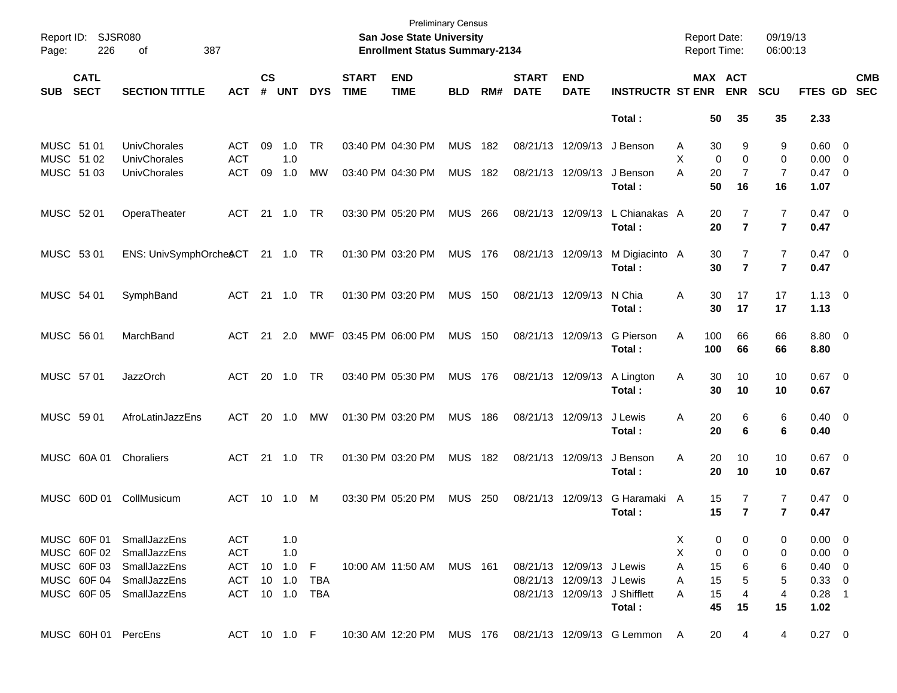Preliminary Census
**San Jose State University**
**Enrollment Status Summary-2134**

Report ID: SJSR080
Report Date: 09/19/13
Report Time: 06:00:13

| SUB | CATL SECT | SECTION TITTLE | ACT | CS # | UNT | DYS | START TIME | END TIME | BLD | RM# | START DATE | END DATE | INSTRUCTR | ST | MAX ENR | ACT ENR | SCU | FTES | GD | CMB SEC |
|---|---|---|---|---|---|---|---|---|---|---|---|---|---|---|---|---|---|---|---|---|
| | | | | | | | | | | | | | **Total :** | | **50** | **35** | **35** | **2.33** | | |
| MUSC | 51 01 | UnivChorales | ACT | 09 | 1.0 | TR | 03:40 PM | 04:30 PM | MUS | 182 | 08/21/13 | 12/09/13 | J Benson | A | 30 | 9 | 9 | 0.60 | 0 | |
| MUSC | 51 02 | UnivChorales | ACT | | 1.0 | | | | | | | | | X | 0 | 0 | 0 | 0.00 | 0 | |
| MUSC | 51 03 | UnivChorales | ACT | 09 | 1.0 | MW | 03:40 PM | 04:30 PM | MUS | 182 | 08/21/13 | 12/09/13 | J Benson | A | 20 | 7 | 7 | 0.47 | 0 | |
| | | | | | | | | | | | | | **Total :** | | **50** | **16** | **16** | **1.07** | | |
| MUSC | 52 01 | OperaTheater | ACT | 21 | 1.0 | TR | 03:30 PM | 05:20 PM | MUS | 266 | 08/21/13 | 12/09/13 | L Chianakas | A | 20 | 7 | 7 | 0.47 | 0 | |
| | | | | | | | | | | | | | **Total :** | | **20** | **7** | **7** | **0.47** | | |
| MUSC | 53 01 | ENS: UnivSymphOrches | ACT | 21 | 1.0 | TR | 01:30 PM | 03:20 PM | MUS | 176 | 08/21/13 | 12/09/13 | M Digiacinto | A | 30 | 7 | 7 | 0.47 | 0 | |
| | | | | | | | | | | | | | **Total :** | | **30** | **7** | **7** | **0.47** | | |
| MUSC | 54 01 | SymphBand | ACT | 21 | 1.0 | TR | 01:30 PM | 03:20 PM | MUS | 150 | 08/21/13 | 12/09/13 | N Chia | A | 30 | 17 | 17 | 1.13 | 0 | |
| | | | | | | | | | | | | | **Total :** | | **30** | **17** | **17** | **1.13** | | |
| MUSC | 56 01 | MarchBand | ACT | 21 | 2.0 | MWF | 03:45 PM | 06:00 PM | MUS | 150 | 08/21/13 | 12/09/13 | G Pierson | A | 100 | 66 | 66 | 8.80 | 0 | |
| | | | | | | | | | | | | | **Total :** | | **100** | **66** | **66** | **8.80** | | |
| MUSC | 57 01 | JazzOrch | ACT | 20 | 1.0 | TR | 03:40 PM | 05:30 PM | MUS | 176 | 08/21/13 | 12/09/13 | A Lington | A | 30 | 10 | 10 | 0.67 | 0 | |
| | | | | | | | | | | | | | **Total :** | | **30** | **10** | **10** | **0.67** | | |
| MUSC | 59 01 | AfroLatinJazzEns | ACT | 20 | 1.0 | MW | 01:30 PM | 03:20 PM | MUS | 186 | 08/21/13 | 12/09/13 | J Lewis | A | 20 | 6 | 6 | 0.40 | 0 | |
| | | | | | | | | | | | | | **Total :** | | **20** | **6** | **6** | **0.40** | | |
| MUSC | 60A 01 | Choraliers | ACT | 21 | 1.0 | TR | 01:30 PM | 03:20 PM | MUS | 182 | 08/21/13 | 12/09/13 | J Benson | A | 20 | 10 | 10 | 0.67 | 0 | |
| | | | | | | | | | | | | | **Total :** | | **20** | **10** | **10** | **0.67** | | |
| MUSC | 60D 01 | CollMusicum | ACT | 10 | 1.0 | M | 03:30 PM | 05:20 PM | MUS | 250 | 08/21/13 | 12/09/13 | G Haramaki | A | 15 | 7 | 7 | 0.47 | 0 | |
| | | | | | | | | | | | | | **Total :** | | **15** | **7** | **7** | **0.47** | | |
| MUSC | 60F 01 | SmallJazzEns | ACT | | 1.0 | | | | | | | | | X | 0 | 0 | 0 | 0.00 | 0 | |
| MUSC | 60F 02 | SmallJazzEns | ACT | | 1.0 | | | | | | | | | X | 0 | 0 | 0 | 0.00 | 0 | |
| MUSC | 60F 03 | SmallJazzEns | ACT | 10 | 1.0 | F | 10:00 AM | 11:50 AM | MUS | 161 | 08/21/13 | 12/09/13 | J Lewis | A | 15 | 6 | 6 | 0.40 | 0 | |
| MUSC | 60F 04 | SmallJazzEns | ACT | 10 | 1.0 | TBA | | | | | 08/21/13 | 12/09/13 | J Lewis | A | 15 | 5 | 5 | 0.33 | 0 | |
| MUSC | 60F 05 | SmallJazzEns | ACT | 10 | 1.0 | TBA | | | | | 08/21/13 | 12/09/13 | J Shifflett | A | 15 | 4 | 4 | 0.28 | 1 | |
| | | | | | | | | | | | | | **Total :** | | **45** | **15** | **15** | **1.02** | | |
| MUSC | 60H 01 | PercEns | ACT | 10 | 1.0 | F | 10:30 AM | 12:20 PM | MUS | 176 | 08/21/13 | 12/09/13 | G Lemmon | A | 20 | 4 | 4 | 0.27 | 0 | |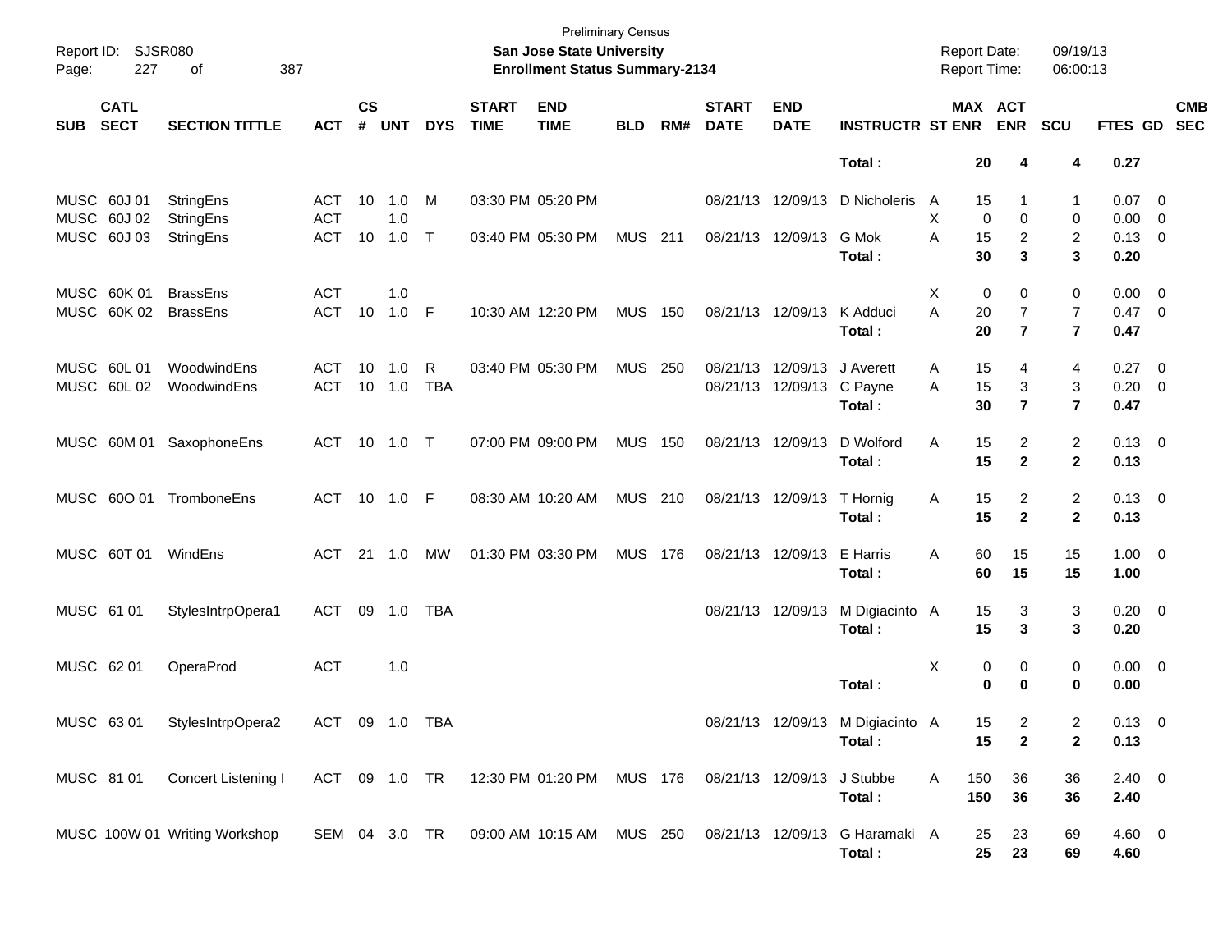Preliminary Census

**San Jose State University**

**Enrollment Status Summary-2134**

Report ID: SJSR080
Report Date: 09/19/13
Report Time: 06:00:13

| SUB | CATL SECT | SECTION TITTLE | ACT | CS # | UNT | DYS | START TIME | END TIME | BLD | RM# | START DATE | END DATE | INSTRUCTR | ST | MAX ENR | ACT ENR | SCU | FTES | GD | CMB SEC |
|---|---|---|---|---|---|---|---|---|---|---|---|---|---|---|---|---|---|---|---|---|
| | | | | | | | | | | | | | **Total :** | | **20** | **4** | **4** | **0.27** | | |
| MUSC | 60J 01 | StringEns | ACT | 10 | 1.0 | M | 03:30 PM | 05:20 PM | | | 08/21/13 | 12/09/13 | D Nicholeris | A | 15 | 1 | 1 | 0.07 | 0 | |
| MUSC | 60J 02 | StringEns | ACT | | 1.0 | | | | | | | | | X | 0 | 0 | 0 | 0.00 | 0 | |
| MUSC | 60J 03 | StringEns | ACT | 10 | 1.0 | T | 03:40 PM | 05:30 PM | MUS | 211 | 08/21/13 | 12/09/13 | G Mok | A | 15 | 2 | 2 | 0.13 | 0 | |
| | | | | | | | | | | | | | **Total :** | | **30** | **3** | **3** | **0.20** | | |
| MUSC | 60K 01 | BrassEns | ACT | | 1.0 | | | | | | | | | X | 0 | 0 | 0 | 0.00 | 0 | |
| MUSC | 60K 02 | BrassEns | ACT | 10 | 1.0 | F | 10:30 AM | 12:20 PM | MUS | 150 | 08/21/13 | 12/09/13 | K Adduci | A | 20 | 7 | 7 | 0.47 | 0 | |
| | | | | | | | | | | | | | **Total :** | | **20** | **7** | **7** | **0.47** | | |
| MUSC | 60L 01 | WoodwindEns | ACT | 10 | 1.0 | R | 03:40 PM | 05:30 PM | MUS | 250 | 08/21/13 | 12/09/13 | J Averett | A | 15 | 4 | 4 | 0.27 | 0 | |
| MUSC | 60L 02 | WoodwindEns | ACT | 10 | 1.0 | TBA | | | | | 08/21/13 | 12/09/13 | C Payne | A | 15 | 3 | 3 | 0.20 | 0 | |
| | | | | | | | | | | | | | **Total :** | | **30** | **7** | **7** | **0.47** | | |
| MUSC | 60M 01 | SaxophoneEns | ACT | 10 | 1.0 | T | 07:00 PM | 09:00 PM | MUS | 150 | 08/21/13 | 12/09/13 | D Wolford | A | 15 | 2 | 2 | 0.13 | 0 | |
| | | | | | | | | | | | | | **Total :** | | **15** | **2** | **2** | **0.13** | | |
| MUSC | 60O 01 | TromboneEns | ACT | 10 | 1.0 | F | 08:30 AM | 10:20 AM | MUS | 210 | 08/21/13 | 12/09/13 | T Hornig | A | 15 | 2 | 2 | 0.13 | 0 | |
| | | | | | | | | | | | | | **Total :** | | **15** | **2** | **2** | **0.13** | | |
| MUSC | 60T 01 | WindEns | ACT | 21 | 1.0 | MW | 01:30 PM | 03:30 PM | MUS | 176 | 08/21/13 | 12/09/13 | E Harris | A | 60 | 15 | 15 | 1.00 | 0 | |
| | | | | | | | | | | | | | **Total :** | | **60** | **15** | **15** | **1.00** | | |
| MUSC | 61 01 | StylesIntrpOpera1 | ACT | 09 | 1.0 | TBA | | | | | 08/21/13 | 12/09/13 | M Digiacinto | A | 15 | 3 | 3 | 0.20 | 0 | |
| | | | | | | | | | | | | | **Total :** | | **15** | **3** | **3** | **0.20** | | |
| MUSC | 62 01 | OperaProd | ACT | | 1.0 | | | | | | | | | X | 0 | 0 | 0 | 0.00 | 0 | |
| | | | | | | | | | | | | | **Total :** | | **0** | **0** | **0** | **0.00** | | |
| MUSC | 63 01 | StylesIntrpOpera2 | ACT | 09 | 1.0 | TBA | | | | | 08/21/13 | 12/09/13 | M Digiacinto | A | 15 | 2 | 2 | 0.13 | 0 | |
| | | | | | | | | | | | | | **Total :** | | **15** | **2** | **2** | **0.13** | | |
| MUSC | 81 01 | Concert Listening I | ACT | 09 | 1.0 | TR | 12:30 PM | 01:20 PM | MUS | 176 | 08/21/13 | 12/09/13 | J Stubbe | A | 150 | 36 | 36 | 2.40 | 0 | |
| | | | | | | | | | | | | | **Total :** | | **150** | **36** | **36** | **2.40** | | |
| MUSC | 100W 01 | Writing Workshop | SEM | 04 | 3.0 | TR | 09:00 AM | 10:15 AM | MUS | 250 | 08/21/13 | 12/09/13 | G Haramaki | A | 25 | 23 | 69 | 4.60 | 0 | |
| | | | | | | | | | | | | | **Total :** | | **25** | **23** | **69** | **4.60** | | |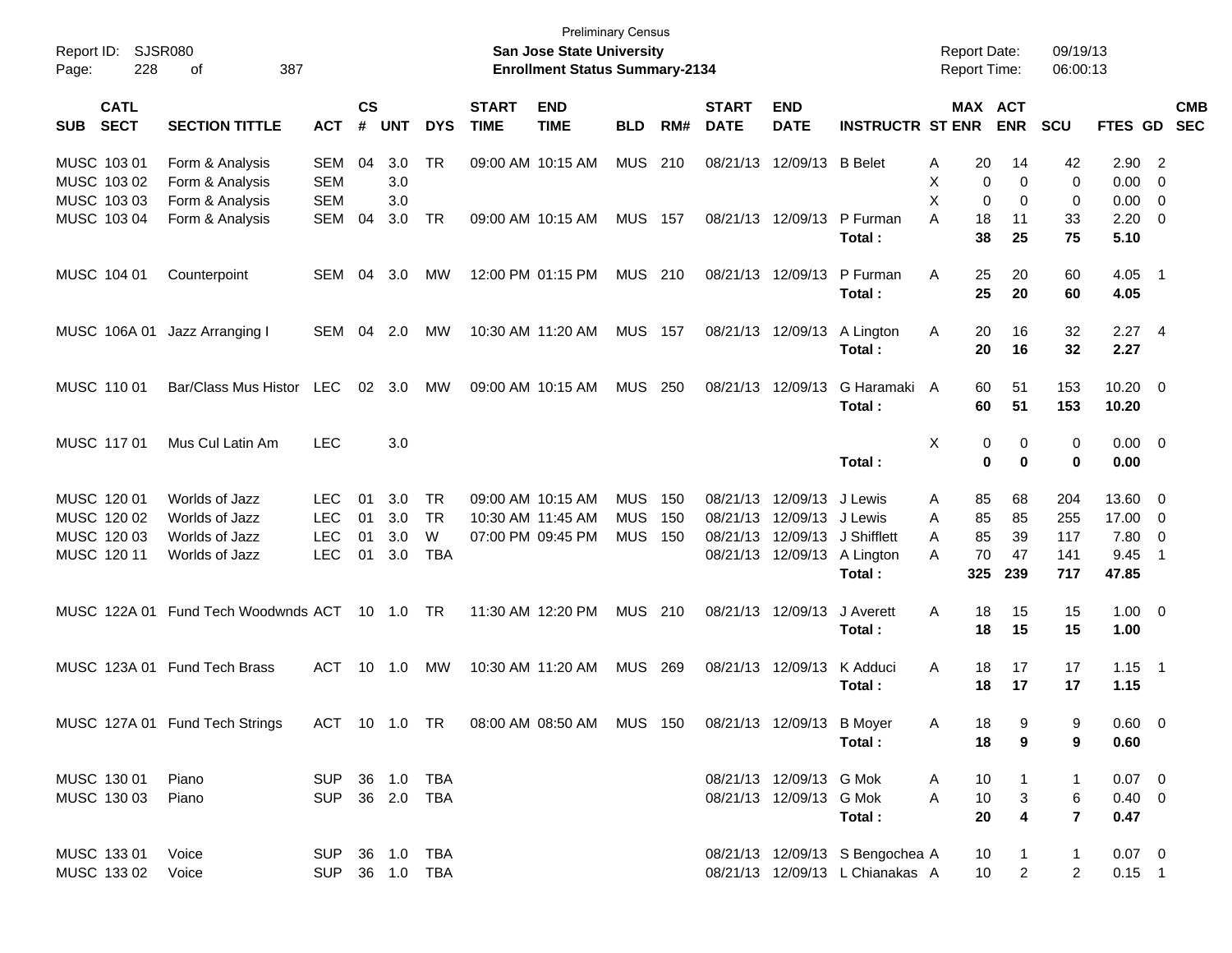Preliminary Census

**San Jose State University**

**Enrollment Status Summary-2134**

Report ID: SJSR080 | Report Date: 09/19/13 | Report Time: 06:00:13

| SUB | CATL SECT | SECTION TITTLE | ACT | CS # | UNT | DYS | START TIME | END TIME | BLD | RM# | START DATE | END DATE | INSTRUCTR | ST | MAX ENR | ACT ENR | SCU | FTES | GD | CMB SEC |
|---|---|---|---|---|---|---|---|---|---|---|---|---|---|---|---|---|---|---|---|---|
| MUSC | 103 01 | Form & Analysis | SEM | 04 | 3.0 | TR | 09:00 AM | 10:15 AM | MUS | 210 | 08/21/13 | 12/09/13 | B Belet | A | 20 | 14 | 42 | 2.90 | 2 | |
| MUSC | 103 02 | Form & Analysis | SEM | | 3.0 | | | | | | | | | X | 0 | 0 | 0 | 0.00 | 0 | |
| MUSC | 103 03 | Form & Analysis | SEM | | 3.0 | | | | | | | | | X | 0 | 0 | 0 | 0.00 | 0 | |
| MUSC | 103 04 | Form & Analysis | SEM | 04 | 3.0 | TR | 09:00 AM | 10:15 AM | MUS | 157 | 08/21/13 | 12/09/13 | P Furman | A | 18 | 11 | 33 | 2.20 | 0 | |
| | | | | | | | | | | | | | **Total :** | | **38** | **25** | **75** | **5.10** | | |
| MUSC | 104 01 | Counterpoint | SEM | 04 | 3.0 | MW | 12:00 PM | 01:15 PM | MUS | 210 | 08/21/13 | 12/09/13 | P Furman | A | 25 | 20 | 60 | 4.05 | 1 | |
| | | | | | | | | | | | | | **Total :** | | **25** | **20** | **60** | **4.05** | | |
| MUSC | 106A 01 | Jazz Arranging I | SEM | 04 | 2.0 | MW | 10:30 AM | 11:20 AM | MUS | 157 | 08/21/13 | 12/09/13 | A Lington | A | 20 | 16 | 32 | 2.27 | 4 | |
| | | | | | | | | | | | | | **Total :** | | **20** | **16** | **32** | **2.27** | | |
| MUSC | 110 01 | Bar/Class Mus Histor | LEC | 02 | 3.0 | MW | 09:00 AM | 10:15 AM | MUS | 250 | 08/21/13 | 12/09/13 | G Haramaki | A | 60 | 51 | 153 | 10.20 | 0 | |
| | | | | | | | | | | | | | **Total :** | | **60** | **51** | **153** | **10.20** | | |
| MUSC | 117 01 | Mus Cul Latin Am | LEC | | 3.0 | | | | | | | | | X | 0 | 0 | 0 | 0.00 | 0 | |
| | | | | | | | | | | | | | **Total :** | | **0** | **0** | **0** | **0.00** | | |
| MUSC | 120 01 | Worlds of Jazz | LEC | 01 | 3.0 | TR | 09:00 AM | 10:15 AM | MUS | 150 | 08/21/13 | 12/09/13 | J Lewis | A | 85 | 68 | 204 | 13.60 | 0 | |
| MUSC | 120 02 | Worlds of Jazz | LEC | 01 | 3.0 | TR | 10:30 AM | 11:45 AM | MUS | 150 | 08/21/13 | 12/09/13 | J Lewis | A | 85 | 85 | 255 | 17.00 | 0 | |
| MUSC | 120 03 | Worlds of Jazz | LEC | 01 | 3.0 | W | 07:00 PM | 09:45 PM | MUS | 150 | 08/21/13 | 12/09/13 | J Shifflett | A | 85 | 39 | 117 | 7.80 | 0 | |
| MUSC | 120 11 | Worlds of Jazz | LEC | 01 | 3.0 | TBA | | | | | 08/21/13 | 12/09/13 | A Lington | A | 70 | 47 | 141 | 9.45 | 1 | |
| | | | | | | | | | | | | | **Total :** | | **325** | **239** | **717** | **47.85** | | |
| MUSC | 122A 01 | Fund Tech Woodwnds | ACT | 10 | 1.0 | TR | 11:30 AM | 12:20 PM | MUS | 210 | 08/21/13 | 12/09/13 | J Averett | A | 18 | 15 | 15 | 1.00 | 0 | |
| | | | | | | | | | | | | | **Total :** | | **18** | **15** | **15** | **1.00** | | |
| MUSC | 123A 01 | Fund Tech Brass | ACT | 10 | 1.0 | MW | 10:30 AM | 11:20 AM | MUS | 269 | 08/21/13 | 12/09/13 | K Adduci | A | 18 | 17 | 17 | 1.15 | 1 | |
| | | | | | | | | | | | | | **Total :** | | **18** | **17** | **17** | **1.15** | | |
| MUSC | 127A 01 | Fund Tech Strings | ACT | 10 | 1.0 | TR | 08:00 AM | 08:50 AM | MUS | 150 | 08/21/13 | 12/09/13 | B Moyer | A | 18 | 9 | 9 | 0.60 | 0 | |
| | | | | | | | | | | | | | **Total :** | | **18** | **9** | **9** | **0.60** | | |
| MUSC | 130 01 | Piano | SUP | 36 | 1.0 | TBA | | | | | 08/21/13 | 12/09/13 | G Mok | A | 10 | 1 | 1 | 0.07 | 0 | |
| MUSC | 130 03 | Piano | SUP | 36 | 2.0 | TBA | | | | | 08/21/13 | 12/09/13 | G Mok | A | 10 | 3 | 6 | 0.40 | 0 | |
| | | | | | | | | | | | | | **Total :** | | **20** | **4** | **7** | **0.47** | | |
| MUSC | 133 01 | Voice | SUP | 36 | 1.0 | TBA | | | | | 08/21/13 | 12/09/13 | S Bengochea | A | 10 | 1 | 1 | 0.07 | 0 | |
| MUSC | 133 02 | Voice | SUP | 36 | 1.0 | TBA | | | | | 08/21/13 | 12/09/13 | L Chianakas | A | 10 | 2 | 2 | 0.15 | 1 | |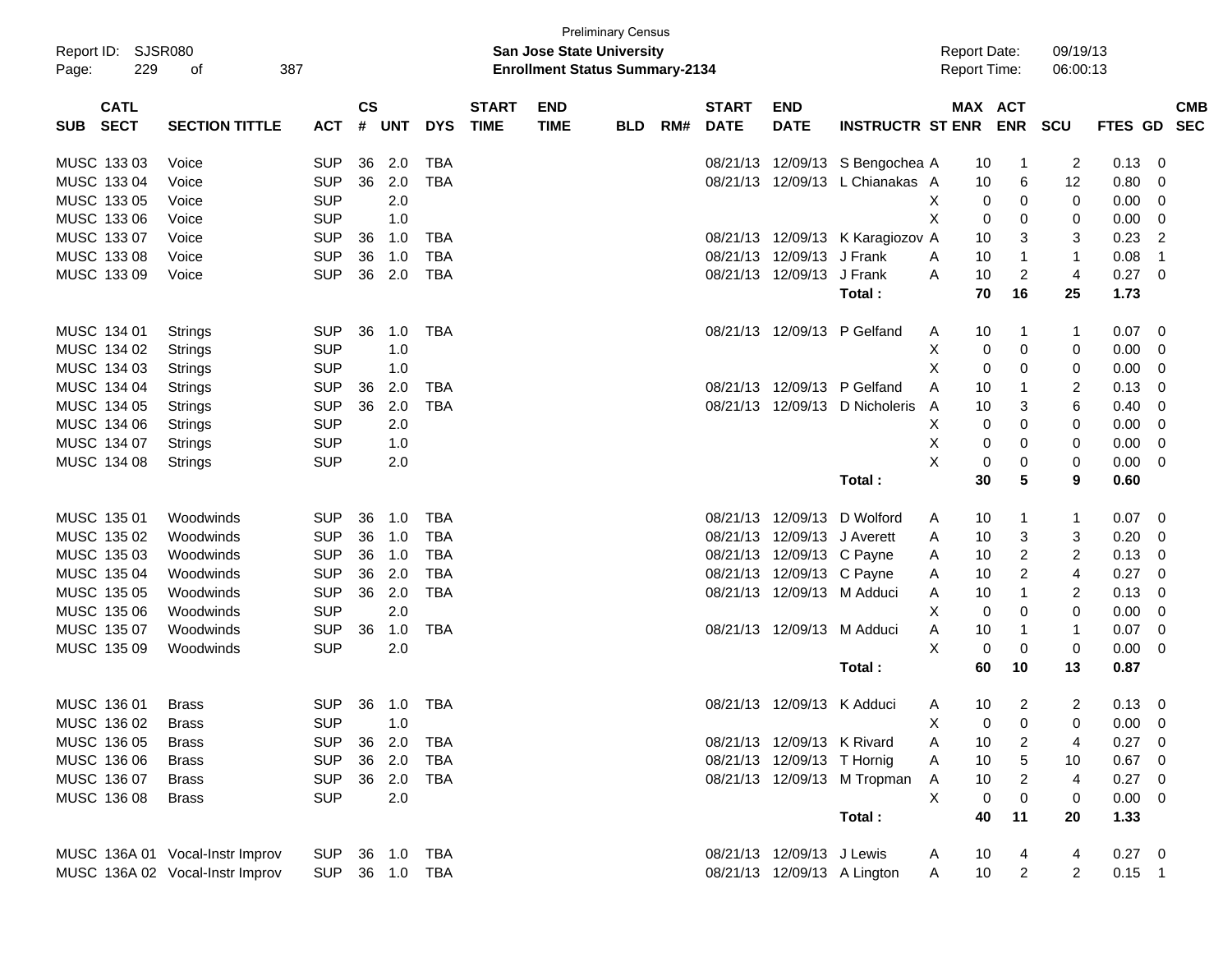Preliminary Census

**San Jose State University**

**Enrollment Status Summary-2134**

Report ID: SJSR080

Report Date: 09/19/13

Report Time: 06:00:13

| SUB | CATL SECT | SECTION TITTLE | ACT | CS # | UNT | DYS | START TIME | END TIME | BLD | RM# | START DATE | END DATE | INSTRUCTR | ST | MAX ENR | ACT ENR | SCU | FTES | GD | CMB SEC |
|---|---|---|---|---|---|---|---|---|---|---|---|---|---|---|---|---|---|---|---|---|
| MUSC | 133 03 | Voice | SUP | 36 | 2.0 | TBA | | | | | 08/21/13 | 12/09/13 | S Bengochea | A | 10 | 1 | 2 | 0.13 | 0 | |
| MUSC | 133 04 | Voice | SUP | 36 | 2.0 | TBA | | | | | 08/21/13 | 12/09/13 | L Chianakas | A | 10 | 6 | 12 | 0.80 | 0 | |
| MUSC | 133 05 | Voice | SUP | | 2.0 | | | | | | | | | X | 0 | 0 | 0 | 0.00 | 0 | |
| MUSC | 133 06 | Voice | SUP | | 1.0 | | | | | | | | | X | 0 | 0 | 0 | 0.00 | 0 | |
| MUSC | 133 07 | Voice | SUP | 36 | 1.0 | TBA | | | | | 08/21/13 | 12/09/13 | K Karagiozov | A | 10 | 3 | 3 | 0.23 | 2 | |
| MUSC | 133 08 | Voice | SUP | 36 | 1.0 | TBA | | | | | 08/21/13 | 12/09/13 | J Frank | A | 10 | 1 | 1 | 0.08 | 1 | |
| MUSC | 133 09 | Voice | SUP | 36 | 2.0 | TBA | | | | | 08/21/13 | 12/09/13 | J Frank | A | 10 | 2 | 4 | 0.27 | 0 | |
| | | | | | | | | | | | | | **Total :** | | **70** | **16** | **25** | **1.73** | | |
| MUSC | 134 01 | Strings | SUP | 36 | 1.0 | TBA | | | | | 08/21/13 | 12/09/13 | P Gelfand | A | 10 | 1 | 1 | 0.07 | 0 | |
| MUSC | 134 02 | Strings | SUP | | 1.0 | | | | | | | | | X | 0 | 0 | 0 | 0.00 | 0 | |
| MUSC | 134 03 | Strings | SUP | | 1.0 | | | | | | | | | X | 0 | 0 | 0 | 0.00 | 0 | |
| MUSC | 134 04 | Strings | SUP | 36 | 2.0 | TBA | | | | | 08/21/13 | 12/09/13 | P Gelfand | A | 10 | 1 | 2 | 0.13 | 0 | |
| MUSC | 134 05 | Strings | SUP | 36 | 2.0 | TBA | | | | | 08/21/13 | 12/09/13 | D Nicholeris | A | 10 | 3 | 6 | 0.40 | 0 | |
| MUSC | 134 06 | Strings | SUP | | 2.0 | | | | | | | | | X | 0 | 0 | 0 | 0.00 | 0 | |
| MUSC | 134 07 | Strings | SUP | | 1.0 | | | | | | | | | X | 0 | 0 | 0 | 0.00 | 0 | |
| MUSC | 134 08 | Strings | SUP | | 2.0 | | | | | | | | | X | 0 | 0 | 0 | 0.00 | 0 | |
| | | | | | | | | | | | | | **Total :** | | **30** | **5** | **9** | **0.60** | | |
| MUSC | 135 01 | Woodwinds | SUP | 36 | 1.0 | TBA | | | | | 08/21/13 | 12/09/13 | D Wolford | A | 10 | 1 | 1 | 0.07 | 0 | |
| MUSC | 135 02 | Woodwinds | SUP | 36 | 1.0 | TBA | | | | | 08/21/13 | 12/09/13 | J Averett | A | 10 | 3 | 3 | 0.20 | 0 | |
| MUSC | 135 03 | Woodwinds | SUP | 36 | 1.0 | TBA | | | | | 08/21/13 | 12/09/13 | C Payne | A | 10 | 2 | 2 | 0.13 | 0 | |
| MUSC | 135 04 | Woodwinds | SUP | 36 | 2.0 | TBA | | | | | 08/21/13 | 12/09/13 | C Payne | A | 10 | 2 | 4 | 0.27 | 0 | |
| MUSC | 135 05 | Woodwinds | SUP | 36 | 2.0 | TBA | | | | | 08/21/13 | 12/09/13 | M Adduci | A | 10 | 1 | 2 | 0.13 | 0 | |
| MUSC | 135 06 | Woodwinds | SUP | | 2.0 | | | | | | | | | X | 0 | 0 | 0 | 0.00 | 0 | |
| MUSC | 135 07 | Woodwinds | SUP | 36 | 1.0 | TBA | | | | | 08/21/13 | 12/09/13 | M Adduci | A | 10 | 1 | 1 | 0.07 | 0 | |
| MUSC | 135 09 | Woodwinds | SUP | | 2.0 | | | | | | | | | X | 0 | 0 | 0 | 0.00 | 0 | |
| | | | | | | | | | | | | | **Total :** | | **60** | **10** | **13** | **0.87** | | |
| MUSC | 136 01 | Brass | SUP | 36 | 1.0 | TBA | | | | | 08/21/13 | 12/09/13 | K Adduci | A | 10 | 2 | 2 | 0.13 | 0 | |
| MUSC | 136 02 | Brass | SUP | | 1.0 | | | | | | | | | X | 0 | 0 | 0 | 0.00 | 0 | |
| MUSC | 136 05 | Brass | SUP | 36 | 2.0 | TBA | | | | | 08/21/13 | 12/09/13 | K Rivard | A | 10 | 2 | 4 | 0.27 | 0 | |
| MUSC | 136 06 | Brass | SUP | 36 | 2.0 | TBA | | | | | 08/21/13 | 12/09/13 | T Hornig | A | 10 | 5 | 10 | 0.67 | 0 | |
| MUSC | 136 07 | Brass | SUP | 36 | 2.0 | TBA | | | | | 08/21/13 | 12/09/13 | M Tropman | A | 10 | 2 | 4 | 0.27 | 0 | |
| MUSC | 136 08 | Brass | SUP | | 2.0 | | | | | | | | | X | 0 | 0 | 0 | 0.00 | 0 | |
| | | | | | | | | | | | | | **Total :** | | **40** | **11** | **20** | **1.33** | | |
| MUSC | 136A 01 | Vocal-Instr Improv | SUP | 36 | 1.0 | TBA | | | | | 08/21/13 | 12/09/13 | J Lewis | A | 10 | 4 | 4 | 0.27 | 0 | |
| MUSC | 136A 02 | Vocal-Instr Improv | SUP | 36 | 1.0 | TBA | | | | | 08/21/13 | 12/09/13 | A Lington | A | 10 | 2 | 2 | 0.15 | 1 | |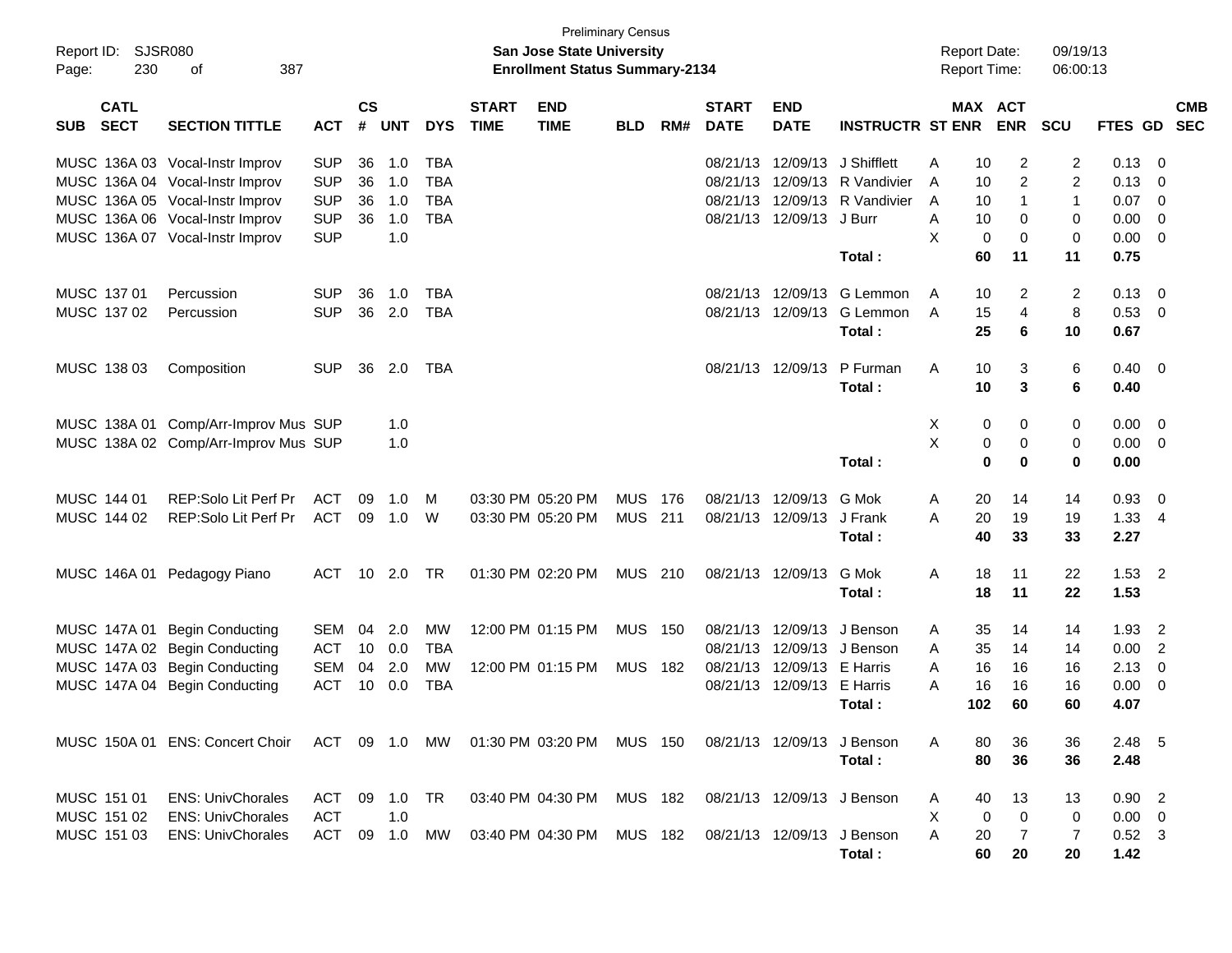Preliminary Census

**San Jose State University**

**Enrollment Status Summary-2134**

Report ID: SJSR080

Report Date: 09/19/13

Report Time: 06:00:13

| SUB | CATL SECT | SECTION TITTLE | ACT | CS # | UNT | DYS | START TIME | END TIME | BLD | RM# | START DATE | END DATE | INSTRUCTR | ST | MAX ENR | ACT ENR | SCU | FTES | GD | CMB SEC |
|---|---|---|---|---|---|---|---|---|---|---|---|---|---|---|---|---|---|---|---|---|
| MUSC | 136A 03 | Vocal-Instr Improv | SUP | 36 | 1.0 | TBA | | | | | 08/21/13 | 12/09/13 | J Shifflett | A | 10 | 2 | 2 | 0.13 | 0 | |
| MUSC | 136A 04 | Vocal-Instr Improv | SUP | 36 | 1.0 | TBA | | | | | 08/21/13 | 12/09/13 | R Vandivier | A | 10 | 2 | 2 | 0.13 | 0 | |
| MUSC | 136A 05 | Vocal-Instr Improv | SUP | 36 | 1.0 | TBA | | | | | 08/21/13 | 12/09/13 | R Vandivier | A | 10 | 1 | 1 | 0.07 | 0 | |
| MUSC | 136A 06 | Vocal-Instr Improv | SUP | 36 | 1.0 | TBA | | | | | 08/21/13 | 12/09/13 | J Burr | A | 10 | 0 | 0 | 0.00 | 0 | |
| MUSC | 136A 07 | Vocal-Instr Improv | SUP | | 1.0 | | | | | | | | | X | 0 | 0 | 0 | 0.00 | 0 | |
| | | | | | | | | | | | | | **Total :** | | **60** | **11** | **11** | **0.75** | | |
| MUSC | 137 01 | Percussion | SUP | 36 | 1.0 | TBA | | | | | 08/21/13 | 12/09/13 | G Lemmon | A | 10 | 2 | 2 | 0.13 | 0 | |
| MUSC | 137 02 | Percussion | SUP | 36 | 2.0 | TBA | | | | | 08/21/13 | 12/09/13 | G Lemmon | A | 15 | 4 | 8 | 0.53 | 0 | |
| | | | | | | | | | | | | | **Total :** | | **25** | **6** | **10** | **0.67** | | |
| MUSC | 138 03 | Composition | SUP | 36 | 2.0 | TBA | | | | | 08/21/13 | 12/09/13 | P Furman | A | 10 | 3 | 6 | 0.40 | 0 | |
| | | | | | | | | | | | | | **Total :** | | **10** | **3** | **6** | **0.40** | | |
| MUSC | 138A 01 | Comp/Arr-Improv Mus | SUP | | 1.0 | | | | | | | | | X | 0 | 0 | 0 | 0.00 | 0 | |
| MUSC | 138A 02 | Comp/Arr-Improv Mus | SUP | | 1.0 | | | | | | | | | X | 0 | 0 | 0 | 0.00 | 0 | |
| | | | | | | | | | | | | | **Total :** | | **0** | **0** | **0** | **0.00** | | |
| MUSC | 144 01 | REP:Solo Lit Perf Pr | ACT | 09 | 1.0 | M | 03:30 PM | 05:20 PM | MUS | 176 | 08/21/13 | 12/09/13 | G Mok | A | 20 | 14 | 14 | 0.93 | 0 | |
| MUSC | 144 02 | REP:Solo Lit Perf Pr | ACT | 09 | 1.0 | W | 03:30 PM | 05:20 PM | MUS | 211 | 08/21/13 | 12/09/13 | J Frank | A | 20 | 19 | 19 | 1.33 | 4 | |
| | | | | | | | | | | | | | **Total :** | | **40** | **33** | **33** | **2.27** | | |
| MUSC | 146A 01 | Pedagogy Piano | ACT | 10 | 2.0 | TR | 01:30 PM | 02:20 PM | MUS | 210 | 08/21/13 | 12/09/13 | G Mok | A | 18 | 11 | 22 | 1.53 | 2 | |
| | | | | | | | | | | | | | **Total :** | | **18** | **11** | **22** | **1.53** | | |
| MUSC | 147A 01 | Begin Conducting | SEM | 04 | 2.0 | MW | 12:00 PM | 01:15 PM | MUS | 150 | 08/21/13 | 12/09/13 | J Benson | A | 35 | 14 | 14 | 1.93 | 2 | |
| MUSC | 147A 02 | Begin Conducting | ACT | 10 | 0.0 | TBA | | | | | 08/21/13 | 12/09/13 | J Benson | A | 35 | 14 | 14 | 0.00 | 2 | |
| MUSC | 147A 03 | Begin Conducting | SEM | 04 | 2.0 | MW | 12:00 PM | 01:15 PM | MUS | 182 | 08/21/13 | 12/09/13 | E Harris | A | 16 | 16 | 16 | 2.13 | 0 | |
| MUSC | 147A 04 | Begin Conducting | ACT | 10 | 0.0 | TBA | | | | | 08/21/13 | 12/09/13 | E Harris | A | 16 | 16 | 16 | 0.00 | 0 | |
| | | | | | | | | | | | | | **Total :** | | **102** | **60** | **60** | **4.07** | | |
| MUSC | 150A 01 | ENS: Concert Choir | ACT | 09 | 1.0 | MW | 01:30 PM | 03:20 PM | MUS | 150 | 08/21/13 | 12/09/13 | J Benson | A | 80 | 36 | 36 | 2.48 | 5 | |
| | | | | | | | | | | | | | **Total :** | | **80** | **36** | **36** | **2.48** | | |
| MUSC | 151 01 | ENS: UnivChorales | ACT | 09 | 1.0 | TR | 03:40 PM | 04:30 PM | MUS | 182 | 08/21/13 | 12/09/13 | J Benson | A | 40 | 13 | 13 | 0.90 | 2 | |
| MUSC | 151 02 | ENS: UnivChorales | ACT | | 1.0 | | | | | | | | | X | 0 | 0 | 0 | 0.00 | 0 | |
| MUSC | 151 03 | ENS: UnivChorales | ACT | 09 | 1.0 | MW | 03:40 PM | 04:30 PM | MUS | 182 | 08/21/13 | 12/09/13 | J Benson | A | 20 | 7 | 7 | 0.52 | 3 | |
| | | | | | | | | | | | | | **Total :** | | **60** | **20** | **20** | **1.42** | | |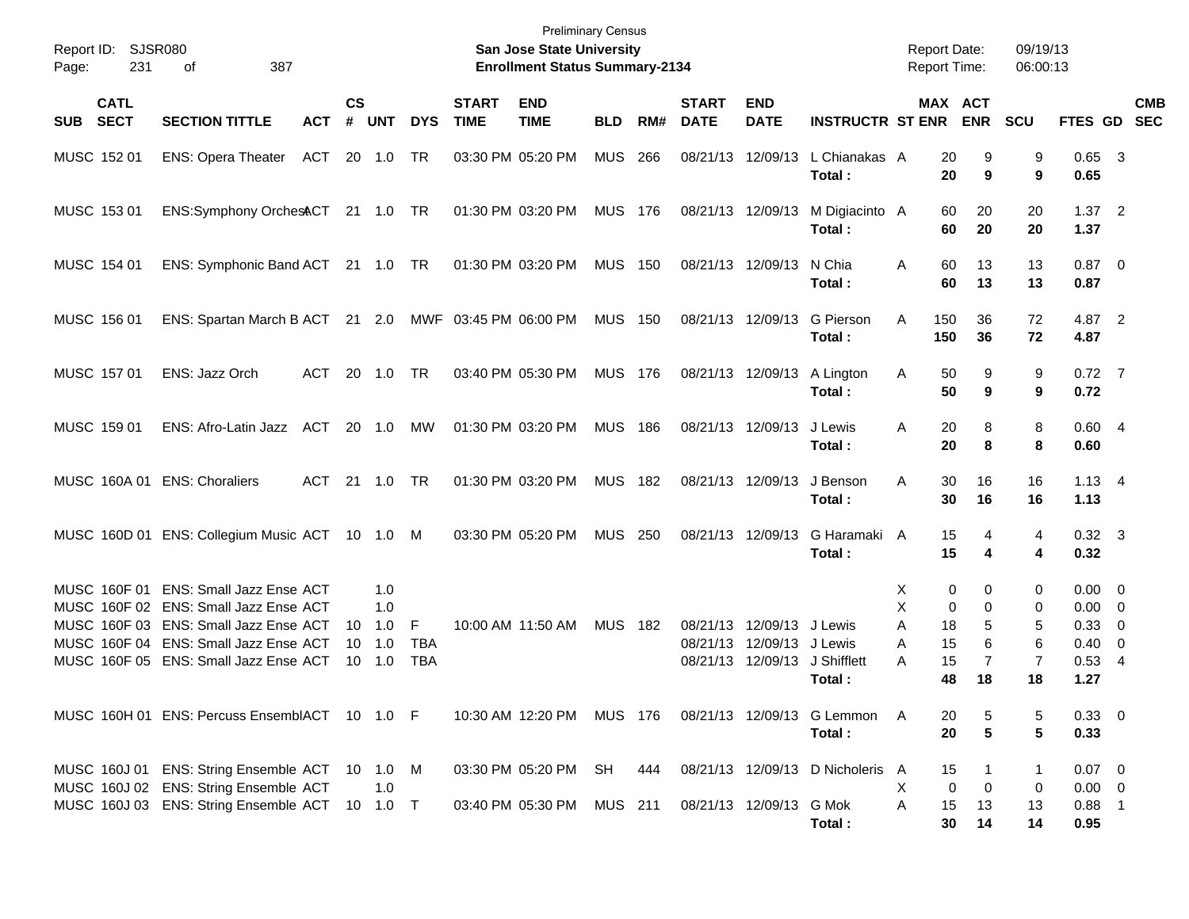Preliminary Census

**San Jose State University**

**Enrollment Status Summary-2134**

Report ID: SJSR080
Report Date: 09/19/13
Report Time: 06:00:13

| SUB | CATL SECT | SECTION TITTLE | ACT | CS # | UNT | DYS | START TIME | END TIME | BLD | RM# | START DATE | END DATE | INSTRUCTR | ST | MAX ENR | ACT ENR | SCU | FTES | GD | CMB SEC |
|---|---|---|---|---|---|---|---|---|---|---|---|---|---|---|---|---|---|---|---|---|
| MUSC | 152 01 | ENS: Opera Theater | ACT | 20 | 1.0 | TR | 03:30 PM | 05:20 PM | MUS | 266 | 08/21/13 | 12/09/13 | L Chianakas | A | 20 | 9 | 9 | 0.65 | 3 | |
| | | | | | | | | | | | | | **Total :** | | **20** | **9** | **9** | **0.65** | | |
| MUSC | 153 01 | ENS:Symphony Orchest | ACT | 21 | 1.0 | TR | 01:30 PM | 03:20 PM | MUS | 176 | 08/21/13 | 12/09/13 | M Digiacinto | A | 60 | 20 | 20 | 1.37 | 2 | |
| | | | | | | | | | | | | | **Total :** | | **60** | **20** | **20** | **1.37** | | |
| MUSC | 154 01 | ENS: Symphonic Band | ACT | 21 | 1.0 | TR | 01:30 PM | 03:20 PM | MUS | 150 | 08/21/13 | 12/09/13 | N Chia | A | 60 | 13 | 13 | 0.87 | 0 | |
| | | | | | | | | | | | | | **Total :** | | **60** | **13** | **13** | **0.87** | | |
| MUSC | 156 01 | ENS: Spartan March B | ACT | 21 | 2.0 | MWF | 03:45 PM | 06:00 PM | MUS | 150 | 08/21/13 | 12/09/13 | G Pierson | A | 150 | 36 | 72 | 4.87 | 2 | |
| | | | | | | | | | | | | | **Total :** | | **150** | **36** | **72** | **4.87** | | |
| MUSC | 157 01 | ENS: Jazz Orch | ACT | 20 | 1.0 | TR | 03:40 PM | 05:30 PM | MUS | 176 | 08/21/13 | 12/09/13 | A Lington | A | 50 | 9 | 9 | 0.72 | 7 | |
| | | | | | | | | | | | | | **Total :** | | **50** | **9** | **9** | **0.72** | | |
| MUSC | 159 01 | ENS: Afro-Latin Jazz | ACT | 20 | 1.0 | MW | 01:30 PM | 03:20 PM | MUS | 186 | 08/21/13 | 12/09/13 | J Lewis | A | 20 | 8 | 8 | 0.60 | 4 | |
| | | | | | | | | | | | | | **Total :** | | **20** | **8** | **8** | **0.60** | | |
| MUSC | 160A 01 | ENS: Choraliers | ACT | 21 | 1.0 | TR | 01:30 PM | 03:20 PM | MUS | 182 | 08/21/13 | 12/09/13 | J Benson | A | 30 | 16 | 16 | 1.13 | 4 | |
| | | | | | | | | | | | | | **Total :** | | **30** | **16** | **16** | **1.13** | | |
| MUSC | 160D 01 | ENS: Collegium Music | ACT | 10 | 1.0 | M | 03:30 PM | 05:20 PM | MUS | 250 | 08/21/13 | 12/09/13 | G Haramaki | A | 15 | 4 | 4 | 0.32 | 3 | |
| | | | | | | | | | | | | | **Total :** | | **15** | **4** | **4** | **0.32** | | |
| MUSC | 160F 01 | ENS: Small Jazz Ense | ACT | | 1.0 | | | | | | | | | X | 0 | 0 | 0 | 0.00 | 0 | |
| MUSC | 160F 02 | ENS: Small Jazz Ense | ACT | | 1.0 | | | | | | | | | X | 0 | 0 | 0 | 0.00 | 0 | |
| MUSC | 160F 03 | ENS: Small Jazz Ense | ACT | 10 | 1.0 | F | 10:00 AM | 11:50 AM | MUS | 182 | 08/21/13 | 12/09/13 | J Lewis | A | 18 | 5 | 5 | 0.33 | 0 | |
| MUSC | 160F 04 | ENS: Small Jazz Ense | ACT | 10 | 1.0 | TBA | | | | | 08/21/13 | 12/09/13 | J Lewis | A | 15 | 6 | 6 | 0.40 | 0 | |
| MUSC | 160F 05 | ENS: Small Jazz Ense | ACT | 10 | 1.0 | TBA | | | | | 08/21/13 | 12/09/13 | J Shifflett | A | 15 | 7 | 7 | 0.53 | 4 | |
| | | | | | | | | | | | | | **Total :** | | **48** | **18** | **18** | **1.27** | | |
| MUSC | 160H 01 | ENS: Percuss Ensembl | ACT | 10 | 1.0 | F | 10:30 AM | 12:20 PM | MUS | 176 | 08/21/13 | 12/09/13 | G Lemmon | A | 20 | 5 | 5 | 0.33 | 0 | |
| | | | | | | | | | | | | | **Total :** | | **20** | **5** | **5** | **0.33** | | |
| MUSC | 160J 01 | ENS: String Ensemble | ACT | 10 | 1.0 | M | 03:30 PM | 05:20 PM | SH | 444 | 08/21/13 | 12/09/13 | D Nicholeris | A | 15 | 1 | 1 | 0.07 | 0 | |
| MUSC | 160J 02 | ENS: String Ensemble | ACT | | 1.0 | | | | | | | | | X | 0 | 0 | 0 | 0.00 | 0 | |
| MUSC | 160J 03 | ENS: String Ensemble | ACT | 10 | 1.0 | T | 03:40 PM | 05:30 PM | MUS | 211 | 08/21/13 | 12/09/13 | G Mok | A | 15 | 13 | 13 | 0.88 | 1 | |
| | | | | | | | | | | | | | **Total :** | | **30** | **14** | **14** | **0.95** | | |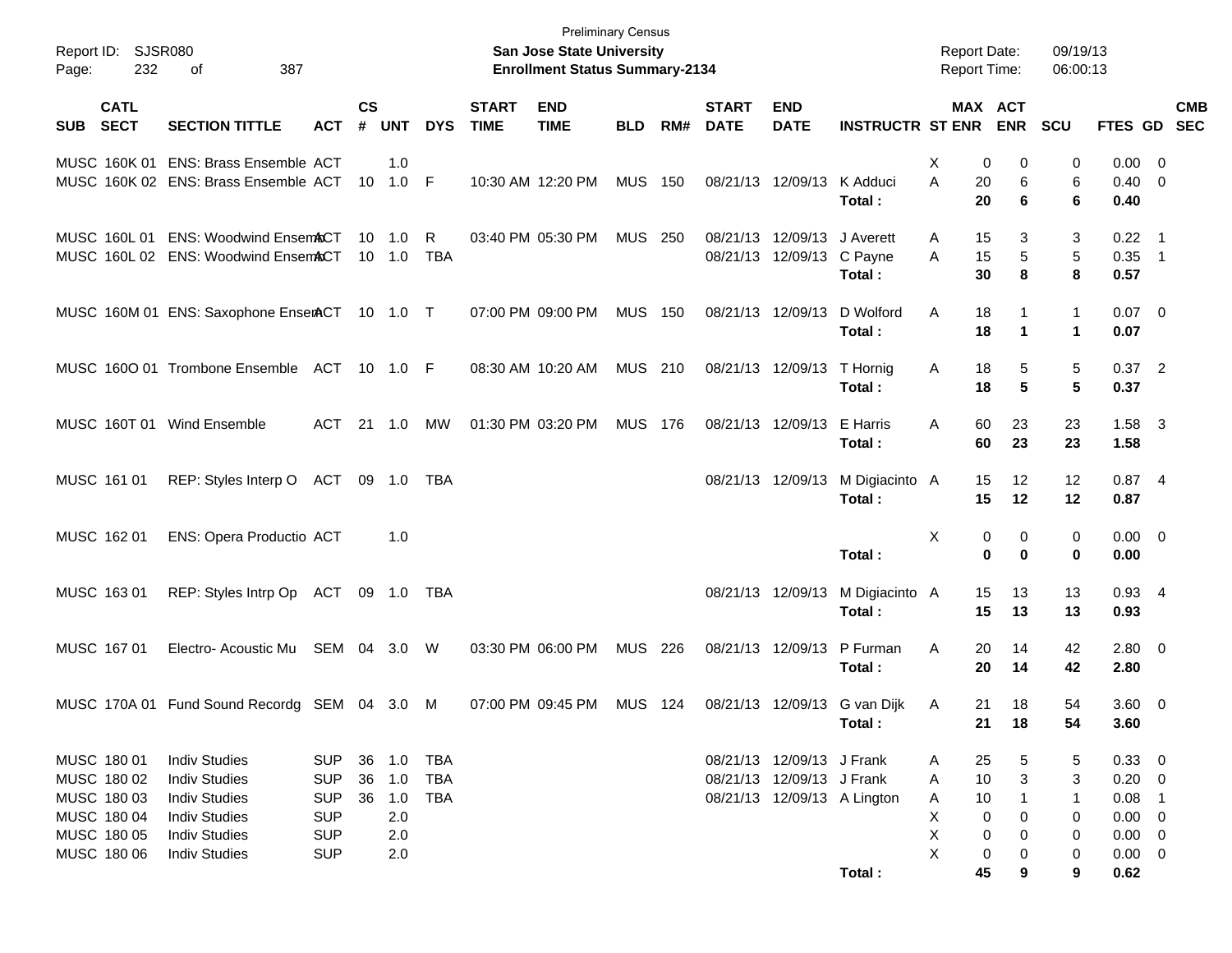Preliminary Census

**San Jose State University**

**Enrollment Status Summary-2134**

Report ID: SJSR080
Report Date: 09/19/13
Report Time: 06:00:13

| SUB | CATL SECT | SECTION TITTLE | ACT | CS # | UNT | DYS | START TIME | END TIME | BLD | RM# | START DATE | END DATE | INSTRUCTR | ST | MAX ENR | ACT ENR | SCU | FTES | GD | CMB SEC |
|---|---|---|---|---|---|---|---|---|---|---|---|---|---|---|---|---|---|---|---|---|
| MUSC | 160K 01 | ENS: Brass Ensemble | ACT | | 1.0 | | | | | | | | | X | 0 | 0 | 0 | 0.00 | 0 | |
| MUSC | 160K 02 | ENS: Brass Ensemble | ACT | 10 | 1.0 | F | 10:30 AM | 12:20 PM | MUS | 150 | 08/21/13 | 12/09/13 | K Adduci | A | 20 | 6 | 6 | 0.40 | 0 | |
| | | | | | | | | | | | | | **Total :** | | **20** | **6** | **6** | **0.40** | | |
| MUSC | 160L 01 | ENS: Woodwind Ensem | ACT | 10 | 1.0 | R | 03:40 PM | 05:30 PM | MUS | 250 | 08/21/13 | 12/09/13 | J Averett | A | 15 | 3 | 3 | 0.22 | 1 | |
| MUSC | 160L 02 | ENS: Woodwind Ensem | ACT | 10 | 1.0 | TBA | | | | | 08/21/13 | 12/09/13 | C Payne | A | 15 | 5 | 5 | 0.35 | 1 | |
| | | | | | | | | | | | | | **Total :** | | **30** | **8** | **8** | **0.57** | | |
| MUSC | 160M 01 | ENS: Saxophone Ensem | ACT | 10 | 1.0 | T | 07:00 PM | 09:00 PM | MUS | 150 | 08/21/13 | 12/09/13 | D Wolford | A | 18 | 1 | 1 | 0.07 | 0 | |
| | | | | | | | | | | | | | **Total :** | | **18** | **1** | **1** | **0.07** | | |
| MUSC | 160O 01 | Trombone Ensemble | ACT | 10 | 1.0 | F | 08:30 AM | 10:20 AM | MUS | 210 | 08/21/13 | 12/09/13 | T Hornig | A | 18 | 5 | 5 | 0.37 | 2 | |
| | | | | | | | | | | | | | **Total :** | | **18** | **5** | **5** | **0.37** | | |
| MUSC | 160T 01 | Wind Ensemble | ACT | 21 | 1.0 | MW | 01:30 PM | 03:20 PM | MUS | 176 | 08/21/13 | 12/09/13 | E Harris | A | 60 | 23 | 23 | 1.58 | 3 | |
| | | | | | | | | | | | | | **Total :** | | **60** | **23** | **23** | **1.58** | | |
| MUSC | 161 01 | REP: Styles Interp O | ACT | 09 | 1.0 | TBA | | | | | 08/21/13 | 12/09/13 | M Digiacinto | A | 15 | 12 | 12 | 0.87 | 4 | |
| | | | | | | | | | | | | | **Total :** | | **15** | **12** | **12** | **0.87** | | |
| MUSC | 162 01 | ENS: Opera Productio | ACT | | 1.0 | | | | | | | | | X | 0 | 0 | 0 | 0.00 | 0 | |
| | | | | | | | | | | | | | **Total :** | | **0** | **0** | **0** | **0.00** | | |
| MUSC | 163 01 | REP: Styles Intrp Op | ACT | 09 | 1.0 | TBA | | | | | 08/21/13 | 12/09/13 | M Digiacinto | A | 15 | 13 | 13 | 0.93 | 4 | |
| | | | | | | | | | | | | | **Total :** | | **15** | **13** | **13** | **0.93** | | |
| MUSC | 167 01 | Electro- Acoustic Mu | SEM | 04 | 3.0 | W | 03:30 PM | 06:00 PM | MUS | 226 | 08/21/13 | 12/09/13 | P Furman | A | 20 | 14 | 42 | 2.80 | 0 | |
| | | | | | | | | | | | | | **Total :** | | **20** | **14** | **42** | **2.80** | | |
| MUSC | 170A 01 | Fund Sound Recordg | SEM | 04 | 3.0 | M | 07:00 PM | 09:45 PM | MUS | 124 | 08/21/13 | 12/09/13 | G van Dijk | A | 21 | 18 | 54 | 3.60 | 0 | |
| | | | | | | | | | | | | | **Total :** | | **21** | **18** | **54** | **3.60** | | |
| MUSC | 180 01 | Indiv Studies | SUP | 36 | 1.0 | TBA | | | | | 08/21/13 | 12/09/13 | J Frank | A | 25 | 5 | 5 | 0.33 | 0 | |
| MUSC | 180 02 | Indiv Studies | SUP | 36 | 1.0 | TBA | | | | | 08/21/13 | 12/09/13 | J Frank | A | 10 | 3 | 3 | 0.20 | 0 | |
| MUSC | 180 03 | Indiv Studies | SUP | 36 | 1.0 | TBA | | | | | 08/21/13 | 12/09/13 | A Lington | A | 10 | 1 | 1 | 0.08 | 1 | |
| MUSC | 180 04 | Indiv Studies | SUP | | 2.0 | | | | | | | | | X | 0 | 0 | 0 | 0.00 | 0 | |
| MUSC | 180 05 | Indiv Studies | SUP | | 2.0 | | | | | | | | | X | 0 | 0 | 0 | 0.00 | 0 | |
| MUSC | 180 06 | Indiv Studies | SUP | | 2.0 | | | | | | | | | X | 0 | 0 | 0 | 0.00 | 0 | |
| | | | | | | | | | | | | | **Total :** | | **45** | **9** | **9** | **0.62** | | |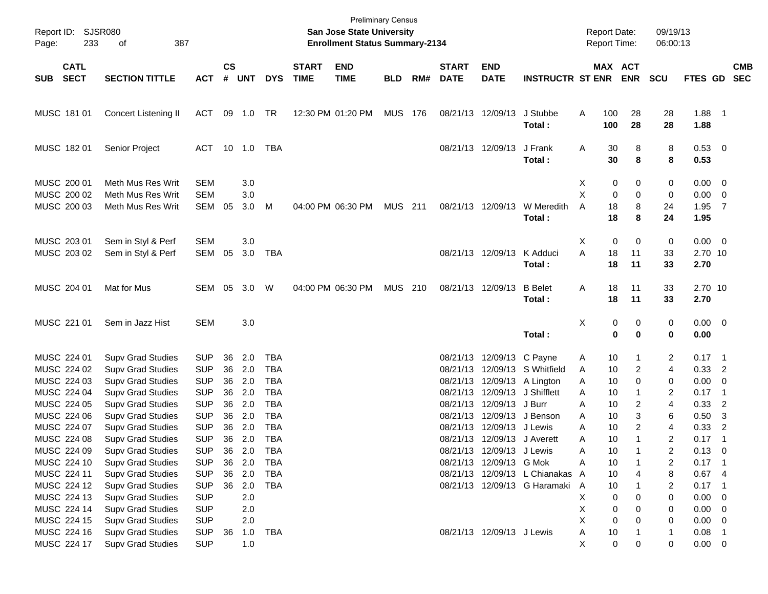Preliminary Census
**San Jose State University**
**Enrollment Status Summary-2134**

Report ID: SJSR080
Report Date: 09/19/13
Report Time: 06:00:13

| SUB | CATL SECT | SECTION TITTLE | ACT | CS # | UNT | DYS | START TIME | END TIME | BLD | RM# | START DATE | END DATE | INSTRUCTR | ST | MAX ENR | ACT ENR | SCU | FTES | GD | CMB SEC |
|---|---|---|---|---|---|---|---|---|---|---|---|---|---|---|---|---|---|---|---|---|
| MUSC | 181 01 | Concert Listening II | ACT | 09 | 1.0 | TR | 12:30 PM | 01:20 PM | MUS | 176 | 08/21/13 | 12/09/13 | J Stubbe | A | 100 | 28 | 28 | 1.88 | 1 | |
| | | | | | | | | | | | | | **Total :** | | **100** | **28** | **28** | **1.88** | | |
| MUSC | 182 01 | Senior Project | ACT | 10 | 1.0 | TBA | | | | | 08/21/13 | 12/09/13 | J Frank | A | 30 | 8 | 8 | 0.53 | 0 | |
| | | | | | | | | | | | | | **Total :** | | **30** | **8** | **8** | **0.53** | | |
| MUSC | 200 01 | Meth Mus Res Writ | SEM | | 3.0 | | | | | | | | | X | 0 | 0 | 0 | 0.00 | 0 | |
| MUSC | 200 02 | Meth Mus Res Writ | SEM | | 3.0 | | | | | | | | | X | 0 | 0 | 0 | 0.00 | 0 | |
| MUSC | 200 03 | Meth Mus Res Writ | SEM | 05 | 3.0 | M | 04:00 PM | 06:30 PM | MUS | 211 | 08/21/13 | 12/09/13 | W Meredith | A | 18 | 8 | 24 | 1.95 | 7 | |
| | | | | | | | | | | | | | **Total :** | | **18** | **8** | **24** | **1.95** | | |
| MUSC | 203 01 | Sem in Styl & Perf | SEM | | 3.0 | | | | | | | | | X | 0 | 0 | 0 | 0.00 | 0 | |
| MUSC | 203 02 | Sem in Styl & Perf | SEM | 05 | 3.0 | TBA | | | | | 08/21/13 | 12/09/13 | K Adduci | A | 18 | 11 | 33 | 2.70 | 10 | |
| | | | | | | | | | | | | | **Total :** | | **18** | **11** | **33** | **2.70** | | |
| MUSC | 204 01 | Mat for Mus | SEM | 05 | 3.0 | W | 04:00 PM | 06:30 PM | MUS | 210 | 08/21/13 | 12/09/13 | B Belet | A | 18 | 11 | 33 | 2.70 | 10 | |
| | | | | | | | | | | | | | **Total :** | | **18** | **11** | **33** | **2.70** | | |
| MUSC | 221 01 | Sem in Jazz Hist | SEM | | 3.0 | | | | | | | | | X | 0 | 0 | 0 | 0.00 | 0 | |
| | | | | | | | | | | | | | **Total :** | | **0** | **0** | **0** | **0.00** | | |
| MUSC | 224 01 | Supv Grad Studies | SUP | 36 | 2.0 | TBA | | | | | 08/21/13 | 12/09/13 | C Payne | A | 10 | 1 | 2 | 0.17 | 1 | |
| MUSC | 224 02 | Supv Grad Studies | SUP | 36 | 2.0 | TBA | | | | | 08/21/13 | 12/09/13 | S Whitfield | A | 10 | 2 | 4 | 0.33 | 2 | |
| MUSC | 224 03 | Supv Grad Studies | SUP | 36 | 2.0 | TBA | | | | | 08/21/13 | 12/09/13 | A Lington | A | 10 | 0 | 0 | 0.00 | 0 | |
| MUSC | 224 04 | Supv Grad Studies | SUP | 36 | 2.0 | TBA | | | | | 08/21/13 | 12/09/13 | J Shifflett | A | 10 | 1 | 2 | 0.17 | 1 | |
| MUSC | 224 05 | Supv Grad Studies | SUP | 36 | 2.0 | TBA | | | | | 08/21/13 | 12/09/13 | J Burr | A | 10 | 2 | 4 | 0.33 | 2 | |
| MUSC | 224 06 | Supv Grad Studies | SUP | 36 | 2.0 | TBA | | | | | 08/21/13 | 12/09/13 | J Benson | A | 10 | 3 | 6 | 0.50 | 3 | |
| MUSC | 224 07 | Supv Grad Studies | SUP | 36 | 2.0 | TBA | | | | | 08/21/13 | 12/09/13 | J Lewis | A | 10 | 2 | 4 | 0.33 | 2 | |
| MUSC | 224 08 | Supv Grad Studies | SUP | 36 | 2.0 | TBA | | | | | 08/21/13 | 12/09/13 | J Averett | A | 10 | 1 | 2 | 0.17 | 1 | |
| MUSC | 224 09 | Supv Grad Studies | SUP | 36 | 2.0 | TBA | | | | | 08/21/13 | 12/09/13 | J Lewis | A | 10 | 1 | 2 | 0.13 | 0 | |
| MUSC | 224 10 | Supv Grad Studies | SUP | 36 | 2.0 | TBA | | | | | 08/21/13 | 12/09/13 | G Mok | A | 10 | 1 | 2 | 0.17 | 1 | |
| MUSC | 224 11 | Supv Grad Studies | SUP | 36 | 2.0 | TBA | | | | | 08/21/13 | 12/09/13 | L Chianakas | A | 10 | 4 | 8 | 0.67 | 4 | |
| MUSC | 224 12 | Supv Grad Studies | SUP | 36 | 2.0 | TBA | | | | | 08/21/13 | 12/09/13 | G Haramaki | A | 10 | 1 | 2 | 0.17 | 1 | |
| MUSC | 224 13 | Supv Grad Studies | SUP | | 2.0 | | | | | | | | | X | 0 | 0 | 0 | 0.00 | 0 | |
| MUSC | 224 14 | Supv Grad Studies | SUP | | 2.0 | | | | | | | | | X | 0 | 0 | 0 | 0.00 | 0 | |
| MUSC | 224 15 | Supv Grad Studies | SUP | | 2.0 | | | | | | | | | X | 0 | 0 | 0 | 0.00 | 0 | |
| MUSC | 224 16 | Supv Grad Studies | SUP | 36 | 1.0 | TBA | | | | | 08/21/13 | 12/09/13 | J Lewis | A | 10 | 1 | 1 | 0.08 | 1 | |
| MUSC | 224 17 | Supv Grad Studies | SUP | | 1.0 | | | | | | | | | X | 0 | 0 | 0 | 0.00 | 0 | |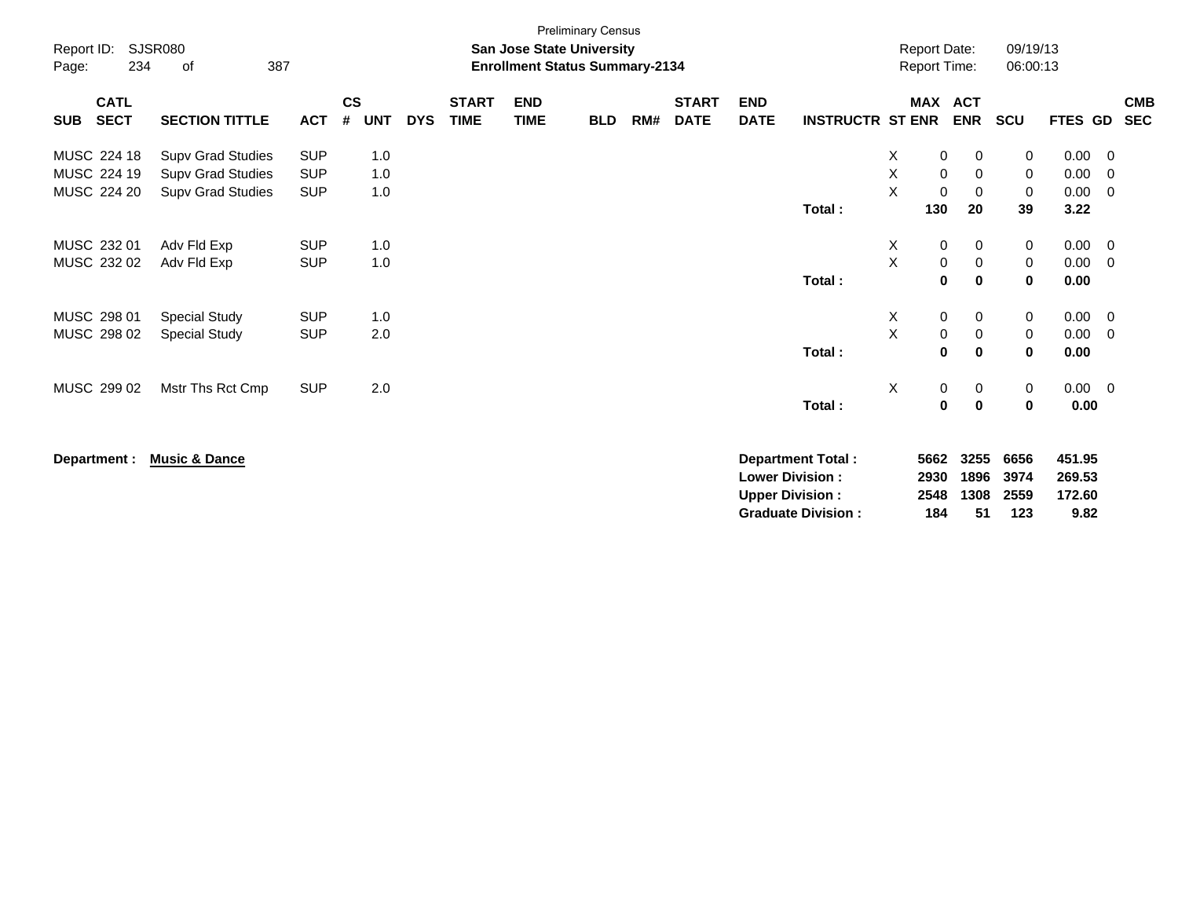Preliminary Census

**San Jose State University**

**Enrollment Status Summary-2134**

Report ID: SJSR080

Report Date: 09/19/13

Report Time: 06:00:13

| SUB | CATL SECT | SECTION TITTLE | ACT | CS # | UNT | DYS | START TIME | END TIME | BLD | RM# | START DATE | END DATE | INSTRUCTR | ST | MAX ENR | ACT ENR | SCU | FTES | GD | CMB SEC |
|---|---|---|---|---|---|---|---|---|---|---|---|---|---|---|---|---|---|---|---|---|
| MUSC | 224 18 | Supv Grad Studies | SUP | | 1.0 | | | | | | | | | X | 0 | 0 | 0 | 0.00 | 0 | |
| MUSC | 224 19 | Supv Grad Studies | SUP | | 1.0 | | | | | | | | | X | 0 | 0 | 0 | 0.00 | 0 | |
| MUSC | 224 20 | Supv Grad Studies | SUP | | 1.0 | | | | | | | | | X | 0 | 0 | 0 | 0.00 | 0 | |
| | | | | | | | | | | | | | **Total :** | | **130** | **20** | **39** | **3.22** | | |
| MUSC | 232 01 | Adv Fld Exp | SUP | | 1.0 | | | | | | | | | X | 0 | 0 | 0 | 0.00 | 0 | |
| MUSC | 232 02 | Adv Fld Exp | SUP | | 1.0 | | | | | | | | | X | 0 | 0 | 0 | 0.00 | 0 | |
| | | | | | | | | | | | | | **Total :** | | **0** | **0** | **0** | **0.00** | | |
| MUSC | 298 01 | Special Study | SUP | | 1.0 | | | | | | | | | X | 0 | 0 | 0 | 0.00 | 0 | |
| MUSC | 298 02 | Special Study | SUP | | 2.0 | | | | | | | | | X | 0 | 0 | 0 | 0.00 | 0 | |
| | | | | | | | | | | | | | **Total :** | | **0** | **0** | **0** | **0.00** | | |
| MUSC | 299 02 | Mstr Ths Rct Cmp | SUP | | 2.0 | | | | | | | | | X | 0 | 0 | 0 | 0.00 | 0 | |
| | | | | | | | | | | | | | **Total :** | | **0** | **0** | **0** | **0.00** | | |

**Department :** **Music & Dance**

| | MAX ENR | ACT ENR | SCU | FTES |
|---|---|---|---|---|
| **Department Total :** | **5662** | **3255** | **6656** | **451.95** |
| **Lower Division :** | **2930** | **1896** | **3974** | **269.53** |
| **Upper Division :** | **2548** | **1308** | **2559** | **172.60** |
| **Graduate Division :** | **184** | **51** | **123** | **9.82** |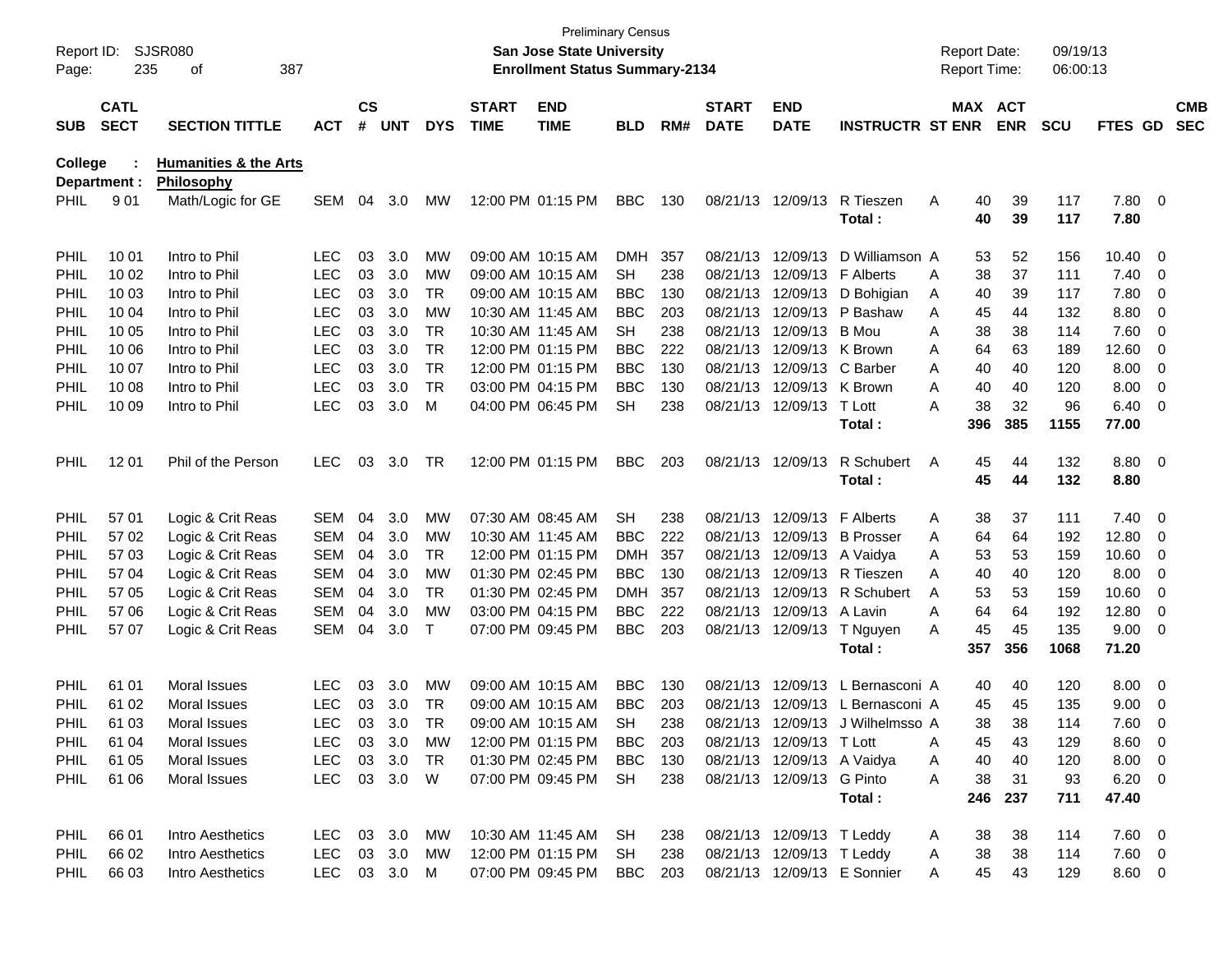Preliminary Census
**San Jose State University**
**Enrollment Status Summary-2134**

Report ID: SJSR080
Report Date: 09/19/13
Report Time: 06:00:13

**College : Humanities & the Arts**
**Department : Philosophy**

| SUB | CATL SECT | SECTION TITTLE | ACT | CS # | UNT | DYS | START TIME | END TIME | BLD | RM# | START DATE | END DATE | INSTRUCTR | ST | MAX ENR | ACT ENR | SCU | FTES | GD | CMB SEC |
|---|---|---|---|---|---|---|---|---|---|---|---|---|---|---|---|---|---|---|---|---|
| PHIL | 9 01 | Math/Logic for GE | SEM | 04 | 3.0 | MW | 12:00 PM | 01:15 PM | BBC | 130 | 08/21/13 | 12/09/13 | R Tieszen | A | 40 | 39 | 117 | 7.80 | 0 | |
| | | | | | | | | | | | | | Total : | | 40 | 39 | 117 | 7.80 | | |
| PHIL | 10 01 | Intro to Phil | LEC | 03 | 3.0 | MW | 09:00 AM | 10:15 AM | DMH | 357 | 08/21/13 | 12/09/13 | D Williamson | A | 53 | 52 | 156 | 10.40 | 0 | |
| PHIL | 10 02 | Intro to Phil | LEC | 03 | 3.0 | MW | 09:00 AM | 10:15 AM | SH | 238 | 08/21/13 | 12/09/13 | F Alberts | A | 38 | 37 | 111 | 7.40 | 0 | |
| PHIL | 10 03 | Intro to Phil | LEC | 03 | 3.0 | TR | 09:00 AM | 10:15 AM | BBC | 130 | 08/21/13 | 12/09/13 | D Bohigian | A | 40 | 39 | 117 | 7.80 | 0 | |
| PHIL | 10 04 | Intro to Phil | LEC | 03 | 3.0 | MW | 10:30 AM | 11:45 AM | BBC | 203 | 08/21/13 | 12/09/13 | P Bashaw | A | 45 | 44 | 132 | 8.80 | 0 | |
| PHIL | 10 05 | Intro to Phil | LEC | 03 | 3.0 | TR | 10:30 AM | 11:45 AM | SH | 238 | 08/21/13 | 12/09/13 | B Mou | A | 38 | 38 | 114 | 7.60 | 0 | |
| PHIL | 10 06 | Intro to Phil | LEC | 03 | 3.0 | TR | 12:00 PM | 01:15 PM | BBC | 222 | 08/21/13 | 12/09/13 | K Brown | A | 64 | 63 | 189 | 12.60 | 0 | |
| PHIL | 10 07 | Intro to Phil | LEC | 03 | 3.0 | TR | 12:00 PM | 01:15 PM | BBC | 130 | 08/21/13 | 12/09/13 | C Barber | A | 40 | 40 | 120 | 8.00 | 0 | |
| PHIL | 10 08 | Intro to Phil | LEC | 03 | 3.0 | TR | 03:00 PM | 04:15 PM | BBC | 130 | 08/21/13 | 12/09/13 | K Brown | A | 40 | 40 | 120 | 8.00 | 0 | |
| PHIL | 10 09 | Intro to Phil | LEC | 03 | 3.0 | M | 04:00 PM | 06:45 PM | SH | 238 | 08/21/13 | 12/09/13 | T Lott | A | 38 | 32 | 96 | 6.40 | 0 | |
| | | | | | | | | | | | | | Total : | | 396 | 385 | 1155 | 77.00 | | |
| PHIL | 12 01 | Phil of the Person | LEC | 03 | 3.0 | TR | 12:00 PM | 01:15 PM | BBC | 203 | 08/21/13 | 12/09/13 | R Schubert | A | 45 | 44 | 132 | 8.80 | 0 | |
| | | | | | | | | | | | | | Total : | | 45 | 44 | 132 | 8.80 | | |
| PHIL | 57 01 | Logic & Crit Reas | SEM | 04 | 3.0 | MW | 07:30 AM | 08:45 AM | SH | 238 | 08/21/13 | 12/09/13 | F Alberts | A | 38 | 37 | 111 | 7.40 | 0 | |
| PHIL | 57 02 | Logic & Crit Reas | SEM | 04 | 3.0 | MW | 10:30 AM | 11:45 AM | BBC | 222 | 08/21/13 | 12/09/13 | B Prosser | A | 64 | 64 | 192 | 12.80 | 0 | |
| PHIL | 57 03 | Logic & Crit Reas | SEM | 04 | 3.0 | TR | 12:00 PM | 01:15 PM | DMH | 357 | 08/21/13 | 12/09/13 | A Vaidya | A | 53 | 53 | 159 | 10.60 | 0 | |
| PHIL | 57 04 | Logic & Crit Reas | SEM | 04 | 3.0 | MW | 01:30 PM | 02:45 PM | BBC | 130 | 08/21/13 | 12/09/13 | R Tieszen | A | 40 | 40 | 120 | 8.00 | 0 | |
| PHIL | 57 05 | Logic & Crit Reas | SEM | 04 | 3.0 | TR | 01:30 PM | 02:45 PM | DMH | 357 | 08/21/13 | 12/09/13 | R Schubert | A | 53 | 53 | 159 | 10.60 | 0 | |
| PHIL | 57 06 | Logic & Crit Reas | SEM | 04 | 3.0 | MW | 03:00 PM | 04:15 PM | BBC | 222 | 08/21/13 | 12/09/13 | A Lavin | A | 64 | 64 | 192 | 12.80 | 0 | |
| PHIL | 57 07 | Logic & Crit Reas | SEM | 04 | 3.0 | T | 07:00 PM | 09:45 PM | BBC | 203 | 08/21/13 | 12/09/13 | T Nguyen | A | 45 | 45 | 135 | 9.00 | 0 | |
| | | | | | | | | | | | | | Total : | | 357 | 356 | 1068 | 71.20 | | |
| PHIL | 61 01 | Moral Issues | LEC | 03 | 3.0 | MW | 09:00 AM | 10:15 AM | BBC | 130 | 08/21/13 | 12/09/13 | L Bernasconi | A | 40 | 40 | 120 | 8.00 | 0 | |
| PHIL | 61 02 | Moral Issues | LEC | 03 | 3.0 | TR | 09:00 AM | 10:15 AM | BBC | 203 | 08/21/13 | 12/09/13 | L Bernasconi | A | 45 | 45 | 135 | 9.00 | 0 | |
| PHIL | 61 03 | Moral Issues | LEC | 03 | 3.0 | TR | 09:00 AM | 10:15 AM | SH | 238 | 08/21/13 | 12/09/13 | J Wilhelmsso | A | 38 | 38 | 114 | 7.60 | 0 | |
| PHIL | 61 04 | Moral Issues | LEC | 03 | 3.0 | MW | 12:00 PM | 01:15 PM | BBC | 203 | 08/21/13 | 12/09/13 | T Lott | A | 45 | 43 | 129 | 8.60 | 0 | |
| PHIL | 61 05 | Moral Issues | LEC | 03 | 3.0 | TR | 01:30 PM | 02:45 PM | BBC | 130 | 08/21/13 | 12/09/13 | A Vaidya | A | 40 | 40 | 120 | 8.00 | 0 | |
| PHIL | 61 06 | Moral Issues | LEC | 03 | 3.0 | W | 07:00 PM | 09:45 PM | SH | 238 | 08/21/13 | 12/09/13 | G Pinto | A | 38 | 31 | 93 | 6.20 | 0 | |
| | | | | | | | | | | | | | Total : | | 246 | 237 | 711 | 47.40 | | |
| PHIL | 66 01 | Intro Aesthetics | LEC | 03 | 3.0 | MW | 10:30 AM | 11:45 AM | SH | 238 | 08/21/13 | 12/09/13 | T Leddy | A | 38 | 38 | 114 | 7.60 | 0 | |
| PHIL | 66 02 | Intro Aesthetics | LEC | 03 | 3.0 | MW | 12:00 PM | 01:15 PM | SH | 238 | 08/21/13 | 12/09/13 | T Leddy | A | 38 | 38 | 114 | 7.60 | 0 | |
| PHIL | 66 03 | Intro Aesthetics | LEC | 03 | 3.0 | M | 07:00 PM | 09:45 PM | BBC | 203 | 08/21/13 | 12/09/13 | E Sonnier | A | 45 | 43 | 129 | 8.60 | 0 | |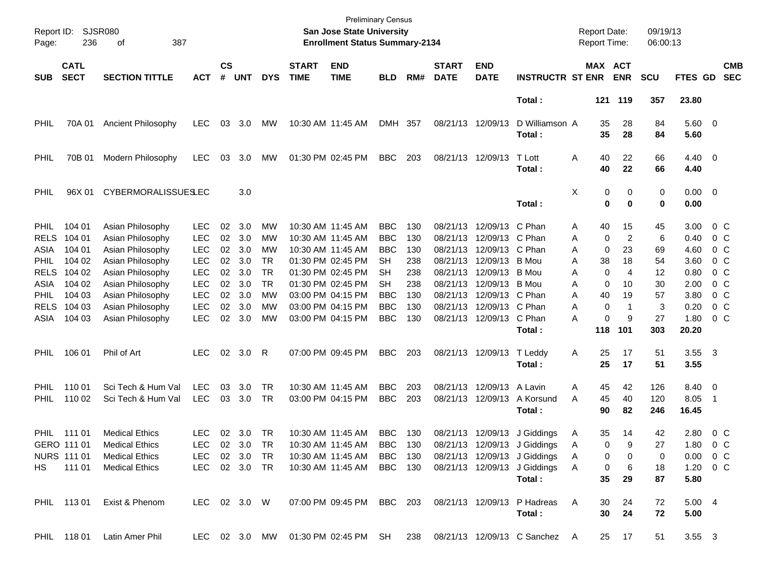Preliminary Census
**San Jose State University**
**Enrollment Status Summary-2134**

| SUB | CATL SECT | SECTION TITTLE | ACT | CS # | UNT | DYS | START TIME | END TIME | BLD | RM# | START DATE | END DATE | INSTRUCTR | ST | MAX ENR | ACT ENR | SCU | FTES | GD | CMB SEC |
|---|---|---|---|---|---|---|---|---|---|---|---|---|---|---|---|---|---|---|---|---|
| | | | | | | | | | | | | | **Total :** | | **121** | **119** | **357** | **23.80** | | |
| PHIL | 70A 01 | Ancient Philosophy | LEC | 03 | 3.0 | MW | 10:30 AM | 11:45 AM | DMH | 357 | 08/21/13 | 12/09/13 | D Williamson | A | 35 | 28 | 84 | 5.60 | 0 | |
| | | | | | | | | | | | | | **Total :** | | **35** | **28** | **84** | **5.60** | | |
| PHIL | 70B 01 | Modern Philosophy | LEC | 03 | 3.0 | MW | 01:30 PM | 02:45 PM | BBC | 203 | 08/21/13 | 12/09/13 | T Lott | A | 40 | 22 | 66 | 4.40 | 0 | |
| | | | | | | | | | | | | | **Total :** | | **40** | **22** | **66** | **4.40** | | |
| PHIL | 96X 01 | CYBERMORALISSUES | LEC | | 3.0 | | | | | | | | | X | 0 | 0 | 0 | 0.00 | 0 | |
| | | | | | | | | | | | | | **Total :** | | **0** | **0** | **0** | **0.00** | | |
| PHIL | 104 01 | Asian Philosophy | LEC | 02 | 3.0 | MW | 10:30 AM | 11:45 AM | BBC | 130 | 08/21/13 | 12/09/13 | C Phan | A | 40 | 15 | 45 | 3.00 | 0 | C |
| RELS | 104 01 | Asian Philosophy | LEC | 02 | 3.0 | MW | 10:30 AM | 11:45 AM | BBC | 130 | 08/21/13 | 12/09/13 | C Phan | A | 0 | 2 | 6 | 0.40 | 0 | C |
| ASIA | 104 01 | Asian Philosophy | LEC | 02 | 3.0 | MW | 10:30 AM | 11:45 AM | BBC | 130 | 08/21/13 | 12/09/13 | C Phan | A | 0 | 23 | 69 | 4.60 | 0 | C |
| PHIL | 104 02 | Asian Philosophy | LEC | 02 | 3.0 | TR | 01:30 PM | 02:45 PM | SH | 238 | 08/21/13 | 12/09/13 | B Mou | A | 38 | 18 | 54 | 3.60 | 0 | C |
| RELS | 104 02 | Asian Philosophy | LEC | 02 | 3.0 | TR | 01:30 PM | 02:45 PM | SH | 238 | 08/21/13 | 12/09/13 | B Mou | A | 0 | 4 | 12 | 0.80 | 0 | C |
| ASIA | 104 02 | Asian Philosophy | LEC | 02 | 3.0 | TR | 01:30 PM | 02:45 PM | SH | 238 | 08/21/13 | 12/09/13 | B Mou | A | 0 | 10 | 30 | 2.00 | 0 | C |
| PHIL | 104 03 | Asian Philosophy | LEC | 02 | 3.0 | MW | 03:00 PM | 04:15 PM | BBC | 130 | 08/21/13 | 12/09/13 | C Phan | A | 40 | 19 | 57 | 3.80 | 0 | C |
| RELS | 104 03 | Asian Philosophy | LEC | 02 | 3.0 | MW | 03:00 PM | 04:15 PM | BBC | 130 | 08/21/13 | 12/09/13 | C Phan | A | 0 | 1 | 3 | 0.20 | 0 | C |
| ASIA | 104 03 | Asian Philosophy | LEC | 02 | 3.0 | MW | 03:00 PM | 04:15 PM | BBC | 130 | 08/21/13 | 12/09/13 | C Phan | A | 0 | 9 | 27 | 1.80 | 0 | C |
| | | | | | | | | | | | | | **Total :** | | **118** | **101** | **303** | **20.20** | | |
| PHIL | 106 01 | Phil of Art | LEC | 02 | 3.0 | R | 07:00 PM | 09:45 PM | BBC | 203 | 08/21/13 | 12/09/13 | T Leddy | A | 25 | 17 | 51 | 3.55 | 3 | |
| | | | | | | | | | | | | | **Total :** | | **25** | **17** | **51** | **3.55** | | |
| PHIL | 110 01 | Sci Tech & Hum Val | LEC | 03 | 3.0 | TR | 10:30 AM | 11:45 AM | BBC | 203 | 08/21/13 | 12/09/13 | A Lavin | A | 45 | 42 | 126 | 8.40 | 0 | |
| PHIL | 110 02 | Sci Tech & Hum Val | LEC | 03 | 3.0 | TR | 03:00 PM | 04:15 PM | BBC | 203 | 08/21/13 | 12/09/13 | A Korsund | A | 45 | 40 | 120 | 8.05 | 1 | |
| | | | | | | | | | | | | | **Total :** | | **90** | **82** | **246** | **16.45** | | |
| PHIL | 111 01 | Medical Ethics | LEC | 02 | 3.0 | TR | 10:30 AM | 11:45 AM | BBC | 130 | 08/21/13 | 12/09/13 | J Giddings | A | 35 | 14 | 42 | 2.80 | 0 | C |
| GERO | 111 01 | Medical Ethics | LEC | 02 | 3.0 | TR | 10:30 AM | 11:45 AM | BBC | 130 | 08/21/13 | 12/09/13 | J Giddings | A | 0 | 9 | 27 | 1.80 | 0 | C |
| NURS | 111 01 | Medical Ethics | LEC | 02 | 3.0 | TR | 10:30 AM | 11:45 AM | BBC | 130 | 08/21/13 | 12/09/13 | J Giddings | A | 0 | 0 | 0 | 0.00 | 0 | C |
| HS | 111 01 | Medical Ethics | LEC | 02 | 3.0 | TR | 10:30 AM | 11:45 AM | BBC | 130 | 08/21/13 | 12/09/13 | J Giddings | A | 0 | 6 | 18 | 1.20 | 0 | C |
| | | | | | | | | | | | | | **Total :** | | **35** | **29** | **87** | **5.80** | | |
| PHIL | 113 01 | Exist & Phenom | LEC | 02 | 3.0 | W | 07:00 PM | 09:45 PM | BBC | 203 | 08/21/13 | 12/09/13 | P Hadreas | A | 30 | 24 | 72 | 5.00 | 4 | |
| | | | | | | | | | | | | | **Total :** | | **30** | **24** | **72** | **5.00** | | |
| PHIL | 118 01 | Latin Amer Phil | LEC | 02 | 3.0 | MW | 01:30 PM | 02:45 PM | SH | 238 | 08/21/13 | 12/09/13 | C Sanchez | A | 25 | 17 | 51 | 3.55 | 3 | |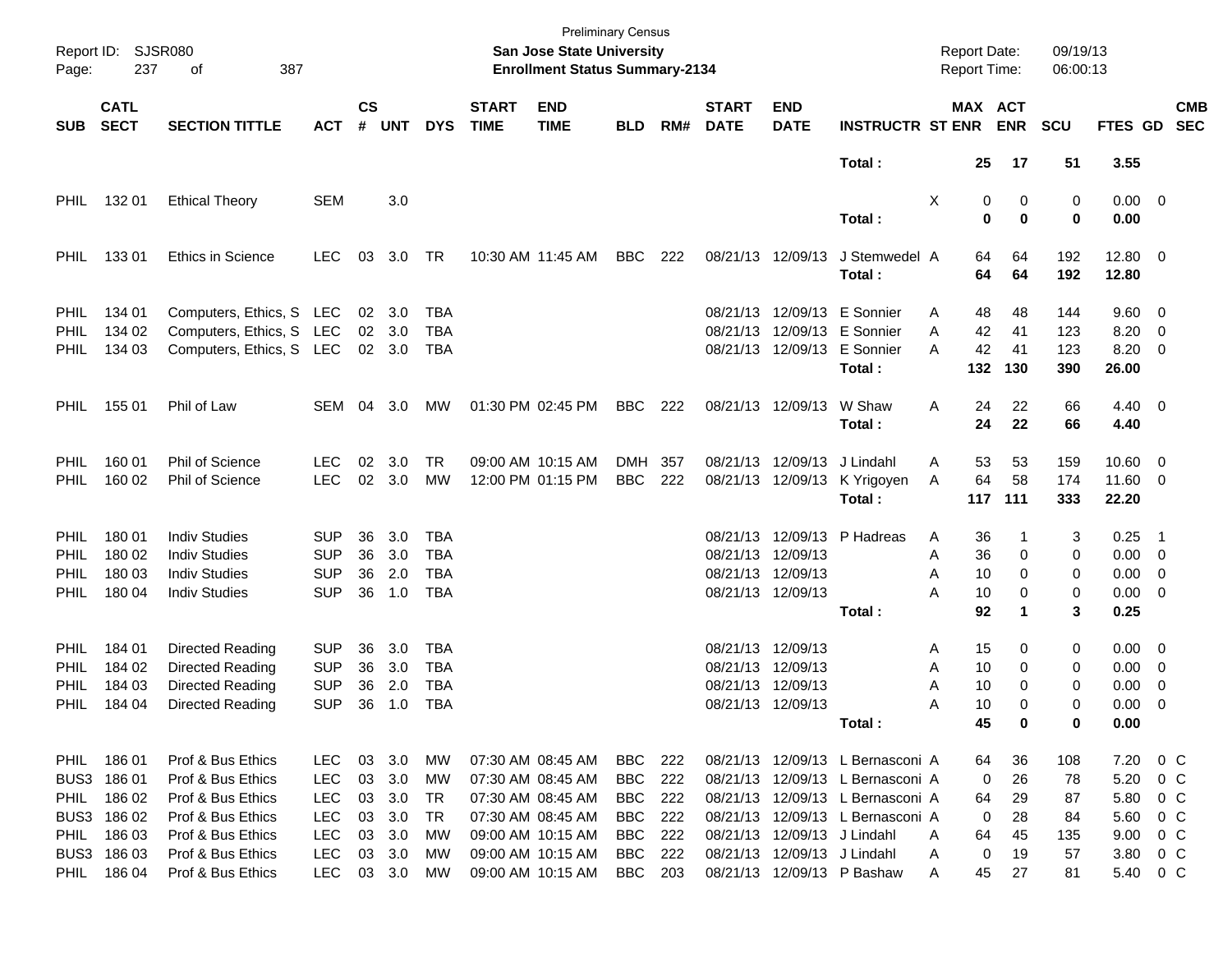Preliminary Census

**San Jose State University**

**Enrollment Status Summary-2134**

Report ID: SJSR080

Report Date: 09/19/13

Report Time: 06:00:13

| SUB | CATL SECT | SECTION TITTLE | ACT | CS # | UNT | DYS | START TIME | END TIME | BLD | RM# | START DATE | END DATE | INSTRUCTR | ST | MAX ENR | ACT ENR | SCU | FTES | GD | CMB SEC |
|---|---|---|---|---|---|---|---|---|---|---|---|---|---|---|---|---|---|---|---|---|
| | | | | | | | | | | | | | **Total :** | | **25** | **17** | **51** | **3.55** | | |
| PHIL | 132 01 | Ethical Theory | SEM | | 3.0 | | | | | | | | | X | 0 | 0 | 0 | 0.00 | 0 | |
| | | | | | | | | | | | | | **Total :** | | **0** | **0** | **0** | **0.00** | | |
| PHIL | 133 01 | Ethics in Science | LEC | 03 | 3.0 | TR | 10:30 AM | 11:45 AM | BBC | 222 | 08/21/13 | 12/09/13 | J Stemwedel | A | 64 | 64 | 192 | 12.80 | 0 | |
| | | | | | | | | | | | | | **Total :** | | **64** | **64** | **192** | **12.80** | | |
| PHIL | 134 01 | Computers, Ethics, S | LEC | 02 | 3.0 | TBA | | | | | 08/21/13 | 12/09/13 | E Sonnier | A | 48 | 48 | 144 | 9.60 | 0 | |
| PHIL | 134 02 | Computers, Ethics, S | LEC | 02 | 3.0 | TBA | | | | | 08/21/13 | 12/09/13 | E Sonnier | A | 42 | 41 | 123 | 8.20 | 0 | |
| PHIL | 134 03 | Computers, Ethics, S | LEC | 02 | 3.0 | TBA | | | | | 08/21/13 | 12/09/13 | E Sonnier | A | 42 | 41 | 123 | 8.20 | 0 | |
| | | | | | | | | | | | | | **Total :** | | **132** | **130** | **390** | **26.00** | | |
| PHIL | 155 01 | Phil of Law | SEM | 04 | 3.0 | MW | 01:30 PM | 02:45 PM | BBC | 222 | 08/21/13 | 12/09/13 | W Shaw | A | 24 | 22 | 66 | 4.40 | 0 | |
| | | | | | | | | | | | | | **Total :** | | **24** | **22** | **66** | **4.40** | | |
| PHIL | 160 01 | Phil of Science | LEC | 02 | 3.0 | TR | 09:00 AM | 10:15 AM | DMH | 357 | 08/21/13 | 12/09/13 | J Lindahl | A | 53 | 53 | 159 | 10.60 | 0 | |
| PHIL | 160 02 | Phil of Science | LEC | 02 | 3.0 | MW | 12:00 PM | 01:15 PM | BBC | 222 | 08/21/13 | 12/09/13 | K Yrigoyen | A | 64 | 58 | 174 | 11.60 | 0 | |
| | | | | | | | | | | | | | **Total :** | | **117** | **111** | **333** | **22.20** | | |
| PHIL | 180 01 | Indiv Studies | SUP | 36 | 3.0 | TBA | | | | | 08/21/13 | 12/09/13 | P Hadreas | A | 36 | 1 | 3 | 0.25 | 1 | |
| PHIL | 180 02 | Indiv Studies | SUP | 36 | 3.0 | TBA | | | | | 08/21/13 | 12/09/13 | | A | 36 | 0 | 0 | 0.00 | 0 | |
| PHIL | 180 03 | Indiv Studies | SUP | 36 | 2.0 | TBA | | | | | 08/21/13 | 12/09/13 | | A | 10 | 0 | 0 | 0.00 | 0 | |
| PHIL | 180 04 | Indiv Studies | SUP | 36 | 1.0 | TBA | | | | | 08/21/13 | 12/09/13 | | A | 10 | 0 | 0 | 0.00 | 0 | |
| | | | | | | | | | | | | | **Total :** | | **92** | **1** | **3** | **0.25** | | |
| PHIL | 184 01 | Directed Reading | SUP | 36 | 3.0 | TBA | | | | | 08/21/13 | 12/09/13 | | A | 15 | 0 | 0 | 0.00 | 0 | |
| PHIL | 184 02 | Directed Reading | SUP | 36 | 3.0 | TBA | | | | | 08/21/13 | 12/09/13 | | A | 10 | 0 | 0 | 0.00 | 0 | |
| PHIL | 184 03 | Directed Reading | SUP | 36 | 2.0 | TBA | | | | | 08/21/13 | 12/09/13 | | A | 10 | 0 | 0 | 0.00 | 0 | |
| PHIL | 184 04 | Directed Reading | SUP | 36 | 1.0 | TBA | | | | | 08/21/13 | 12/09/13 | | A | 10 | 0 | 0 | 0.00 | 0 | |
| | | | | | | | | | | | | | **Total :** | | **45** | **0** | **0** | **0.00** | | |
| PHIL | 186 01 | Prof & Bus Ethics | LEC | 03 | 3.0 | MW | 07:30 AM | 08:45 AM | BBC | 222 | 08/21/13 | 12/09/13 | L Bernasconi | A | 64 | 36 | 108 | 7.20 | 0 | C |
| BUS3 | 186 01 | Prof & Bus Ethics | LEC | 03 | 3.0 | MW | 07:30 AM | 08:45 AM | BBC | 222 | 08/21/13 | 12/09/13 | L Bernasconi | A | 0 | 26 | 78 | 5.20 | 0 | C |
| PHIL | 186 02 | Prof & Bus Ethics | LEC | 03 | 3.0 | TR | 07:30 AM | 08:45 AM | BBC | 222 | 08/21/13 | 12/09/13 | L Bernasconi | A | 64 | 29 | 87 | 5.80 | 0 | C |
| BUS3 | 186 02 | Prof & Bus Ethics | LEC | 03 | 3.0 | TR | 07:30 AM | 08:45 AM | BBC | 222 | 08/21/13 | 12/09/13 | L Bernasconi | A | 0 | 28 | 84 | 5.60 | 0 | C |
| PHIL | 186 03 | Prof & Bus Ethics | LEC | 03 | 3.0 | MW | 09:00 AM | 10:15 AM | BBC | 222 | 08/21/13 | 12/09/13 | J Lindahl | A | 64 | 45 | 135 | 9.00 | 0 | C |
| BUS3 | 186 03 | Prof & Bus Ethics | LEC | 03 | 3.0 | MW | 09:00 AM | 10:15 AM | BBC | 222 | 08/21/13 | 12/09/13 | J Lindahl | A | 0 | 19 | 57 | 3.80 | 0 | C |
| PHIL | 186 04 | Prof & Bus Ethics | LEC | 03 | 3.0 | MW | 09:00 AM | 10:15 AM | BBC | 203 | 08/21/13 | 12/09/13 | P Bashaw | A | 45 | 27 | 81 | 5.40 | 0 | C |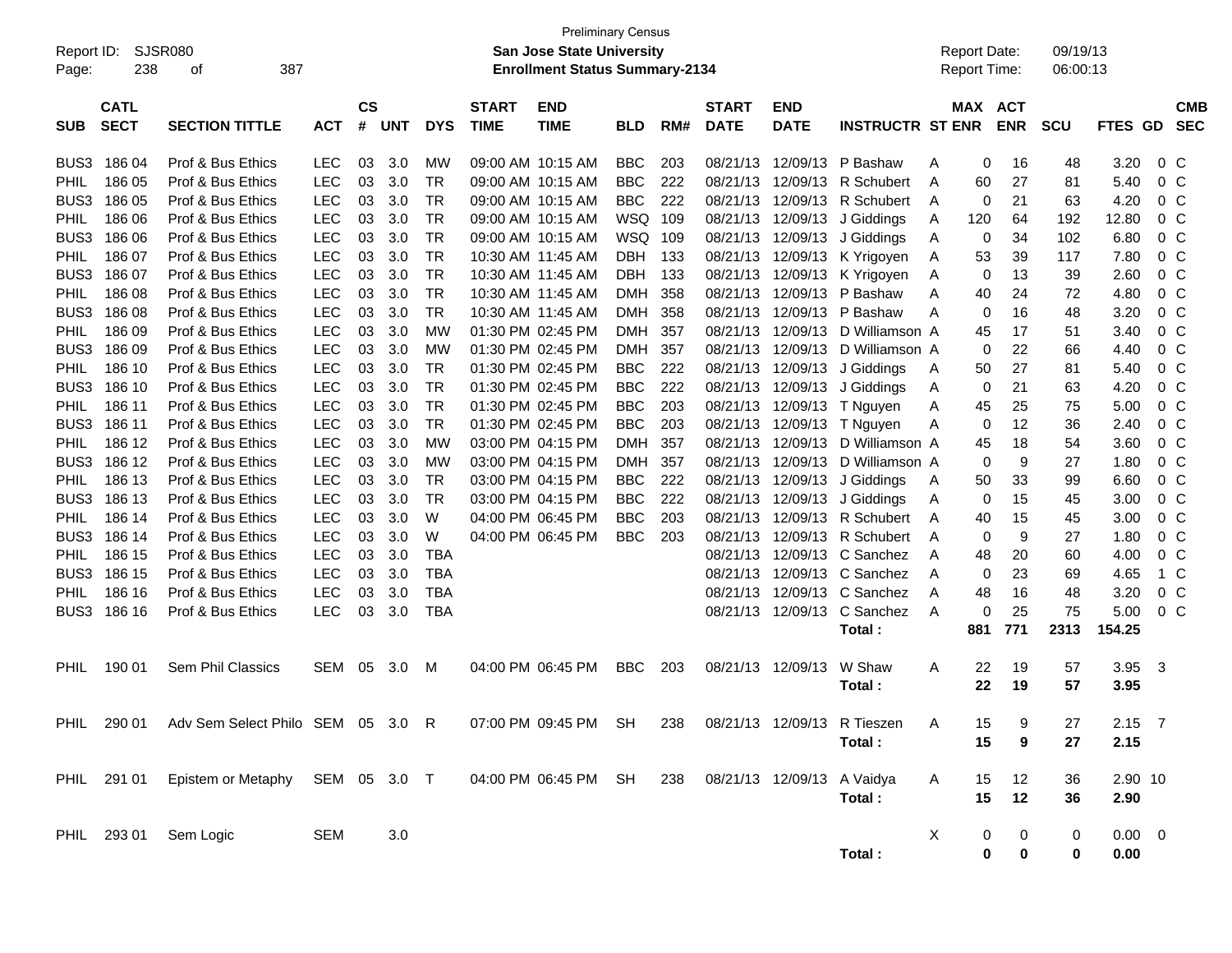Preliminary Census

**San Jose State University**

**Enrollment Status Summary-2134**

Report ID: SJSR080

Report Date: 09/19/13
Report Time: 06:00:13

| SUB | CATL SECT | SECTION TITTLE | ACT | CS # | UNT | DYS | START TIME | END TIME | BLD | RM# | START DATE | END DATE | INSTRUCTR | ST | MAX ENR | ACT ENR | SCU | FTES | GD | CMB SEC |
|---|---|---|---|---|---|---|---|---|---|---|---|---|---|---|---|---|---|---|---|---|
| BUS3 | 186 04 | Prof & Bus Ethics | LEC | 03 | 3.0 | MW | 09:00 AM | 10:15 AM | BBC | 203 | 08/21/13 | 12/09/13 | P Bashaw | A | 0 | 16 | 48 | 3.20 | 0 | C |
| PHIL | 186 05 | Prof & Bus Ethics | LEC | 03 | 3.0 | TR | 09:00 AM | 10:15 AM | BBC | 222 | 08/21/13 | 12/09/13 | R Schubert | A | 60 | 27 | 81 | 5.40 | 0 | C |
| BUS3 | 186 05 | Prof & Bus Ethics | LEC | 03 | 3.0 | TR | 09:00 AM | 10:15 AM | BBC | 222 | 08/21/13 | 12/09/13 | R Schubert | A | 0 | 21 | 63 | 4.20 | 0 | C |
| PHIL | 186 06 | Prof & Bus Ethics | LEC | 03 | 3.0 | TR | 09:00 AM | 10:15 AM | WSQ | 109 | 08/21/13 | 12/09/13 | J Giddings | A | 120 | 64 | 192 | 12.80 | 0 | C |
| BUS3 | 186 06 | Prof & Bus Ethics | LEC | 03 | 3.0 | TR | 09:00 AM | 10:15 AM | WSQ | 109 | 08/21/13 | 12/09/13 | J Giddings | A | 0 | 34 | 102 | 6.80 | 0 | C |
| PHIL | 186 07 | Prof & Bus Ethics | LEC | 03 | 3.0 | TR | 10:30 AM | 11:45 AM | DBH | 133 | 08/21/13 | 12/09/13 | K Yrigoyen | A | 53 | 39 | 117 | 7.80 | 0 | C |
| BUS3 | 186 07 | Prof & Bus Ethics | LEC | 03 | 3.0 | TR | 10:30 AM | 11:45 AM | DBH | 133 | 08/21/13 | 12/09/13 | K Yrigoyen | A | 0 | 13 | 39 | 2.60 | 0 | C |
| PHIL | 186 08 | Prof & Bus Ethics | LEC | 03 | 3.0 | TR | 10:30 AM | 11:45 AM | DMH | 358 | 08/21/13 | 12/09/13 | P Bashaw | A | 40 | 24 | 72 | 4.80 | 0 | C |
| BUS3 | 186 08 | Prof & Bus Ethics | LEC | 03 | 3.0 | TR | 10:30 AM | 11:45 AM | DMH | 358 | 08/21/13 | 12/09/13 | P Bashaw | A | 0 | 16 | 48 | 3.20 | 0 | C |
| PHIL | 186 09 | Prof & Bus Ethics | LEC | 03 | 3.0 | MW | 01:30 PM | 02:45 PM | DMH | 357 | 08/21/13 | 12/09/13 | D Williamson | A | 45 | 17 | 51 | 3.40 | 0 | C |
| BUS3 | 186 09 | Prof & Bus Ethics | LEC | 03 | 3.0 | MW | 01:30 PM | 02:45 PM | DMH | 357 | 08/21/13 | 12/09/13 | D Williamson | A | 0 | 22 | 66 | 4.40 | 0 | C |
| PHIL | 186 10 | Prof & Bus Ethics | LEC | 03 | 3.0 | TR | 01:30 PM | 02:45 PM | BBC | 222 | 08/21/13 | 12/09/13 | J Giddings | A | 50 | 27 | 81 | 5.40 | 0 | C |
| BUS3 | 186 10 | Prof & Bus Ethics | LEC | 03 | 3.0 | TR | 01:30 PM | 02:45 PM | BBC | 222 | 08/21/13 | 12/09/13 | J Giddings | A | 0 | 21 | 63 | 4.20 | 0 | C |
| PHIL | 186 11 | Prof & Bus Ethics | LEC | 03 | 3.0 | TR | 01:30 PM | 02:45 PM | BBC | 203 | 08/21/13 | 12/09/13 | T Nguyen | A | 45 | 25 | 75 | 5.00 | 0 | C |
| BUS3 | 186 11 | Prof & Bus Ethics | LEC | 03 | 3.0 | TR | 01:30 PM | 02:45 PM | BBC | 203 | 08/21/13 | 12/09/13 | T Nguyen | A | 0 | 12 | 36 | 2.40 | 0 | C |
| PHIL | 186 12 | Prof & Bus Ethics | LEC | 03 | 3.0 | MW | 03:00 PM | 04:15 PM | DMH | 357 | 08/21/13 | 12/09/13 | D Williamson | A | 45 | 18 | 54 | 3.60 | 0 | C |
| BUS3 | 186 12 | Prof & Bus Ethics | LEC | 03 | 3.0 | MW | 03:00 PM | 04:15 PM | DMH | 357 | 08/21/13 | 12/09/13 | D Williamson | A | 0 | 9 | 27 | 1.80 | 0 | C |
| PHIL | 186 13 | Prof & Bus Ethics | LEC | 03 | 3.0 | TR | 03:00 PM | 04:15 PM | BBC | 222 | 08/21/13 | 12/09/13 | J Giddings | A | 50 | 33 | 99 | 6.60 | 0 | C |
| BUS3 | 186 13 | Prof & Bus Ethics | LEC | 03 | 3.0 | TR | 03:00 PM | 04:15 PM | BBC | 222 | 08/21/13 | 12/09/13 | J Giddings | A | 0 | 15 | 45 | 3.00 | 0 | C |
| PHIL | 186 14 | Prof & Bus Ethics | LEC | 03 | 3.0 | W | 04:00 PM | 06:45 PM | BBC | 203 | 08/21/13 | 12/09/13 | R Schubert | A | 40 | 15 | 45 | 3.00 | 0 | C |
| BUS3 | 186 14 | Prof & Bus Ethics | LEC | 03 | 3.0 | W | 04:00 PM | 06:45 PM | BBC | 203 | 08/21/13 | 12/09/13 | R Schubert | A | 0 | 9 | 27 | 1.80 | 0 | C |
| PHIL | 186 15 | Prof & Bus Ethics | LEC | 03 | 3.0 | TBA | | | | | 08/21/13 | 12/09/13 | C Sanchez | A | 48 | 20 | 60 | 4.00 | 0 | C |
| BUS3 | 186 15 | Prof & Bus Ethics | LEC | 03 | 3.0 | TBA | | | | | 08/21/13 | 12/09/13 | C Sanchez | A | 0 | 23 | 69 | 4.65 | 1 | C |
| PHIL | 186 16 | Prof & Bus Ethics | LEC | 03 | 3.0 | TBA | | | | | 08/21/13 | 12/09/13 | C Sanchez | A | 48 | 16 | 48 | 3.20 | 0 | C |
| BUS3 | 186 16 | Prof & Bus Ethics | LEC | 03 | 3.0 | TBA | | | | | 08/21/13 | 12/09/13 | C Sanchez | A | 0 | 25 | 75 | 5.00 | 0 | C |
| | | | | | | | | | | | | | **Total :** | | **881** | **771** | **2313** | **154.25** | | |
| PHIL | 190 01 | Sem Phil Classics | SEM | 05 | 3.0 | M | 04:00 PM | 06:45 PM | BBC | 203 | 08/21/13 | 12/09/13 | W Shaw | A | 22 | 19 | 57 | 3.95 | 3 | |
| | | | | | | | | | | | | | **Total :** | | **22** | **19** | **57** | **3.95** | | |
| PHIL | 290 01 | Adv Sem Select Philo | SEM | 05 | 3.0 | R | 07:00 PM | 09:45 PM | SH | 238 | 08/21/13 | 12/09/13 | R Tieszen | A | 15 | 9 | 27 | 2.15 | 7 | |
| | | | | | | | | | | | | | **Total :** | | **15** | **9** | **27** | **2.15** | | |
| PHIL | 291 01 | Epistem or Metaphy | SEM | 05 | 3.0 | T | 04:00 PM | 06:45 PM | SH | 238 | 08/21/13 | 12/09/13 | A Vaidya | A | 15 | 12 | 36 | 2.90 | 10 | |
| | | | | | | | | | | | | | **Total :** | | **15** | **12** | **36** | **2.90** | | |
| PHIL | 293 01 | Sem Logic | SEM | | 3.0 | | | | | | | | | X | 0 | 0 | 0 | 0.00 | 0 | |
| | | | | | | | | | | | | | **Total :** | | **0** | **0** | **0** | **0.00** | | |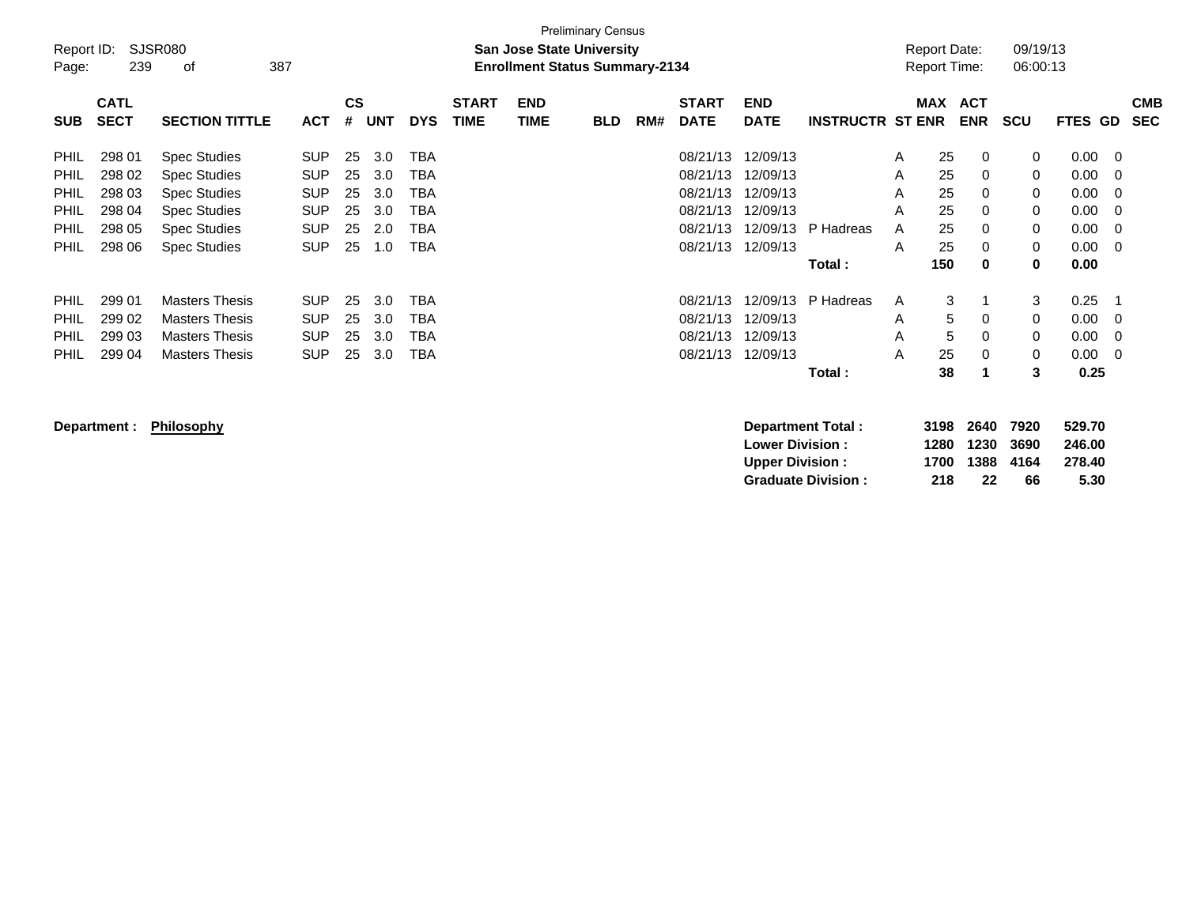Preliminary Census

**San Jose State University**
**Enrollment Status Summary-2134**

Report ID: SJSR080
Report Date: 09/19/13
Report Time: 06:00:13

| SUB | CATL SECT | SECTION TITTLE | ACT | CS # | UNT | DYS | START TIME | END TIME | BLD | RM# | START DATE | END DATE | INSTRUCTR | ST | MAX ENR | ACT ENR | SCU | FTES | GD | CMB SEC |
|---|---|---|---|---|---|---|---|---|---|---|---|---|---|---|---|---|---|---|---|---|
| PHIL | 298 01 | Spec Studies | SUP | 25 | 3.0 | TBA | | | | | 08/21/13 | 12/09/13 | | A | 25 | 0 | 0 | 0.00 | 0 | |
| PHIL | 298 02 | Spec Studies | SUP | 25 | 3.0 | TBA | | | | | 08/21/13 | 12/09/13 | | A | 25 | 0 | 0 | 0.00 | 0 | |
| PHIL | 298 03 | Spec Studies | SUP | 25 | 3.0 | TBA | | | | | 08/21/13 | 12/09/13 | | A | 25 | 0 | 0 | 0.00 | 0 | |
| PHIL | 298 04 | Spec Studies | SUP | 25 | 3.0 | TBA | | | | | 08/21/13 | 12/09/13 | | A | 25 | 0 | 0 | 0.00 | 0 | |
| PHIL | 298 05 | Spec Studies | SUP | 25 | 2.0 | TBA | | | | | 08/21/13 | 12/09/13 | P Hadreas | A | 25 | 0 | 0 | 0.00 | 0 | |
| PHIL | 298 06 | Spec Studies | SUP | 25 | 1.0 | TBA | | | | | 08/21/13 | 12/09/13 | | A | 25 | 0 | 0 | 0.00 | 0 | |
| | | | | | | | | | | | | | **Total :** | | **150** | **0** | **0** | **0.00** | | |
| PHIL | 299 01 | Masters Thesis | SUP | 25 | 3.0 | TBA | | | | | 08/21/13 | 12/09/13 | P Hadreas | A | 3 | 1 | 3 | 0.25 | 1 | |
| PHIL | 299 02 | Masters Thesis | SUP | 25 | 3.0 | TBA | | | | | 08/21/13 | 12/09/13 | | A | 5 | 0 | 0 | 0.00 | 0 | |
| PHIL | 299 03 | Masters Thesis | SUP | 25 | 3.0 | TBA | | | | | 08/21/13 | 12/09/13 | | A | 5 | 0 | 0 | 0.00 | 0 | |
| PHIL | 299 04 | Masters Thesis | SUP | 25 | 3.0 | TBA | | | | | 08/21/13 | 12/09/13 | | A | 25 | 0 | 0 | 0.00 | 0 | |
| | | | | | | | | | | | | | **Total :** | | **38** | **1** | **3** | **0.25** | | |

**Department : Philosophy**

| | MAX ENR | ACT ENR | SCU | FTES |
|---|---|---|---|---|
| **Department Total :** | **3198** | **2640** | **7920** | **529.70** |
| **Lower Division :** | **1280** | **1230** | **3690** | **246.00** |
| **Upper Division :** | **1700** | **1388** | **4164** | **278.40** |
| **Graduate Division :** | **218** | **22** | **66** | **5.30** |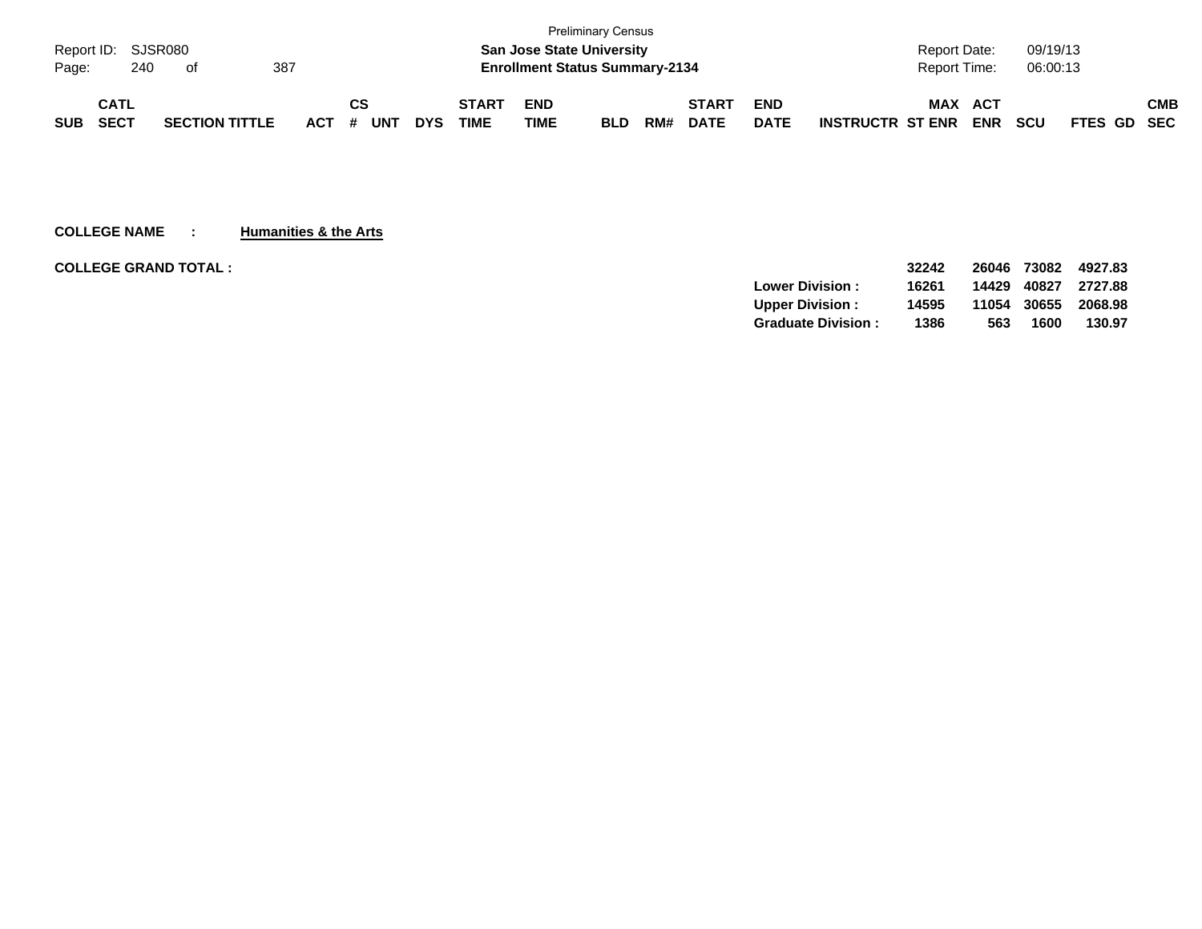| SUB | CATL SECT | SECTION TITTLE | ACT | CS # | UNT | DYS | START TIME | END TIME | BLD | RM# | START DATE | END DATE | INSTRUCTR | MAX ST ENR | ACT ENR | SCU | FTES | GD | CMB SEC |
|---|---|---|---|---|---|---|---|---|---|---|---|---|---|---|---|---|---|---|---|

**COLLEGE NAME : Humanities & the Arts**

**COLLEGE GRAND TOTAL :**

| | MAX ST ENR | ACT ENR | SCU | FTES |
|---|---|---|---|---|
| | 32242 | 26046 | 73082 | 4927.83 |
| Lower Division : | 16261 | 14429 | 40827 | 2727.88 |
| Upper Division : | 14595 | 11054 | 30655 | 2068.98 |
| Graduate Division : | 1386 | 563 | 1600 | 130.97 |